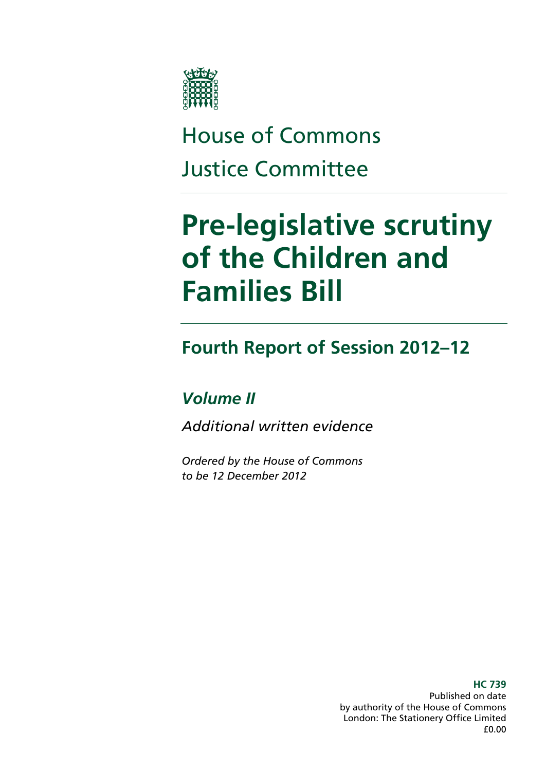House of Commons

Justice Committee

# Pre-legislative scrutiny of the Children and Families Bill

## Fourth Report of Session 2012–12

### *Volume II*

*Additional written evidence*

*Ordered by the House of Commons to be 12 December 2012*

**HC 739**
Published on date
by authority of the House of Commons
London: The Stationery Office Limited
£0.00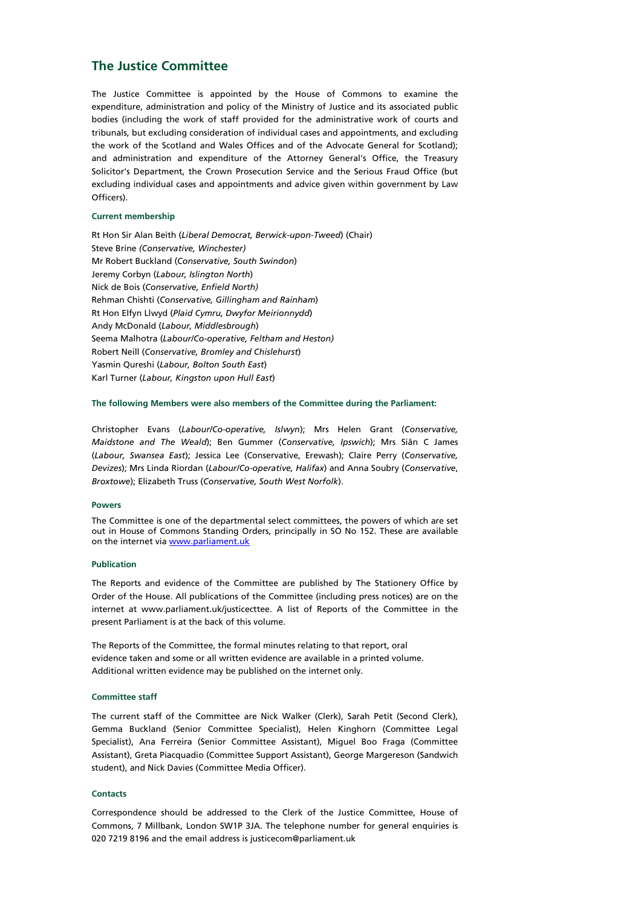## The Justice Committee

The Justice Committee is appointed by the House of Commons to examine the expenditure, administration and policy of the Ministry of Justice and its associated public bodies (including the work of staff provided for the administrative work of courts and tribunals, but excluding consideration of individual cases and appointments, and excluding the work of the Scotland and Wales Offices and of the Advocate General for Scotland); and administration and expenditure of the Attorney General's Office, the Treasury Solicitor's Department, the Crown Prosecution Service and the Serious Fraud Office (but excluding individual cases and appointments and advice given within government by Law Officers).

#### Current membership

Rt Hon Sir Alan Beith (*Liberal Democrat, Berwick-upon-Tweed*) (Chair)
Steve Brine *(Conservative, Winchester)*
Mr Robert Buckland (*Conservative, South Swindon*)
Jeremy Corbyn (*Labour, Islington North*)
Nick de Bois (*Conservative, Enfield North)*
Rehman Chishti (*Conservative, Gillingham and Rainham*)
Rt Hon Elfyn Llwyd (*Plaid Cymru, Dwyfor Meirionnydd*)
Andy McDonald (*Labour, Middlesbrough*)
Seema Malhotra (*Labour/Co-operative, Feltham and Heston)*
Robert Neill (*Conservative, Bromley and Chislehurst*)
Yasmin Qureshi (*Labour, Bolton South East*)
Karl Turner (*Labour, Kingston upon Hull East*)

#### The following Members were also members of the Committee during the Parliament:

Christopher Evans (*Labour/Co-operative, Islwyn*); Mrs Helen Grant (*Conservative, Maidstone and The Weald*); Ben Gummer (*Conservative, Ipswich*); Mrs Siân C James (*Labour, Swansea East*); Jessica Lee (Conservative, Erewash); Claire Perry (*Conservative, Devizes*); Mrs Linda Riordan (*Labour/Co-operative, Halifax*) and Anna Soubry (*Conservative*, *Broxtowe*); Elizabeth Truss (*Conservative, South West Norfolk*).

#### Powers

The Committee is one of the departmental select committees, the powers of which are set out in House of Commons Standing Orders, principally in SO No 152. These are available on the internet via www.parliament.uk

#### Publication

The Reports and evidence of the Committee are published by The Stationery Office by Order of the House. All publications of the Committee (including press notices) are on the internet at www.parliament.uk/justicecttee. A list of Reports of the Committee in the present Parliament is at the back of this volume.

The Reports of the Committee, the formal minutes relating to that report, oral evidence taken and some or all written evidence are available in a printed volume. Additional written evidence may be published on the internet only.

#### Committee staff

The current staff of the Committee are Nick Walker (Clerk), Sarah Petit (Second Clerk), Gemma Buckland (Senior Committee Specialist), Helen Kinghorn (Committee Legal Specialist), Ana Ferreira (Senior Committee Assistant), Miguel Boo Fraga (Committee Assistant), Greta Piacquadio (Committee Support Assistant), George Margereson (Sandwich student), and Nick Davies (Committee Media Officer).

#### Contacts

Correspondence should be addressed to the Clerk of the Justice Committee, House of Commons, 7 Millbank, London SW1P 3JA. The telephone number for general enquiries is 020 7219 8196 and the email address is justicecom@parliament.uk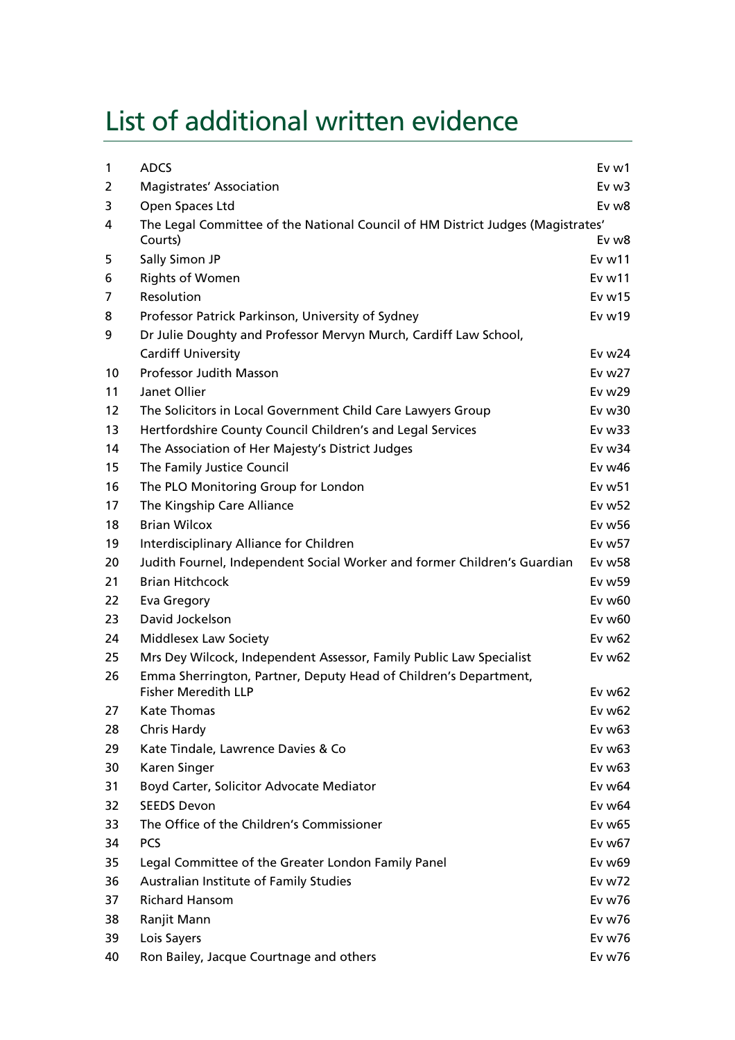# List of additional written evidence

| | | |
|---|---|---|
| 1 | ADCS | Ev w1 |
| 2 | Magistrates' Association | Ev w3 |
| 3 | Open Spaces Ltd | Ev w8 |
| 4 | The Legal Committee of the National Council of HM District Judges (Magistrates' Courts) | Ev w8 |
| 5 | Sally Simon JP | Ev w11 |
| 6 | Rights of Women | Ev w11 |
| 7 | Resolution | Ev w15 |
| 8 | Professor Patrick Parkinson, University of Sydney | Ev w19 |
| 9 | Dr Julie Doughty and Professor Mervyn Murch, Cardiff Law School, Cardiff University | Ev w24 |
| 10 | Professor Judith Masson | Ev w27 |
| 11 | Janet Ollier | Ev w29 |
| 12 | The Solicitors in Local Government Child Care Lawyers Group | Ev w30 |
| 13 | Hertfordshire County Council Children's and Legal Services | Ev w33 |
| 14 | The Association of Her Majesty's District Judges | Ev w34 |
| 15 | The Family Justice Council | Ev w46 |
| 16 | The PLO Monitoring Group for London | Ev w51 |
| 17 | The Kingship Care Alliance | Ev w52 |
| 18 | Brian Wilcox | Ev w56 |
| 19 | Interdisciplinary Alliance for Children | Ev w57 |
| 20 | Judith Fournel, Independent Social Worker and former Children's Guardian | Ev w58 |
| 21 | Brian Hitchcock | Ev w59 |
| 22 | Eva Gregory | Ev w60 |
| 23 | David Jockelson | Ev w60 |
| 24 | Middlesex Law Society | Ev w62 |
| 25 | Mrs Dey Wilcock, Independent Assessor, Family Public Law Specialist | Ev w62 |
| 26 | Emma Sherrington, Partner, Deputy Head of Children's Department, Fisher Meredith LLP | Ev w62 |
| 27 | Kate Thomas | Ev w62 |
| 28 | Chris Hardy | Ev w63 |
| 29 | Kate Tindale, Lawrence Davies & Co | Ev w63 |
| 30 | Karen Singer | Ev w63 |
| 31 | Boyd Carter, Solicitor Advocate Mediator | Ev w64 |
| 32 | SEEDS Devon | Ev w64 |
| 33 | The Office of the Children's Commissioner | Ev w65 |
| 34 | PCS | Ev w67 |
| 35 | Legal Committee of the Greater London Family Panel | Ev w69 |
| 36 | Australian Institute of Family Studies | Ev w72 |
| 37 | Richard Hansom | Ev w76 |
| 38 | Ranjit Mann | Ev w76 |
| 39 | Lois Sayers | Ev w76 |
| 40 | Ron Bailey, Jacque Courtnage and others | Ev w76 |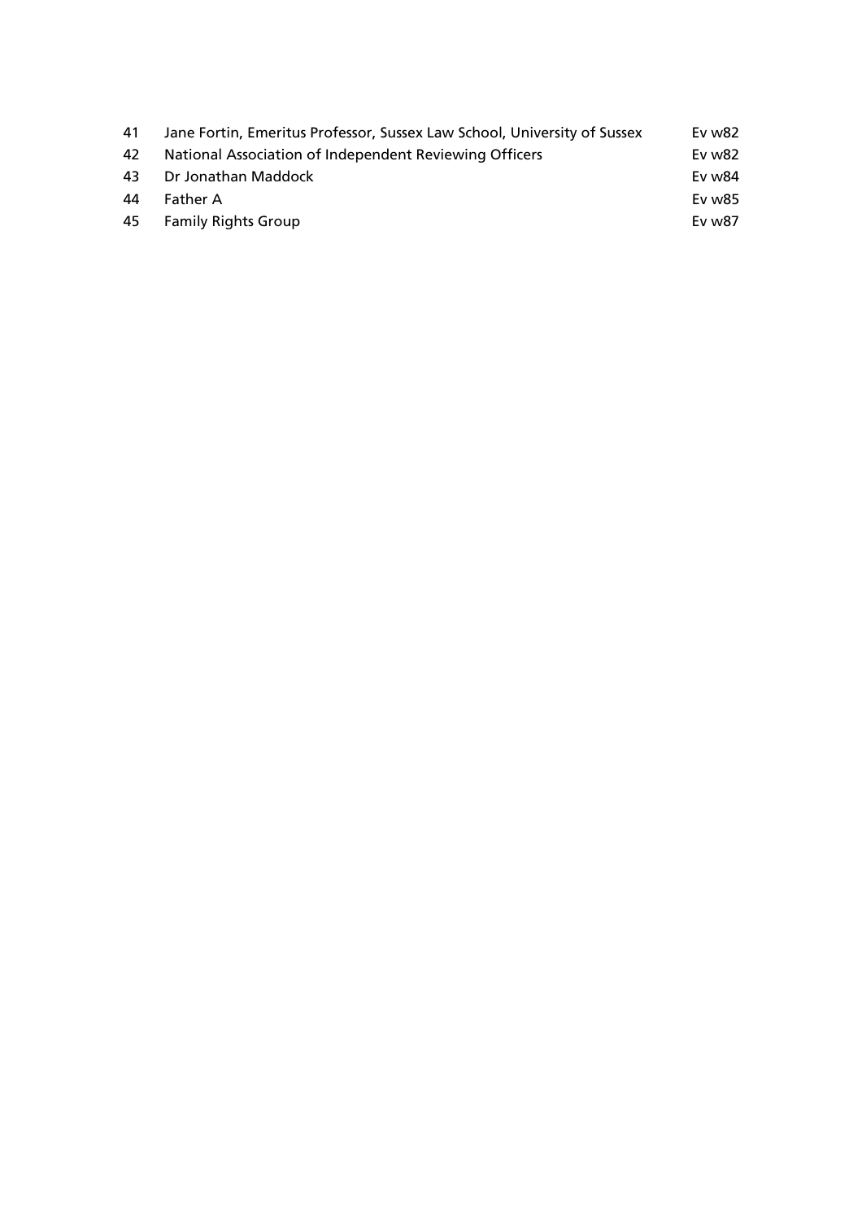| | | |
|---|---|---|
| 41 | Jane Fortin, Emeritus Professor, Sussex Law School, University of Sussex | Ev w82 |
| 42 | National Association of Independent Reviewing Officers | Ev w82 |
| 43 | Dr Jonathan Maddock | Ev w84 |
| 44 | Father A | Ev w85 |
| 45 | Family Rights Group | Ev w87 |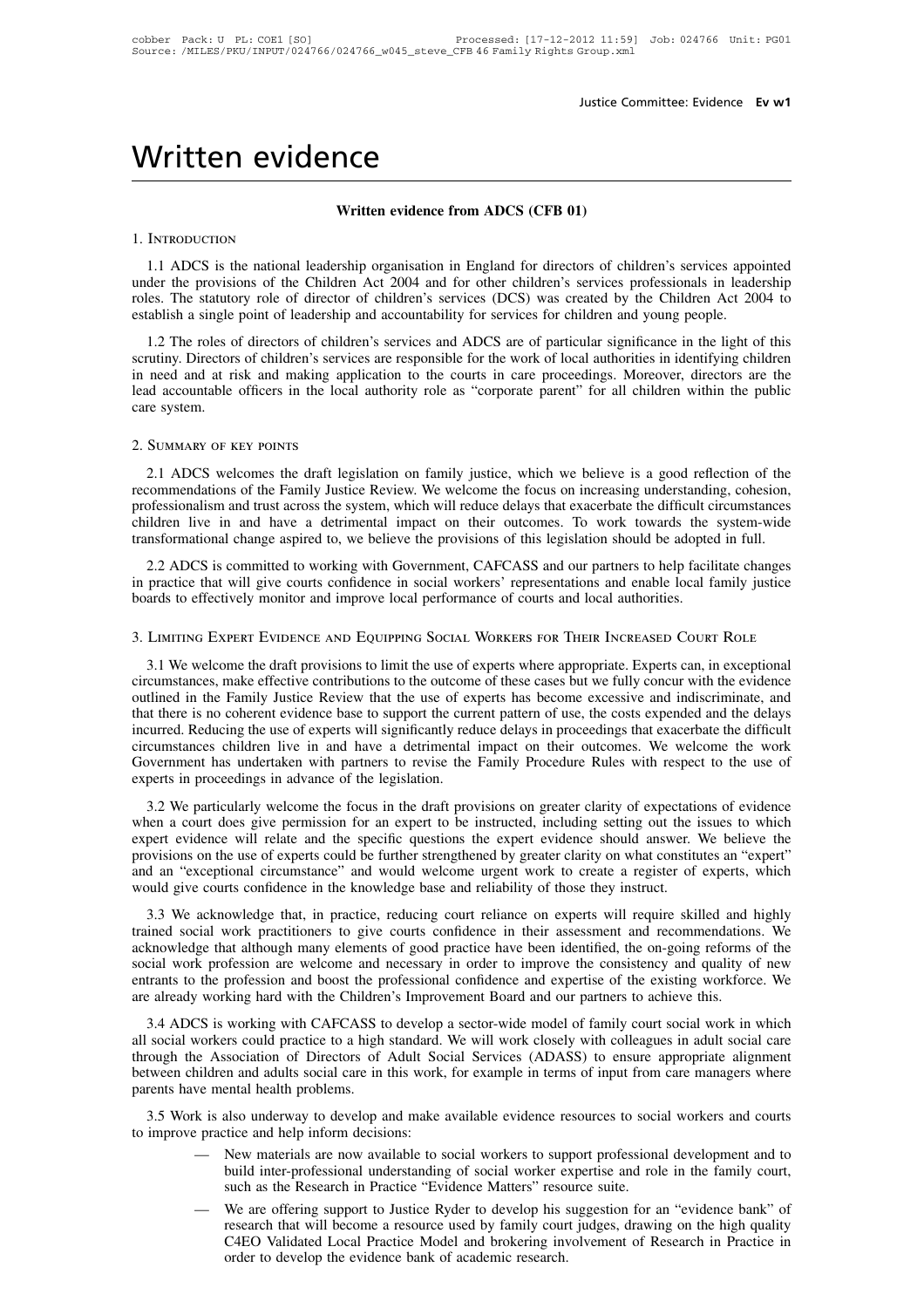# Written evidence

## Written evidence from ADCS (CFB 01)

### 1. Introduction

1.1 ADCS is the national leadership organisation in England for directors of children's services appointed under the provisions of the Children Act 2004 and for other children's services professionals in leadership roles. The statutory role of director of children's services (DCS) was created by the Children Act 2004 to establish a single point of leadership and accountability for services for children and young people.

1.2 The roles of directors of children's services and ADCS are of particular significance in the light of this scrutiny. Directors of children's services are responsible for the work of local authorities in identifying children in need and at risk and making application to the courts in care proceedings. Moreover, directors are the lead accountable officers in the local authority role as "corporate parent" for all children within the public care system.

### 2. Summary of key points

2.1 ADCS welcomes the draft legislation on family justice, which we believe is a good reflection of the recommendations of the Family Justice Review. We welcome the focus on increasing understanding, cohesion, professionalism and trust across the system, which will reduce delays that exacerbate the difficult circumstances children live in and have a detrimental impact on their outcomes. To work towards the system-wide transformational change aspired to, we believe the provisions of this legislation should be adopted in full.

2.2 ADCS is committed to working with Government, CAFCASS and our partners to help facilitate changes in practice that will give courts confidence in social workers' representations and enable local family justice boards to effectively monitor and improve local performance of courts and local authorities.

### 3. Limiting Expert Evidence and Equipping Social Workers for Their Increased Court Role

3.1 We welcome the draft provisions to limit the use of experts where appropriate. Experts can, in exceptional circumstances, make effective contributions to the outcome of these cases but we fully concur with the evidence outlined in the Family Justice Review that the use of experts has become excessive and indiscriminate, and that there is no coherent evidence base to support the current pattern of use, the costs expended and the delays incurred. Reducing the use of experts will significantly reduce delays in proceedings that exacerbate the difficult circumstances children live in and have a detrimental impact on their outcomes. We welcome the work Government has undertaken with partners to revise the Family Procedure Rules with respect to the use of experts in proceedings in advance of the legislation.

3.2 We particularly welcome the focus in the draft provisions on greater clarity of expectations of evidence when a court does give permission for an expert to be instructed, including setting out the issues to which expert evidence will relate and the specific questions the expert evidence should answer. We believe the provisions on the use of experts could be further strengthened by greater clarity on what constitutes an "expert" and an "exceptional circumstance" and would welcome urgent work to create a register of experts, which would give courts confidence in the knowledge base and reliability of those they instruct.

3.3 We acknowledge that, in practice, reducing court reliance on experts will require skilled and highly trained social work practitioners to give courts confidence in their assessment and recommendations. We acknowledge that although many elements of good practice have been identified, the on-going reforms of the social work profession are welcome and necessary in order to improve the consistency and quality of new entrants to the profession and boost the professional confidence and expertise of the existing workforce. We are already working hard with the Children's Improvement Board and our partners to achieve this.

3.4 ADCS is working with CAFCASS to develop a sector-wide model of family court social work in which all social workers could practice to a high standard. We will work closely with colleagues in adult social care through the Association of Directors of Adult Social Services (ADASS) to ensure appropriate alignment between children and adults social care in this work, for example in terms of input from care managers where parents have mental health problems.

3.5 Work is also underway to develop and make available evidence resources to social workers and courts to improve practice and help inform decisions:

- New materials are now available to social workers to support professional development and to build inter-professional understanding of social worker expertise and role in the family court, such as the Research in Practice "Evidence Matters" resource suite.
- We are offering support to Justice Ryder to develop his suggestion for an "evidence bank" of research that will become a resource used by family court judges, drawing on the high quality C4EO Validated Local Practice Model and brokering involvement of Research in Practice in order to develop the evidence bank of academic research.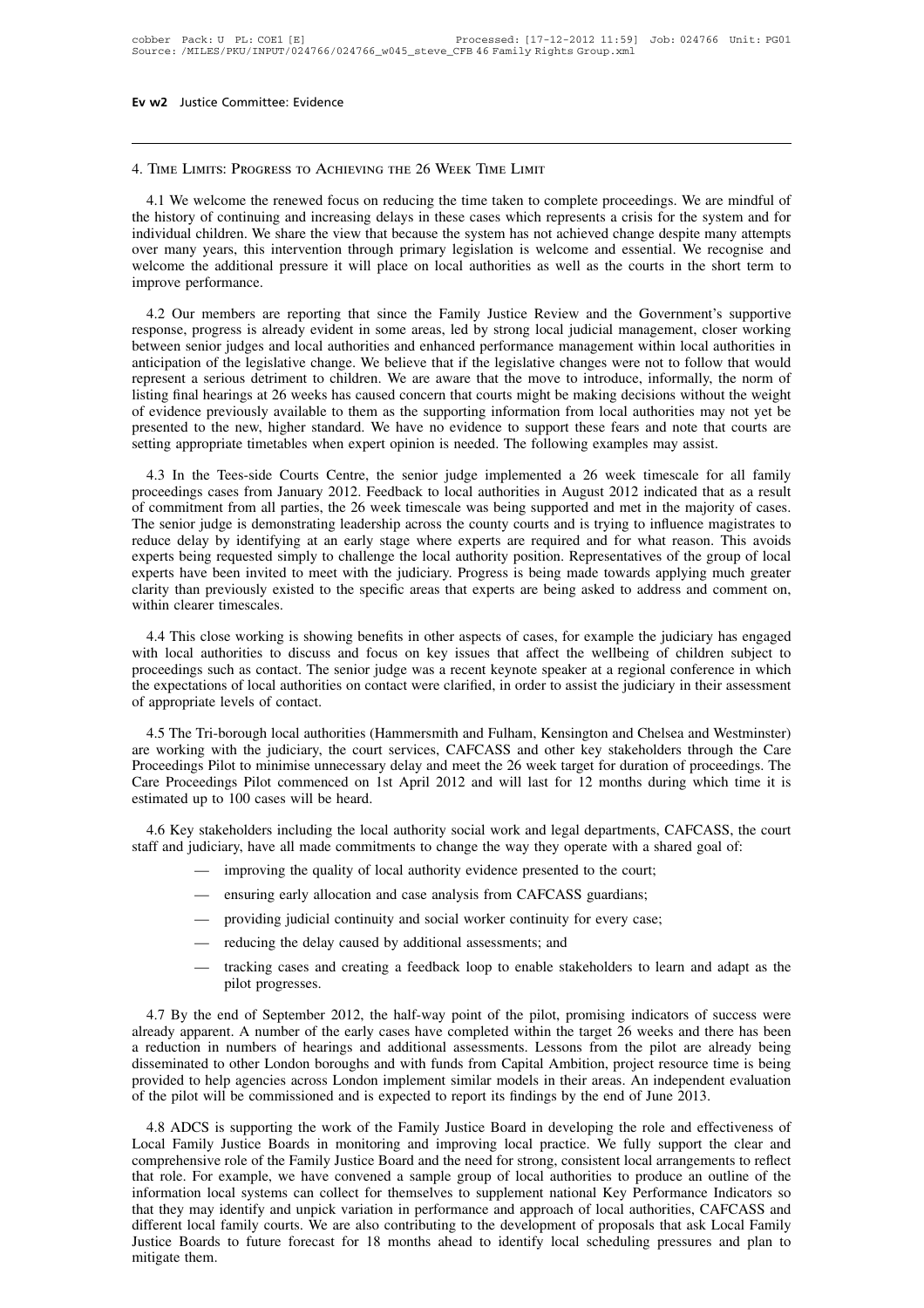## 4. Time Limits: Progress to Achieving the 26 Week Time Limit

4.1 We welcome the renewed focus on reducing the time taken to complete proceedings. We are mindful of the history of continuing and increasing delays in these cases which represents a crisis for the system and for individual children. We share the view that because the system has not achieved change despite many attempts over many years, this intervention through primary legislation is welcome and essential. We recognise and welcome the additional pressure it will place on local authorities as well as the courts in the short term to improve performance.

4.2 Our members are reporting that since the Family Justice Review and the Government's supportive response, progress is already evident in some areas, led by strong local judicial management, closer working between senior judges and local authorities and enhanced performance management within local authorities in anticipation of the legislative change. We believe that if the legislative changes were not to follow that would represent a serious detriment to children. We are aware that the move to introduce, informally, the norm of listing final hearings at 26 weeks has caused concern that courts might be making decisions without the weight of evidence previously available to them as the supporting information from local authorities may not yet be presented to the new, higher standard. We have no evidence to support these fears and note that courts are setting appropriate timetables when expert opinion is needed. The following examples may assist.

4.3 In the Tees-side Courts Centre, the senior judge implemented a 26 week timescale for all family proceedings cases from January 2012. Feedback to local authorities in August 2012 indicated that as a result of commitment from all parties, the 26 week timescale was being supported and met in the majority of cases. The senior judge is demonstrating leadership across the county courts and is trying to influence magistrates to reduce delay by identifying at an early stage where experts are required and for what reason. This avoids experts being requested simply to challenge the local authority position. Representatives of the group of local experts have been invited to meet with the judiciary. Progress is being made towards applying much greater clarity than previously existed to the specific areas that experts are being asked to address and comment on, within clearer timescales.

4.4 This close working is showing benefits in other aspects of cases, for example the judiciary has engaged with local authorities to discuss and focus on key issues that affect the wellbeing of children subject to proceedings such as contact. The senior judge was a recent keynote speaker at a regional conference in which the expectations of local authorities on contact were clarified, in order to assist the judiciary in their assessment of appropriate levels of contact.

4.5 The Tri-borough local authorities (Hammersmith and Fulham, Kensington and Chelsea and Westminster) are working with the judiciary, the court services, CAFCASS and other key stakeholders through the Care Proceedings Pilot to minimise unnecessary delay and meet the 26 week target for duration of proceedings. The Care Proceedings Pilot commenced on 1st April 2012 and will last for 12 months during which time it is estimated up to 100 cases will be heard.

4.6 Key stakeholders including the local authority social work and legal departments, CAFCASS, the court staff and judiciary, have all made commitments to change the way they operate with a shared goal of:

- improving the quality of local authority evidence presented to the court;
- ensuring early allocation and case analysis from CAFCASS guardians;
- providing judicial continuity and social worker continuity for every case;
- reducing the delay caused by additional assessments; and
- tracking cases and creating a feedback loop to enable stakeholders to learn and adapt as the pilot progresses.

4.7 By the end of September 2012, the half-way point of the pilot, promising indicators of success were already apparent. A number of the early cases have completed within the target 26 weeks and there has been a reduction in numbers of hearings and additional assessments. Lessons from the pilot are already being disseminated to other London boroughs and with funds from Capital Ambition, project resource time is being provided to help agencies across London implement similar models in their areas. An independent evaluation of the pilot will be commissioned and is expected to report its findings by the end of June 2013.

4.8 ADCS is supporting the work of the Family Justice Board in developing the role and effectiveness of Local Family Justice Boards in monitoring and improving local practice. We fully support the clear and comprehensive role of the Family Justice Board and the need for strong, consistent local arrangements to reflect that role. For example, we have convened a sample group of local authorities to produce an outline of the information local systems can collect for themselves to supplement national Key Performance Indicators so that they may identify and unpick variation in performance and approach of local authorities, CAFCASS and different local family courts. We are also contributing to the development of proposals that ask Local Family Justice Boards to future forecast for 18 months ahead to identify local scheduling pressures and plan to mitigate them.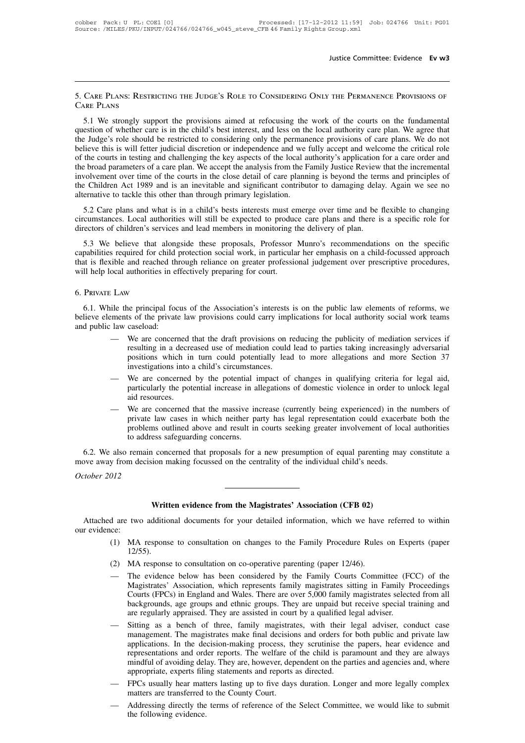## 5. Care Plans: Restricting the Judge's Role to Considering Only the Permanence Provisions of Care Plans

5.1 We strongly support the provisions aimed at refocusing the work of the courts on the fundamental question of whether care is in the child's best interest, and less on the local authority care plan. We agree that the Judge's role should be restricted to considering only the permanence provisions of care plans. We do not believe this is will fetter judicial discretion or independence and we fully accept and welcome the critical role of the courts in testing and challenging the key aspects of the local authority's application for a care order and the broad parameters of a care plan. We accept the analysis from the Family Justice Review that the incremental involvement over time of the courts in the close detail of care planning is beyond the terms and principles of the Children Act 1989 and is an inevitable and significant contributor to damaging delay. Again we see no alternative to tackle this other than through primary legislation.

5.2 Care plans and what is in a child's bests interests must emerge over time and be flexible to changing circumstances. Local authorities will still be expected to produce care plans and there is a specific role for directors of children's services and lead members in monitoring the delivery of plan.

5.3 We believe that alongside these proposals, Professor Munro's recommendations on the specific capabilities required for child protection social work, in particular her emphasis on a child-focussed approach that is flexible and reached through reliance on greater professional judgement over prescriptive procedures, will help local authorities in effectively preparing for court.

## 6. Private Law

6.1. While the principal focus of the Association's interests is on the public law elements of reforms, we believe elements of the private law provisions could carry implications for local authority social work teams and public law caseload:

- We are concerned that the draft provisions on reducing the publicity of mediation services if resulting in a decreased use of mediation could lead to parties taking increasingly adversarial positions which in turn could potentially lead to more allegations and more Section 37 investigations into a child's circumstances.
- We are concerned by the potential impact of changes in qualifying criteria for legal aid, particularly the potential increase in allegations of domestic violence in order to unlock legal aid resources.
- We are concerned that the massive increase (currently being experienced) in the numbers of private law cases in which neither party has legal representation could exacerbate both the problems outlined above and result in courts seeking greater involvement of local authorities to address safeguarding concerns.

6.2. We also remain concerned that proposals for a new presumption of equal parenting may constitute a move away from decision making focussed on the centrality of the individual child's needs.

*October 2012*

---

# Written evidence from the Magistrates' Association (CFB 02)

Attached are two additional documents for your detailed information, which we have referred to within our evidence:

(1) MA response to consultation on changes to the Family Procedure Rules on Experts (paper 12/55).

(2) MA response to consultation on co-operative parenting (paper 12/46).

- The evidence below has been considered by the Family Courts Committee (FCC) of the Magistrates' Association, which represents family magistrates sitting in Family Proceedings Courts (FPCs) in England and Wales. There are over 5,000 family magistrates selected from all backgrounds, age groups and ethnic groups. They are unpaid but receive special training and are regularly appraised. They are assisted in court by a qualified legal adviser.
- Sitting as a bench of three, family magistrates, with their legal adviser, conduct case management. The magistrates make final decisions and orders for both public and private law applications. In the decision-making process, they scrutinise the papers, hear evidence and representations and order reports. The welfare of the child is paramount and they are always mindful of avoiding delay. They are, however, dependent on the parties and agencies and, where appropriate, experts filing statements and reports as directed.
- FPCs usually hear matters lasting up to five days duration. Longer and more legally complex matters are transferred to the County Court.
- Addressing directly the terms of reference of the Select Committee, we would like to submit the following evidence.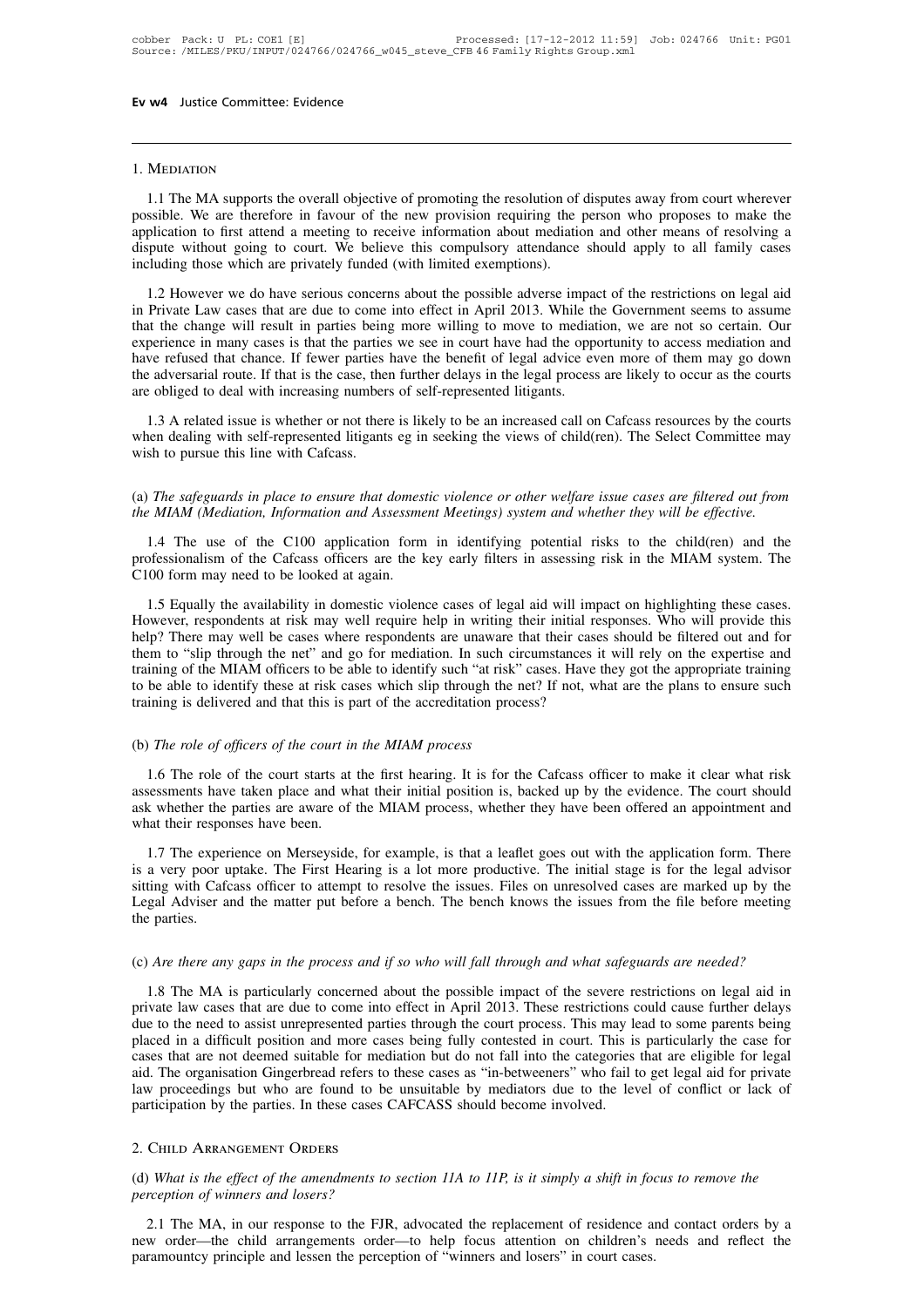## 1. Mediation

1.1 The MA supports the overall objective of promoting the resolution of disputes away from court wherever possible. We are therefore in favour of the new provision requiring the person who proposes to make the application to first attend a meeting to receive information about mediation and other means of resolving a dispute without going to court. We believe this compulsory attendance should apply to all family cases including those which are privately funded (with limited exemptions).

1.2 However we do have serious concerns about the possible adverse impact of the restrictions on legal aid in Private Law cases that are due to come into effect in April 2013. While the Government seems to assume that the change will result in parties being more willing to move to mediation, we are not so certain. Our experience in many cases is that the parties we see in court have had the opportunity to access mediation and have refused that chance. If fewer parties have the benefit of legal advice even more of them may go down the adversarial route. If that is the case, then further delays in the legal process are likely to occur as the courts are obliged to deal with increasing numbers of self-represented litigants.

1.3 A related issue is whether or not there is likely to be an increased call on Cafcass resources by the courts when dealing with self-represented litigants eg in seeking the views of child(ren). The Select Committee may wish to pursue this line with Cafcass.

*(a) The safeguards in place to ensure that domestic violence or other welfare issue cases are filtered out from the MIAM (Mediation, Information and Assessment Meetings) system and whether they will be effective.*

1.4 The use of the C100 application form in identifying potential risks to the child(ren) and the professionalism of the Cafcass officers are the key early filters in assessing risk in the MIAM system. The C100 form may need to be looked at again.

1.5 Equally the availability in domestic violence cases of legal aid will impact on highlighting these cases. However, respondents at risk may well require help in writing their initial responses. Who will provide this help? There may well be cases where respondents are unaware that their cases should be filtered out and for them to "slip through the net" and go for mediation. In such circumstances it will rely on the expertise and training of the MIAM officers to be able to identify such "at risk" cases. Have they got the appropriate training to be able to identify these at risk cases which slip through the net? If not, what are the plans to ensure such training is delivered and that this is part of the accreditation process?

*(b) The role of officers of the court in the MIAM process*

1.6 The role of the court starts at the first hearing. It is for the Cafcass officer to make it clear what risk assessments have taken place and what their initial position is, backed up by the evidence. The court should ask whether the parties are aware of the MIAM process, whether they have been offered an appointment and what their responses have been.

1.7 The experience on Merseyside, for example, is that a leaflet goes out with the application form. There is a very poor uptake. The First Hearing is a lot more productive. The initial stage is for the legal advisor sitting with Cafcass officer to attempt to resolve the issues. Files on unresolved cases are marked up by the Legal Adviser and the matter put before a bench. The bench knows the issues from the file before meeting the parties.

*(c) Are there any gaps in the process and if so who will fall through and what safeguards are needed?*

1.8 The MA is particularly concerned about the possible impact of the severe restrictions on legal aid in private law cases that are due to come into effect in April 2013. These restrictions could cause further delays due to the need to assist unrepresented parties through the court process. This may lead to some parents being placed in a difficult position and more cases being fully contested in court. This is particularly the case for cases that are not deemed suitable for mediation but do not fall into the categories that are eligible for legal aid. The organisation Gingerbread refers to these cases as "in-betweeners" who fail to get legal aid for private law proceedings but who are found to be unsuitable by mediators due to the level of conflict or lack of participation by the parties. In these cases CAFCASS should become involved.

## 2. Child Arrangement Orders

*(d) What is the effect of the amendments to section 11A to 11P, is it simply a shift in focus to remove the perception of winners and losers?*

2.1 The MA, in our response to the FJR, advocated the replacement of residence and contact orders by a new order—the child arrangements order—to help focus attention on children's needs and reflect the paramountcy principle and lessen the perception of "winners and losers" in court cases.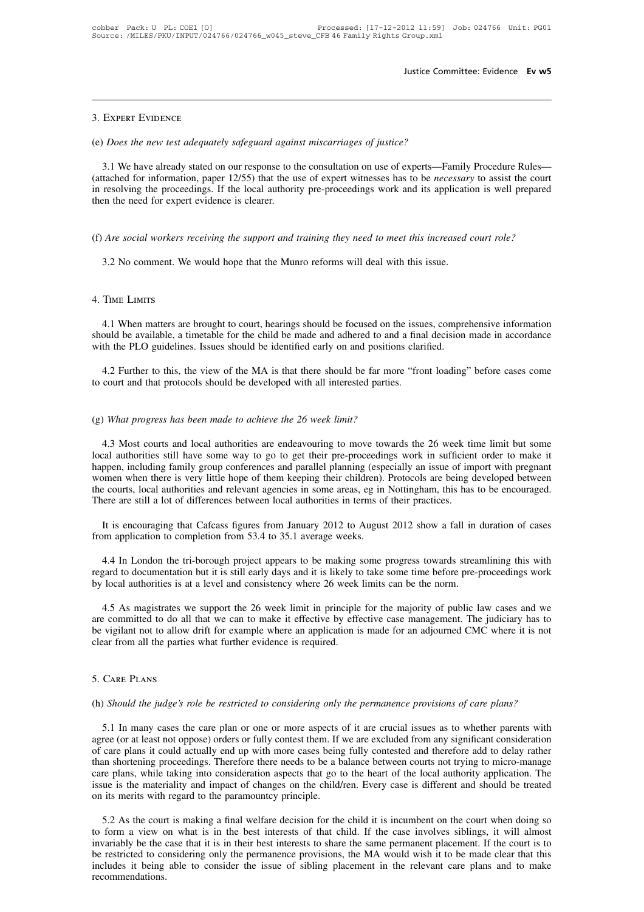## 3. Expert Evidence

(e) *Does the new test adequately safeguard against miscarriages of justice?*

3.1 We have already stated on our response to the consultation on use of experts—Family Procedure Rules—(attached for information, paper 12/55) that the use of expert witnesses has to be *necessary* to assist the court in resolving the proceedings. If the local authority pre-proceedings work and its application is well prepared then the need for expert evidence is clearer.

(f) *Are social workers receiving the support and training they need to meet this increased court role?*

3.2 No comment. We would hope that the Munro reforms will deal with this issue.

## 4. Time Limits

4.1 When matters are brought to court, hearings should be focused on the issues, comprehensive information should be available, a timetable for the child be made and adhered to and a final decision made in accordance with the PLO guidelines. Issues should be identified early on and positions clarified.

4.2 Further to this, the view of the MA is that there should be far more "front loading" before cases come to court and that protocols should be developed with all interested parties.

(g) *What progress has been made to achieve the 26 week limit?*

4.3 Most courts and local authorities are endeavouring to move towards the 26 week time limit but some local authorities still have some way to go to get their pre-proceedings work in sufficient order to make it happen, including family group conferences and parallel planning (especially an issue of import with pregnant women when there is very little hope of them keeping their children). Protocols are being developed between the courts, local authorities and relevant agencies in some areas, eg in Nottingham, this has to be encouraged. There are still a lot of differences between local authorities in terms of their practices.

It is encouraging that Cafcass figures from January 2012 to August 2012 show a fall in duration of cases from application to completion from 53.4 to 35.1 average weeks.

4.4 In London the tri-borough project appears to be making some progress towards streamlining this with regard to documentation but it is still early days and it is likely to take some time before pre-proceedings work by local authorities is at a level and consistency where 26 week limits can be the norm.

4.5 As magistrates we support the 26 week limit in principle for the majority of public law cases and we are committed to do all that we can to make it effective by effective case management. The judiciary has to be vigilant not to allow drift for example where an application is made for an adjourned CMC where it is not clear from all the parties what further evidence is required.

## 5. Care Plans

(h) *Should the judge's role be restricted to considering only the permanence provisions of care plans?*

5.1 In many cases the care plan or one or more aspects of it are crucial issues as to whether parents with agree (or at least not oppose) orders or fully contest them. If we are excluded from any significant consideration of care plans it could actually end up with more cases being fully contested and therefore add to delay rather than shortening proceedings. Therefore there needs to be a balance between courts not trying to micro-manage care plans, while taking into consideration aspects that go to the heart of the local authority application. The issue is the materiality and impact of changes on the child/ren. Every case is different and should be treated on its merits with regard to the paramountcy principle.

5.2 As the court is making a final welfare decision for the child it is incumbent on the court when doing so to form a view on what is in the best interests of that child. If the case involves siblings, it will almost invariably be the case that it is in their best interests to share the same permanent placement. If the court is to be restricted to considering only the permanence provisions, the MA would wish it to be made clear that this includes it being able to consider the issue of sibling placement in the relevant care plans and to make recommendations.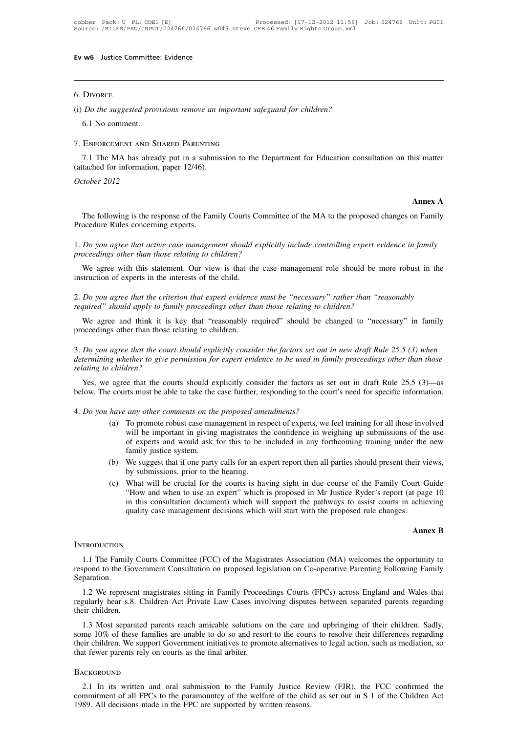6. Divorce

(i) *Do the suggested provisions remove an important safeguard for children?*

6.1 No comment.

7. Enforcement and Shared Parenting

7.1 The MA has already put in a submission to the Department for Education consultation on this matter (attached for information, paper 12/46).

*October 2012*

**Annex A**

The following is the response of the Family Courts Committee of the MA to the proposed changes on Family Procedure Rules concerning experts.

1. *Do you agree that active case management should explicitly include controlling expert evidence in family proceedings other than those relating to children?*

We agree with this statement. Our view is that the case management role should be more robust in the instruction of experts in the interests of the child.

2. *Do you agree that the criterion that expert evidence must be "necessary" rather than "reasonably required" should apply to family proceedings other than those relating to children?*

We agree and think it is key that "reasonably required" should be changed to "necessary" in family proceedings other than those relating to children.

3. *Do you agree that the court should explicitly consider the factors set out in new draft Rule 25.5 (3) when determining whether to give permission for expert evidence to be used in family proceedings other than those relating to children?*

Yes, we agree that the courts should explicitly consider the factors as set out in draft Rule 25.5 (3)—as below. The courts must be able to take the case further, responding to the court's need for specific information.

4. *Do you have any other comments on the proposed amendments?*

(a) To promote robust case management in respect of experts, we feel training for all those involved will be important in giving magistrates the confidence in weighing up submissions of the use of experts and would ask for this to be included in any forthcoming training under the new family justice system.

(b) We suggest that if one party calls for an expert report then all parties should present their views, by submissions, prior to the hearing.

(c) What will be crucial for the courts is having sight in due course of the Family Court Guide "How and when to use an expert" which is proposed in Mr Justice Ryder's report (at page 10 in this consultation document) which will support the pathways to assist courts in achieving quality case management decisions which will start with the proposed rule changes.

**Annex B**

Introduction

1.1 The Family Courts Committee (FCC) of the Magistrates Association (MA) welcomes the opportunity to respond to the Government Consultation on proposed legislation on Co-operative Parenting Following Family Separation.

1.2 We represent magistrates sitting in Family Proceedings Courts (FPCs) across England and Wales that regularly hear s.8. Children Act Private Law Cases involving disputes between separated parents regarding their children.

1.3 Most separated parents reach amicable solutions on the care and upbringing of their children. Sadly, some 10% of these families are unable to do so and resort to the courts to resolve their differences regarding their children. We support Government initiatives to promote alternatives to legal action, such as mediation, so that fewer parents rely on courts as the final arbiter.

Background

2.1 In its written and oral submission to the Family Justice Review (FJR), the FCC confirmed the commitment of all FPCs to the paramountcy of the welfare of the child as set out in S 1 of the Children Act 1989. All decisions made in the FPC are supported by written reasons.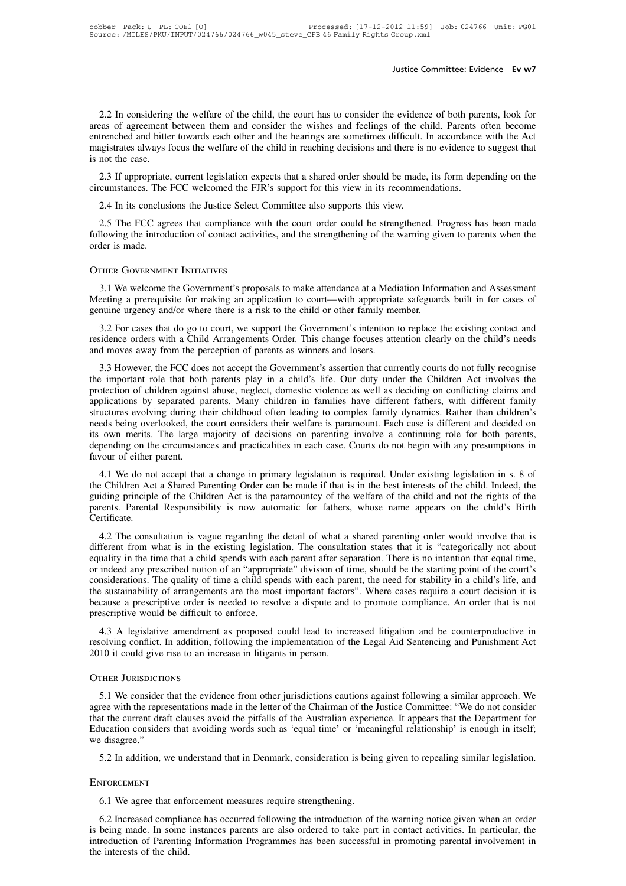2.2 In considering the welfare of the child, the court has to consider the evidence of both parents, look for areas of agreement between them and consider the wishes and feelings of the child. Parents often become entrenched and bitter towards each other and the hearings are sometimes difficult. In accordance with the Act magistrates always focus the welfare of the child in reaching decisions and there is no evidence to suggest that is not the case.

2.3 If appropriate, current legislation expects that a shared order should be made, its form depending on the circumstances. The FCC welcomed the FJR's support for this view in its recommendations.

2.4 In its conclusions the Justice Select Committee also supports this view.

2.5 The FCC agrees that compliance with the court order could be strengthened. Progress has been made following the introduction of contact activities, and the strengthening of the warning given to parents when the order is made.

## Other Government Initiatives

3.1 We welcome the Government's proposals to make attendance at a Mediation Information and Assessment Meeting a prerequisite for making an application to court—with appropriate safeguards built in for cases of genuine urgency and/or where there is a risk to the child or other family member.

3.2 For cases that do go to court, we support the Government's intention to replace the existing contact and residence orders with a Child Arrangements Order. This change focuses attention clearly on the child's needs and moves away from the perception of parents as winners and losers.

3.3 However, the FCC does not accept the Government's assertion that currently courts do not fully recognise the important role that both parents play in a child's life. Our duty under the Children Act involves the protection of children against abuse, neglect, domestic violence as well as deciding on conflicting claims and applications by separated parents. Many children in families have different fathers, with different family structures evolving during their childhood often leading to complex family dynamics. Rather than children's needs being overlooked, the court considers their welfare is paramount. Each case is different and decided on its own merits. The large majority of decisions on parenting involve a continuing role for both parents, depending on the circumstances and practicalities in each case. Courts do not begin with any presumptions in favour of either parent.

4.1 We do not accept that a change in primary legislation is required. Under existing legislation in s. 8 of the Children Act a Shared Parenting Order can be made if that is in the best interests of the child. Indeed, the guiding principle of the Children Act is the paramountcy of the welfare of the child and not the rights of the parents. Parental Responsibility is now automatic for fathers, whose name appears on the child's Birth Certificate.

4.2 The consultation is vague regarding the detail of what a shared parenting order would involve that is different from what is in the existing legislation. The consultation states that it is "categorically not about equality in the time that a child spends with each parent after separation. There is no intention that equal time, or indeed any prescribed notion of an "appropriate" division of time, should be the starting point of the court's considerations. The quality of time a child spends with each parent, the need for stability in a child's life, and the sustainability of arrangements are the most important factors". Where cases require a court decision it is because a prescriptive order is needed to resolve a dispute and to promote compliance. An order that is not prescriptive would be difficult to enforce.

4.3 A legislative amendment as proposed could lead to increased litigation and be counterproductive in resolving conflict. In addition, following the implementation of the Legal Aid Sentencing and Punishment Act 2010 it could give rise to an increase in litigants in person.

## Other Jurisdictions

5.1 We consider that the evidence from other jurisdictions cautions against following a similar approach. We agree with the representations made in the letter of the Chairman of the Justice Committee: "We do not consider that the current draft clauses avoid the pitfalls of the Australian experience. It appears that the Department for Education considers that avoiding words such as 'equal time' or 'meaningful relationship' is enough in itself; we disagree."

5.2 In addition, we understand that in Denmark, consideration is being given to repealing similar legislation.

## Enforcement

6.1 We agree that enforcement measures require strengthening.

6.2 Increased compliance has occurred following the introduction of the warning notice given when an order is being made. In some instances parents are also ordered to take part in contact activities. In particular, the introduction of Parenting Information Programmes has been successful in promoting parental involvement in the interests of the child.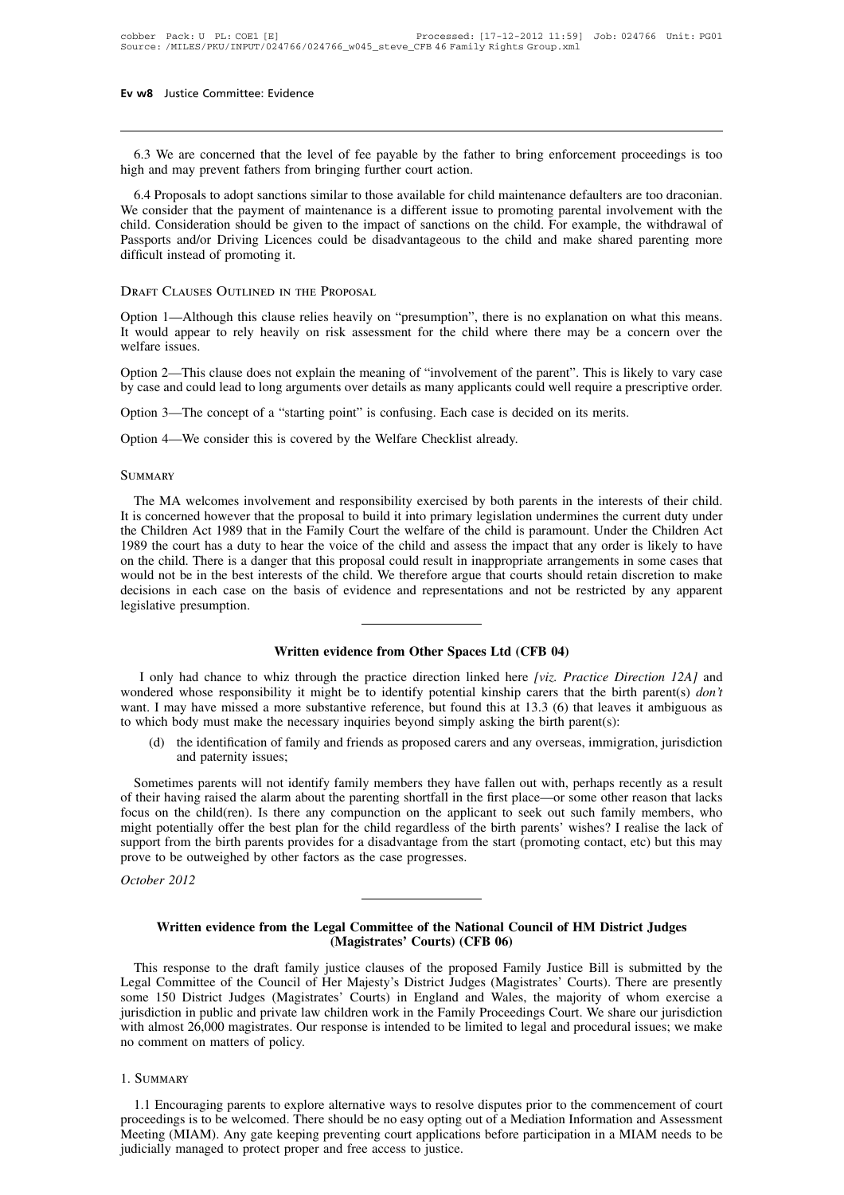6.3 We are concerned that the level of fee payable by the father to bring enforcement proceedings is too high and may prevent fathers from bringing further court action.

6.4 Proposals to adopt sanctions similar to those available for child maintenance defaulters are too draconian. We consider that the payment of maintenance is a different issue to promoting parental involvement with the child. Consideration should be given to the impact of sanctions on the child. For example, the withdrawal of Passports and/or Driving Licences could be disadvantageous to the child and make shared parenting more difficult instead of promoting it.

### Draft Clauses Outlined in the Proposal

Option 1—Although this clause relies heavily on "presumption", there is no explanation on what this means. It would appear to rely heavily on risk assessment for the child where there may be a concern over the welfare issues.

Option 2—This clause does not explain the meaning of "involvement of the parent". This is likely to vary case by case and could lead to long arguments over details as many applicants could well require a prescriptive order.

Option 3—The concept of a "starting point" is confusing. Each case is decided on its merits.

Option 4—We consider this is covered by the Welfare Checklist already.

### Summary

The MA welcomes involvement and responsibility exercised by both parents in the interests of their child. It is concerned however that the proposal to build it into primary legislation undermines the current duty under the Children Act 1989 that in the Family Court the welfare of the child is paramount. Under the Children Act 1989 the court has a duty to hear the voice of the child and assess the impact that any order is likely to have on the child. There is a danger that this proposal could result in inappropriate arrangements in some cases that would not be in the best interests of the child. We therefore argue that courts should retain discretion to make decisions in each case on the basis of evidence and representations and not be restricted by any apparent legislative presumption.

## Written evidence from Other Spaces Ltd (CFB 04)

I only had chance to whiz through the practice direction linked here *[viz. Practice Direction 12A]* and wondered whose responsibility it might be to identify potential kinship carers that the birth parent(s) *don't* want. I may have missed a more substantive reference, but found this at 13.3 (6) that leaves it ambiguous as to which body must make the necessary inquiries beyond simply asking the birth parent(s):

(d) the identification of family and friends as proposed carers and any overseas, immigration, jurisdiction and paternity issues;

Sometimes parents will not identify family members they have fallen out with, perhaps recently as a result of their having raised the alarm about the parenting shortfall in the first place—or some other reason that lacks focus on the child(ren). Is there any compunction on the applicant to seek out such family members, who might potentially offer the best plan for the child regardless of the birth parents' wishes? I realise the lack of support from the birth parents provides for a disadvantage from the start (promoting contact, etc) but this may prove to be outweighed by other factors as the case progresses.

*October 2012*

## Written evidence from the Legal Committee of the National Council of HM District Judges (Magistrates' Courts) (CFB 06)

This response to the draft family justice clauses of the proposed Family Justice Bill is submitted by the Legal Committee of the Council of Her Majesty's District Judges (Magistrates' Courts). There are presently some 150 District Judges (Magistrates' Courts) in England and Wales, the majority of whom exercise a jurisdiction in public and private law children work in the Family Proceedings Court. We share our jurisdiction with almost 26,000 magistrates. Our response is intended to be limited to legal and procedural issues; we make no comment on matters of policy.

### 1. Summary

1.1 Encouraging parents to explore alternative ways to resolve disputes prior to the commencement of court proceedings is to be welcomed. There should be no easy opting out of a Mediation Information and Assessment Meeting (MIAM). Any gate keeping preventing court applications before participation in a MIAM needs to be judicially managed to protect proper and free access to justice.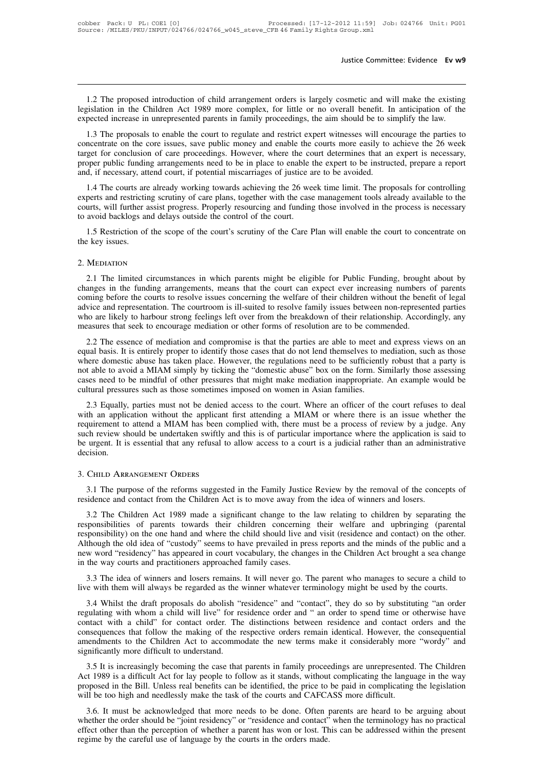1.2 The proposed introduction of child arrangement orders is largely cosmetic and will make the existing legislation in the Children Act 1989 more complex, for little or no overall benefit. In anticipation of the expected increase in unrepresented parents in family proceedings, the aim should be to simplify the law.

1.3 The proposals to enable the court to regulate and restrict expert witnesses will encourage the parties to concentrate on the core issues, save public money and enable the courts more easily to achieve the 26 week target for conclusion of care proceedings. However, where the court determines that an expert is necessary, proper public funding arrangements need to be in place to enable the expert to be instructed, prepare a report and, if necessary, attend court, if potential miscarriages of justice are to be avoided.

1.4 The courts are already working towards achieving the 26 week time limit. The proposals for controlling experts and restricting scrutiny of care plans, together with the case management tools already available to the courts, will further assist progress. Properly resourcing and funding those involved in the process is necessary to avoid backlogs and delays outside the control of the court.

1.5 Restriction of the scope of the court's scrutiny of the Care Plan will enable the court to concentrate on the key issues.

## 2. Mediation

2.1 The limited circumstances in which parents might be eligible for Public Funding, brought about by changes in the funding arrangements, means that the court can expect ever increasing numbers of parents coming before the courts to resolve issues concerning the welfare of their children without the benefit of legal advice and representation. The courtroom is ill-suited to resolve family issues between non-represented parties who are likely to harbour strong feelings left over from the breakdown of their relationship. Accordingly, any measures that seek to encourage mediation or other forms of resolution are to be commended.

2.2 The essence of mediation and compromise is that the parties are able to meet and express views on an equal basis. It is entirely proper to identify those cases that do not lend themselves to mediation, such as those where domestic abuse has taken place. However, the regulations need to be sufficiently robust that a party is not able to avoid a MIAM simply by ticking the "domestic abuse" box on the form. Similarly those assessing cases need to be mindful of other pressures that might make mediation inappropriate. An example would be cultural pressures such as those sometimes imposed on women in Asian families.

2.3 Equally, parties must not be denied access to the court. Where an officer of the court refuses to deal with an application without the applicant first attending a MIAM or where there is an issue whether the requirement to attend a MIAM has been complied with, there must be a process of review by a judge. Any such review should be undertaken swiftly and this is of particular importance where the application is said to be urgent. It is essential that any refusal to allow access to a court is a judicial rather than an administrative decision.

## 3. Child Arrangement Orders

3.1 The purpose of the reforms suggested in the Family Justice Review by the removal of the concepts of residence and contact from the Children Act is to move away from the idea of winners and losers.

3.2 The Children Act 1989 made a significant change to the law relating to children by separating the responsibilities of parents towards their children concerning their welfare and upbringing (parental responsibility) on the one hand and where the child should live and visit (residence and contact) on the other. Although the old idea of "custody" seems to have prevailed in press reports and the minds of the public and a new word "residency" has appeared in court vocabulary, the changes in the Children Act brought a sea change in the way courts and practitioners approached family cases.

3.3 The idea of winners and losers remains. It will never go. The parent who manages to secure a child to live with them will always be regarded as the winner whatever terminology might be used by the courts.

3.4 Whilst the draft proposals do abolish "residence" and "contact", they do so by substituting "an order regulating with whom a child will live" for residence order and " an order to spend time or otherwise have contact with a child" for contact order. The distinctions between residence and contact orders and the consequences that follow the making of the respective orders remain identical. However, the consequential amendments to the Children Act to accommodate the new terms make it considerably more "wordy" and significantly more difficult to understand.

3.5 It is increasingly becoming the case that parents in family proceedings are unrepresented. The Children Act 1989 is a difficult Act for lay people to follow as it stands, without complicating the language in the way proposed in the Bill. Unless real benefits can be identified, the price to be paid in complicating the legislation will be too high and needlessly make the task of the courts and CAFCASS more difficult.

3.6. It must be acknowledged that more needs to be done. Often parents are heard to be arguing about whether the order should be "joint residency" or "residence and contact" when the terminology has no practical effect other than the perception of whether a parent has won or lost. This can be addressed within the present regime by the careful use of language by the courts in the orders made.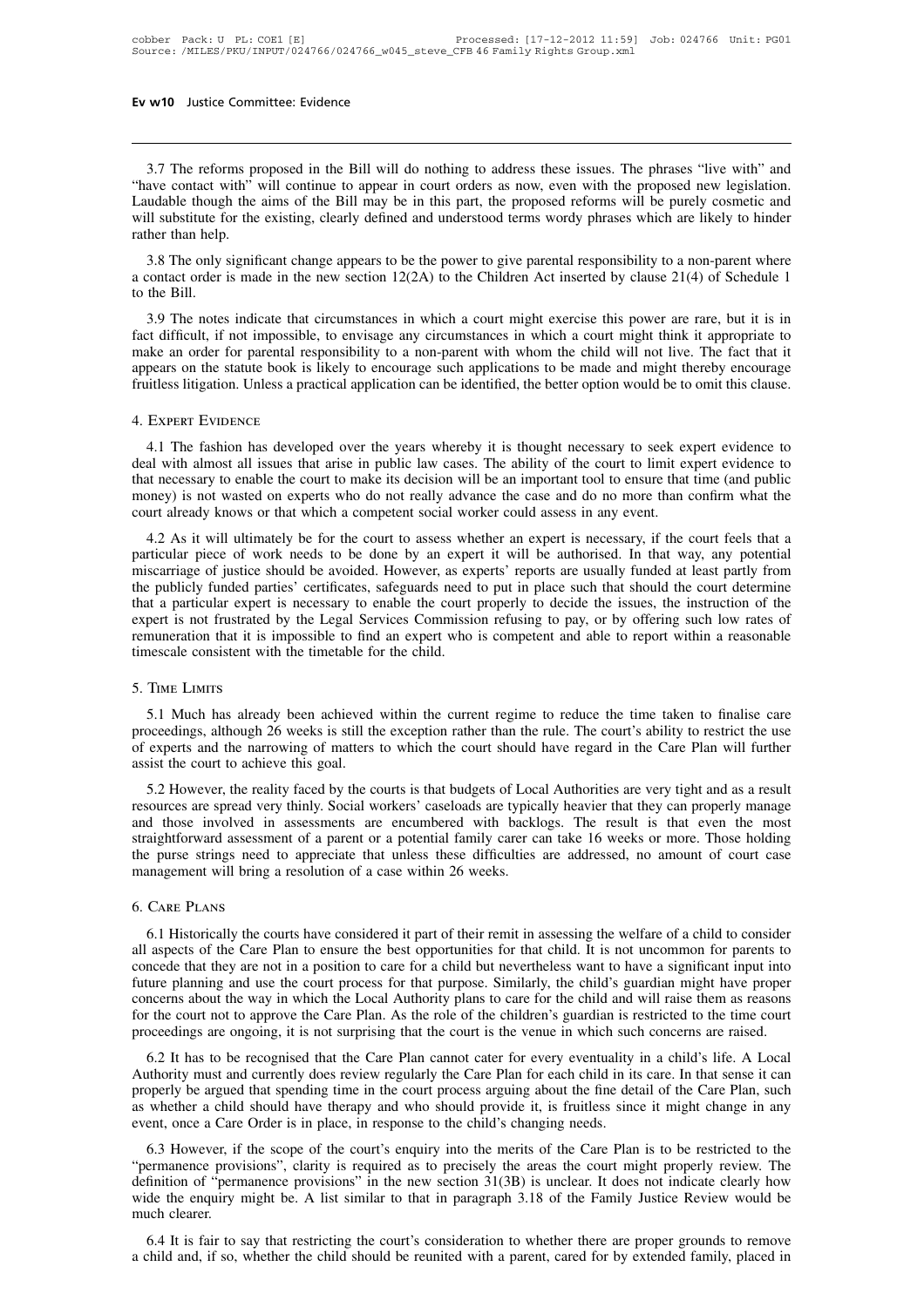3.7 The reforms proposed in the Bill will do nothing to address these issues. The phrases "live with" and "have contact with" will continue to appear in court orders as now, even with the proposed new legislation. Laudable though the aims of the Bill may be in this part, the proposed reforms will be purely cosmetic and will substitute for the existing, clearly defined and understood terms wordy phrases which are likely to hinder rather than help.

3.8 The only significant change appears to be the power to give parental responsibility to a non-parent where a contact order is made in the new section 12(2A) to the Children Act inserted by clause 21(4) of Schedule 1 to the Bill.

3.9 The notes indicate that circumstances in which a court might exercise this power are rare, but it is in fact difficult, if not impossible, to envisage any circumstances in which a court might think it appropriate to make an order for parental responsibility to a non-parent with whom the child will not live. The fact that it appears on the statute book is likely to encourage such applications to be made and might thereby encourage fruitless litigation. Unless a practical application can be identified, the better option would be to omit this clause.

## 4. Expert Evidence

4.1 The fashion has developed over the years whereby it is thought necessary to seek expert evidence to deal with almost all issues that arise in public law cases. The ability of the court to limit expert evidence to that necessary to enable the court to make its decision will be an important tool to ensure that time (and public money) is not wasted on experts who do not really advance the case and do no more than confirm what the court already knows or that which a competent social worker could assess in any event.

4.2 As it will ultimately be for the court to assess whether an expert is necessary, if the court feels that a particular piece of work needs to be done by an expert it will be authorised. In that way, any potential miscarriage of justice should be avoided. However, as experts' reports are usually funded at least partly from the publicly funded parties' certificates, safeguards need to put in place such that should the court determine that a particular expert is necessary to enable the court properly to decide the issues, the instruction of the expert is not frustrated by the Legal Services Commission refusing to pay, or by offering such low rates of remuneration that it is impossible to find an expert who is competent and able to report within a reasonable timescale consistent with the timetable for the child.

## 5. Time Limits

5.1 Much has already been achieved within the current regime to reduce the time taken to finalise care proceedings, although 26 weeks is still the exception rather than the rule. The court's ability to restrict the use of experts and the narrowing of matters to which the court should have regard in the Care Plan will further assist the court to achieve this goal.

5.2 However, the reality faced by the courts is that budgets of Local Authorities are very tight and as a result resources are spread very thinly. Social workers' caseloads are typically heavier that they can properly manage and those involved in assessments are encumbered with backlogs. The result is that even the most straightforward assessment of a parent or a potential family carer can take 16 weeks or more. Those holding the purse strings need to appreciate that unless these difficulties are addressed, no amount of court case management will bring a resolution of a case within 26 weeks.

## 6. Care Plans

6.1 Historically the courts have considered it part of their remit in assessing the welfare of a child to consider all aspects of the Care Plan to ensure the best opportunities for that child. It is not uncommon for parents to concede that they are not in a position to care for a child but nevertheless want to have a significant input into future planning and use the court process for that purpose. Similarly, the child's guardian might have proper concerns about the way in which the Local Authority plans to care for the child and will raise them as reasons for the court not to approve the Care Plan. As the role of the children's guardian is restricted to the time court proceedings are ongoing, it is not surprising that the court is the venue in which such concerns are raised.

6.2 It has to be recognised that the Care Plan cannot cater for every eventuality in a child's life. A Local Authority must and currently does review regularly the Care Plan for each child in its care. In that sense it can properly be argued that spending time in the court process arguing about the fine detail of the Care Plan, such as whether a child should have therapy and who should provide it, is fruitless since it might change in any event, once a Care Order is in place, in response to the child's changing needs.

6.3 However, if the scope of the court's enquiry into the merits of the Care Plan is to be restricted to the "permanence provisions", clarity is required as to precisely the areas the court might properly review. The definition of "permanence provisions" in the new section 31(3B) is unclear. It does not indicate clearly how wide the enquiry might be. A list similar to that in paragraph 3.18 of the Family Justice Review would be much clearer.

6.4 It is fair to say that restricting the court's consideration to whether there are proper grounds to remove a child and, if so, whether the child should be reunited with a parent, cared for by extended family, placed in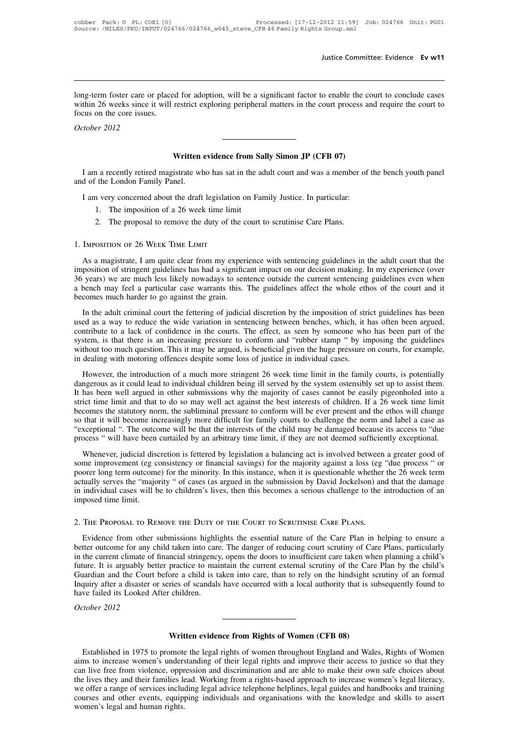long-term foster care or placed for adoption, will be a significant factor to enable the court to conclude cases within 26 weeks since it will restrict exploring peripheral matters in the court process and require the court to focus on the core issues.

*October 2012*

---

## Written evidence from Sally Simon JP (CFB 07)

I am a recently retired magistrate who has sat in the adult court and was a member of the bench youth panel and of the London Family Panel.

I am very concerned about the draft legislation on Family Justice. In particular:

1. The imposition of a 26 week time limit
2. The proposal to remove the duty of the court to scrutinise Care Plans.

### 1. Imposition of 26 Week Time Limit

As a magistrate, I am quite clear from my experience with sentencing guidelines in the adult court that the imposition of stringent guidelines has had a significant impact on our decision making. In my experience (over 36 years) we are much less likely nowadays to sentence outside the current sentencing guidelines even when a bench may feel a particular case warrants this. The guidelines affect the whole ethos of the court and it becomes much harder to go against the grain.

In the adult criminal court the fettering of judicial discretion by the imposition of strict guidelines has been used as a way to reduce the wide variation in sentencing between benches, which, it has often been argued, contribute to a lack of confidence in the courts. The effect, as seen by someone who has been part of the system, is that there is an increasing pressure to conform and "rubber stamp " by imposing the guidelines without too much question. This it may be argued, is beneficial given the huge pressure on courts, for example, in dealing with motoring offences despite some loss of justice in individual cases.

However, the introduction of a much more stringent 26 week time limit in the family courts, is potentially dangerous as it could lead to individual children being ill served by the system ostensibly set up to assist them. It has been well argued in other submissions why the majority of cases cannot be easily pigeonholed into a strict time limit and that to do so may well act against the best interests of children. If a 26 week time limit becomes the statutory norm, the subliminal pressure to conform will be ever present and the ethos will change so that it will become increasingly more difficult for family courts to challenge the norm and label a case as "exceptional ". The outcome will be that the interests of the child may be damaged because its access to "due process " will have been curtailed by an arbitrary time limit, if they are not deemed sufficiently exceptional.

Whenever, judicial discretion is fettered by legislation a balancing act is involved between a greater good of some improvement (eg consistency or financial savings) for the majority against a loss (eg "due process " or poorer long term outcome) for the minority. In this instance, when it is questionable whether the 26 week term actually serves the "majority " of cases (as argued in the submission by David Jockelson) and that the damage in individual cases will be to children's lives, then this becomes a serious challenge to the introduction of an imposed time limit.

### 2. The Proposal to Remove the Duty of the Court to Scrutinise Care Plans.

Evidence from other submissions highlights the essential nature of the Care Plan in helping to ensure a better outcome for any child taken into care. The danger of reducing court scrutiny of Care Plans, particularly in the current climate of financial stringency, opens the doors to insufficient care taken when planning a child's future. It is arguably better practice to maintain the current external scrutiny of the Care Plan by the child's Guardian and the Court before a child is taken into care, than to rely on the hindsight scrutiny of an formal Inquiry after a disaster or series of scandals have occurred with a local authority that is subsequently found to have failed its Looked After children.

*October 2012*

---

## Written evidence from Rights of Women (CFB 08)

Established in 1975 to promote the legal rights of women throughout England and Wales, Rights of Women aims to increase women's understanding of their legal rights and improve their access to justice so that they can live free from violence, oppression and discrimination and are able to make their own safe choices about the lives they and their families lead. Working from a rights-based approach to increase women's legal literacy, we offer a range of services including legal advice telephone helplines, legal guides and handbooks and training courses and other events, equipping individuals and organisations with the knowledge and skills to assert women's legal and human rights.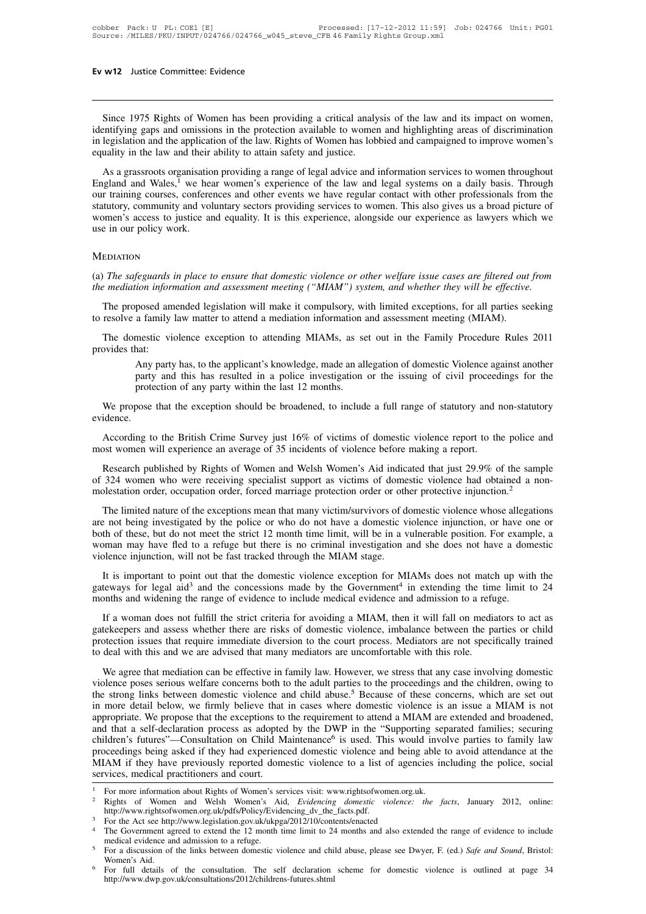Since 1975 Rights of Women has been providing a critical analysis of the law and its impact on women, identifying gaps and omissions in the protection available to women and highlighting areas of discrimination in legislation and the application of the law. Rights of Women has lobbied and campaigned to improve women's equality in the law and their ability to attain safety and justice.

As a grassroots organisation providing a range of legal advice and information services to women throughout England and Wales,[1] we hear women's experience of the law and legal systems on a daily basis. Through our training courses, conferences and other events we have regular contact with other professionals from the statutory, community and voluntary sectors providing services to women. This also gives us a broad picture of women's access to justice and equality. It is this experience, alongside our experience as lawyers which we use in our policy work.

## Mediation

(a) *The safeguards in place to ensure that domestic violence or other welfare issue cases are filtered out from the mediation information and assessment meeting ("MIAM") system, and whether they will be effective.*

The proposed amended legislation will make it compulsory, with limited exceptions, for all parties seeking to resolve a family law matter to attend a mediation information and assessment meeting (MIAM).

The domestic violence exception to attending MIAMs, as set out in the Family Procedure Rules 2011 provides that:

> Any party has, to the applicant's knowledge, made an allegation of domestic Violence against another party and this has resulted in a police investigation or the issuing of civil proceedings for the protection of any party within the last 12 months.

We propose that the exception should be broadened, to include a full range of statutory and non-statutory evidence.

According to the British Crime Survey just 16% of victims of domestic violence report to the police and most women will experience an average of 35 incidents of violence before making a report.

Research published by Rights of Women and Welsh Women's Aid indicated that just 29.9% of the sample of 324 women who were receiving specialist support as victims of domestic violence had obtained a non-molestation order, occupation order, forced marriage protection order or other protective injunction.[2]

The limited nature of the exceptions mean that many victim/survivors of domestic violence whose allegations are not being investigated by the police or who do not have a domestic violence injunction, or have one or both of these, but do not meet the strict 12 month time limit, will be in a vulnerable position. For example, a woman may have fled to a refuge but there is no criminal investigation and she does not have a domestic violence injunction, will not be fast tracked through the MIAM stage.

It is important to point out that the domestic violence exception for MIAMs does not match up with the gateways for legal aid[3] and the concessions made by the Government[4] in extending the time limit to 24 months and widening the range of evidence to include medical evidence and admission to a refuge.

If a woman does not fulfill the strict criteria for avoiding a MIAM, then it will fall on mediators to act as gatekeepers and assess whether there are risks of domestic violence, imbalance between the parties or child protection issues that require immediate diversion to the court process. Mediators are not specifically trained to deal with this and we are advised that many mediators are uncomfortable with this role.

We agree that mediation can be effective in family law. However, we stress that any case involving domestic violence poses serious welfare concerns both to the adult parties to the proceedings and the children, owing to the strong links between domestic violence and child abuse.[5] Because of these concerns, which are set out in more detail below, we firmly believe that in cases where domestic violence is an issue a MIAM is not appropriate. We propose that the exceptions to the requirement to attend a MIAM are extended and broadened, and that a self-declaration process as adopted by the DWP in the "Supporting separated families; securing children's futures"—Consultation on Child Maintenance[6] is used. This would involve parties to family law proceedings being asked if they had experienced domestic violence and being able to avoid attendance at the MIAM if they have previously reported domestic violence to a list of agencies including the police, social services, medical practitioners and court.

---

[1] For more information about Rights of Women's services visit: www.rightsofwomen.org.uk.

[2] Rights of Women and Welsh Women's Aid, *Evidencing domestic violence: the facts*, January 2012, online: http://www.rightsofwomen.org.uk/pdfs/Policy/Evidencing_dv_the_facts.pdf.

[3] For the Act see http://www.legislation.gov.uk/ukpga/2012/10/contents/enacted

[4] The Government agreed to extend the 12 month time limit to 24 months and also extended the range of evidence to include medical evidence and admission to a refuge.

[5] For a discussion of the links between domestic violence and child abuse, please see Dwyer, F. (ed.) *Safe and Sound*, Bristol: Women's Aid.

[6] For full details of the consultation. The self declaration scheme for domestic violence is outlined at page 34 http://www.dwp.gov.uk/consultations/2012/childrens-futures.shtml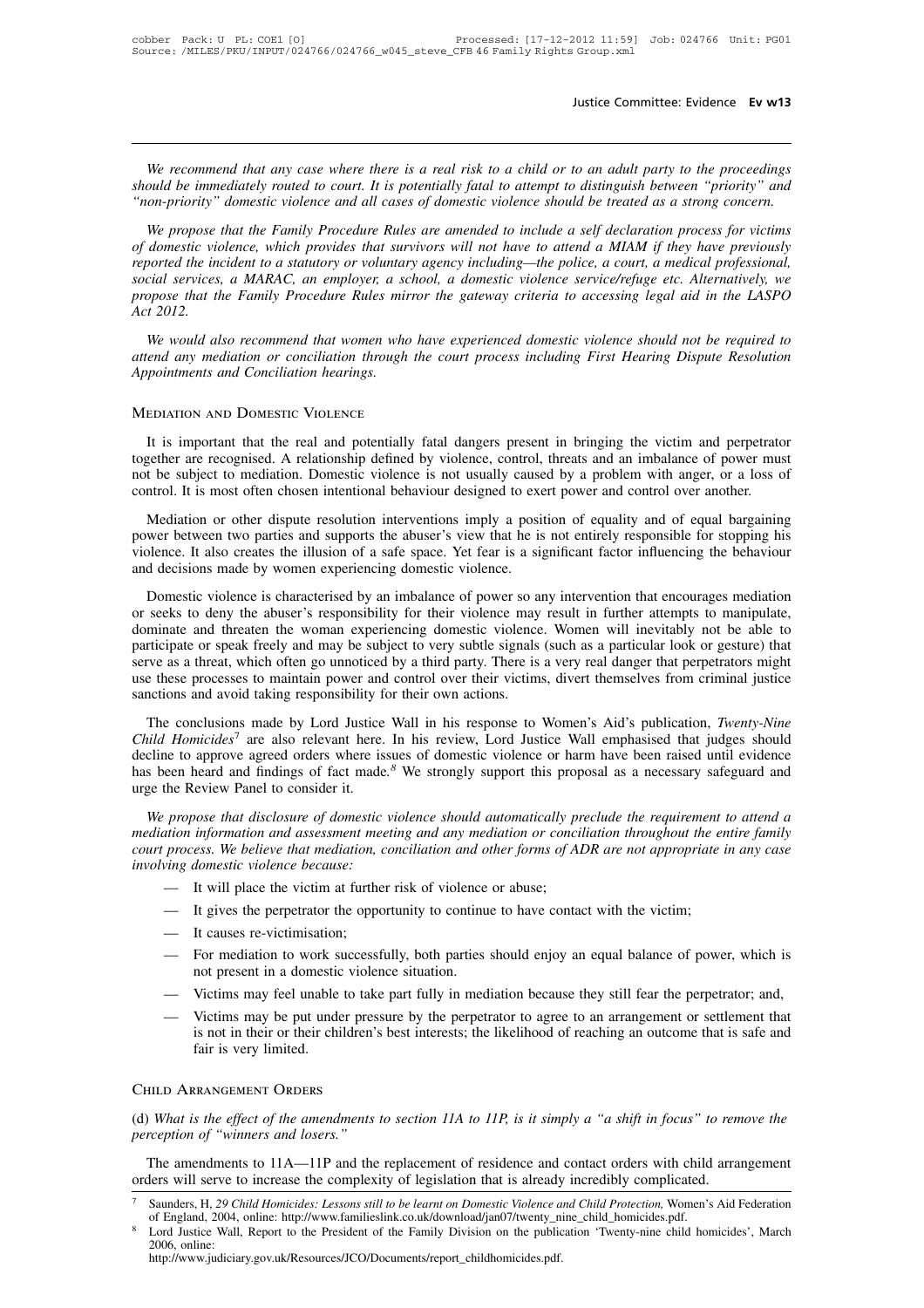*We recommend that any case where there is a real risk to a child or to an adult party to the proceedings should be immediately routed to court. It is potentially fatal to attempt to distinguish between "priority" and "non-priority" domestic violence and all cases of domestic violence should be treated as a strong concern.*

*We propose that the Family Procedure Rules are amended to include a self declaration process for victims of domestic violence, which provides that survivors will not have to attend a MIAM if they have previously reported the incident to a statutory or voluntary agency including—the police, a court, a medical professional, social services, a MARAC, an employer, a school, a domestic violence service/refuge etc. Alternatively, we propose that the Family Procedure Rules mirror the gateway criteria to accessing legal aid in the LASPO Act 2012.*

*We would also recommend that women who have experienced domestic violence should not be required to attend any mediation or conciliation through the court process including First Hearing Dispute Resolution Appointments and Conciliation hearings.*

## Mediation and Domestic Violence

It is important that the real and potentially fatal dangers present in bringing the victim and perpetrator together are recognised. A relationship defined by violence, control, threats and an imbalance of power must not be subject to mediation. Domestic violence is not usually caused by a problem with anger, or a loss of control. It is most often chosen intentional behaviour designed to exert power and control over another.

Mediation or other dispute resolution interventions imply a position of equality and of equal bargaining power between two parties and supports the abuser's view that he is not entirely responsible for stopping his violence. It also creates the illusion of a safe space. Yet fear is a significant factor influencing the behaviour and decisions made by women experiencing domestic violence.

Domestic violence is characterised by an imbalance of power so any intervention that encourages mediation or seeks to deny the abuser's responsibility for their violence may result in further attempts to manipulate, dominate and threaten the woman experiencing domestic violence. Women will inevitably not be able to participate or speak freely and may be subject to very subtle signals (such as a particular look or gesture) that serve as a threat, which often go unnoticed by a third party. There is a very real danger that perpetrators might use these processes to maintain power and control over their victims, divert themselves from criminal justice sanctions and avoid taking responsibility for their own actions.

The conclusions made by Lord Justice Wall in his response to Women's Aid's publication, *Twenty-Nine Child Homicides*[7] are also relevant here. In his review, Lord Justice Wall emphasised that judges should decline to approve agreed orders where issues of domestic violence or harm have been raised until evidence has been heard and findings of fact made.[8] We strongly support this proposal as a necessary safeguard and urge the Review Panel to consider it.

*We propose that disclosure of domestic violence should automatically preclude the requirement to attend a mediation information and assessment meeting and any mediation or conciliation throughout the entire family court process. We believe that mediation, conciliation and other forms of ADR are not appropriate in any case involving domestic violence because:*

- It will place the victim at further risk of violence or abuse;
- It gives the perpetrator the opportunity to continue to have contact with the victim;
- It causes re-victimisation;
- For mediation to work successfully, both parties should enjoy an equal balance of power, which is not present in a domestic violence situation.
- Victims may feel unable to take part fully in mediation because they still fear the perpetrator; and,
- Victims may be put under pressure by the perpetrator to agree to an arrangement or settlement that is not in their or their children's best interests; the likelihood of reaching an outcome that is safe and fair is very limited.

## Child Arrangement Orders

(d) *What is the effect of the amendments to section 11A to 11P, is it simply a "a shift in focus" to remove the perception of "winners and losers."*

The amendments to 11A—11P and the replacement of residence and contact orders with child arrangement orders will serve to increase the complexity of legislation that is already incredibly complicated.

[7] Saunders, H, *29 Child Homicides: Lessons still to be learnt on Domestic Violence and Child Protection,* Women's Aid Federation of England, 2004, online: http://www.familieslink.co.uk/download/jan07/twenty_nine_child_homicides.pdf.

[8] Lord Justice Wall, Report to the President of the Family Division on the publication 'Twenty-nine child homicides', March 2006, online: http://www.judiciary.gov.uk/Resources/JCO/Documents/report_childhomicides.pdf.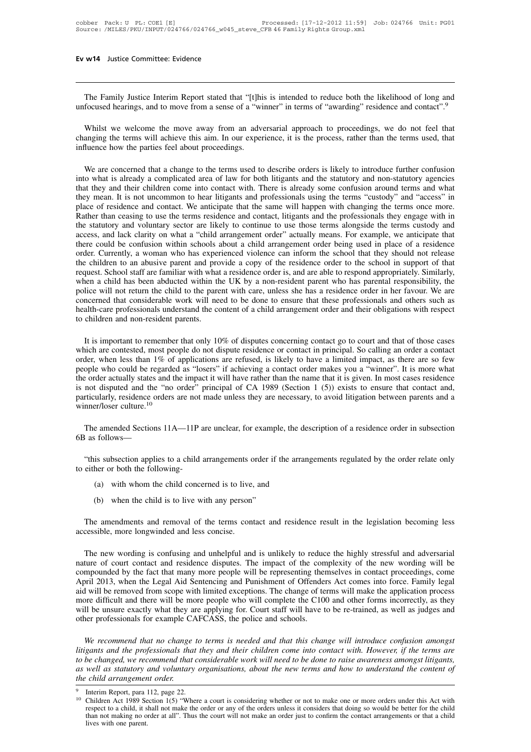The Family Justice Interim Report stated that "[t]his is intended to reduce both the likelihood of long and unfocused hearings, and to move from a sense of a "winner" in terms of "awarding" residence and contact".[9]

Whilst we welcome the move away from an adversarial approach to proceedings, we do not feel that changing the terms will achieve this aim. In our experience, it is the process, rather than the terms used, that influence how the parties feel about proceedings.

We are concerned that a change to the terms used to describe orders is likely to introduce further confusion into what is already a complicated area of law for both litigants and the statutory and non-statutory agencies that they and their children come into contact with. There is already some confusion around terms and what they mean. It is not uncommon to hear litigants and professionals using the terms "custody" and "access" in place of residence and contact. We anticipate that the same will happen with changing the terms once more. Rather than ceasing to use the terms residence and contact, litigants and the professionals they engage with in the statutory and voluntary sector are likely to continue to use those terms alongside the terms custody and access, and lack clarity on what a "child arrangement order" actually means. For example, we anticipate that there could be confusion within schools about a child arrangement order being used in place of a residence order. Currently, a woman who has experienced violence can inform the school that they should not release the children to an abusive parent and provide a copy of the residence order to the school in support of that request. School staff are familiar with what a residence order is, and are able to respond appropriately. Similarly, when a child has been abducted within the UK by a non-resident parent who has parental responsibility, the police will not return the child to the parent with care, unless she has a residence order in her favour. We are concerned that considerable work will need to be done to ensure that these professionals and others such as health-care professionals understand the content of a child arrangement order and their obligations with respect to children and non-resident parents.

It is important to remember that only 10% of disputes concerning contact go to court and that of those cases which are contested, most people do not dispute residence or contact in principal. So calling an order a contact order, when less than 1% of applications are refused, is likely to have a limited impact, as there are so few people who could be regarded as "losers" if achieving a contact order makes you a "winner". It is more what the order actually states and the impact it will have rather than the name that it is given. In most cases residence is not disputed and the "no order" principal of CA 1989 (Section 1 (5)) exists to ensure that contact and, particularly, residence orders are not made unless they are necessary, to avoid litigation between parents and a winner/loser culture.[10]

The amended Sections 11A—11P are unclear, for example, the description of a residence order in subsection 6B as follows—

"this subsection applies to a child arrangements order if the arrangements regulated by the order relate only to either or both the following-

(a) with whom the child concerned is to live, and

(b) when the child is to live with any person"

The amendments and removal of the terms contact and residence result in the legislation becoming less accessible, more longwinded and less concise.

The new wording is confusing and unhelpful and is unlikely to reduce the highly stressful and adversarial nature of court contact and residence disputes. The impact of the complexity of the new wording will be compounded by the fact that many more people will be representing themselves in contact proceedings, come April 2013, when the Legal Aid Sentencing and Punishment of Offenders Act comes into force. Family legal aid will be removed from scope with limited exceptions. The change of terms will make the application process more difficult and there will be more people who will complete the C100 and other forms incorrectly, as they will be unsure exactly what they are applying for. Court staff will have to be re-trained, as well as judges and other professionals for example CAFCASS, the police and schools.

*We recommend that no change to terms is needed and that this change will introduce confusion amongst litigants and the professionals that they and their children come into contact with. However, if the terms are to be changed, we recommend that considerable work will need to be done to raise awareness amongst litigants, as well as statutory and voluntary organisations, about the new terms and how to understand the content of the child arrangement order.*

[9] Interim Report, para 112, page 22.

[10] Children Act 1989 Section 1(5) "Where a court is considering whether or not to make one or more orders under this Act with respect to a child, it shall not make the order or any of the orders unless it considers that doing so would be better for the child than not making no order at all". Thus the court will not make an order just to confirm the contact arrangements or that a child lives with one parent.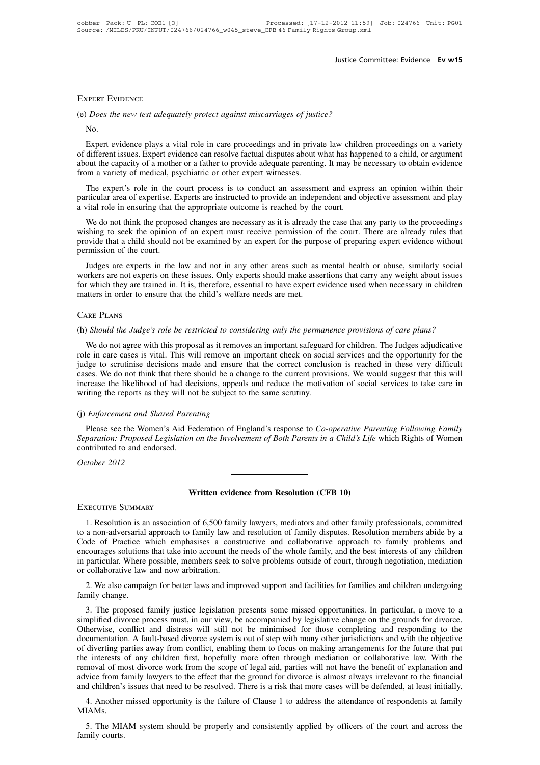Expert Evidence

(e) *Does the new test adequately protect against miscarriages of justice?*

No.

Expert evidence plays a vital role in care proceedings and in private law children proceedings on a variety of different issues. Expert evidence can resolve factual disputes about what has happened to a child, or argument about the capacity of a mother or a father to provide adequate parenting. It may be necessary to obtain evidence from a variety of medical, psychiatric or other expert witnesses.

The expert's role in the court process is to conduct an assessment and express an opinion within their particular area of expertise. Experts are instructed to provide an independent and objective assessment and play a vital role in ensuring that the appropriate outcome is reached by the court.

We do not think the proposed changes are necessary as it is already the case that any party to the proceedings wishing to seek the opinion of an expert must receive permission of the court. There are already rules that provide that a child should not be examined by an expert for the purpose of preparing expert evidence without permission of the court.

Judges are experts in the law and not in any other areas such as mental health or abuse, similarly social workers are not experts on these issues. Only experts should make assertions that carry any weight about issues for which they are trained in. It is, therefore, essential to have expert evidence used when necessary in children matters in order to ensure that the child's welfare needs are met.

Care Plans

(h) *Should the Judge's role be restricted to considering only the permanence provisions of care plans?*

We do not agree with this proposal as it removes an important safeguard for children. The Judges adjudicative role in care cases is vital. This will remove an important check on social services and the opportunity for the judge to scrutinise decisions made and ensure that the correct conclusion is reached in these very difficult cases. We do not think that there should be a change to the current provisions. We would suggest that this will increase the likelihood of bad decisions, appeals and reduce the motivation of social services to take care in writing the reports as they will not be subject to the same scrutiny.

(j) *Enforcement and Shared Parenting*

Please see the Women's Aid Federation of England's response to *Co-operative Parenting Following Family Separation: Proposed Legislation on the Involvement of Both Parents in a Child's Life* which Rights of Women contributed to and endorsed.

*October 2012*

## Written evidence from Resolution (CFB 10)

Executive Summary

1. Resolution is an association of 6,500 family lawyers, mediators and other family professionals, committed to a non-adversarial approach to family law and resolution of family disputes. Resolution members abide by a Code of Practice which emphasises a constructive and collaborative approach to family problems and encourages solutions that take into account the needs of the whole family, and the best interests of any children in particular. Where possible, members seek to solve problems outside of court, through negotiation, mediation or collaborative law and now arbitration.

2. We also campaign for better laws and improved support and facilities for families and children undergoing family change.

3. The proposed family justice legislation presents some missed opportunities. In particular, a move to a simplified divorce process must, in our view, be accompanied by legislative change on the grounds for divorce. Otherwise, conflict and distress will still not be minimised for those completing and responding to the documentation. A fault-based divorce system is out of step with many other jurisdictions and with the objective of diverting parties away from conflict, enabling them to focus on making arrangements for the future that put the interests of any children first, hopefully more often through mediation or collaborative law. With the removal of most divorce work from the scope of legal aid, parties will not have the benefit of explanation and advice from family lawyers to the effect that the ground for divorce is almost always irrelevant to the financial and children's issues that need to be resolved. There is a risk that more cases will be defended, at least initially.

4. Another missed opportunity is the failure of Clause 1 to address the attendance of respondents at family MIAMs.

5. The MIAM system should be properly and consistently applied by officers of the court and across the family courts.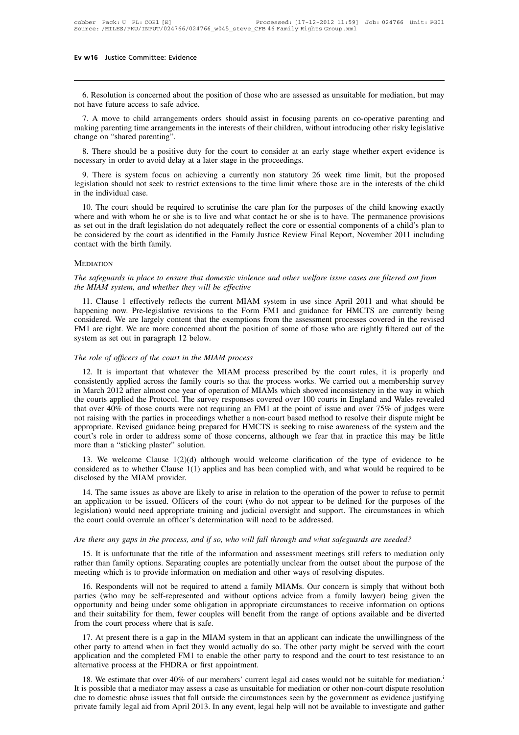6. Resolution is concerned about the position of those who are assessed as unsuitable for mediation, but may not have future access to safe advice.

7. A move to child arrangements orders should assist in focusing parents on co-operative parenting and making parenting time arrangements in the interests of their children, without introducing other risky legislative change on "shared parenting".

8. There should be a positive duty for the court to consider at an early stage whether expert evidence is necessary in order to avoid delay at a later stage in the proceedings.

9. There is system focus on achieving a currently non statutory 26 week time limit, but the proposed legislation should not seek to restrict extensions to the time limit where those are in the interests of the child in the individual case.

10. The court should be required to scrutinise the care plan for the purposes of the child knowing exactly where and with whom he or she is to live and what contact he or she is to have. The permanence provisions as set out in the draft legislation do not adequately reflect the core or essential components of a child's plan to be considered by the court as identified in the Family Justice Review Final Report, November 2011 including contact with the birth family.

## Mediation

*The safeguards in place to ensure that domestic violence and other welfare issue cases are filtered out from the MIAM system, and whether they will be effective*

11. Clause 1 effectively reflects the current MIAM system in use since April 2011 and what should be happening now. Pre-legislative revisions to the Form FM1 and guidance for HMCTS are currently being considered. We are largely content that the exemptions from the assessment processes covered in the revised FM1 are right. We are more concerned about the position of some of those who are rightly filtered out of the system as set out in paragraph 12 below.

*The role of officers of the court in the MIAM process*

12. It is important that whatever the MIAM process prescribed by the court rules, it is properly and consistently applied across the family courts so that the process works. We carried out a membership survey in March 2012 after almost one year of operation of MIAMs which showed inconsistency in the way in which the courts applied the Protocol. The survey responses covered over 100 courts in England and Wales revealed that over 40% of those courts were not requiring an FM1 at the point of issue and over 75% of judges were not raising with the parties in proceedings whether a non-court based method to resolve their dispute might be appropriate. Revised guidance being prepared for HMCTS is seeking to raise awareness of the system and the court's role in order to address some of those concerns, although we fear that in practice this may be little more than a "sticking plaster" solution.

13. We welcome Clause 1(2)(d) although would welcome clarification of the type of evidence to be considered as to whether Clause 1(1) applies and has been complied with, and what would be required to be disclosed by the MIAM provider.

14. The same issues as above are likely to arise in relation to the operation of the power to refuse to permit an application to be issued. Officers of the court (who do not appear to be defined for the purposes of the legislation) would need appropriate training and judicial oversight and support. The circumstances in which the court could overrule an officer's determination will need to be addressed.

*Are there any gaps in the process, and if so, who will fall through and what safeguards are needed?*

15. It is unfortunate that the title of the information and assessment meetings still refers to mediation only rather than family options. Separating couples are potentially unclear from the outset about the purpose of the meeting which is to provide information on mediation and other ways of resolving disputes.

16. Respondents will not be required to attend a family MIAMs. Our concern is simply that without both parties (who may be self-represented and without options advice from a family lawyer) being given the opportunity and being under some obligation in appropriate circumstances to receive information on options and their suitability for them, fewer couples will benefit from the range of options available and be diverted from the court process where that is safe.

17. At present there is a gap in the MIAM system in that an applicant can indicate the unwillingness of the other party to attend when in fact they would actually do so. The other party might be served with the court application and the completed FM1 to enable the other party to respond and the court to test resistance to an alternative process at the FHDRA or first appointment.

18. We estimate that over 40% of our members' current legal aid cases would not be suitable for mediation.[i] It is possible that a mediator may assess a case as unsuitable for mediation or other non-court dispute resolution due to domestic abuse issues that fall outside the circumstances seen by the government as evidence justifying private family legal aid from April 2013. In any event, legal help will not be available to investigate and gather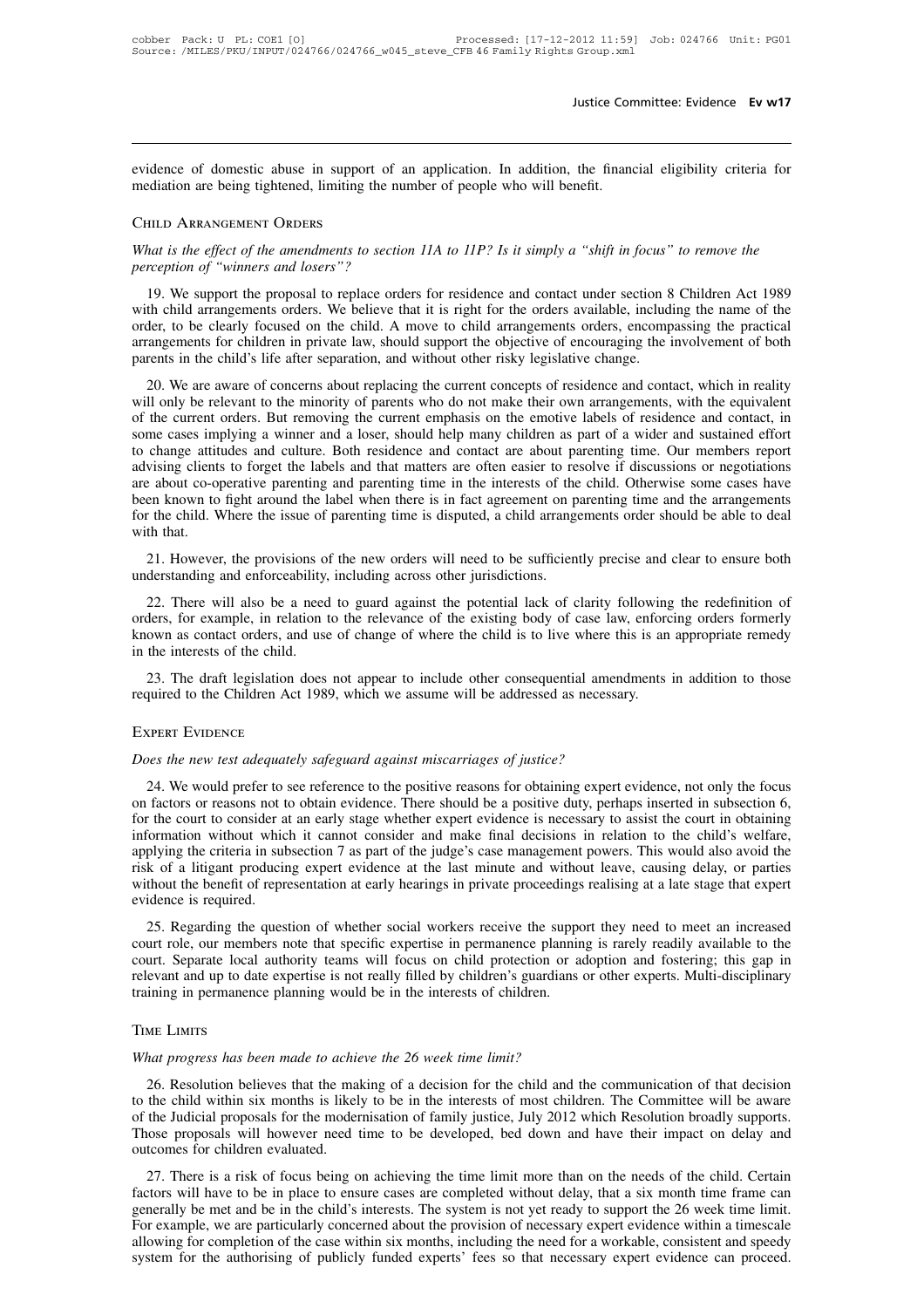evidence of domestic abuse in support of an application. In addition, the financial eligibility criteria for mediation are being tightened, limiting the number of people who will benefit.

## Child Arrangement Orders

*What is the effect of the amendments to section 11A to 11P? Is it simply a "shift in focus" to remove the perception of "winners and losers"?*

19. We support the proposal to replace orders for residence and contact under section 8 Children Act 1989 with child arrangements orders. We believe that it is right for the orders available, including the name of the order, to be clearly focused on the child. A move to child arrangements orders, encompassing the practical arrangements for children in private law, should support the objective of encouraging the involvement of both parents in the child's life after separation, and without other risky legislative change.

20. We are aware of concerns about replacing the current concepts of residence and contact, which in reality will only be relevant to the minority of parents who do not make their own arrangements, with the equivalent of the current orders. But removing the current emphasis on the emotive labels of residence and contact, in some cases implying a winner and a loser, should help many children as part of a wider and sustained effort to change attitudes and culture. Both residence and contact are about parenting time. Our members report advising clients to forget the labels and that matters are often easier to resolve if discussions or negotiations are about co-operative parenting and parenting time in the interests of the child. Otherwise some cases have been known to fight around the label when there is in fact agreement on parenting time and the arrangements for the child. Where the issue of parenting time is disputed, a child arrangements order should be able to deal with that.

21. However, the provisions of the new orders will need to be sufficiently precise and clear to ensure both understanding and enforceability, including across other jurisdictions.

22. There will also be a need to guard against the potential lack of clarity following the redefinition of orders, for example, in relation to the relevance of the existing body of case law, enforcing orders formerly known as contact orders, and use of change of where the child is to live where this is an appropriate remedy in the interests of the child.

23. The draft legislation does not appear to include other consequential amendments in addition to those required to the Children Act 1989, which we assume will be addressed as necessary.

## Expert Evidence

*Does the new test adequately safeguard against miscarriages of justice?*

24. We would prefer to see reference to the positive reasons for obtaining expert evidence, not only the focus on factors or reasons not to obtain evidence. There should be a positive duty, perhaps inserted in subsection 6, for the court to consider at an early stage whether expert evidence is necessary to assist the court in obtaining information without which it cannot consider and make final decisions in relation to the child's welfare, applying the criteria in subsection 7 as part of the judge's case management powers. This would also avoid the risk of a litigant producing expert evidence at the last minute and without leave, causing delay, or parties without the benefit of representation at early hearings in private proceedings realising at a late stage that expert evidence is required.

25. Regarding the question of whether social workers receive the support they need to meet an increased court role, our members note that specific expertise in permanence planning is rarely readily available to the court. Separate local authority teams will focus on child protection or adoption and fostering; this gap in relevant and up to date expertise is not really filled by children's guardians or other experts. Multi-disciplinary training in permanence planning would be in the interests of children.

## Time Limits

*What progress has been made to achieve the 26 week time limit?*

26. Resolution believes that the making of a decision for the child and the communication of that decision to the child within six months is likely to be in the interests of most children. The Committee will be aware of the Judicial proposals for the modernisation of family justice, July 2012 which Resolution broadly supports. Those proposals will however need time to be developed, bed down and have their impact on delay and outcomes for children evaluated.

27. There is a risk of focus being on achieving the time limit more than on the needs of the child. Certain factors will have to be in place to ensure cases are completed without delay, that a six month time frame can generally be met and be in the child's interests. The system is not yet ready to support the 26 week time limit. For example, we are particularly concerned about the provision of necessary expert evidence within a timescale allowing for completion of the case within six months, including the need for a workable, consistent and speedy system for the authorising of publicly funded experts' fees so that necessary expert evidence can proceed.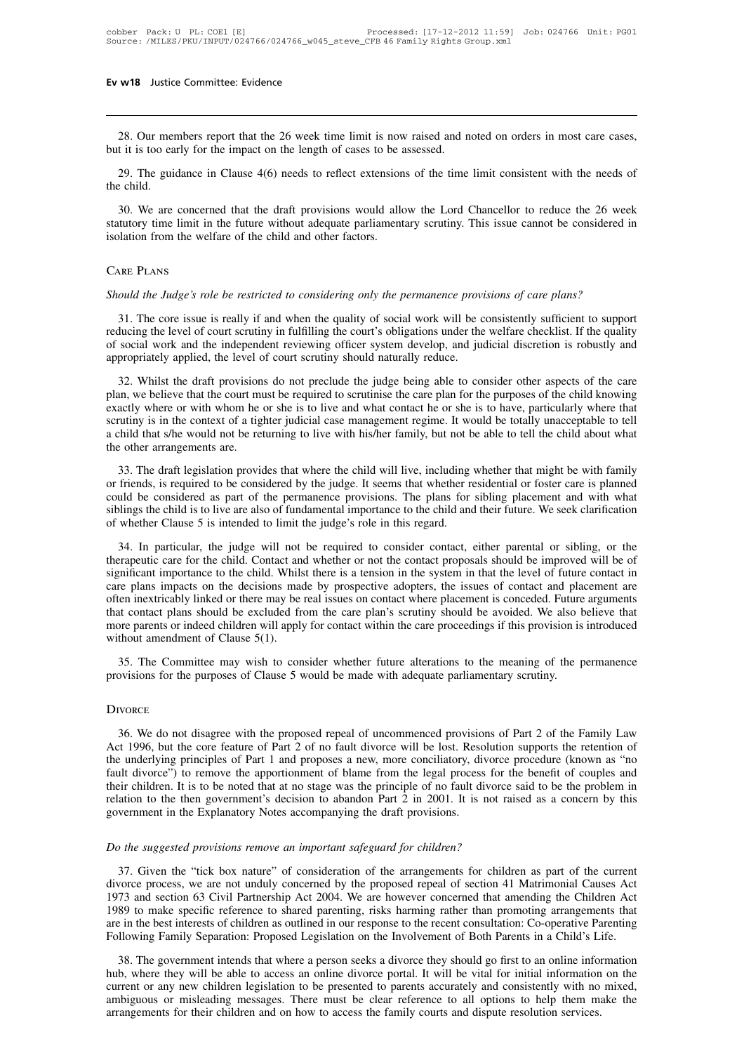28. Our members report that the 26 week time limit is now raised and noted on orders in most care cases, but it is too early for the impact on the length of cases to be assessed.

29. The guidance in Clause 4(6) needs to reflect extensions of the time limit consistent with the needs of the child.

30. We are concerned that the draft provisions would allow the Lord Chancellor to reduce the 26 week statutory time limit in the future without adequate parliamentary scrutiny. This issue cannot be considered in isolation from the welfare of the child and other factors.

## Care Plans

*Should the Judge's role be restricted to considering only the permanence provisions of care plans?*

31. The core issue is really if and when the quality of social work will be consistently sufficient to support reducing the level of court scrutiny in fulfilling the court's obligations under the welfare checklist. If the quality of social work and the independent reviewing officer system develop, and judicial discretion is robustly and appropriately applied, the level of court scrutiny should naturally reduce.

32. Whilst the draft provisions do not preclude the judge being able to consider other aspects of the care plan, we believe that the court must be required to scrutinise the care plan for the purposes of the child knowing exactly where or with whom he or she is to live and what contact he or she is to have, particularly where that scrutiny is in the context of a tighter judicial case management regime. It would be totally unacceptable to tell a child that s/he would not be returning to live with his/her family, but not be able to tell the child about what the other arrangements are.

33. The draft legislation provides that where the child will live, including whether that might be with family or friends, is required to be considered by the judge. It seems that whether residential or foster care is planned could be considered as part of the permanence provisions. The plans for sibling placement and with what siblings the child is to live are also of fundamental importance to the child and their future. We seek clarification of whether Clause 5 is intended to limit the judge's role in this regard.

34. In particular, the judge will not be required to consider contact, either parental or sibling, or the therapeutic care for the child. Contact and whether or not the contact proposals should be improved will be of significant importance to the child. Whilst there is a tension in the system in that the level of future contact in care plans impacts on the decisions made by prospective adopters, the issues of contact and placement are often inextricably linked or there may be real issues on contact where placement is conceded. Future arguments that contact plans should be excluded from the care plan's scrutiny should be avoided. We also believe that more parents or indeed children will apply for contact within the care proceedings if this provision is introduced without amendment of Clause 5(1).

35. The Committee may wish to consider whether future alterations to the meaning of the permanence provisions for the purposes of Clause 5 would be made with adequate parliamentary scrutiny.

## Divorce

36. We do not disagree with the proposed repeal of uncommenced provisions of Part 2 of the Family Law Act 1996, but the core feature of Part 2 of no fault divorce will be lost. Resolution supports the retention of the underlying principles of Part 1 and proposes a new, more conciliatory, divorce procedure (known as "no fault divorce") to remove the apportionment of blame from the legal process for the benefit of couples and their children. It is to be noted that at no stage was the principle of no fault divorce said to be the problem in relation to the then government's decision to abandon Part 2 in 2001. It is not raised as a concern by this government in the Explanatory Notes accompanying the draft provisions.

*Do the suggested provisions remove an important safeguard for children?*

37. Given the "tick box nature" of consideration of the arrangements for children as part of the current divorce process, we are not unduly concerned by the proposed repeal of section 41 Matrimonial Causes Act 1973 and section 63 Civil Partnership Act 2004. We are however concerned that amending the Children Act 1989 to make specific reference to shared parenting, risks harming rather than promoting arrangements that are in the best interests of children as outlined in our response to the recent consultation: Co-operative Parenting Following Family Separation: Proposed Legislation on the Involvement of Both Parents in a Child's Life.

38. The government intends that where a person seeks a divorce they should go first to an online information hub, where they will be able to access an online divorce portal. It will be vital for initial information on the current or any new children legislation to be presented to parents accurately and consistently with no mixed, ambiguous or misleading messages. There must be clear reference to all options to help them make the arrangements for their children and on how to access the family courts and dispute resolution services.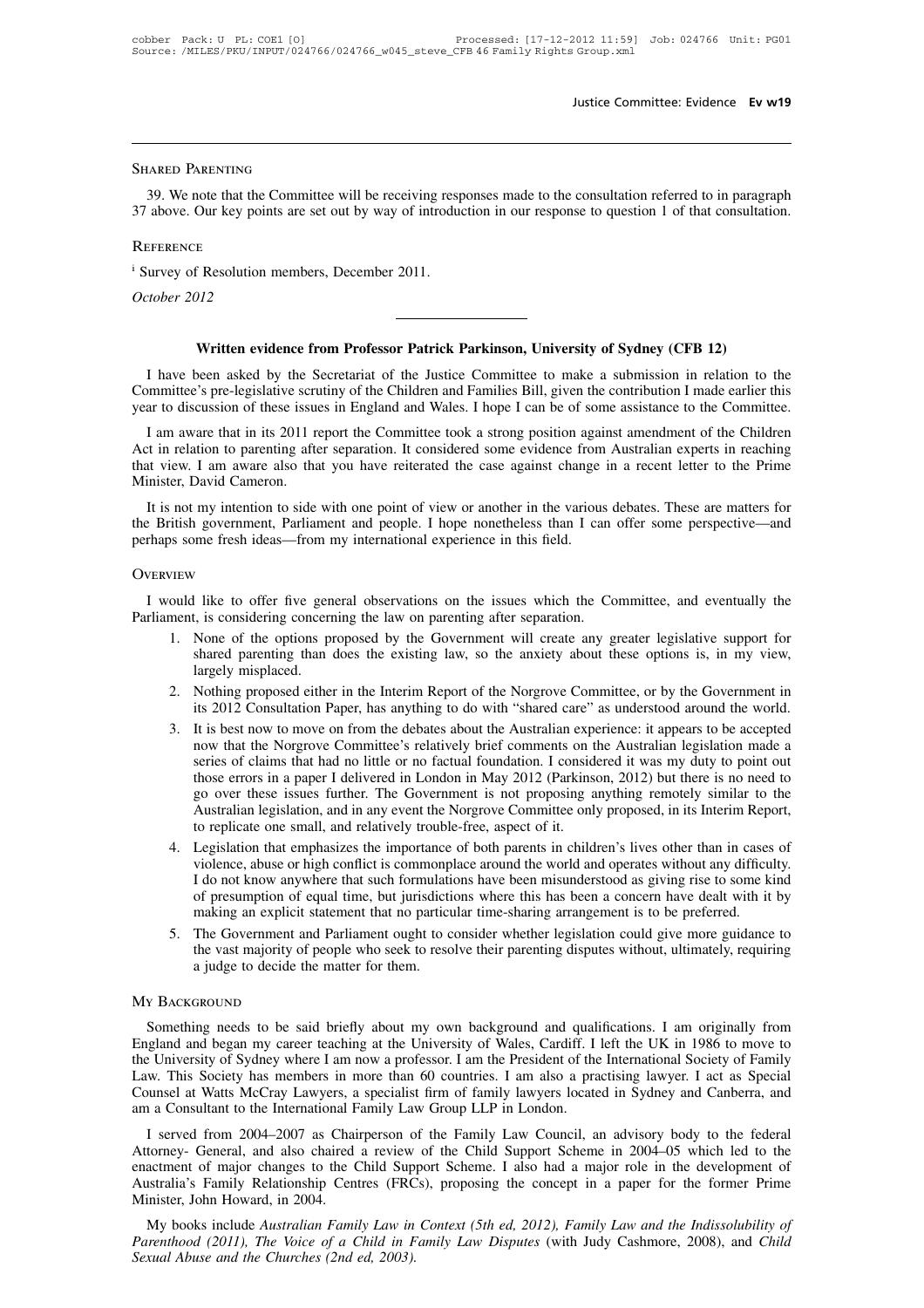Shared Parenting

39. We note that the Committee will be receiving responses made to the consultation referred to in paragraph 37 above. Our key points are set out by way of introduction in our response to question 1 of that consultation.

Reference

[i] Survey of Resolution members, December 2011.

*October 2012*

---

## Written evidence from Professor Patrick Parkinson, University of Sydney (CFB 12)

I have been asked by the Secretariat of the Justice Committee to make a submission in relation to the Committee's pre-legislative scrutiny of the Children and Families Bill, given the contribution I made earlier this year to discussion of these issues in England and Wales. I hope I can be of some assistance to the Committee.

I am aware that in its 2011 report the Committee took a strong position against amendment of the Children Act in relation to parenting after separation. It considered some evidence from Australian experts in reaching that view. I am aware also that you have reiterated the case against change in a recent letter to the Prime Minister, David Cameron.

It is not my intention to side with one point of view or another in the various debates. These are matters for the British government, Parliament and people. I hope nonetheless than I can offer some perspective—and perhaps some fresh ideas—from my international experience in this field.

Overview

I would like to offer five general observations on the issues which the Committee, and eventually the Parliament, is considering concerning the law on parenting after separation.

1. None of the options proposed by the Government will create any greater legislative support for shared parenting than does the existing law, so the anxiety about these options is, in my view, largely misplaced.
2. Nothing proposed either in the Interim Report of the Norgrove Committee, or by the Government in its 2012 Consultation Paper, has anything to do with "shared care" as understood around the world.
3. It is best now to move on from the debates about the Australian experience: it appears to be accepted now that the Norgrove Committee's relatively brief comments on the Australian legislation made a series of claims that had no little or no factual foundation. I considered it was my duty to point out those errors in a paper I delivered in London in May 2012 (Parkinson, 2012) but there is no need to go over these issues further. The Government is not proposing anything remotely similar to the Australian legislation, and in any event the Norgrove Committee only proposed, in its Interim Report, to replicate one small, and relatively trouble-free, aspect of it.
4. Legislation that emphasizes the importance of both parents in children's lives other than in cases of violence, abuse or high conflict is commonplace around the world and operates without any difficulty. I do not know anywhere that such formulations have been misunderstood as giving rise to some kind of presumption of equal time, but jurisdictions where this has been a concern have dealt with it by making an explicit statement that no particular time-sharing arrangement is to be preferred.
5. The Government and Parliament ought to consider whether legislation could give more guidance to the vast majority of people who seek to resolve their parenting disputes without, ultimately, requiring a judge to decide the matter for them.

My Background

Something needs to be said briefly about my own background and qualifications. I am originally from England and began my career teaching at the University of Wales, Cardiff. I left the UK in 1986 to move to the University of Sydney where I am now a professor. I am the President of the International Society of Family Law. This Society has members in more than 60 countries. I am also a practising lawyer. I act as Special Counsel at Watts McCray Lawyers, a specialist firm of family lawyers located in Sydney and Canberra, and am a Consultant to the International Family Law Group LLP in London.

I served from 2004–2007 as Chairperson of the Family Law Council, an advisory body to the federal Attorney- General, and also chaired a review of the Child Support Scheme in 2004–05 which led to the enactment of major changes to the Child Support Scheme. I also had a major role in the development of Australia's Family Relationship Centres (FRCs), proposing the concept in a paper for the former Prime Minister, John Howard, in 2004.

My books include *Australian Family Law in Context (5th ed, 2012), Family Law and the Indissolubility of Parenthood (2011), The Voice of a Child in Family Law Disputes* (with Judy Cashmore, 2008), and *Child Sexual Abuse and the Churches (2nd ed, 2003).*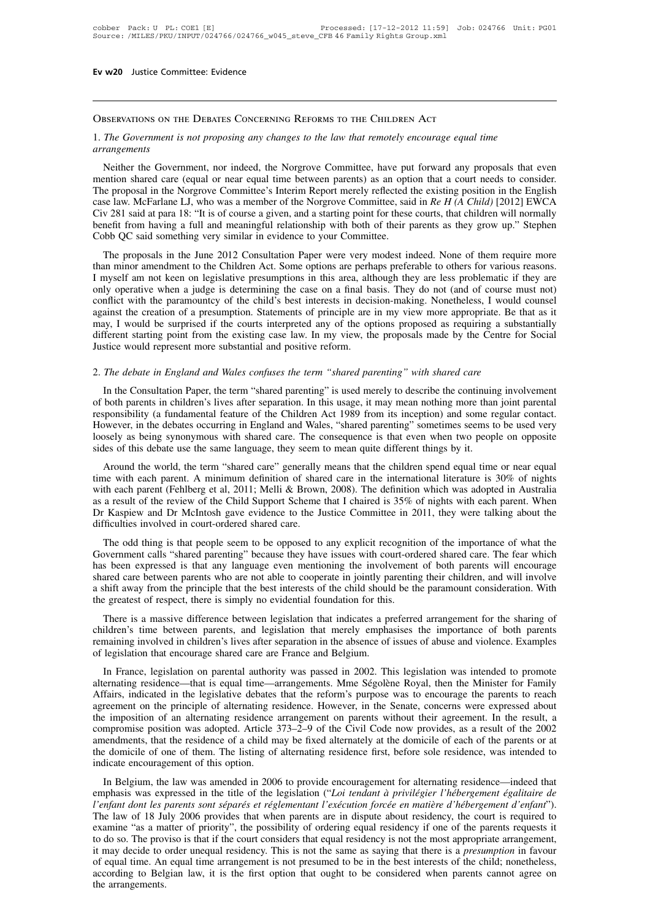## Observations on the Debates Concerning Reforms to the Children Act

### 1. *The Government is not proposing any changes to the law that remotely encourage equal time arrangements*

Neither the Government, nor indeed, the Norgrove Committee, have put forward any proposals that even mention shared care (equal or near equal time between parents) as an option that a court needs to consider. The proposal in the Norgrove Committee's Interim Report merely reflected the existing position in the English case law. McFarlane LJ, who was a member of the Norgrove Committee, said in *Re H (A Child)* [2012] EWCA Civ 281 said at para 18: "It is of course a given, and a starting point for these courts, that children will normally benefit from having a full and meaningful relationship with both of their parents as they grow up." Stephen Cobb QC said something very similar in evidence to your Committee.

The proposals in the June 2012 Consultation Paper were very modest indeed. None of them require more than minor amendment to the Children Act. Some options are perhaps preferable to others for various reasons. I myself am not keen on legislative presumptions in this area, although they are less problematic if they are only operative when a judge is determining the case on a final basis. They do not (and of course must not) conflict with the paramountcy of the child's best interests in decision-making. Nonetheless, I would counsel against the creation of a presumption. Statements of principle are in my view more appropriate. Be that as it may, I would be surprised if the courts interpreted any of the options proposed as requiring a substantially different starting point from the existing case law. In my view, the proposals made by the Centre for Social Justice would represent more substantial and positive reform.

### 2. *The debate in England and Wales confuses the term "shared parenting" with shared care*

In the Consultation Paper, the term "shared parenting" is used merely to describe the continuing involvement of both parents in children's lives after separation. In this usage, it may mean nothing more than joint parental responsibility (a fundamental feature of the Children Act 1989 from its inception) and some regular contact. However, in the debates occurring in England and Wales, "shared parenting" sometimes seems to be used very loosely as being synonymous with shared care. The consequence is that even when two people on opposite sides of this debate use the same language, they seem to mean quite different things by it.

Around the world, the term "shared care" generally means that the children spend equal time or near equal time with each parent. A minimum definition of shared care in the international literature is 30% of nights with each parent (Fehlberg et al, 2011; Melli & Brown, 2008). The definition which was adopted in Australia as a result of the review of the Child Support Scheme that I chaired is 35% of nights with each parent. When Dr Kaspiew and Dr McIntosh gave evidence to the Justice Committee in 2011, they were talking about the difficulties involved in court-ordered shared care.

The odd thing is that people seem to be opposed to any explicit recognition of the importance of what the Government calls "shared parenting" because they have issues with court-ordered shared care. The fear which has been expressed is that any language even mentioning the involvement of both parents will encourage shared care between parents who are not able to cooperate in jointly parenting their children, and will involve a shift away from the principle that the best interests of the child should be the paramount consideration. With the greatest of respect, there is simply no evidential foundation for this.

There is a massive difference between legislation that indicates a preferred arrangement for the sharing of children's time between parents, and legislation that merely emphasises the importance of both parents remaining involved in children's lives after separation in the absence of issues of abuse and violence. Examples of legislation that encourage shared care are France and Belgium.

In France, legislation on parental authority was passed in 2002. This legislation was intended to promote alternating residence—that is equal time—arrangements. Mme Ségolène Royal, then the Minister for Family Affairs, indicated in the legislative debates that the reform's purpose was to encourage the parents to reach agreement on the principle of alternating residence. However, in the Senate, concerns were expressed about the imposition of an alternating residence arrangement on parents without their agreement. In the result, a compromise position was adopted. Article 373–2–9 of the Civil Code now provides, as a result of the 2002 amendments, that the residence of a child may be fixed alternately at the domicile of each of the parents or at the domicile of one of them. The listing of alternating residence first, before sole residence, was intended to indicate encouragement of this option.

In Belgium, the law was amended in 2006 to provide encouragement for alternating residence—indeed that emphasis was expressed in the title of the legislation ("*Loi tendant à privilégier l'hébergement égalitaire de l'enfant dont les parents sont séparés et réglementant l'exécution forcée en matière d'hébergement d'enfant*"). The law of 18 July 2006 provides that when parents are in dispute about residency, the court is required to examine "as a matter of priority", the possibility of ordering equal residency if one of the parents requests it to do so. The proviso is that if the court considers that equal residency is not the most appropriate arrangement, it may decide to order unequal residency. This is not the same as saying that there is a *presumption* in favour of equal time. An equal time arrangement is not presumed to be in the best interests of the child; nonetheless, according to Belgian law, it is the first option that ought to be considered when parents cannot agree on the arrangements.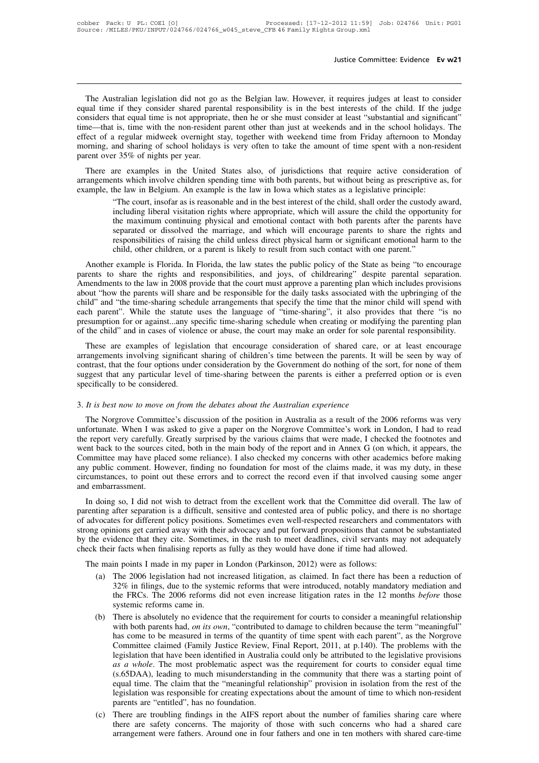The Australian legislation did not go as the Belgian law. However, it requires judges at least to consider equal time if they consider shared parental responsibility is in the best interests of the child. If the judge considers that equal time is not appropriate, then he or she must consider at least "substantial and significant" time—that is, time with the non-resident parent other than just at weekends and in the school holidays. The effect of a regular midweek overnight stay, together with weekend time from Friday afternoon to Monday morning, and sharing of school holidays is very often to take the amount of time spent with a non-resident parent over 35% of nights per year.

There are examples in the United States also, of jurisdictions that require active consideration of arrangements which involve children spending time with both parents, but without being as prescriptive as, for example, the law in Belgium. An example is the law in Iowa which states as a legislative principle:

> "The court, insofar as is reasonable and in the best interest of the child, shall order the custody award, including liberal visitation rights where appropriate, which will assure the child the opportunity for the maximum continuing physical and emotional contact with both parents after the parents have separated or dissolved the marriage, and which will encourage parents to share the rights and responsibilities of raising the child unless direct physical harm or significant emotional harm to the child, other children, or a parent is likely to result from such contact with one parent."

Another example is Florida. In Florida, the law states the public policy of the State as being "to encourage parents to share the rights and responsibilities, and joys, of childrearing" despite parental separation. Amendments to the law in 2008 provide that the court must approve a parenting plan which includes provisions about "how the parents will share and be responsible for the daily tasks associated with the upbringing of the child" and "the time-sharing schedule arrangements that specify the time that the minor child will spend with each parent". While the statute uses the language of "time-sharing", it also provides that there "is no presumption for or against...any specific time-sharing schedule when creating or modifying the parenting plan of the child" and in cases of violence or abuse, the court may make an order for sole parental responsibility.

These are examples of legislation that encourage consideration of shared care, or at least encourage arrangements involving significant sharing of children's time between the parents. It will be seen by way of contrast, that the four options under consideration by the Government do nothing of the sort, for none of them suggest that any particular level of time-sharing between the parents is either a preferred option or is even specifically to be considered.

3. *It is best now to move on from the debates about the Australian experience*

The Norgrove Committee's discussion of the position in Australia as a result of the 2006 reforms was very unfortunate. When I was asked to give a paper on the Norgrove Committee's work in London, I had to read the report very carefully. Greatly surprised by the various claims that were made, I checked the footnotes and went back to the sources cited, both in the main body of the report and in Annex G (on which, it appears, the Committee may have placed some reliance). I also checked my concerns with other academics before making any public comment. However, finding no foundation for most of the claims made, it was my duty, in these circumstances, to point out these errors and to correct the record even if that involved causing some anger and embarrassment.

In doing so, I did not wish to detract from the excellent work that the Committee did overall. The law of parenting after separation is a difficult, sensitive and contested area of public policy, and there is no shortage of advocates for different policy positions. Sometimes even well-respected researchers and commentators with strong opinions get carried away with their advocacy and put forward propositions that cannot be substantiated by the evidence that they cite. Sometimes, in the rush to meet deadlines, civil servants may not adequately check their facts when finalising reports as fully as they would have done if time had allowed.

The main points I made in my paper in London (Parkinson, 2012) were as follows:

(a) The 2006 legislation had not increased litigation, as claimed. In fact there has been a reduction of 32% in filings, due to the systemic reforms that were introduced, notably mandatory mediation and the FRCs. The 2006 reforms did not even increase litigation rates in the 12 months *before* those systemic reforms came in.

(b) There is absolutely no evidence that the requirement for courts to consider a meaningful relationship with both parents had, *on its own*, "contributed to damage to children because the term "meaningful" has come to be measured in terms of the quantity of time spent with each parent", as the Norgrove Committee claimed (Family Justice Review, Final Report, 2011, at p.140). The problems with the legislation that have been identified in Australia could only be attributed to the legislative provisions *as a whole*. The most problematic aspect was the requirement for courts to consider equal time (s.65DAA), leading to much misunderstanding in the community that there was a starting point of equal time. The claim that the "meaningful relationship" provision in isolation from the rest of the legislation was responsible for creating expectations about the amount of time to which non-resident parents are "entitled", has no foundation.

(c) There are troubling findings in the AIFS report about the number of families sharing care where there are safety concerns. The majority of those with such concerns who had a shared care arrangement were fathers. Around one in four fathers and one in ten mothers with shared care-time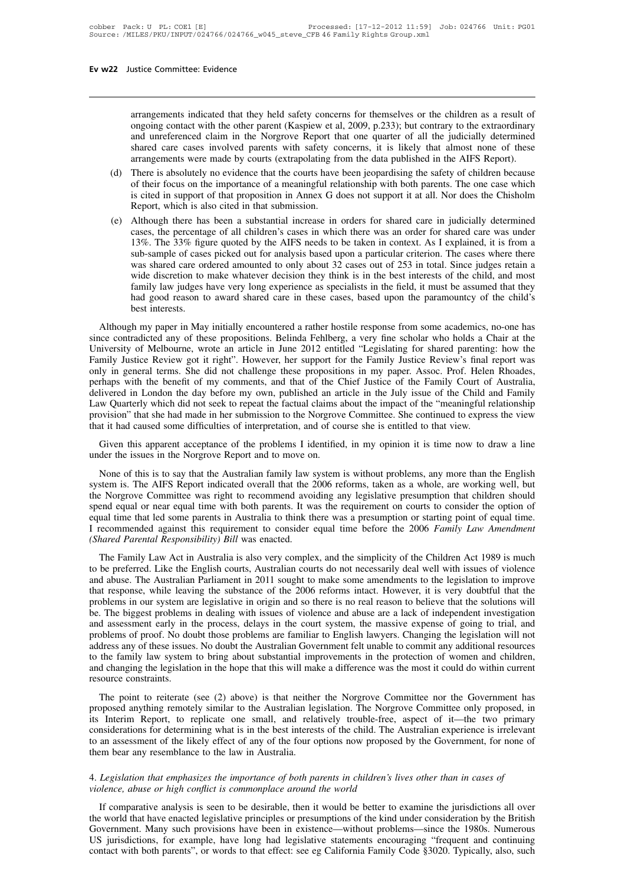arrangements indicated that they held safety concerns for themselves or the children as a result of ongoing contact with the other parent (Kaspiew et al, 2009, p.233); but contrary to the extraordinary and unreferenced claim in the Norgrove Report that one quarter of all the judicially determined shared care cases involved parents with safety concerns, it is likely that almost none of these arrangements were made by courts (extrapolating from the data published in the AIFS Report).

(d) There is absolutely no evidence that the courts have been jeopardising the safety of children because of their focus on the importance of a meaningful relationship with both parents. The one case which is cited in support of that proposition in Annex G does not support it at all. Nor does the Chisholm Report, which is also cited in that submission.

(e) Although there has been a substantial increase in orders for shared care in judicially determined cases, the percentage of all children's cases in which there was an order for shared care was under 13%. The 33% figure quoted by the AIFS needs to be taken in context. As I explained, it is from a sub-sample of cases picked out for analysis based upon a particular criterion. The cases where there was shared care ordered amounted to only about 32 cases out of 253 in total. Since judges retain a wide discretion to make whatever decision they think is in the best interests of the child, and most family law judges have very long experience as specialists in the field, it must be assumed that they had good reason to award shared care in these cases, based upon the paramountcy of the child's best interests.

Although my paper in May initially encountered a rather hostile response from some academics, no-one has since contradicted any of these propositions. Belinda Fehlberg, a very fine scholar who holds a Chair at the University of Melbourne, wrote an article in June 2012 entitled "Legislating for shared parenting: how the Family Justice Review got it right". However, her support for the Family Justice Review's final report was only in general terms. She did not challenge these propositions in my paper. Assoc. Prof. Helen Rhoades, perhaps with the benefit of my comments, and that of the Chief Justice of the Family Court of Australia, delivered in London the day before my own, published an article in the July issue of the Child and Family Law Quarterly which did not seek to repeat the factual claims about the impact of the "meaningful relationship provision" that she had made in her submission to the Norgrove Committee. She continued to express the view that it had caused some difficulties of interpretation, and of course she is entitled to that view.

Given this apparent acceptance of the problems I identified, in my opinion it is time now to draw a line under the issues in the Norgrove Report and to move on.

None of this is to say that the Australian family law system is without problems, any more than the English system is. The AIFS Report indicated overall that the 2006 reforms, taken as a whole, are working well, but the Norgrove Committee was right to recommend avoiding any legislative presumption that children should spend equal or near equal time with both parents. It was the requirement on courts to consider the option of equal time that led some parents in Australia to think there was a presumption or starting point of equal time. I recommended against this requirement to consider equal time before the 2006 *Family Law Amendment (Shared Parental Responsibility) Bill* was enacted.

The Family Law Act in Australia is also very complex, and the simplicity of the Children Act 1989 is much to be preferred. Like the English courts, Australian courts do not necessarily deal well with issues of violence and abuse. The Australian Parliament in 2011 sought to make some amendments to the legislation to improve that response, while leaving the substance of the 2006 reforms intact. However, it is very doubtful that the problems in our system are legislative in origin and so there is no real reason to believe that the solutions will be. The biggest problems in dealing with issues of violence and abuse are a lack of independent investigation and assessment early in the process, delays in the court system, the massive expense of going to trial, and problems of proof. No doubt those problems are familiar to English lawyers. Changing the legislation will not address any of these issues. No doubt the Australian Government felt unable to commit any additional resources to the family law system to bring about substantial improvements in the protection of women and children, and changing the legislation in the hope that this will make a difference was the most it could do within current resource constraints.

The point to reiterate (see (2) above) is that neither the Norgrove Committee nor the Government has proposed anything remotely similar to the Australian legislation. The Norgrove Committee only proposed, in its Interim Report, to replicate one small, and relatively trouble-free, aspect of it—the two primary considerations for determining what is in the best interests of the child. The Australian experience is irrelevant to an assessment of the likely effect of any of the four options now proposed by the Government, for none of them bear any resemblance to the law in Australia.

4. *Legislation that emphasizes the importance of both parents in children's lives other than in cases of violence, abuse or high conflict is commonplace around the world*

If comparative analysis is seen to be desirable, then it would be better to examine the jurisdictions all over the world that have enacted legislative principles or presumptions of the kind under consideration by the British Government. Many such provisions have been in existence—without problems—since the 1980s. Numerous US jurisdictions, for example, have long had legislative statements encouraging "frequent and continuing contact with both parents", or words to that effect: see eg California Family Code §3020. Typically, also, such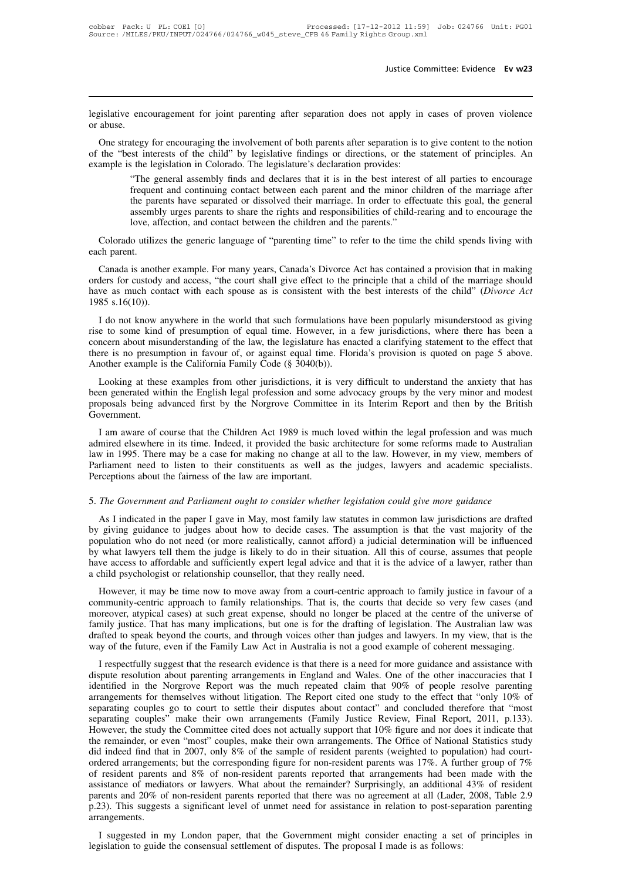legislative encouragement for joint parenting after separation does not apply in cases of proven violence or abuse.

One strategy for encouraging the involvement of both parents after separation is to give content to the notion of the "best interests of the child" by legislative findings or directions, or the statement of principles. An example is the legislation in Colorado. The legislature's declaration provides:

> "The general assembly finds and declares that it is in the best interest of all parties to encourage frequent and continuing contact between each parent and the minor children of the marriage after the parents have separated or dissolved their marriage. In order to effectuate this goal, the general assembly urges parents to share the rights and responsibilities of child-rearing and to encourage the love, affection, and contact between the children and the parents."

Colorado utilizes the generic language of "parenting time" to refer to the time the child spends living with each parent.

Canada is another example. For many years, Canada's Divorce Act has contained a provision that in making orders for custody and access, "the court shall give effect to the principle that a child of the marriage should have as much contact with each spouse as is consistent with the best interests of the child" (*Divorce Act* 1985 s.16(10)).

I do not know anywhere in the world that such formulations have been popularly misunderstood as giving rise to some kind of presumption of equal time. However, in a few jurisdictions, where there has been a concern about misunderstanding of the law, the legislature has enacted a clarifying statement to the effect that there is no presumption in favour of, or against equal time. Florida's provision is quoted on page 5 above. Another example is the California Family Code (§ 3040(b)).

Looking at these examples from other jurisdictions, it is very difficult to understand the anxiety that has been generated within the English legal profession and some advocacy groups by the very minor and modest proposals being advanced first by the Norgrove Committee in its Interim Report and then by the British Government.

I am aware of course that the Children Act 1989 is much loved within the legal profession and was much admired elsewhere in its time. Indeed, it provided the basic architecture for some reforms made to Australian law in 1995. There may be a case for making no change at all to the law. However, in my view, members of Parliament need to listen to their constituents as well as the judges, lawyers and academic specialists. Perceptions about the fairness of the law are important.

5. *The Government and Parliament ought to consider whether legislation could give more guidance*

As I indicated in the paper I gave in May, most family law statutes in common law jurisdictions are drafted by giving guidance to judges about how to decide cases. The assumption is that the vast majority of the population who do not need (or more realistically, cannot afford) a judicial determination will be influenced by what lawyers tell them the judge is likely to do in their situation. All this of course, assumes that people have access to affordable and sufficiently expert legal advice and that it is the advice of a lawyer, rather than a child psychologist or relationship counsellor, that they really need.

However, it may be time now to move away from a court-centric approach to family justice in favour of a community-centric approach to family relationships. That is, the courts that decide so very few cases (and moreover, atypical cases) at such great expense, should no longer be placed at the centre of the universe of family justice. That has many implications, but one is for the drafting of legislation. The Australian law was drafted to speak beyond the courts, and through voices other than judges and lawyers. In my view, that is the way of the future, even if the Family Law Act in Australia is not a good example of coherent messaging.

I respectfully suggest that the research evidence is that there is a need for more guidance and assistance with dispute resolution about parenting arrangements in England and Wales. One of the other inaccuracies that I identified in the Norgrove Report was the much repeated claim that 90% of people resolve parenting arrangements for themselves without litigation. The Report cited one study to the effect that "only 10% of separating couples go to court to settle their disputes about contact" and concluded therefore that "most separating couples" make their own arrangements (Family Justice Review, Final Report, 2011, p.133). However, the study the Committee cited does not actually support that 10% figure and nor does it indicate that the remainder, or even "most" couples, make their own arrangements. The Office of National Statistics study did indeed find that in 2007, only 8% of the sample of resident parents (weighted to population) had court-ordered arrangements; but the corresponding figure for non-resident parents was 17%. A further group of 7% of resident parents and 8% of non-resident parents reported that arrangements had been made with the assistance of mediators or lawyers. What about the remainder? Surprisingly, an additional 43% of resident parents and 20% of non-resident parents reported that there was no agreement at all (Lader, 2008, Table 2.9 p.23). This suggests a significant level of unmet need for assistance in relation to post-separation parenting arrangements.

I suggested in my London paper, that the Government might consider enacting a set of principles in legislation to guide the consensual settlement of disputes. The proposal I made is as follows: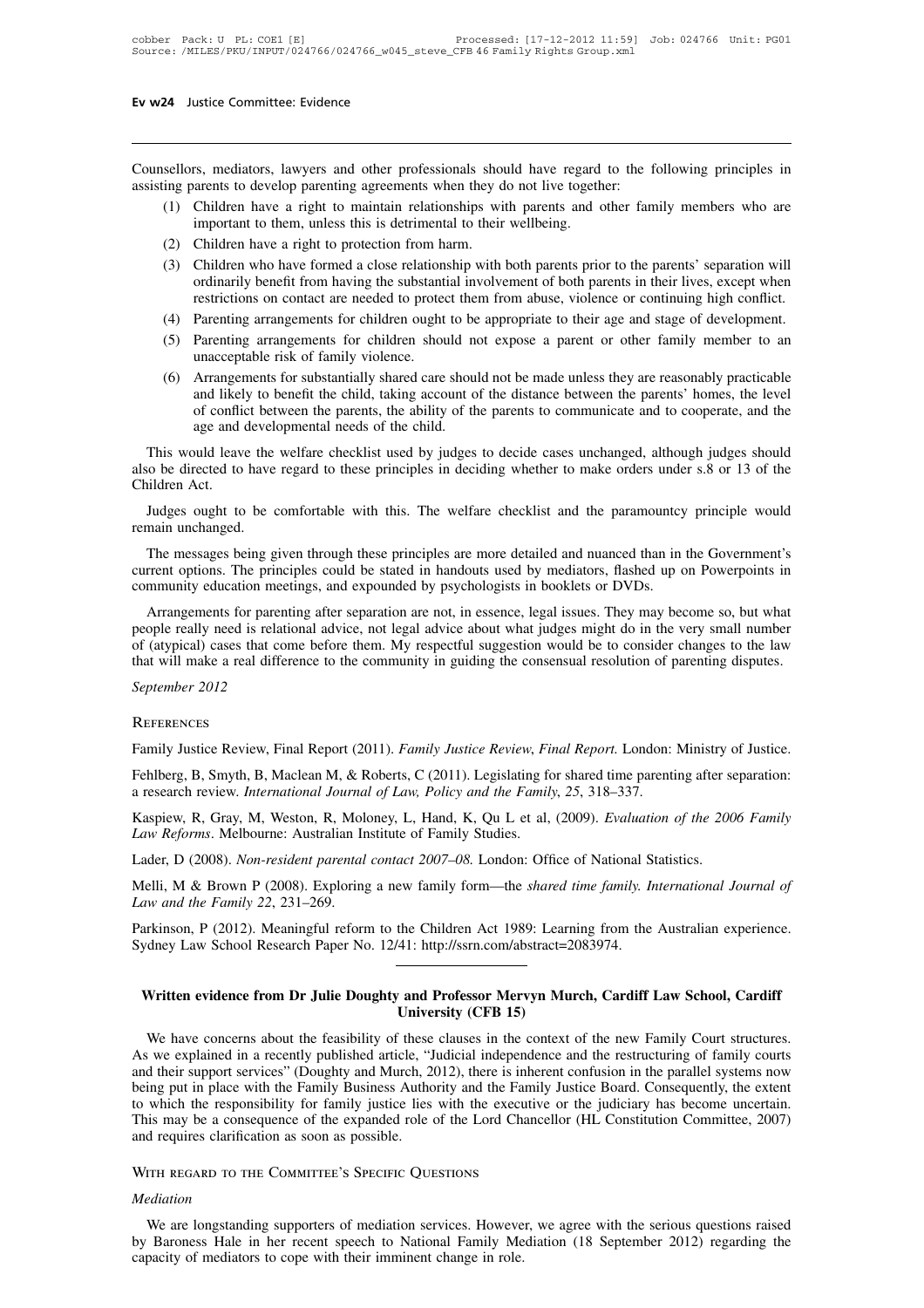Counsellors, mediators, lawyers and other professionals should have regard to the following principles in assisting parents to develop parenting agreements when they do not live together:

(1) Children have a right to maintain relationships with parents and other family members who are important to them, unless this is detrimental to their wellbeing.

(2) Children have a right to protection from harm.

(3) Children who have formed a close relationship with both parents prior to the parents' separation will ordinarily benefit from having the substantial involvement of both parents in their lives, except when restrictions on contact are needed to protect them from abuse, violence or continuing high conflict.

(4) Parenting arrangements for children ought to be appropriate to their age and stage of development.

(5) Parenting arrangements for children should not expose a parent or other family member to an unacceptable risk of family violence.

(6) Arrangements for substantially shared care should not be made unless they are reasonably practicable and likely to benefit the child, taking account of the distance between the parents' homes, the level of conflict between the parents, the ability of the parents to communicate and to cooperate, and the age and developmental needs of the child.

This would leave the welfare checklist used by judges to decide cases unchanged, although judges should also be directed to have regard to these principles in deciding whether to make orders under s.8 or 13 of the Children Act.

Judges ought to be comfortable with this. The welfare checklist and the paramountcy principle would remain unchanged.

The messages being given through these principles are more detailed and nuanced than in the Government's current options. The principles could be stated in handouts used by mediators, flashed up on Powerpoints in community education meetings, and expounded by psychologists in booklets or DVDs.

Arrangements for parenting after separation are not, in essence, legal issues. They may become so, but what people really need is relational advice, not legal advice about what judges might do in the very small number of (atypical) cases that come before them. My respectful suggestion would be to consider changes to the law that will make a real difference to the community in guiding the consensual resolution of parenting disputes.

*September 2012*

### References

Family Justice Review, Final Report (2011). *Family Justice Review, Final Report.* London: Ministry of Justice.

Fehlberg, B, Smyth, B, Maclean M, & Roberts, C (2011). Legislating for shared time parenting after separation: a research review. *International Journal of Law, Policy and the Family, 25*, 318–337.

Kaspiew, R, Gray, M, Weston, R, Moloney, L, Hand, K, Qu L et al, (2009). *Evaluation of the 2006 Family Law Reforms*. Melbourne: Australian Institute of Family Studies.

Lader, D (2008). *Non-resident parental contact 2007–08.* London: Office of National Statistics.

Melli, M & Brown P (2008). Exploring a new family form—the *shared time family. International Journal of Law and the Family 22*, 231–269.

Parkinson, P (2012). Meaningful reform to the Children Act 1989: Learning from the Australian experience. Sydney Law School Research Paper No. 12/41: http://ssrn.com/abstract=2083974.

---

## Written evidence from Dr Julie Doughty and Professor Mervyn Murch, Cardiff Law School, Cardiff University (CFB 15)

We have concerns about the feasibility of these clauses in the context of the new Family Court structures. As we explained in a recently published article, "Judicial independence and the restructuring of family courts and their support services" (Doughty and Murch, 2012), there is inherent confusion in the parallel systems now being put in place with the Family Business Authority and the Family Justice Board. Consequently, the extent to which the responsibility for family justice lies with the executive or the judiciary has become uncertain. This may be a consequence of the expanded role of the Lord Chancellor (HL Constitution Committee, 2007) and requires clarification as soon as possible.

### With regard to the Committee's Specific Questions

*Mediation*

We are longstanding supporters of mediation services. However, we agree with the serious questions raised by Baroness Hale in her recent speech to National Family Mediation (18 September 2012) regarding the capacity of mediators to cope with their imminent change in role.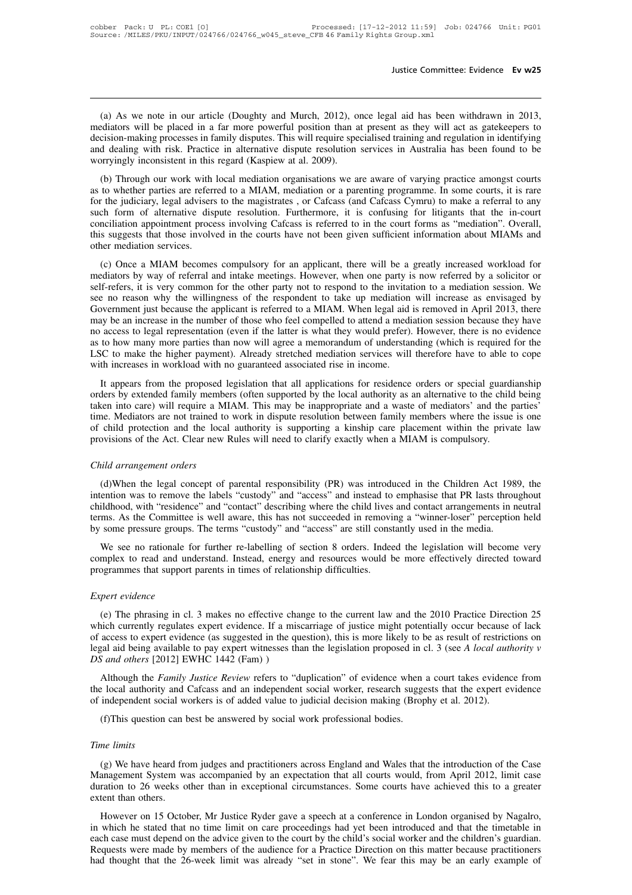(a) As we note in our article (Doughty and Murch, 2012), once legal aid has been withdrawn in 2013, mediators will be placed in a far more powerful position than at present as they will act as gatekeepers to decision-making processes in family disputes. This will require specialised training and regulation in identifying and dealing with risk. Practice in alternative dispute resolution services in Australia has been found to be worryingly inconsistent in this regard (Kaspiew at al. 2009).

(b) Through our work with local mediation organisations we are aware of varying practice amongst courts as to whether parties are referred to a MIAM, mediation or a parenting programme. In some courts, it is rare for the judiciary, legal advisers to the magistrates , or Cafcass (and Cafcass Cymru) to make a referral to any such form of alternative dispute resolution. Furthermore, it is confusing for litigants that the in-court conciliation appointment process involving Cafcass is referred to in the court forms as "mediation". Overall, this suggests that those involved in the courts have not been given sufficient information about MIAMs and other mediation services.

(c) Once a MIAM becomes compulsory for an applicant, there will be a greatly increased workload for mediators by way of referral and intake meetings. However, when one party is now referred by a solicitor or self-refers, it is very common for the other party not to respond to the invitation to a mediation session. We see no reason why the willingness of the respondent to take up mediation will increase as envisaged by Government just because the applicant is referred to a MIAM. When legal aid is removed in April 2013, there may be an increase in the number of those who feel compelled to attend a mediation session because they have no access to legal representation (even if the latter is what they would prefer). However, there is no evidence as to how many more parties than now will agree a memorandum of understanding (which is required for the LSC to make the higher payment). Already stretched mediation services will therefore have to able to cope with increases in workload with no guaranteed associated rise in income.

It appears from the proposed legislation that all applications for residence orders or special guardianship orders by extended family members (often supported by the local authority as an alternative to the child being taken into care) will require a MIAM. This may be inappropriate and a waste of mediators' and the parties' time. Mediators are not trained to work in dispute resolution between family members where the issue is one of child protection and the local authority is supporting a kinship care placement within the private law provisions of the Act. Clear new Rules will need to clarify exactly when a MIAM is compulsory.

*Child arrangement orders*

(d)When the legal concept of parental responsibility (PR) was introduced in the Children Act 1989, the intention was to remove the labels "custody" and "access" and instead to emphasise that PR lasts throughout childhood, with "residence" and "contact" describing where the child lives and contact arrangements in neutral terms. As the Committee is well aware, this has not succeeded in removing a "winner-loser" perception held by some pressure groups. The terms "custody" and "access" are still constantly used in the media.

We see no rationale for further re-labelling of section 8 orders. Indeed the legislation will become very complex to read and understand. Instead, energy and resources would be more effectively directed toward programmes that support parents in times of relationship difficulties.

*Expert evidence*

(e) The phrasing in cl. 3 makes no effective change to the current law and the 2010 Practice Direction 25 which currently regulates expert evidence. If a miscarriage of justice might potentially occur because of lack of access to expert evidence (as suggested in the question), this is more likely to be as result of restrictions on legal aid being available to pay expert witnesses than the legislation proposed in cl. 3 (see *A local authority v DS and others* [2012] EWHC 1442 (Fam) )

Although the *Family Justice Review* refers to "duplication" of evidence when a court takes evidence from the local authority and Cafcass and an independent social worker, research suggests that the expert evidence of independent social workers is of added value to judicial decision making (Brophy et al. 2012).

(f)This question can best be answered by social work professional bodies.

*Time limits*

(g) We have heard from judges and practitioners across England and Wales that the introduction of the Case Management System was accompanied by an expectation that all courts would, from April 2012, limit case duration to 26 weeks other than in exceptional circumstances. Some courts have achieved this to a greater extent than others.

However on 15 October, Mr Justice Ryder gave a speech at a conference in London organised by Nagalro, in which he stated that no time limit on care proceedings had yet been introduced and that the timetable in each case must depend on the advice given to the court by the child's social worker and the children's guardian. Requests were made by members of the audience for a Practice Direction on this matter because practitioners had thought that the 26-week limit was already "set in stone". We fear this may be an early example of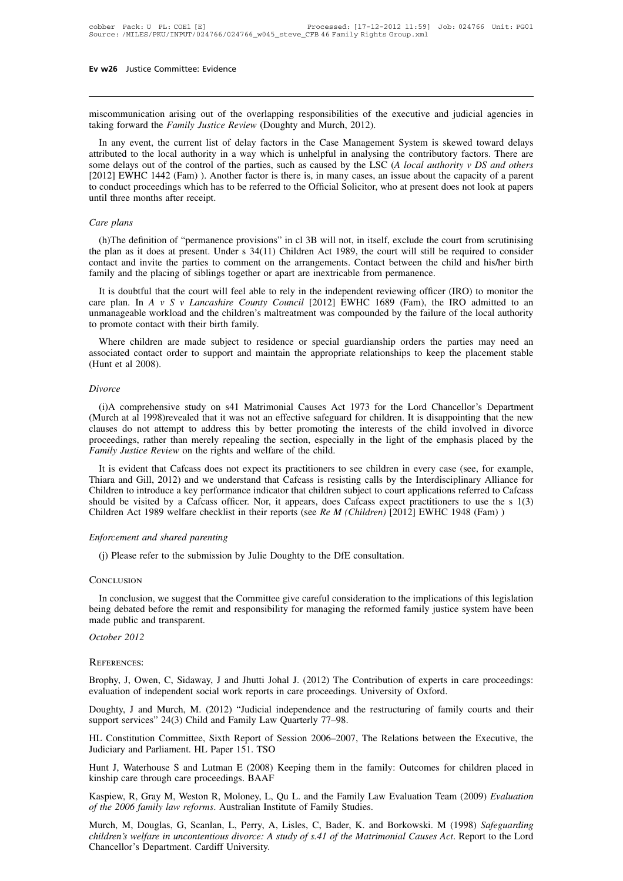miscommunication arising out of the overlapping responsibilities of the executive and judicial agencies in taking forward the *Family Justice Review* (Doughty and Murch, 2012).

In any event, the current list of delay factors in the Case Management System is skewed toward delays attributed to the local authority in a way which is unhelpful in analysing the contributory factors. There are some delays out of the control of the parties, such as caused by the LSC (*A local authority v DS and others* [2012] EWHC 1442 (Fam) ). Another factor is there is, in many cases, an issue about the capacity of a parent to conduct proceedings which has to be referred to the Official Solicitor, who at present does not look at papers until three months after receipt.

*Care plans*

(h)The definition of "permanence provisions" in cl 3B will not, in itself, exclude the court from scrutinising the plan as it does at present. Under s 34(11) Children Act 1989, the court will still be required to consider contact and invite the parties to comment on the arrangements. Contact between the child and his/her birth family and the placing of siblings together or apart are inextricable from permanence.

It is doubtful that the court will feel able to rely in the independent reviewing officer (IRO) to monitor the care plan. In *A v S v Lancashire County Council* [2012] EWHC 1689 (Fam), the IRO admitted to an unmanageable workload and the children's maltreatment was compounded by the failure of the local authority to promote contact with their birth family.

Where children are made subject to residence or special guardianship orders the parties may need an associated contact order to support and maintain the appropriate relationships to keep the placement stable (Hunt et al 2008).

*Divorce*

(i)A comprehensive study on s41 Matrimonial Causes Act 1973 for the Lord Chancellor's Department (Murch at al 1998)revealed that it was not an effective safeguard for children. It is disappointing that the new clauses do not attempt to address this by better promoting the interests of the child involved in divorce proceedings, rather than merely repealing the section, especially in the light of the emphasis placed by the *Family Justice Review* on the rights and welfare of the child.

It is evident that Cafcass does not expect its practitioners to see children in every case (see, for example, Thiara and Gill, 2012) and we understand that Cafcass is resisting calls by the Interdisciplinary Alliance for Children to introduce a key performance indicator that children subject to court applications referred to Cafcass should be visited by a Cafcass officer. Nor, it appears, does Cafcass expect practitioners to use the s 1(3) Children Act 1989 welfare checklist in their reports (see *Re M (Children)* [2012] EWHC 1948 (Fam) )

*Enforcement and shared parenting*

(j) Please refer to the submission by Julie Doughty to the DfE consultation.

## Conclusion

In conclusion, we suggest that the Committee give careful consideration to the implications of this legislation being debated before the remit and responsibility for managing the reformed family justice system have been made public and transparent.

*October 2012*

## References:

Brophy, J, Owen, C, Sidaway, J and Jhutti Johal J. (2012) The Contribution of experts in care proceedings: evaluation of independent social work reports in care proceedings. University of Oxford.

Doughty, J and Murch, M. (2012) "Judicial independence and the restructuring of family courts and their support services" 24(3) Child and Family Law Quarterly 77–98.

HL Constitution Committee, Sixth Report of Session 2006–2007, The Relations between the Executive, the Judiciary and Parliament. HL Paper 151. TSO

Hunt J, Waterhouse S and Lutman E (2008) Keeping them in the family: Outcomes for children placed in kinship care through care proceedings. BAAF

Kaspiew, R, Gray M, Weston R, Moloney, L, Qu L. and the Family Law Evaluation Team (2009) *Evaluation of the 2006 family law reforms*. Australian Institute of Family Studies.

Murch, M, Douglas, G, Scanlan, L, Perry, A, Lisles, C, Bader, K. and Borkowski. M (1998) *Safeguarding children's welfare in uncontentious divorce: A study of s.41 of the Matrimonial Causes Act*. Report to the Lord Chancellor's Department. Cardiff University.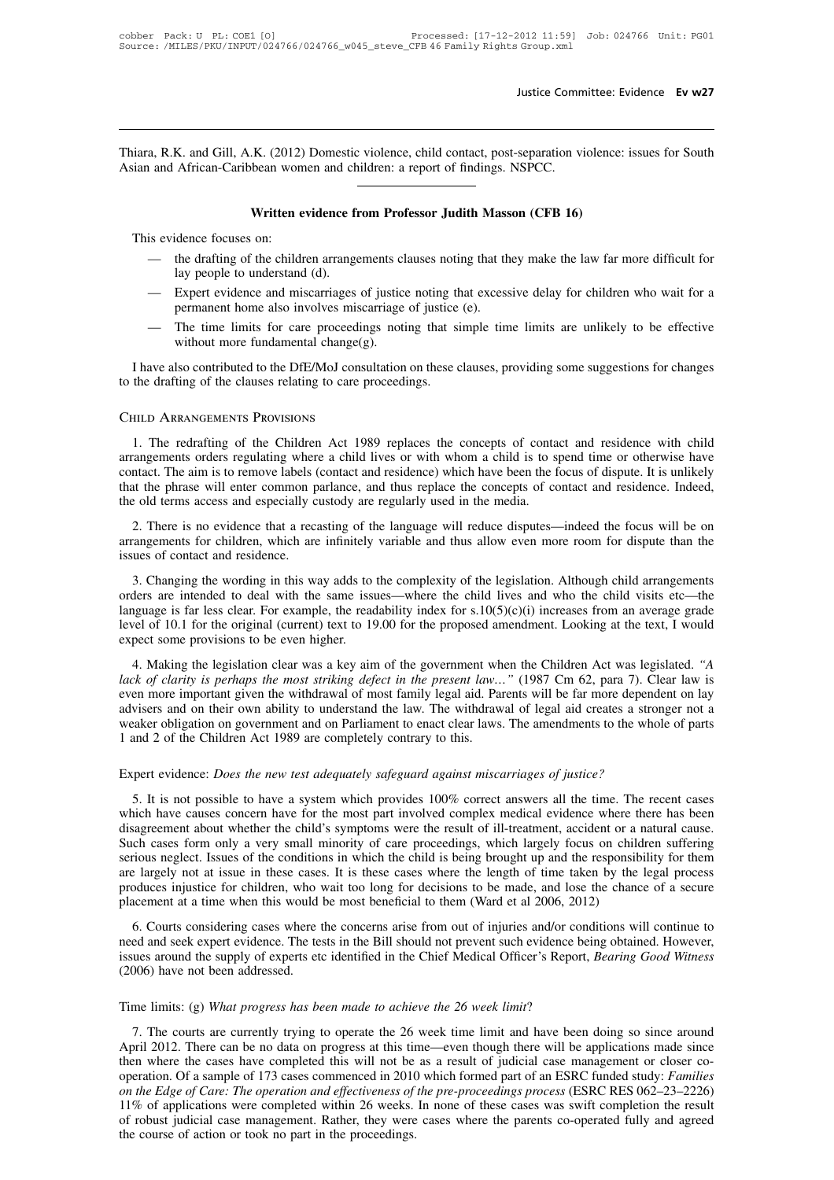Thiara, R.K. and Gill, A.K. (2012) Domestic violence, child contact, post-separation violence: issues for South Asian and African-Caribbean women and children: a report of findings. NSPCC.

---

## Written evidence from Professor Judith Masson (CFB 16)

This evidence focuses on:

- — the drafting of the children arrangements clauses noting that they make the law far more difficult for lay people to understand (d).
- — Expert evidence and miscarriages of justice noting that excessive delay for children who wait for a permanent home also involves miscarriage of justice (e).
- — The time limits for care proceedings noting that simple time limits are unlikely to be effective without more fundamental change(g).

I have also contributed to the DfE/MoJ consultation on these clauses, providing some suggestions for changes to the drafting of the clauses relating to care proceedings.

### Child Arrangements Provisions

1. The redrafting of the Children Act 1989 replaces the concepts of contact and residence with child arrangements orders regulating where a child lives or with whom a child is to spend time or otherwise have contact. The aim is to remove labels (contact and residence) which have been the focus of dispute. It is unlikely that the phrase will enter common parlance, and thus replace the concepts of contact and residence. Indeed, the old terms access and especially custody are regularly used in the media.

2. There is no evidence that a recasting of the language will reduce disputes—indeed the focus will be on arrangements for children, which are infinitely variable and thus allow even more room for dispute than the issues of contact and residence.

3. Changing the wording in this way adds to the complexity of the legislation. Although child arrangements orders are intended to deal with the same issues—where the child lives and who the child visits etc—the language is far less clear. For example, the readability index for s.10(5)(c)(i) increases from an average grade level of 10.1 for the original (current) text to 19.00 for the proposed amendment. Looking at the text, I would expect some provisions to be even higher.

4. Making the legislation clear was a key aim of the government when the Children Act was legislated. *"A lack of clarity is perhaps the most striking defect in the present law…"* (1987 Cm 62, para 7). Clear law is even more important given the withdrawal of most family legal aid. Parents will be far more dependent on lay advisers and on their own ability to understand the law. The withdrawal of legal aid creates a stronger not a weaker obligation on government and on Parliament to enact clear laws. The amendments to the whole of parts 1 and 2 of the Children Act 1989 are completely contrary to this.

### Expert evidence: *Does the new test adequately safeguard against miscarriages of justice?*

5. It is not possible to have a system which provides 100% correct answers all the time. The recent cases which have causes concern have for the most part involved complex medical evidence where there has been disagreement about whether the child's symptoms were the result of ill-treatment, accident or a natural cause. Such cases form only a very small minority of care proceedings, which largely focus on children suffering serious neglect. Issues of the conditions in which the child is being brought up and the responsibility for them are largely not at issue in these cases. It is these cases where the length of time taken by the legal process produces injustice for children, who wait too long for decisions to be made, and lose the chance of a secure placement at a time when this would be most beneficial to them (Ward et al 2006, 2012)

6. Courts considering cases where the concerns arise from out of injuries and/or conditions will continue to need and seek expert evidence. The tests in the Bill should not prevent such evidence being obtained. However, issues around the supply of experts etc identified in the Chief Medical Officer's Report, *Bearing Good Witness* (2006) have not been addressed.

### Time limits: (g) *What progress has been made to achieve the 26 week limit*?

7. The courts are currently trying to operate the 26 week time limit and have been doing so since around April 2012. There can be no data on progress at this time—even though there will be applications made since then where the cases have completed this will not be as a result of judicial case management or closer co-operation. Of a sample of 173 cases commenced in 2010 which formed part of an ESRC funded study: *Families on the Edge of Care: The operation and effectiveness of the pre-proceedings process* (ESRC RES 062–23–2226) 11% of applications were completed within 26 weeks. In none of these cases was swift completion the result of robust judicial case management. Rather, they were cases where the parents co-operated fully and agreed the course of action or took no part in the proceedings.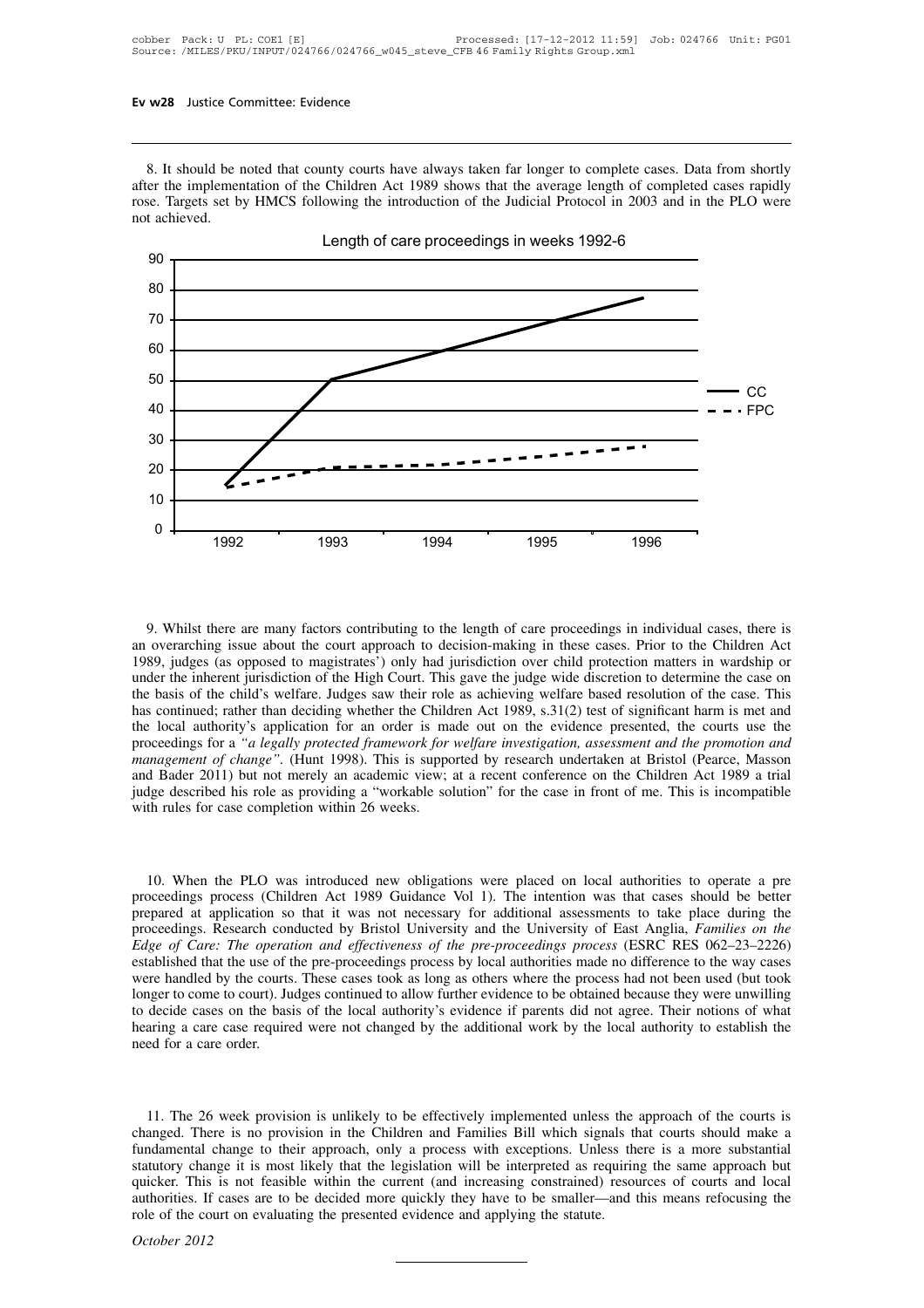8. It should be noted that county courts have always taken far longer to complete cases. Data from shortly after the implementation of the Children Act 1989 shows that the average length of completed cases rapidly rose. Targets set by HMCS following the introduction of the Judicial Protocol in 2003 and in the PLO were not achieved.

Length of care proceedings in weeks 1992-6

9. Whilst there are many factors contributing to the length of care proceedings in individual cases, there is an overarching issue about the court approach to decision-making in these cases. Prior to the Children Act 1989, judges (as opposed to magistrates') only had jurisdiction over child protection matters in wardship or under the inherent jurisdiction of the High Court. This gave the judge wide discretion to determine the case on the basis of the child's welfare. Judges saw their role as achieving welfare based resolution of the case. This has continued; rather than deciding whether the Children Act 1989, s.31(2) test of significant harm is met and the local authority's application for an order is made out on the evidence presented, the courts use the proceedings for a *"a legally protected framework for welfare investigation, assessment and the promotion and management of change"*. (Hunt 1998). This is supported by research undertaken at Bristol (Pearce, Masson and Bader 2011) but not merely an academic view; at a recent conference on the Children Act 1989 a trial judge described his role as providing a "workable solution" for the case in front of me. This is incompatible with rules for case completion within 26 weeks.

10. When the PLO was introduced new obligations were placed on local authorities to operate a pre proceedings process (Children Act 1989 Guidance Vol 1). The intention was that cases should be better prepared at application so that it was not necessary for additional assessments to take place during the proceedings. Research conducted by Bristol University and the University of East Anglia, *Families on the Edge of Care: The operation and effectiveness of the pre-proceedings process* (ESRC RES 062–23–2226) established that the use of the pre-proceedings process by local authorities made no difference to the way cases were handled by the courts. These cases took as long as others where the process had not been used (but took longer to come to court). Judges continued to allow further evidence to be obtained because they were unwilling to decide cases on the basis of the local authority's evidence if parents did not agree. Their notions of what hearing a care case required were not changed by the additional work by the local authority to establish the need for a care order.

11. The 26 week provision is unlikely to be effectively implemented unless the approach of the courts is changed. There is no provision in the Children and Families Bill which signals that courts should make a fundamental change to their approach, only a process with exceptions. Unless there is a more substantial statutory change it is most likely that the legislation will be interpreted as requiring the same approach but quicker. This is not feasible within the current (and increasing constrained) resources of courts and local authorities. If cases are to be decided more quickly they have to be smaller—and this means refocusing the role of the court on evaluating the presented evidence and applying the statute.

*October 2012*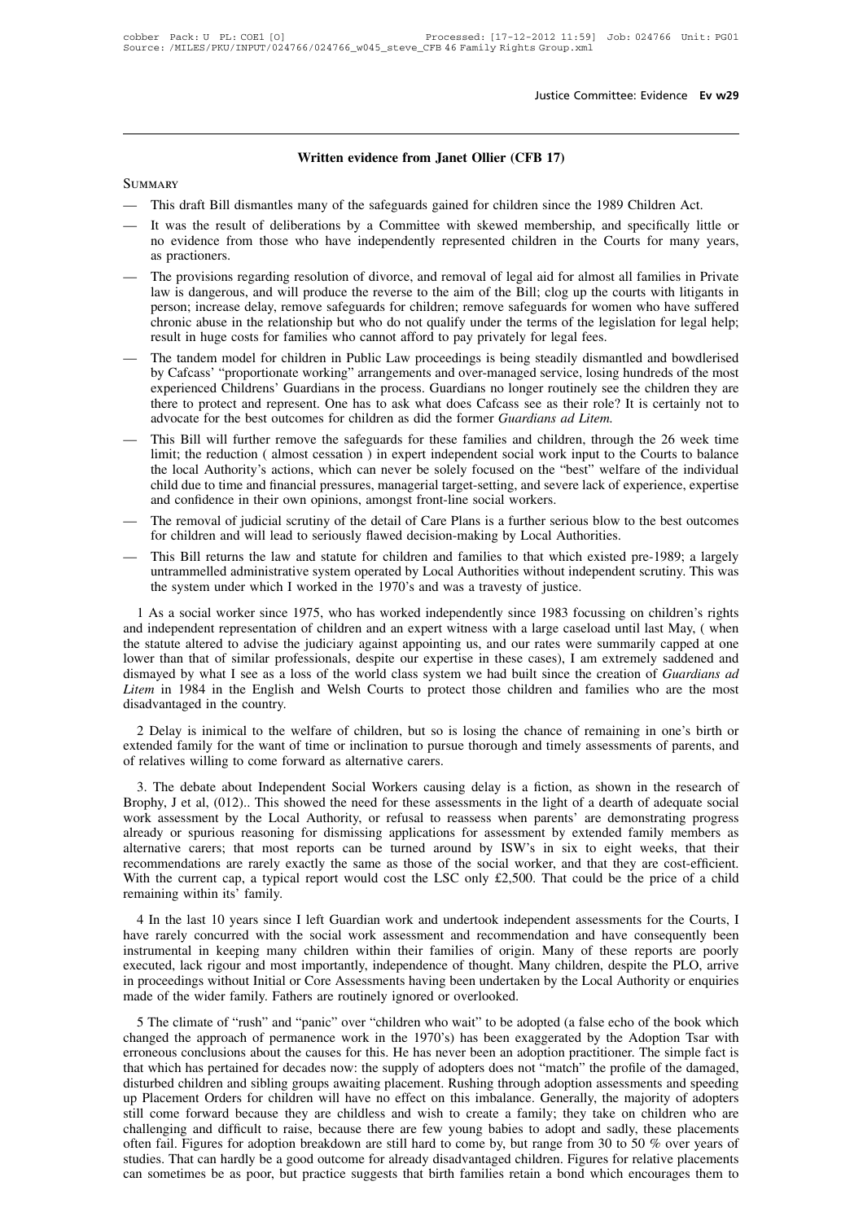## Written evidence from Janet Ollier (CFB 17)

Summary

- This draft Bill dismantles many of the safeguards gained for children since the 1989 Children Act.
- It was the result of deliberations by a Committee with skewed membership, and specifically little or no evidence from those who have independently represented children in the Courts for many years, as practioners.
- The provisions regarding resolution of divorce, and removal of legal aid for almost all families in Private law is dangerous, and will produce the reverse to the aim of the Bill; clog up the courts with litigants in person; increase delay, remove safeguards for children; remove safeguards for women who have suffered chronic abuse in the relationship but who do not qualify under the terms of the legislation for legal help; result in huge costs for families who cannot afford to pay privately for legal fees.
- The tandem model for children in Public Law proceedings is being steadily dismantled and bowdlerised by Cafcass' "proportionate working" arrangements and over-managed service, losing hundreds of the most experienced Childrens' Guardians in the process. Guardians no longer routinely see the children they are there to protect and represent. One has to ask what does Cafcass see as their role? It is certainly not to advocate for the best outcomes for children as did the former *Guardians ad Litem.*
- This Bill will further remove the safeguards for these families and children, through the 26 week time limit; the reduction ( almost cessation ) in expert independent social work input to the Courts to balance the local Authority's actions, which can never be solely focused on the "best" welfare of the individual child due to time and financial pressures, managerial target-setting, and severe lack of experience, expertise and confidence in their own opinions, amongst front-line social workers.
- The removal of judicial scrutiny of the detail of Care Plans is a further serious blow to the best outcomes for children and will lead to seriously flawed decision-making by Local Authorities.
- This Bill returns the law and statute for children and families to that which existed pre-1989; a largely untrammelled administrative system operated by Local Authorities without independent scrutiny. This was the system under which I worked in the 1970's and was a travesty of justice.

1 As a social worker since 1975, who has worked independently since 1983 focussing on children's rights and independent representation of children and an expert witness with a large caseload until last May, ( when the statute altered to advise the judiciary against appointing us, and our rates were summarily capped at one lower than that of similar professionals, despite our expertise in these cases), I am extremely saddened and dismayed by what I see as a loss of the world class system we had built since the creation of *Guardians ad Litem* in 1984 in the English and Welsh Courts to protect those children and families who are the most disadvantaged in the country.

2 Delay is inimical to the welfare of children, but so is losing the chance of remaining in one's birth or extended family for the want of time or inclination to pursue thorough and timely assessments of parents, and of relatives willing to come forward as alternative carers.

3. The debate about Independent Social Workers causing delay is a fiction, as shown in the research of Brophy, J et al, (012).. This showed the need for these assessments in the light of a dearth of adequate social work assessment by the Local Authority, or refusal to reassess when parents' are demonstrating progress already or spurious reasoning for dismissing applications for assessment by extended family members as alternative carers; that most reports can be turned around by ISW's in six to eight weeks, that their recommendations are rarely exactly the same as those of the social worker, and that they are cost-efficient. With the current cap, a typical report would cost the LSC only £2,500. That could be the price of a child remaining within its' family.

4 In the last 10 years since I left Guardian work and undertook independent assessments for the Courts, I have rarely concurred with the social work assessment and recommendation and have consequently been instrumental in keeping many children within their families of origin. Many of these reports are poorly executed, lack rigour and most importantly, independence of thought. Many children, despite the PLO, arrive in proceedings without Initial or Core Assessments having been undertaken by the Local Authority or enquiries made of the wider family. Fathers are routinely ignored or overlooked.

5 The climate of "rush" and "panic" over "children who wait" to be adopted (a false echo of the book which changed the approach of permanence work in the 1970's) has been exaggerated by the Adoption Tsar with erroneous conclusions about the causes for this. He has never been an adoption practitioner. The simple fact is that which has pertained for decades now: the supply of adopters does not "match" the profile of the damaged, disturbed children and sibling groups awaiting placement. Rushing through adoption assessments and speeding up Placement Orders for children will have no effect on this imbalance. Generally, the majority of adopters still come forward because they are childless and wish to create a family; they take on children who are challenging and difficult to raise, because there are few young babies to adopt and sadly, these placements often fail. Figures for adoption breakdown are still hard to come by, but range from 30 to 50 % over years of studies. That can hardly be a good outcome for already disadvantaged children. Figures for relative placements can sometimes be as poor, but practice suggests that birth families retain a bond which encourages them to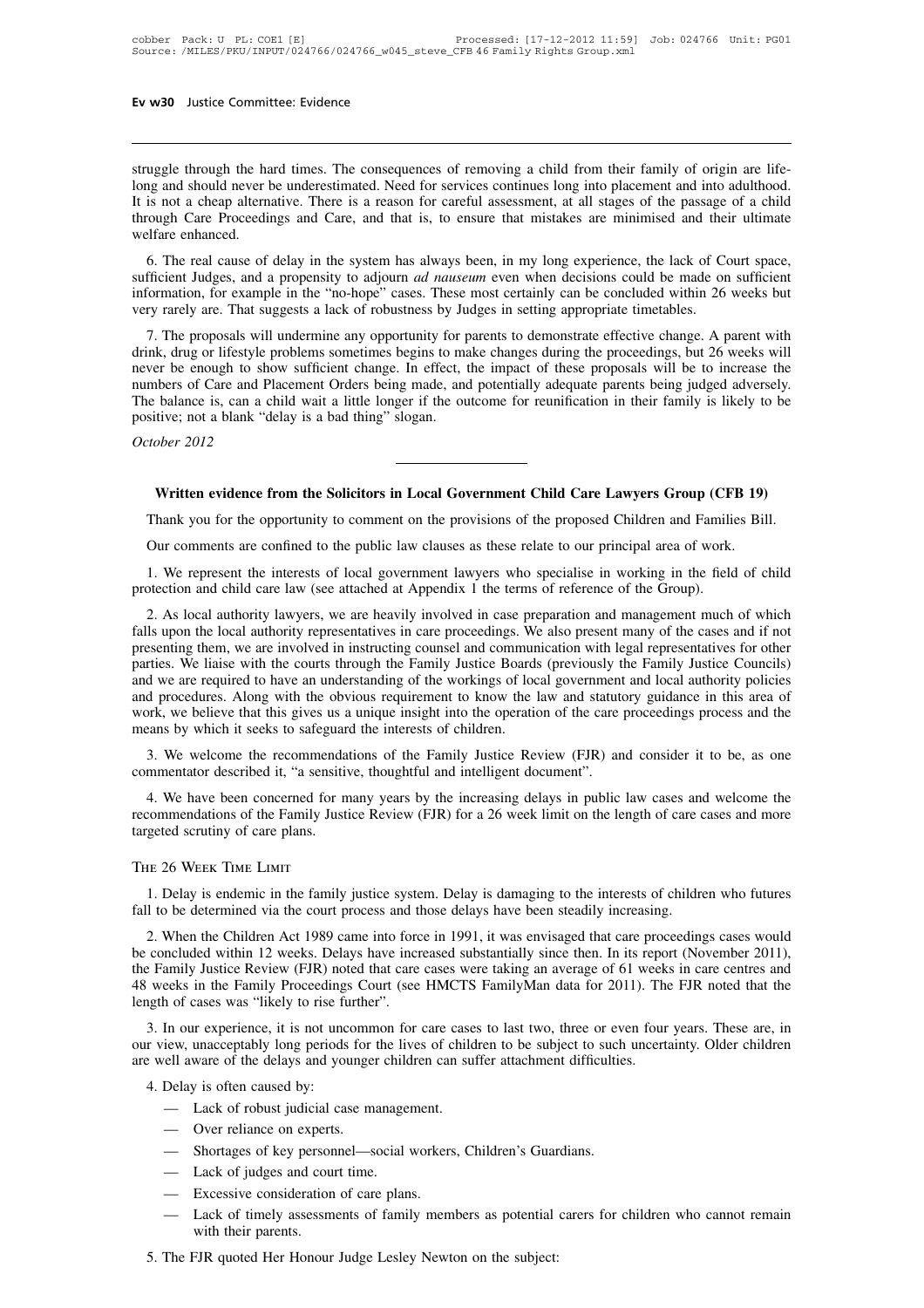struggle through the hard times. The consequences of removing a child from their family of origin are life-long and should never be underestimated. Need for services continues long into placement and into adulthood. It is not a cheap alternative. There is a reason for careful assessment, at all stages of the passage of a child through Care Proceedings and Care, and that is, to ensure that mistakes are minimised and their ultimate welfare enhanced.

6. The real cause of delay in the system has always been, in my long experience, the lack of Court space, sufficient Judges, and a propensity to adjourn *ad nauseum* even when decisions could be made on sufficient information, for example in the "no-hope" cases. These most certainly can be concluded within 26 weeks but very rarely are. That suggests a lack of robustness by Judges in setting appropriate timetables.

7. The proposals will undermine any opportunity for parents to demonstrate effective change. A parent with drink, drug or lifestyle problems sometimes begins to make changes during the proceedings, but 26 weeks will never be enough to show sufficient change. In effect, the impact of these proposals will be to increase the numbers of Care and Placement Orders being made, and potentially adequate parents being judged adversely. The balance is, can a child wait a little longer if the outcome for reunification in their family is likely to be positive; not a blank "delay is a bad thing" slogan.

*October 2012*

---

## Written evidence from the Solicitors in Local Government Child Care Lawyers Group (CFB 19)

Thank you for the opportunity to comment on the provisions of the proposed Children and Families Bill.

Our comments are confined to the public law clauses as these relate to our principal area of work.

1. We represent the interests of local government lawyers who specialise in working in the field of child protection and child care law (see attached at Appendix 1 the terms of reference of the Group).

2. As local authority lawyers, we are heavily involved in case preparation and management much of which falls upon the local authority representatives in care proceedings. We also present many of the cases and if not presenting them, we are involved in instructing counsel and communication with legal representatives for other parties. We liaise with the courts through the Family Justice Boards (previously the Family Justice Councils) and we are required to have an understanding of the workings of local government and local authority policies and procedures. Along with the obvious requirement to know the law and statutory guidance in this area of work, we believe that this gives us a unique insight into the operation of the care proceedings process and the means by which it seeks to safeguard the interests of children.

3. We welcome the recommendations of the Family Justice Review (FJR) and consider it to be, as one commentator described it, "a sensitive, thoughtful and intelligent document".

4. We have been concerned for many years by the increasing delays in public law cases and welcome the recommendations of the Family Justice Review (FJR) for a 26 week limit on the length of care cases and more targeted scrutiny of care plans.

### The 26 Week Time Limit

1. Delay is endemic in the family justice system. Delay is damaging to the interests of children who futures fall to be determined via the court process and those delays have been steadily increasing.

2. When the Children Act 1989 came into force in 1991, it was envisaged that care proceedings cases would be concluded within 12 weeks. Delays have increased substantially since then. In its report (November 2011), the Family Justice Review (FJR) noted that care cases were taking an average of 61 weeks in care centres and 48 weeks in the Family Proceedings Court (see HMCTS FamilyMan data for 2011). The FJR noted that the length of cases was "likely to rise further".

3. In our experience, it is not uncommon for care cases to last two, three or even four years. These are, in our view, unacceptably long periods for the lives of children to be subject to such uncertainty. Older children are well aware of the delays and younger children can suffer attachment difficulties.

4. Delay is often caused by:

- Lack of robust judicial case management.
- Over reliance on experts.
- Shortages of key personnel—social workers, Children's Guardians.
- Lack of judges and court time.
- Excessive consideration of care plans.
- Lack of timely assessments of family members as potential carers for children who cannot remain with their parents.

5. The FJR quoted Her Honour Judge Lesley Newton on the subject: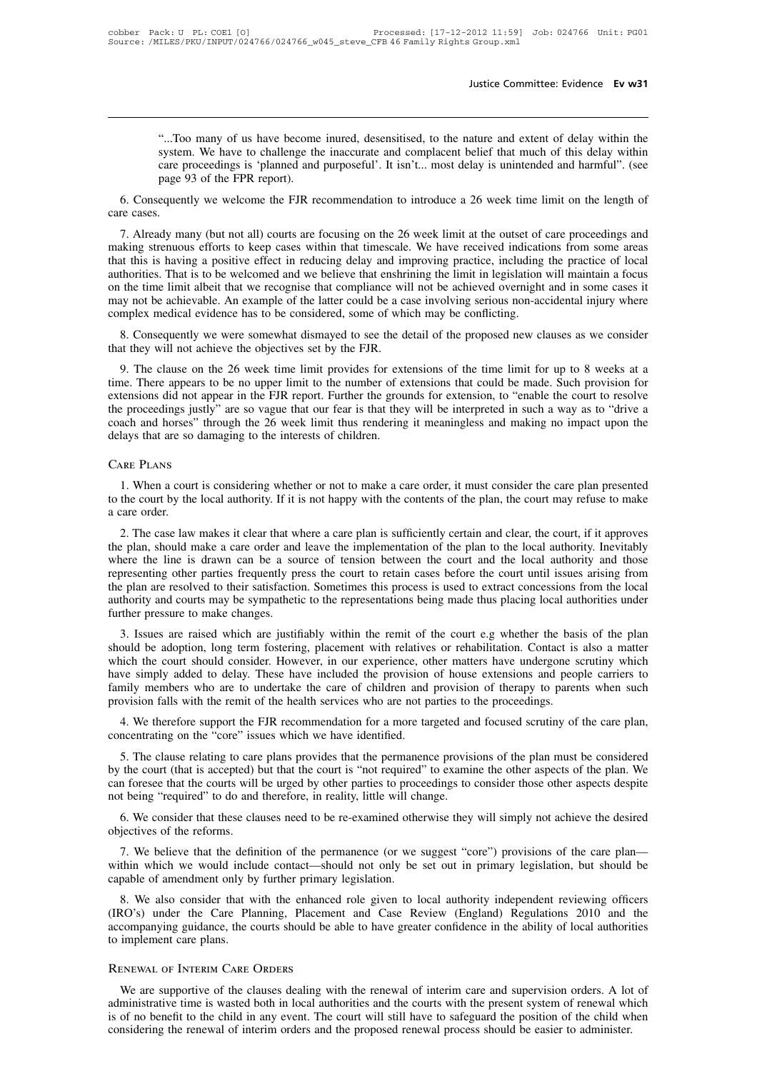> "...Too many of us have become inured, desensitised, to the nature and extent of delay within the system. We have to challenge the inaccurate and complacent belief that much of this delay within care proceedings is 'planned and purposeful'. It isn't... most delay is unintended and harmful". (see page 93 of the FPR report).

6. Consequently we welcome the FJR recommendation to introduce a 26 week time limit on the length of care cases.

7. Already many (but not all) courts are focusing on the 26 week limit at the outset of care proceedings and making strenuous efforts to keep cases within that timescale. We have received indications from some areas that this is having a positive effect in reducing delay and improving practice, including the practice of local authorities. That is to be welcomed and we believe that enshrining the limit in legislation will maintain a focus on the time limit albeit that we recognise that compliance will not be achieved overnight and in some cases it may not be achievable. An example of the latter could be a case involving serious non-accidental injury where complex medical evidence has to be considered, some of which may be conflicting.

8. Consequently we were somewhat dismayed to see the detail of the proposed new clauses as we consider that they will not achieve the objectives set by the FJR.

9. The clause on the 26 week time limit provides for extensions of the time limit for up to 8 weeks at a time. There appears to be no upper limit to the number of extensions that could be made. Such provision for extensions did not appear in the FJR report. Further the grounds for extension, to "enable the court to resolve the proceedings justly" are so vague that our fear is that they will be interpreted in such a way as to "drive a coach and horses" through the 26 week limit thus rendering it meaningless and making no impact upon the delays that are so damaging to the interests of children.

## Care Plans

1. When a court is considering whether or not to make a care order, it must consider the care plan presented to the court by the local authority. If it is not happy with the contents of the plan, the court may refuse to make a care order.

2. The case law makes it clear that where a care plan is sufficiently certain and clear, the court, if it approves the plan, should make a care order and leave the implementation of the plan to the local authority. Inevitably where the line is drawn can be a source of tension between the court and the local authority and those representing other parties frequently press the court to retain cases before the court until issues arising from the plan are resolved to their satisfaction. Sometimes this process is used to extract concessions from the local authority and courts may be sympathetic to the representations being made thus placing local authorities under further pressure to make changes.

3. Issues are raised which are justifiably within the remit of the court e.g whether the basis of the plan should be adoption, long term fostering, placement with relatives or rehabilitation. Contact is also a matter which the court should consider. However, in our experience, other matters have undergone scrutiny which have simply added to delay. These have included the provision of house extensions and people carriers to family members who are to undertake the care of children and provision of therapy to parents when such provision falls with the remit of the health services who are not parties to the proceedings.

4. We therefore support the FJR recommendation for a more targeted and focused scrutiny of the care plan, concentrating on the "core" issues which we have identified.

5. The clause relating to care plans provides that the permanence provisions of the plan must be considered by the court (that is accepted) but that the court is "not required" to examine the other aspects of the plan. We can foresee that the courts will be urged by other parties to proceedings to consider those other aspects despite not being "required" to do and therefore, in reality, little will change.

6. We consider that these clauses need to be re-examined otherwise they will simply not achieve the desired objectives of the reforms.

7. We believe that the definition of the permanence (or we suggest "core") provisions of the care plan—within which we would include contact—should not only be set out in primary legislation, but should be capable of amendment only by further primary legislation.

8. We also consider that with the enhanced role given to local authority independent reviewing officers (IRO's) under the Care Planning, Placement and Case Review (England) Regulations 2010 and the accompanying guidance, the courts should be able to have greater confidence in the ability of local authorities to implement care plans.

## Renewal of Interim Care Orders

We are supportive of the clauses dealing with the renewal of interim care and supervision orders. A lot of administrative time is wasted both in local authorities and the courts with the present system of renewal which is of no benefit to the child in any event. The court will still have to safeguard the position of the child when considering the renewal of interim orders and the proposed renewal process should be easier to administer.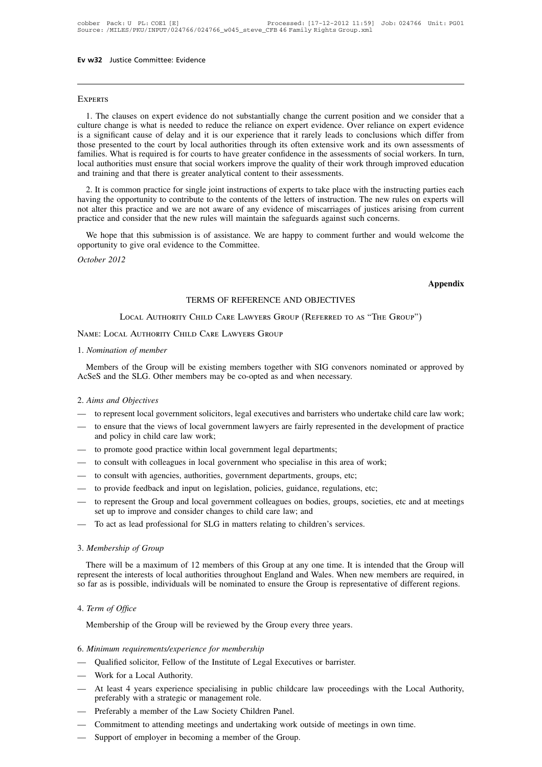## Experts

1. The clauses on expert evidence do not substantially change the current position and we consider that a culture change is what is needed to reduce the reliance on expert evidence. Over reliance on expert evidence is a significant cause of delay and it is our experience that it rarely leads to conclusions which differ from those presented to the court by local authorities through its often extensive work and its own assessments of families. What is required is for courts to have greater confidence in the assessments of social workers. In turn, local authorities must ensure that social workers improve the quality of their work through improved education and training and that there is greater analytical content to their assessments.

2. It is common practice for single joint instructions of experts to take place with the instructing parties each having the opportunity to contribute to the contents of the letters of instruction. The new rules on experts will not alter this practice and we are not aware of any evidence of miscarriages of justices arising from current practice and consider that the new rules will maintain the safeguards against such concerns.

We hope that this submission is of assistance. We are happy to comment further and would welcome the opportunity to give oral evidence to the Committee.

*October 2012*

**Appendix**

## TERMS OF REFERENCE AND OBJECTIVES

### Local Authority Child Care Lawyers Group (Referred to as "The Group")

Name: Local Authority Child Care Lawyers Group

1. *Nomination of member*

Members of the Group will be existing members together with SIG convenors nominated or approved by AcSeS and the SLG. Other members may be co-opted as and when necessary.

2. *Aims and Objectives*

- to represent local government solicitors, legal executives and barristers who undertake child care law work;
- to ensure that the views of local government lawyers are fairly represented in the development of practice and policy in child care law work;
- to promote good practice within local government legal departments;
- to consult with colleagues in local government who specialise in this area of work;
- to consult with agencies, authorities, government departments, groups, etc;
- to provide feedback and input on legislation, policies, guidance, regulations, etc;
- to represent the Group and local government colleagues on bodies, groups, societies, etc and at meetings set up to improve and consider changes to child care law; and
- To act as lead professional for SLG in matters relating to children's services.

3. *Membership of Group*

There will be a maximum of 12 members of this Group at any one time. It is intended that the Group will represent the interests of local authorities throughout England and Wales. When new members are required, in so far as is possible, individuals will be nominated to ensure the Group is representative of different regions.

4. *Term of Office*

Membership of the Group will be reviewed by the Group every three years.

6. *Minimum requirements/experience for membership*

- Qualified solicitor, Fellow of the Institute of Legal Executives or barrister.
- Work for a Local Authority.
- At least 4 years experience specialising in public childcare law proceedings with the Local Authority, preferably with a strategic or management role.
- Preferably a member of the Law Society Children Panel.
- Commitment to attending meetings and undertaking work outside of meetings in own time.
- Support of employer in becoming a member of the Group.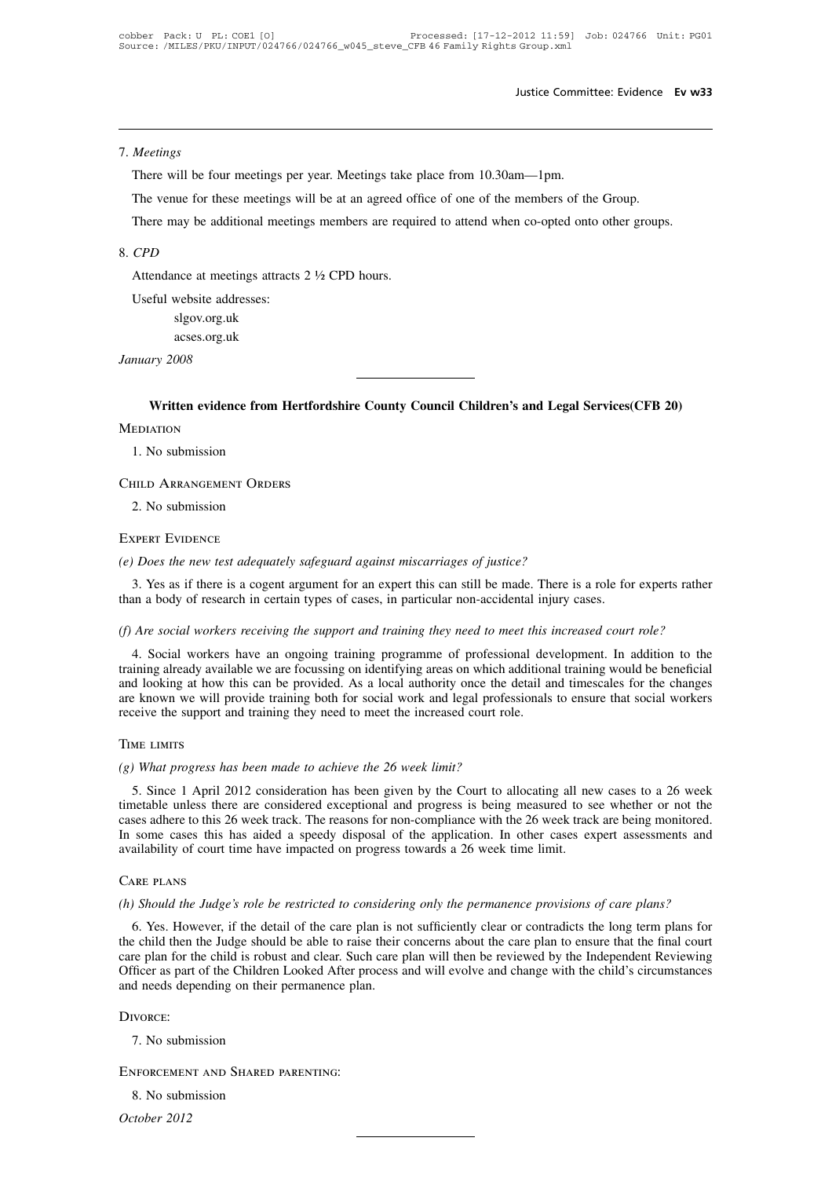7. *Meetings*

There will be four meetings per year. Meetings take place from 10.30am—1pm.

The venue for these meetings will be at an agreed office of one of the members of the Group.

There may be additional meetings members are required to attend when co-opted onto other groups.

8. *CPD*

Attendance at meetings attracts 2 ½ CPD hours.

Useful website addresses:

slgov.org.uk

acses.org.uk

*January 2008*

---

## Written evidence from Hertfordshire County Council Children's and Legal Services(CFB 20)

MEDIATION

1. No submission

CHILD ARRANGEMENT ORDERS

2. No submission

EXPERT EVIDENCE

*(e) Does the new test adequately safeguard against miscarriages of justice?*

3. Yes as if there is a cogent argument for an expert this can still be made. There is a role for experts rather than a body of research in certain types of cases, in particular non-accidental injury cases.

*(f) Are social workers receiving the support and training they need to meet this increased court role?*

4. Social workers have an ongoing training programme of professional development. In addition to the training already available we are focussing on identifying areas on which additional training would be beneficial and looking at how this can be provided. As a local authority once the detail and timescales for the changes are known we will provide training both for social work and legal professionals to ensure that social workers receive the support and training they need to meet the increased court role.

TIME LIMITS

*(g) What progress has been made to achieve the 26 week limit?*

5. Since 1 April 2012 consideration has been given by the Court to allocating all new cases to a 26 week timetable unless there are considered exceptional and progress is being measured to see whether or not the cases adhere to this 26 week track. The reasons for non-compliance with the 26 week track are being monitored. In some cases this has aided a speedy disposal of the application. In other cases expert assessments and availability of court time have impacted on progress towards a 26 week time limit.

CARE PLANS

*(h) Should the Judge's role be restricted to considering only the permanence provisions of care plans?*

6. Yes. However, if the detail of the care plan is not sufficiently clear or contradicts the long term plans for the child then the Judge should be able to raise their concerns about the care plan to ensure that the final court care plan for the child is robust and clear. Such care plan will then be reviewed by the Independent Reviewing Officer as part of the Children Looked After process and will evolve and change with the child's circumstances and needs depending on their permanence plan.

DIVORCE:

7. No submission

ENFORCEMENT AND SHARED PARENTING:

8. No submission

*October 2012*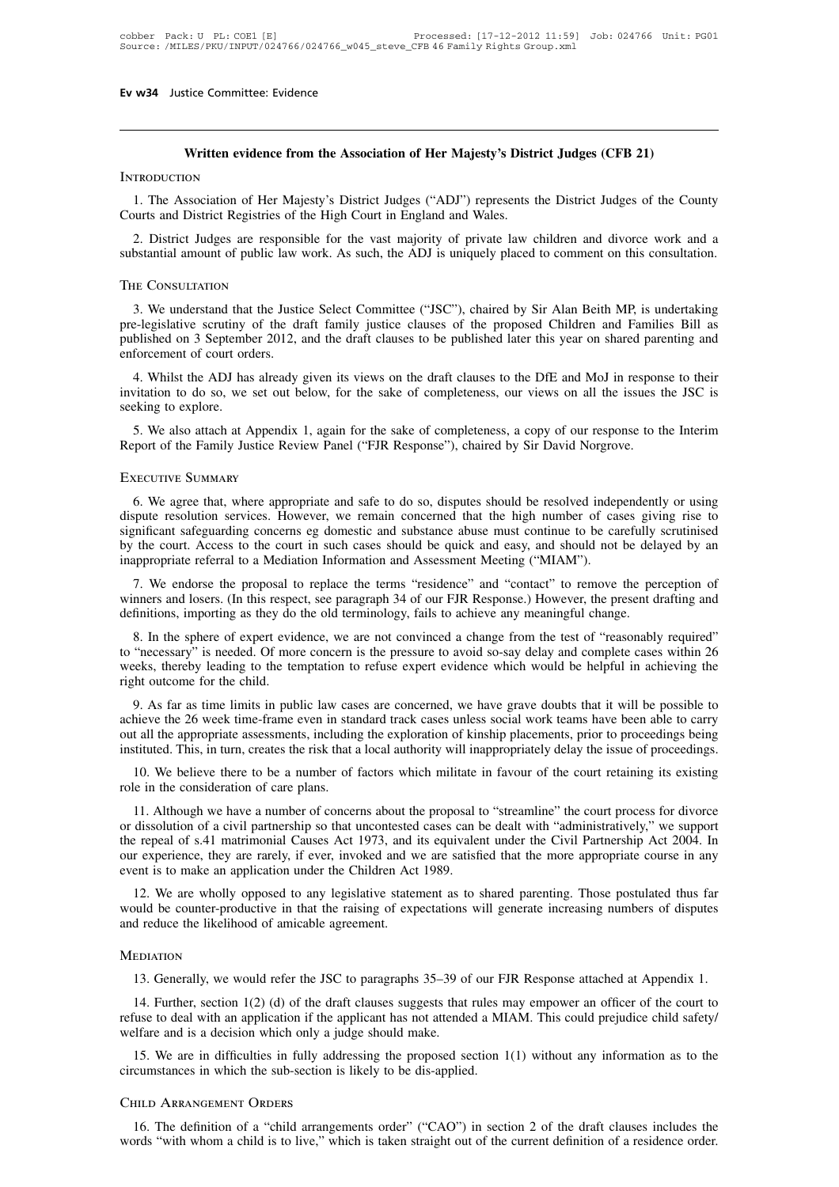## Written evidence from the Association of Her Majesty's District Judges (CFB 21)

### Introduction

1. The Association of Her Majesty's District Judges ("ADJ") represents the District Judges of the County Courts and District Registries of the High Court in England and Wales.

2. District Judges are responsible for the vast majority of private law children and divorce work and a substantial amount of public law work. As such, the ADJ is uniquely placed to comment on this consultation.

### The Consultation

3. We understand that the Justice Select Committee ("JSC"), chaired by Sir Alan Beith MP, is undertaking pre-legislative scrutiny of the draft family justice clauses of the proposed Children and Families Bill as published on 3 September 2012, and the draft clauses to be published later this year on shared parenting and enforcement of court orders.

4. Whilst the ADJ has already given its views on the draft clauses to the DfE and MoJ in response to their invitation to do so, we set out below, for the sake of completeness, our views on all the issues the JSC is seeking to explore.

5. We also attach at Appendix 1, again for the sake of completeness, a copy of our response to the Interim Report of the Family Justice Review Panel ("FJR Response"), chaired by Sir David Norgrove.

### Executive Summary

6. We agree that, where appropriate and safe to do so, disputes should be resolved independently or using dispute resolution services. However, we remain concerned that the high number of cases giving rise to significant safeguarding concerns eg domestic and substance abuse must continue to be carefully scrutinised by the court. Access to the court in such cases should be quick and easy, and should not be delayed by an inappropriate referral to a Mediation Information and Assessment Meeting ("MIAM").

7. We endorse the proposal to replace the terms "residence" and "contact" to remove the perception of winners and losers. (In this respect, see paragraph 34 of our FJR Response.) However, the present drafting and definitions, importing as they do the old terminology, fails to achieve any meaningful change.

8. In the sphere of expert evidence, we are not convinced a change from the test of "reasonably required" to "necessary" is needed. Of more concern is the pressure to avoid so-say delay and complete cases within 26 weeks, thereby leading to the temptation to refuse expert evidence which would be helpful in achieving the right outcome for the child.

9. As far as time limits in public law cases are concerned, we have grave doubts that it will be possible to achieve the 26 week time-frame even in standard track cases unless social work teams have been able to carry out all the appropriate assessments, including the exploration of kinship placements, prior to proceedings being instituted. This, in turn, creates the risk that a local authority will inappropriately delay the issue of proceedings.

10. We believe there to be a number of factors which militate in favour of the court retaining its existing role in the consideration of care plans.

11. Although we have a number of concerns about the proposal to "streamline" the court process for divorce or dissolution of a civil partnership so that uncontested cases can be dealt with "administratively," we support the repeal of s.41 matrimonial Causes Act 1973, and its equivalent under the Civil Partnership Act 2004. In our experience, they are rarely, if ever, invoked and we are satisfied that the more appropriate course in any event is to make an application under the Children Act 1989.

12. We are wholly opposed to any legislative statement as to shared parenting. Those postulated thus far would be counter-productive in that the raising of expectations will generate increasing numbers of disputes and reduce the likelihood of amicable agreement.

### Mediation

13. Generally, we would refer the JSC to paragraphs 35–39 of our FJR Response attached at Appendix 1.

14. Further, section 1(2) (d) of the draft clauses suggests that rules may empower an officer of the court to refuse to deal with an application if the applicant has not attended a MIAM. This could prejudice child safety/welfare and is a decision which only a judge should make.

15. We are in difficulties in fully addressing the proposed section 1(1) without any information as to the circumstances in which the sub-section is likely to be dis-applied.

### Child Arrangement Orders

16. The definition of a "child arrangements order" ("CAO") in section 2 of the draft clauses includes the words "with whom a child is to live," which is taken straight out of the current definition of a residence order.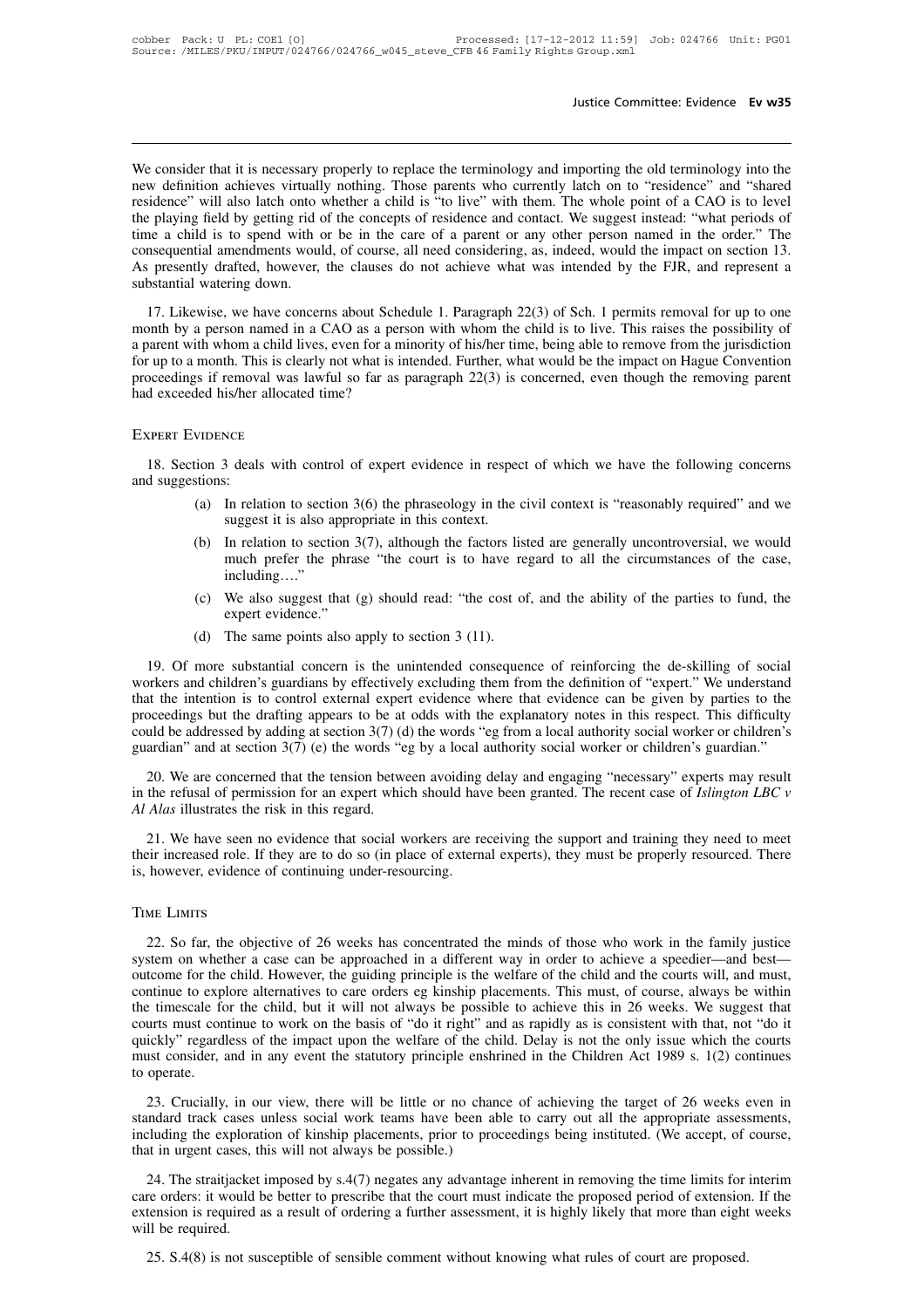We consider that it is necessary properly to replace the terminology and importing the old terminology into the new definition achieves virtually nothing. Those parents who currently latch on to "residence" and "shared residence" will also latch onto whether a child is "to live" with them. The whole point of a CAO is to level the playing field by getting rid of the concepts of residence and contact. We suggest instead: "what periods of time a child is to spend with or be in the care of a parent or any other person named in the order." The consequential amendments would, of course, all need considering, as, indeed, would the impact on section 13. As presently drafted, however, the clauses do not achieve what was intended by the FJR, and represent a substantial watering down.

17. Likewise, we have concerns about Schedule 1. Paragraph 22(3) of Sch. 1 permits removal for up to one month by a person named in a CAO as a person with whom the child is to live. This raises the possibility of a parent with whom a child lives, even for a minority of his/her time, being able to remove from the jurisdiction for up to a month. This is clearly not what is intended. Further, what would be the impact on Hague Convention proceedings if removal was lawful so far as paragraph 22(3) is concerned, even though the removing parent had exceeded his/her allocated time?

## Expert Evidence

18. Section 3 deals with control of expert evidence in respect of which we have the following concerns and suggestions:

(a) In relation to section 3(6) the phraseology in the civil context is "reasonably required" and we suggest it is also appropriate in this context.

(b) In relation to section 3(7), although the factors listed are generally uncontroversial, we would much prefer the phrase "the court is to have regard to all the circumstances of the case, including…."

(c) We also suggest that (g) should read: "the cost of, and the ability of the parties to fund, the expert evidence."

(d) The same points also apply to section 3 (11).

19. Of more substantial concern is the unintended consequence of reinforcing the de-skilling of social workers and children's guardians by effectively excluding them from the definition of "expert." We understand that the intention is to control external expert evidence where that evidence can be given by parties to the proceedings but the drafting appears to be at odds with the explanatory notes in this respect. This difficulty could be addressed by adding at section 3(7) (d) the words "eg from a local authority social worker or children's guardian" and at section 3(7) (e) the words "eg by a local authority social worker or children's guardian."

20. We are concerned that the tension between avoiding delay and engaging "necessary" experts may result in the refusal of permission for an expert which should have been granted. The recent case of *Islington LBC v Al Alas* illustrates the risk in this regard.

21. We have seen no evidence that social workers are receiving the support and training they need to meet their increased role. If they are to do so (in place of external experts), they must be properly resourced. There is, however, evidence of continuing under-resourcing.

## Time Limits

22. So far, the objective of 26 weeks has concentrated the minds of those who work in the family justice system on whether a case can be approached in a different way in order to achieve a speedier—and best—outcome for the child. However, the guiding principle is the welfare of the child and the courts will, and must, continue to explore alternatives to care orders eg kinship placements. This must, of course, always be within the timescale for the child, but it will not always be possible to achieve this in 26 weeks. We suggest that courts must continue to work on the basis of "do it right" and as rapidly as is consistent with that, not "do it quickly" regardless of the impact upon the welfare of the child. Delay is not the only issue which the courts must consider, and in any event the statutory principle enshrined in the Children Act 1989 s. 1(2) continues to operate.

23. Crucially, in our view, there will be little or no chance of achieving the target of 26 weeks even in standard track cases unless social work teams have been able to carry out all the appropriate assessments, including the exploration of kinship placements, prior to proceedings being instituted. (We accept, of course, that in urgent cases, this will not always be possible.)

24. The straitjacket imposed by s.4(7) negates any advantage inherent in removing the time limits for interim care orders: it would be better to prescribe that the court must indicate the proposed period of extension. If the extension is required as a result of ordering a further assessment, it is highly likely that more than eight weeks will be required.

25. S.4(8) is not susceptible of sensible comment without knowing what rules of court are proposed.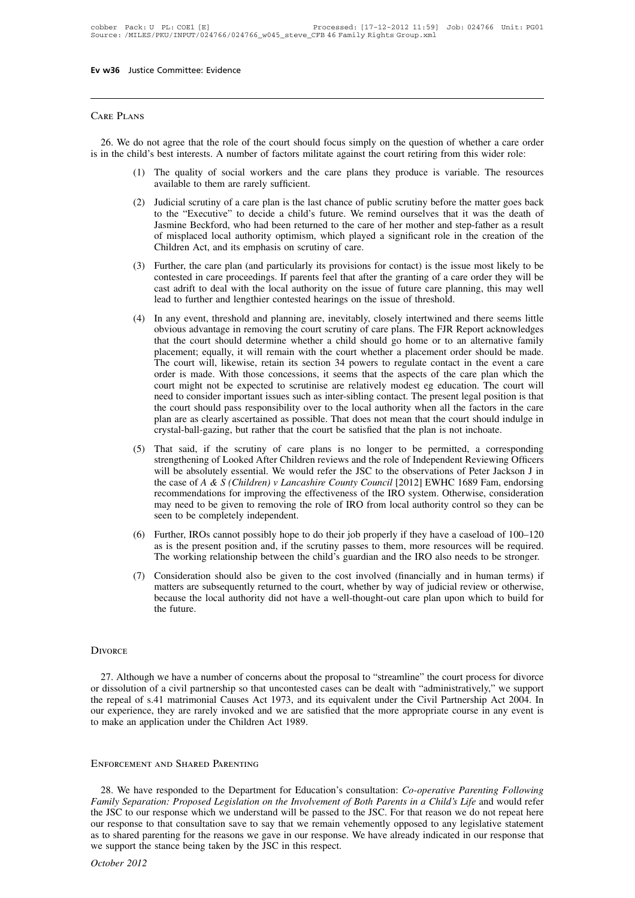## Care Plans

26. We do not agree that the role of the court should focus simply on the question of whether a care order is in the child's best interests. A number of factors militate against the court retiring from this wider role:

(1) The quality of social workers and the care plans they produce is variable. The resources available to them are rarely sufficient.

(2) Judicial scrutiny of a care plan is the last chance of public scrutiny before the matter goes back to the "Executive" to decide a child's future. We remind ourselves that it was the death of Jasmine Beckford, who had been returned to the care of her mother and step-father as a result of misplaced local authority optimism, which played a significant role in the creation of the Children Act, and its emphasis on scrutiny of care.

(3) Further, the care plan (and particularly its provisions for contact) is the issue most likely to be contested in care proceedings. If parents feel that after the granting of a care order they will be cast adrift to deal with the local authority on the issue of future care planning, this may well lead to further and lengthier contested hearings on the issue of threshold.

(4) In any event, threshold and planning are, inevitably, closely intertwined and there seems little obvious advantage in removing the court scrutiny of care plans. The FJR Report acknowledges that the court should determine whether a child should go home or to an alternative family placement; equally, it will remain with the court whether a placement order should be made. The court will, likewise, retain its section 34 powers to regulate contact in the event a care order is made. With those concessions, it seems that the aspects of the care plan which the court might not be expected to scrutinise are relatively modest eg education. The court will need to consider important issues such as inter-sibling contact. The present legal position is that the court should pass responsibility over to the local authority when all the factors in the care plan are as clearly ascertained as possible. That does not mean that the court should indulge in crystal-ball-gazing, but rather that the court be satisfied that the plan is not inchoate.

(5) That said, if the scrutiny of care plans is no longer to be permitted, a corresponding strengthening of Looked After Children reviews and the role of Independent Reviewing Officers will be absolutely essential. We would refer the JSC to the observations of Peter Jackson J in the case of *A & S (Children) v Lancashire County Council* [2012] EWHC 1689 Fam, endorsing recommendations for improving the effectiveness of the IRO system. Otherwise, consideration may need to be given to removing the role of IRO from local authority control so they can be seen to be completely independent.

(6) Further, IROs cannot possibly hope to do their job properly if they have a caseload of 100–120 as is the present position and, if the scrutiny passes to them, more resources will be required. The working relationship between the child's guardian and the IRO also needs to be stronger.

(7) Consideration should also be given to the cost involved (financially and in human terms) if matters are subsequently returned to the court, whether by way of judicial review or otherwise, because the local authority did not have a well-thought-out care plan upon which to build for the future.

## Divorce

27. Although we have a number of concerns about the proposal to "streamline" the court process for divorce or dissolution of a civil partnership so that uncontested cases can be dealt with "administratively," we support the repeal of s.41 matrimonial Causes Act 1973, and its equivalent under the Civil Partnership Act 2004. In our experience, they are rarely invoked and we are satisfied that the more appropriate course in any event is to make an application under the Children Act 1989.

## Enforcement and Shared Parenting

28. We have responded to the Department for Education's consultation: *Co-operative Parenting Following Family Separation: Proposed Legislation on the Involvement of Both Parents in a Child's Life* and would refer the JSC to our response which we understand will be passed to the JSC. For that reason we do not repeat here our response to that consultation save to say that we remain vehemently opposed to any legislative statement as to shared parenting for the reasons we gave in our response. We have already indicated in our response that we support the stance being taken by the JSC in this respect.

*October 2012*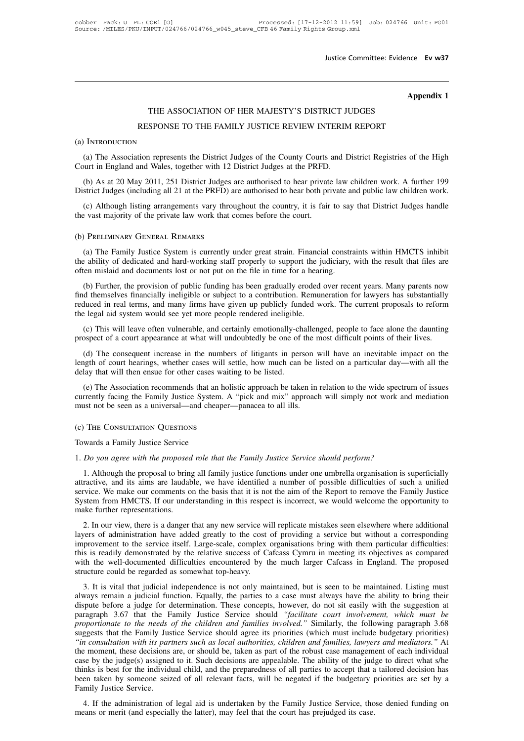**Appendix 1**

# THE ASSOCIATION OF HER MAJESTY'S DISTRICT JUDGES

## RESPONSE TO THE FAMILY JUSTICE REVIEW INTERIM REPORT

### (a) Introduction

(a) The Association represents the District Judges of the County Courts and District Registries of the High Court in England and Wales, together with 12 District Judges at the PRFD.

(b) As at 20 May 2011, 251 District Judges are authorised to hear private law children work. A further 199 District Judges (including all 21 at the PRFD) are authorised to hear both private and public law children work.

(c) Although listing arrangements vary throughout the country, it is fair to say that District Judges handle the vast majority of the private law work that comes before the court.

### (b) Preliminary General Remarks

(a) The Family Justice System is currently under great strain. Financial constraints within HMCTS inhibit the ability of dedicated and hard-working staff properly to support the judiciary, with the result that files are often mislaid and documents lost or not put on the file in time for a hearing.

(b) Further, the provision of public funding has been gradually eroded over recent years. Many parents now find themselves financially ineligible or subject to a contribution. Remuneration for lawyers has substantially reduced in real terms, and many firms have given up publicly funded work. The current proposals to reform the legal aid system would see yet more people rendered ineligible.

(c) This will leave often vulnerable, and certainly emotionally-challenged, people to face alone the daunting prospect of a court appearance at what will undoubtedly be one of the most difficult points of their lives.

(d) The consequent increase in the numbers of litigants in person will have an inevitable impact on the length of court hearings, whether cases will settle, how much can be listed on a particular day—with all the delay that will then ensue for other cases waiting to be listed.

(e) The Association recommends that an holistic approach be taken in relation to the wide spectrum of issues currently facing the Family Justice System. A "pick and mix" approach will simply not work and mediation must not be seen as a universal—and cheaper—panacea to all ills.

### (c) The Consultation Questions

Towards a Family Justice Service

1. *Do you agree with the proposed role that the Family Justice Service should perform?*

1. Although the proposal to bring all family justice functions under one umbrella organisation is superficially attractive, and its aims are laudable, we have identified a number of possible difficulties of such a unified service. We make our comments on the basis that it is not the aim of the Report to remove the Family Justice System from HMCTS. If our understanding in this respect is incorrect, we would welcome the opportunity to make further representations.

2. In our view, there is a danger that any new service will replicate mistakes seen elsewhere where additional layers of administration have added greatly to the cost of providing a service but without a corresponding improvement to the service itself. Large-scale, complex organisations bring with them particular difficulties: this is readily demonstrated by the relative success of Cafcass Cymru in meeting its objectives as compared with the well-documented difficulties encountered by the much larger Cafcass in England. The proposed structure could be regarded as somewhat top-heavy.

3. It is vital that judicial independence is not only maintained, but is seen to be maintained. Listing must always remain a judicial function. Equally, the parties to a case must always have the ability to bring their dispute before a judge for determination. These concepts, however, do not sit easily with the suggestion at paragraph 3.67 that the Family Justice Service should *"facilitate court involvement, which must be proportionate to the needs of the children and families involved."* Similarly, the following paragraph 3.68 suggests that the Family Justice Service should agree its priorities (which must include budgetary priorities) *"in consultation with its partners such as local authorities, children and families, lawyers and mediators."* At the moment, these decisions are, or should be, taken as part of the robust case management of each individual case by the judge(s) assigned to it. Such decisions are appealable. The ability of the judge to direct what s/he thinks is best for the individual child, and the preparedness of all parties to accept that a tailored decision has been taken by someone seized of all relevant facts, will be negated if the budgetary priorities are set by a Family Justice Service.

4. If the administration of legal aid is undertaken by the Family Justice Service, those denied funding on means or merit (and especially the latter), may feel that the court has prejudged its case.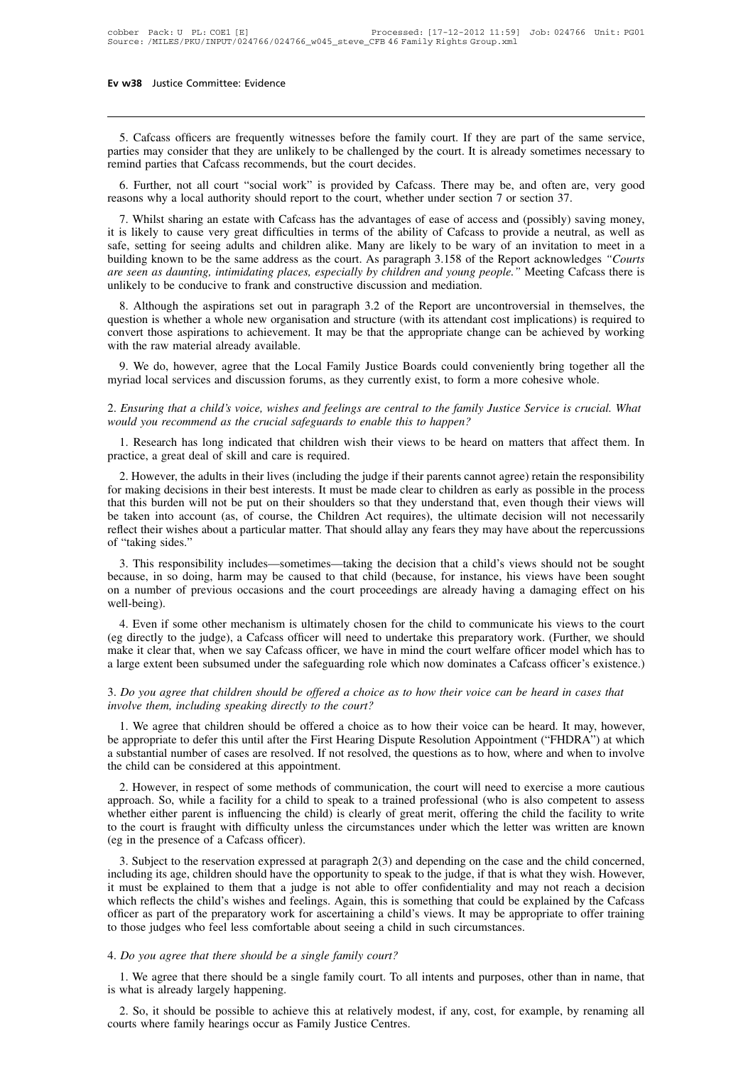5. Cafcass officers are frequently witnesses before the family court. If they are part of the same service, parties may consider that they are unlikely to be challenged by the court. It is already sometimes necessary to remind parties that Cafcass recommends, but the court decides.

6. Further, not all court "social work" is provided by Cafcass. There may be, and often are, very good reasons why a local authority should report to the court, whether under section 7 or section 37.

7. Whilst sharing an estate with Cafcass has the advantages of ease of access and (possibly) saving money, it is likely to cause very great difficulties in terms of the ability of Cafcass to provide a neutral, as well as safe, setting for seeing adults and children alike. Many are likely to be wary of an invitation to meet in a building known to be the same address as the court. As paragraph 3.158 of the Report acknowledges *"Courts are seen as daunting, intimidating places, especially by children and young people."* Meeting Cafcass there is unlikely to be conducive to frank and constructive discussion and mediation.

8. Although the aspirations set out in paragraph 3.2 of the Report are uncontroversial in themselves, the question is whether a whole new organisation and structure (with its attendant cost implications) is required to convert those aspirations to achievement. It may be that the appropriate change can be achieved by working with the raw material already available.

9. We do, however, agree that the Local Family Justice Boards could conveniently bring together all the myriad local services and discussion forums, as they currently exist, to form a more cohesive whole.

2. *Ensuring that a child's voice, wishes and feelings are central to the family Justice Service is crucial. What would you recommend as the crucial safeguards to enable this to happen?*

1. Research has long indicated that children wish their views to be heard on matters that affect them. In practice, a great deal of skill and care is required.

2. However, the adults in their lives (including the judge if their parents cannot agree) retain the responsibility for making decisions in their best interests. It must be made clear to children as early as possible in the process that this burden will not be put on their shoulders so that they understand that, even though their views will be taken into account (as, of course, the Children Act requires), the ultimate decision will not necessarily reflect their wishes about a particular matter. That should allay any fears they may have about the repercussions of "taking sides."

3. This responsibility includes—sometimes—taking the decision that a child's views should not be sought because, in so doing, harm may be caused to that child (because, for instance, his views have been sought on a number of previous occasions and the court proceedings are already having a damaging effect on his well-being).

4. Even if some other mechanism is ultimately chosen for the child to communicate his views to the court (eg directly to the judge), a Cafcass officer will need to undertake this preparatory work. (Further, we should make it clear that, when we say Cafcass officer, we have in mind the court welfare officer model which has to a large extent been subsumed under the safeguarding role which now dominates a Cafcass officer's existence.)

3. *Do you agree that children should be offered a choice as to how their voice can be heard in cases that involve them, including speaking directly to the court?*

1. We agree that children should be offered a choice as to how their voice can be heard. It may, however, be appropriate to defer this until after the First Hearing Dispute Resolution Appointment ("FHDRA") at which a substantial number of cases are resolved. If not resolved, the questions as to how, where and when to involve the child can be considered at this appointment.

2. However, in respect of some methods of communication, the court will need to exercise a more cautious approach. So, while a facility for a child to speak to a trained professional (who is also competent to assess whether either parent is influencing the child) is clearly of great merit, offering the child the facility to write to the court is fraught with difficulty unless the circumstances under which the letter was written are known (eg in the presence of a Cafcass officer).

3. Subject to the reservation expressed at paragraph 2(3) and depending on the case and the child concerned, including its age, children should have the opportunity to speak to the judge, if that is what they wish. However, it must be explained to them that a judge is not able to offer confidentiality and may not reach a decision which reflects the child's wishes and feelings. Again, this is something that could be explained by the Cafcass officer as part of the preparatory work for ascertaining a child's views. It may be appropriate to offer training to those judges who feel less comfortable about seeing a child in such circumstances.

4. *Do you agree that there should be a single family court?*

1. We agree that there should be a single family court. To all intents and purposes, other than in name, that is what is already largely happening.

2. So, it should be possible to achieve this at relatively modest, if any, cost, for example, by renaming all courts where family hearings occur as Family Justice Centres.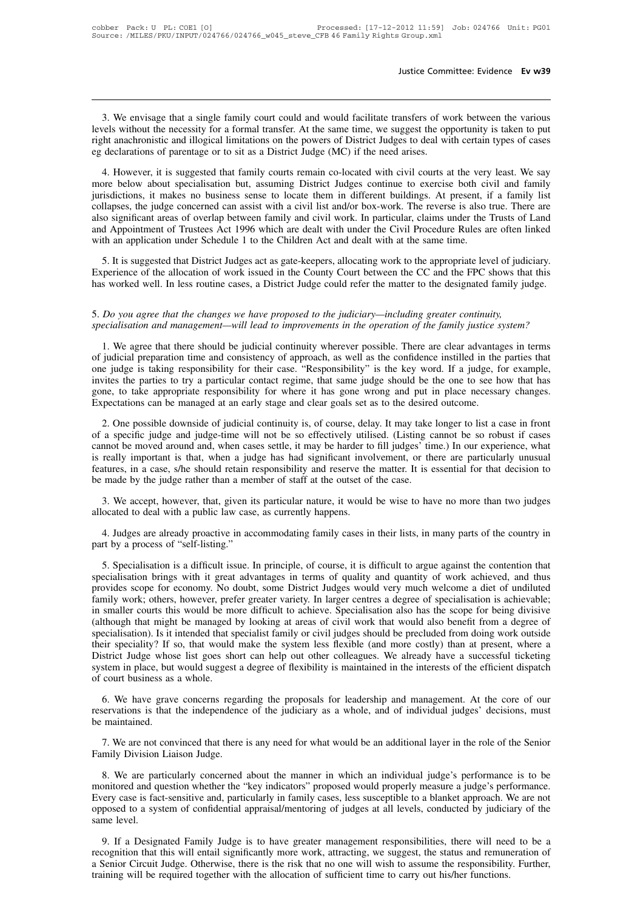3. We envisage that a single family court could and would facilitate transfers of work between the various levels without the necessity for a formal transfer. At the same time, we suggest the opportunity is taken to put right anachronistic and illogical limitations on the powers of District Judges to deal with certain types of cases eg declarations of parentage or to sit as a District Judge (MC) if the need arises.

4. However, it is suggested that family courts remain co-located with civil courts at the very least. We say more below about specialisation but, assuming District Judges continue to exercise both civil and family jurisdictions, it makes no business sense to locate them in different buildings. At present, if a family list collapses, the judge concerned can assist with a civil list and/or box-work. The reverse is also true. There are also significant areas of overlap between family and civil work. In particular, claims under the Trusts of Land and Appointment of Trustees Act 1996 which are dealt with under the Civil Procedure Rules are often linked with an application under Schedule 1 to the Children Act and dealt with at the same time.

5. It is suggested that District Judges act as gate-keepers, allocating work to the appropriate level of judiciary. Experience of the allocation of work issued in the County Court between the CC and the FPC shows that this has worked well. In less routine cases, a District Judge could refer the matter to the designated family judge.

5. *Do you agree that the changes we have proposed to the judiciary—including greater continuity, specialisation and management—will lead to improvements in the operation of the family justice system?*

1. We agree that there should be judicial continuity wherever possible. There are clear advantages in terms of judicial preparation time and consistency of approach, as well as the confidence instilled in the parties that one judge is taking responsibility for their case. "Responsibility" is the key word. If a judge, for example, invites the parties to try a particular contact regime, that same judge should be the one to see how that has gone, to take appropriate responsibility for where it has gone wrong and put in place necessary changes. Expectations can be managed at an early stage and clear goals set as to the desired outcome.

2. One possible downside of judicial continuity is, of course, delay. It may take longer to list a case in front of a specific judge and judge-time will not be so effectively utilised. (Listing cannot be so robust if cases cannot be moved around and, when cases settle, it may be harder to fill judges' time.) In our experience, what is really important is that, when a judge has had significant involvement, or there are particularly unusual features, in a case, s/he should retain responsibility and reserve the matter. It is essential for that decision to be made by the judge rather than a member of staff at the outset of the case.

3. We accept, however, that, given its particular nature, it would be wise to have no more than two judges allocated to deal with a public law case, as currently happens.

4. Judges are already proactive in accommodating family cases in their lists, in many parts of the country in part by a process of "self-listing."

5. Specialisation is a difficult issue. In principle, of course, it is difficult to argue against the contention that specialisation brings with it great advantages in terms of quality and quantity of work achieved, and thus provides scope for economy. No doubt, some District Judges would very much welcome a diet of undiluted family work; others, however, prefer greater variety. In larger centres a degree of specialisation is achievable; in smaller courts this would be more difficult to achieve. Specialisation also has the scope for being divisive (although that might be managed by looking at areas of civil work that would also benefit from a degree of specialisation). Is it intended that specialist family or civil judges should be precluded from doing work outside their speciality? If so, that would make the system less flexible (and more costly) than at present, where a District Judge whose list goes short can help out other colleagues. We already have a successful ticketing system in place, but would suggest a degree of flexibility is maintained in the interests of the efficient dispatch of court business as a whole.

6. We have grave concerns regarding the proposals for leadership and management. At the core of our reservations is that the independence of the judiciary as a whole, and of individual judges' decisions, must be maintained.

7. We are not convinced that there is any need for what would be an additional layer in the role of the Senior Family Division Liaison Judge.

8. We are particularly concerned about the manner in which an individual judge's performance is to be monitored and question whether the "key indicators" proposed would properly measure a judge's performance. Every case is fact-sensitive and, particularly in family cases, less susceptible to a blanket approach. We are not opposed to a system of confidential appraisal/mentoring of judges at all levels, conducted by judiciary of the same level.

9. If a Designated Family Judge is to have greater management responsibilities, there will need to be a recognition that this will entail significantly more work, attracting, we suggest, the status and remuneration of a Senior Circuit Judge. Otherwise, there is the risk that no one will wish to assume the responsibility. Further, training will be required together with the allocation of sufficient time to carry out his/her functions.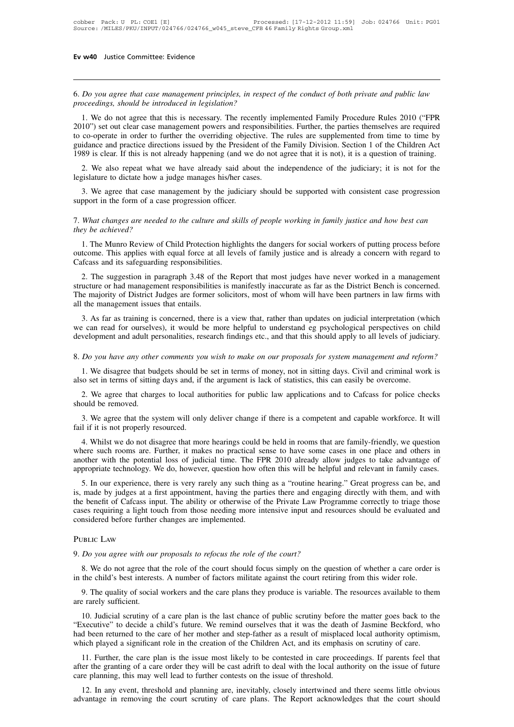6. *Do you agree that case management principles, in respect of the conduct of both private and public law proceedings, should be introduced in legislation?*

1. We do not agree that this is necessary. The recently implemented Family Procedure Rules 2010 ("FPR 2010") set out clear case management powers and responsibilities. Further, the parties themselves are required to co-operate in order to further the overriding objective. The rules are supplemented from time to time by guidance and practice directions issued by the President of the Family Division. Section 1 of the Children Act 1989 is clear. If this is not already happening (and we do not agree that it is not), it is a question of training.

2. We also repeat what we have already said about the independence of the judiciary; it is not for the legislature to dictate how a judge manages his/her cases.

3. We agree that case management by the judiciary should be supported with consistent case progression support in the form of a case progression officer.

7. *What changes are needed to the culture and skills of people working in family justice and how best can they be achieved?*

1. The Munro Review of Child Protection highlights the dangers for social workers of putting process before outcome. This applies with equal force at all levels of family justice and is already a concern with regard to Cafcass and its safeguarding responsibilities.

2. The suggestion in paragraph 3.48 of the Report that most judges have never worked in a management structure or had management responsibilities is manifestly inaccurate as far as the District Bench is concerned. The majority of District Judges are former solicitors, most of whom will have been partners in law firms with all the management issues that entails.

3. As far as training is concerned, there is a view that, rather than updates on judicial interpretation (which we can read for ourselves), it would be more helpful to understand eg psychological perspectives on child development and adult personalities, research findings etc., and that this should apply to all levels of judiciary.

8. *Do you have any other comments you wish to make on our proposals for system management and reform?*

1. We disagree that budgets should be set in terms of money, not in sitting days. Civil and criminal work is also set in terms of sitting days and, if the argument is lack of statistics, this can easily be overcome.

2. We agree that charges to local authorities for public law applications and to Cafcass for police checks should be removed.

3. We agree that the system will only deliver change if there is a competent and capable workforce. It will fail if it is not properly resourced.

4. Whilst we do not disagree that more hearings could be held in rooms that are family-friendly, we question where such rooms are. Further, it makes no practical sense to have some cases in one place and others in another with the potential loss of judicial time. The FPR 2010 already allow judges to take advantage of appropriate technology. We do, however, question how often this will be helpful and relevant in family cases.

5. In our experience, there is very rarely any such thing as a "routine hearing." Great progress can be, and is, made by judges at a first appointment, having the parties there and engaging directly with them, and with the benefit of Cafcass input. The ability or otherwise of the Private Law Programme correctly to triage those cases requiring a light touch from those needing more intensive input and resources should be evaluated and considered before further changes are implemented.

## Public Law

9. *Do you agree with our proposals to refocus the role of the court?*

8. We do not agree that the role of the court should focus simply on the question of whether a care order is in the child's best interests. A number of factors militate against the court retiring from this wider role.

9. The quality of social workers and the care plans they produce is variable. The resources available to them are rarely sufficient.

10. Judicial scrutiny of a care plan is the last chance of public scrutiny before the matter goes back to the "Executive" to decide a child's future. We remind ourselves that it was the death of Jasmine Beckford, who had been returned to the care of her mother and step-father as a result of misplaced local authority optimism, which played a significant role in the creation of the Children Act, and its emphasis on scrutiny of care.

11. Further, the care plan is the issue most likely to be contested in care proceedings. If parents feel that after the granting of a care order they will be cast adrift to deal with the local authority on the issue of future care planning, this may well lead to further contests on the issue of threshold.

12. In any event, threshold and planning are, inevitably, closely intertwined and there seems little obvious advantage in removing the court scrutiny of care plans. The Report acknowledges that the court should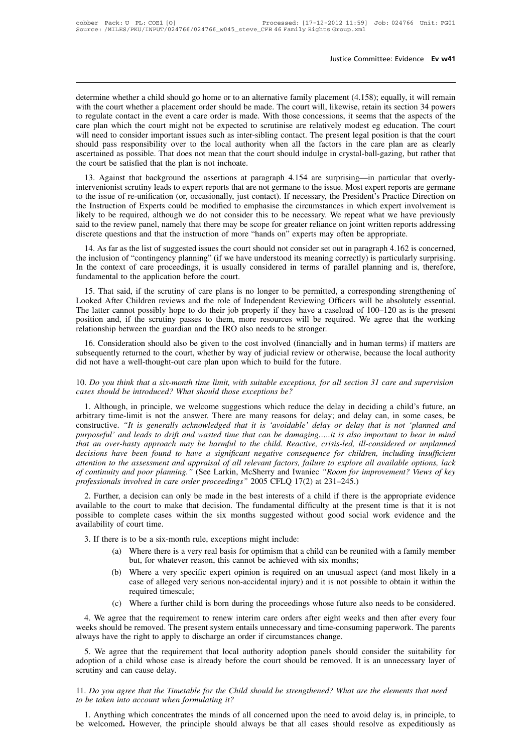determine whether a child should go home or to an alternative family placement (4.158); equally, it will remain with the court whether a placement order should be made. The court will, likewise, retain its section 34 powers to regulate contact in the event a care order is made. With those concessions, it seems that the aspects of the care plan which the court might not be expected to scrutinise are relatively modest eg education. The court will need to consider important issues such as inter-sibling contact. The present legal position is that the court should pass responsibility over to the local authority when all the factors in the care plan are as clearly ascertained as possible. That does not mean that the court should indulge in crystal-ball-gazing, but rather that the court be satisfied that the plan is not inchoate.

13. Against that background the assertions at paragraph 4.154 are surprising—in particular that overly-intervenionist scrutiny leads to expert reports that are not germane to the issue. Most expert reports are germane to the issue of re-unification (or, occasionally, just contact). If necessary, the President's Practice Direction on the Instruction of Experts could be modified to emphasise the circumstances in which expert involvement is likely to be required, although we do not consider this to be necessary. We repeat what we have previously said to the review panel, namely that there may be scope for greater reliance on joint written reports addressing discrete questions and that the instruction of more "hands on" experts may often be appropriate.

14. As far as the list of suggested issues the court should not consider set out in paragraph 4.162 is concerned, the inclusion of "contingency planning" (if we have understood its meaning correctly) is particularly surprising. In the context of care proceedings, it is usually considered in terms of parallel planning and is, therefore, fundamental to the application before the court.

15. That said, if the scrutiny of care plans is no longer to be permitted, a corresponding strengthening of Looked After Children reviews and the role of Independent Reviewing Officers will be absolutely essential. The latter cannot possibly hope to do their job properly if they have a caseload of 100–120 as is the present position and, if the scrutiny passes to them, more resources will be required. We agree that the working relationship between the guardian and the IRO also needs to be stronger.

16. Consideration should also be given to the cost involved (financially and in human terms) if matters are subsequently returned to the court, whether by way of judicial review or otherwise, because the local authority did not have a well-thought-out care plan upon which to build for the future.

10. *Do you think that a six-month time limit, with suitable exceptions, for all section 31 care and supervision cases should be introduced? What should those exceptions be?*

1. Although, in principle, we welcome suggestions which reduce the delay in deciding a child's future, an arbitrary time-limit is not the answer. There are many reasons for delay; and delay can, in some cases, be constructive. *"It is generally acknowledged that it is 'avoidable' delay or delay that is not 'planned and purposeful' and leads to drift and wasted time that can be damaging.....it is also important to bear in mind that an over-hasty approach may be harmful to the child. Reactive, crisis-led, ill-considered or unplanned decisions have been found to have a significant negative consequence for children, including insufficient attention to the assessment and appraisal of all relevant factors, failure to explore all available options, lack of continuity and poor planning."* (See Larkin, McSherry and Iwaniec *"Room for improvement? Views of key professionals involved in care order proceedings"* 2005 CFLQ 17(2) at 231–245.)

2. Further, a decision can only be made in the best interests of a child if there is the appropriate evidence available to the court to make that decision. The fundamental difficulty at the present time is that it is not possible to complete cases within the six months suggested without good social work evidence and the availability of court time.

3. If there is to be a six-month rule, exceptions might include:

   (a) Where there is a very real basis for optimism that a child can be reunited with a family member but, for whatever reason, this cannot be achieved with six months;

   (b) Where a very specific expert opinion is required on an unusual aspect (and most likely in a case of alleged very serious non-accidental injury) and it is not possible to obtain it within the required timescale;

   (c) Where a further child is born during the proceedings whose future also needs to be considered.

4. We agree that the requirement to renew interim care orders after eight weeks and then after every four weeks should be removed. The present system entails unnecessary and time-consuming paperwork. The parents always have the right to apply to discharge an order if circumstances change.

5. We agree that the requirement that local authority adoption panels should consider the suitability for adoption of a child whose case is already before the court should be removed. It is an unnecessary layer of scrutiny and can cause delay.

11. *Do you agree that the Timetable for the Child should be strengthened? What are the elements that need to be taken into account when formulating it?*

1. Anything which concentrates the minds of all concerned upon the need to avoid delay is, in principle, to be welcomed**.** However, the principle should always be that all cases should resolve as expeditiously as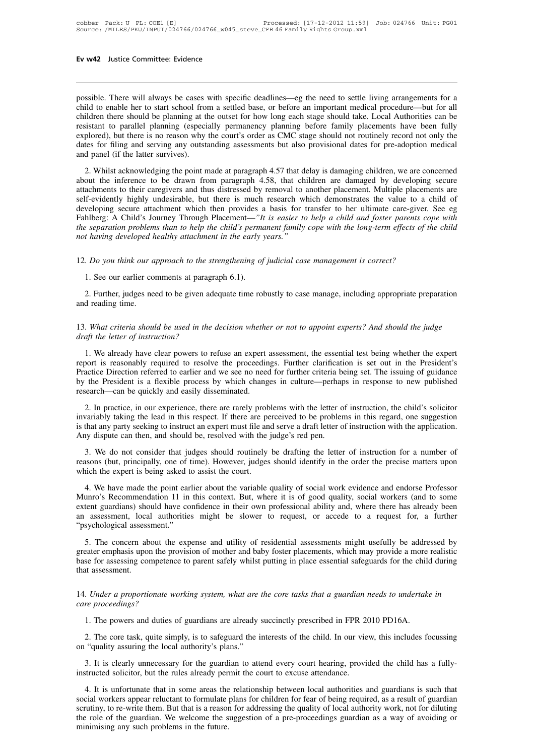possible. There will always be cases with specific deadlines—eg the need to settle living arrangements for a child to enable her to start school from a settled base, or before an important medical procedure—but for all children there should be planning at the outset for how long each stage should take. Local Authorities can be resistant to parallel planning (especially permanency planning before family placements have been fully explored), but there is no reason why the court's order as CMC stage should not routinely record not only the dates for filing and serving any outstanding assessments but also provisional dates for pre-adoption medical and panel (if the latter survives).

2. Whilst acknowledging the point made at paragraph 4.57 that delay is damaging children, we are concerned about the inference to be drawn from paragraph 4.58, that children are damaged by developing secure attachments to their caregivers and thus distressed by removal to another placement. Multiple placements are self-evidently highly undesirable, but there is much research which demonstrates the value to a child of developing secure attachment which then provides a basis for transfer to her ultimate care-giver. See eg Fahlberg: A Child's Journey Through Placement—*"It is easier to help a child and foster parents cope with the separation problems than to help the child's permanent family cope with the long-term effects of the child not having developed healthy attachment in the early years."*

12. *Do you think our approach to the strengthening of judicial case management is correct?*

1. See our earlier comments at paragraph 6.1).

2. Further, judges need to be given adequate time robustly to case manage, including appropriate preparation and reading time.

13. *What criteria should be used in the decision whether or not to appoint experts? And should the judge draft the letter of instruction?*

1. We already have clear powers to refuse an expert assessment, the essential test being whether the expert report is reasonably required to resolve the proceedings. Further clarification is set out in the President's Practice Direction referred to earlier and we see no need for further criteria being set. The issuing of guidance by the President is a flexible process by which changes in culture—perhaps in response to new published research—can be quickly and easily disseminated.

2. In practice, in our experience, there are rarely problems with the letter of instruction, the child's solicitor invariably taking the lead in this respect. If there are perceived to be problems in this regard, one suggestion is that any party seeking to instruct an expert must file and serve a draft letter of instruction with the application. Any dispute can then, and should be, resolved with the judge's red pen.

3. We do not consider that judges should routinely be drafting the letter of instruction for a number of reasons (but, principally, one of time). However, judges should identify in the order the precise matters upon which the expert is being asked to assist the court.

4. We have made the point earlier about the variable quality of social work evidence and endorse Professor Munro's Recommendation 11 in this context. But, where it is of good quality, social workers (and to some extent guardians) should have confidence in their own professional ability and, where there has already been an assessment, local authorities might be slower to request, or accede to a request for, a further "psychological assessment."

5. The concern about the expense and utility of residential assessments might usefully be addressed by greater emphasis upon the provision of mother and baby foster placements, which may provide a more realistic base for assessing competence to parent safely whilst putting in place essential safeguards for the child during that assessment.

14. *Under a proportionate working system, what are the core tasks that a guardian needs to undertake in care proceedings?*

1. The powers and duties of guardians are already succinctly prescribed in FPR 2010 PD16A.

2. The core task, quite simply, is to safeguard the interests of the child. In our view, this includes focussing on "quality assuring the local authority's plans."

3. It is clearly unnecessary for the guardian to attend every court hearing, provided the child has a fully-instructed solicitor, but the rules already permit the court to excuse attendance.

4. It is unfortunate that in some areas the relationship between local authorities and guardians is such that social workers appear reluctant to formulate plans for children for fear of being required, as a result of guardian scrutiny, to re-write them. But that is a reason for addressing the quality of local authority work, not for diluting the role of the guardian. We welcome the suggestion of a pre-proceedings guardian as a way of avoiding or minimising any such problems in the future.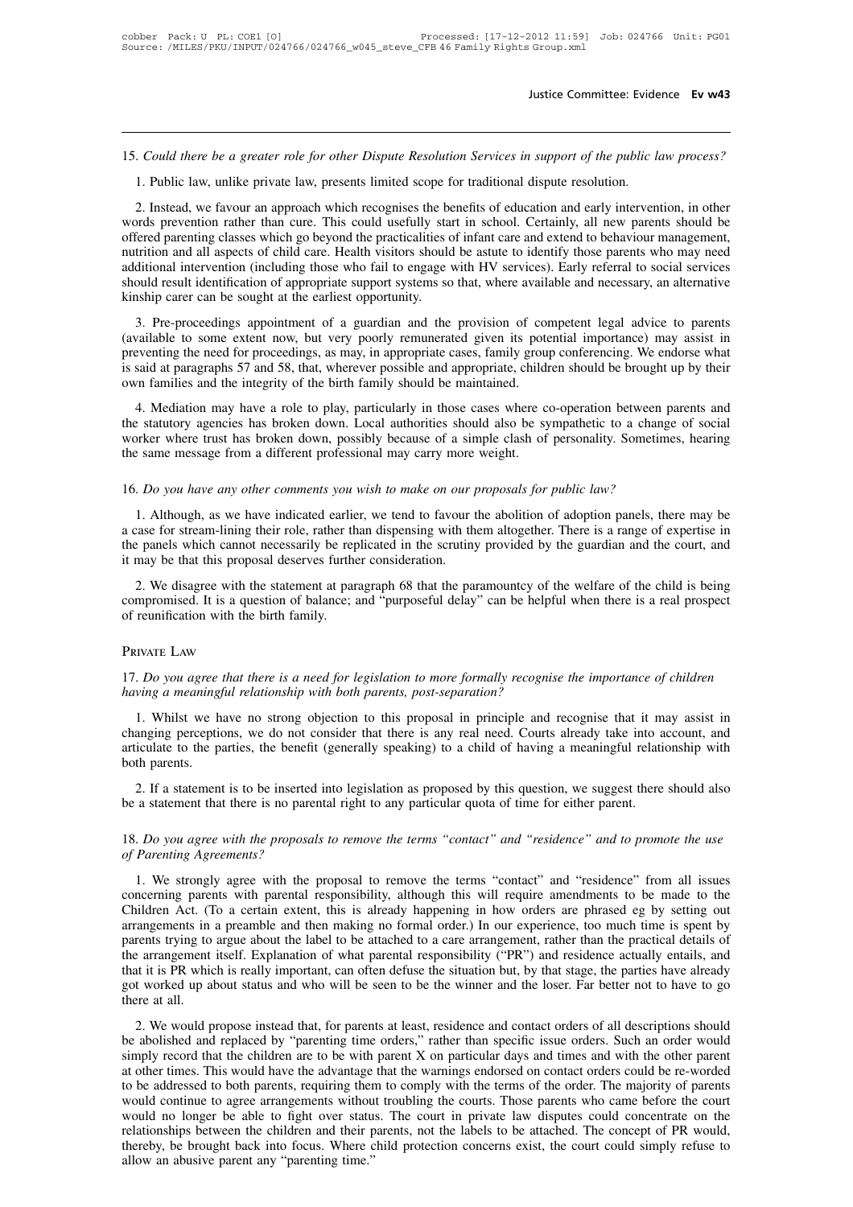15. *Could there be a greater role for other Dispute Resolution Services in support of the public law process?*

1. Public law, unlike private law, presents limited scope for traditional dispute resolution.

2. Instead, we favour an approach which recognises the benefits of education and early intervention, in other words prevention rather than cure. This could usefully start in school. Certainly, all new parents should be offered parenting classes which go beyond the practicalities of infant care and extend to behaviour management, nutrition and all aspects of child care. Health visitors should be astute to identify those parents who may need additional intervention (including those who fail to engage with HV services). Early referral to social services should result identification of appropriate support systems so that, where available and necessary, an alternative kinship carer can be sought at the earliest opportunity.

3. Pre-proceedings appointment of a guardian and the provision of competent legal advice to parents (available to some extent now, but very poorly remunerated given its potential importance) may assist in preventing the need for proceedings, as may, in appropriate cases, family group conferencing. We endorse what is said at paragraphs 57 and 58, that, wherever possible and appropriate, children should be brought up by their own families and the integrity of the birth family should be maintained.

4. Mediation may have a role to play, particularly in those cases where co-operation between parents and the statutory agencies has broken down. Local authorities should also be sympathetic to a change of social worker where trust has broken down, possibly because of a simple clash of personality. Sometimes, hearing the same message from a different professional may carry more weight.

16. *Do you have any other comments you wish to make on our proposals for public law?*

1. Although, as we have indicated earlier, we tend to favour the abolition of adoption panels, there may be a case for stream-lining their role, rather than dispensing with them altogether. There is a range of expertise in the panels which cannot necessarily be replicated in the scrutiny provided by the guardian and the court, and it may be that this proposal deserves further consideration.

2. We disagree with the statement at paragraph 68 that the paramountcy of the welfare of the child is being compromised. It is a question of balance; and "purposeful delay" can be helpful when there is a real prospect of reunification with the birth family.

## Private Law

17. *Do you agree that there is a need for legislation to more formally recognise the importance of children having a meaningful relationship with both parents, post-separation?*

1. Whilst we have no strong objection to this proposal in principle and recognise that it may assist in changing perceptions, we do not consider that there is any real need. Courts already take into account, and articulate to the parties, the benefit (generally speaking) to a child of having a meaningful relationship with both parents.

2. If a statement is to be inserted into legislation as proposed by this question, we suggest there should also be a statement that there is no parental right to any particular quota of time for either parent.

18. *Do you agree with the proposals to remove the terms "contact" and "residence" and to promote the use of Parenting Agreements?*

1. We strongly agree with the proposal to remove the terms "contact" and "residence" from all issues concerning parents with parental responsibility, although this will require amendments to be made to the Children Act. (To a certain extent, this is already happening in how orders are phrased eg by setting out arrangements in a preamble and then making no formal order.) In our experience, too much time is spent by parents trying to argue about the label to be attached to a care arrangement, rather than the practical details of the arrangement itself. Explanation of what parental responsibility ("PR") and residence actually entails, and that it is PR which is really important, can often defuse the situation but, by that stage, the parties have already got worked up about status and who will be seen to be the winner and the loser. Far better not to have to go there at all.

2. We would propose instead that, for parents at least, residence and contact orders of all descriptions should be abolished and replaced by "parenting time orders," rather than specific issue orders. Such an order would simply record that the children are to be with parent X on particular days and times and with the other parent at other times. This would have the advantage that the warnings endorsed on contact orders could be re-worded to be addressed to both parents, requiring them to comply with the terms of the order. The majority of parents would continue to agree arrangements without troubling the courts. Those parents who came before the court would no longer be able to fight over status. The court in private law disputes could concentrate on the relationships between the children and their parents, not the labels to be attached. The concept of PR would, thereby, be brought back into focus. Where child protection concerns exist, the court could simply refuse to allow an abusive parent any "parenting time."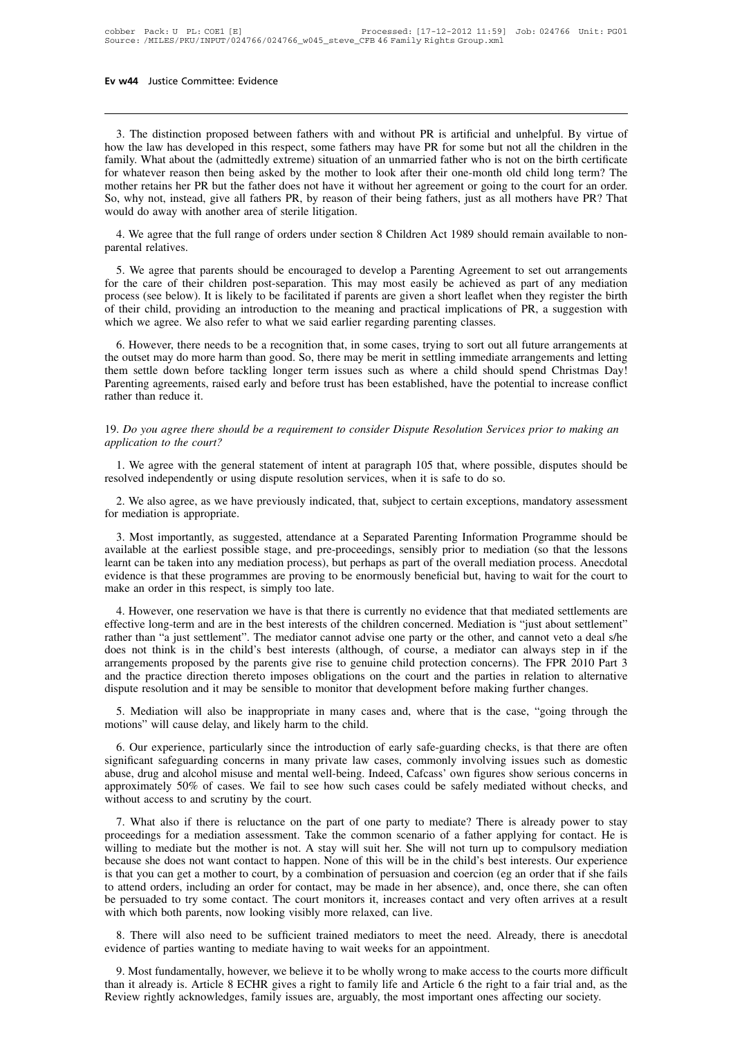3. The distinction proposed between fathers with and without PR is artificial and unhelpful. By virtue of how the law has developed in this respect, some fathers may have PR for some but not all the children in the family. What about the (admittedly extreme) situation of an unmarried father who is not on the birth certificate for whatever reason then being asked by the mother to look after their one-month old child long term? The mother retains her PR but the father does not have it without her agreement or going to the court for an order. So, why not, instead, give all fathers PR, by reason of their being fathers, just as all mothers have PR? That would do away with another area of sterile litigation.

4. We agree that the full range of orders under section 8 Children Act 1989 should remain available to non-parental relatives.

5. We agree that parents should be encouraged to develop a Parenting Agreement to set out arrangements for the care of their children post-separation. This may most easily be achieved as part of any mediation process (see below). It is likely to be facilitated if parents are given a short leaflet when they register the birth of their child, providing an introduction to the meaning and practical implications of PR, a suggestion with which we agree. We also refer to what we said earlier regarding parenting classes.

6. However, there needs to be a recognition that, in some cases, trying to sort out all future arrangements at the outset may do more harm than good. So, there may be merit in settling immediate arrangements and letting them settle down before tackling longer term issues such as where a child should spend Christmas Day! Parenting agreements, raised early and before trust has been established, have the potential to increase conflict rather than reduce it.

19. *Do you agree there should be a requirement to consider Dispute Resolution Services prior to making an application to the court?*

1. We agree with the general statement of intent at paragraph 105 that, where possible, disputes should be resolved independently or using dispute resolution services, when it is safe to do so.

2. We also agree, as we have previously indicated, that, subject to certain exceptions, mandatory assessment for mediation is appropriate.

3. Most importantly, as suggested, attendance at a Separated Parenting Information Programme should be available at the earliest possible stage, and pre-proceedings, sensibly prior to mediation (so that the lessons learnt can be taken into any mediation process), but perhaps as part of the overall mediation process. Anecdotal evidence is that these programmes are proving to be enormously beneficial but, having to wait for the court to make an order in this respect, is simply too late.

4. However, one reservation we have is that there is currently no evidence that that mediated settlements are effective long-term and are in the best interests of the children concerned. Mediation is "just about settlement" rather than "a just settlement". The mediator cannot advise one party or the other, and cannot veto a deal s/he does not think is in the child's best interests (although, of course, a mediator can always step in if the arrangements proposed by the parents give rise to genuine child protection concerns). The FPR 2010 Part 3 and the practice direction thereto imposes obligations on the court and the parties in relation to alternative dispute resolution and it may be sensible to monitor that development before making further changes.

5. Mediation will also be inappropriate in many cases and, where that is the case, "going through the motions" will cause delay, and likely harm to the child.

6. Our experience, particularly since the introduction of early safe-guarding checks, is that there are often significant safeguarding concerns in many private law cases, commonly involving issues such as domestic abuse, drug and alcohol misuse and mental well-being. Indeed, Cafcass' own figures show serious concerns in approximately 50% of cases. We fail to see how such cases could be safely mediated without checks, and without access to and scrutiny by the court.

7. What also if there is reluctance on the part of one party to mediate? There is already power to stay proceedings for a mediation assessment. Take the common scenario of a father applying for contact. He is willing to mediate but the mother is not. A stay will suit her. She will not turn up to compulsory mediation because she does not want contact to happen. None of this will be in the child's best interests. Our experience is that you can get a mother to court, by a combination of persuasion and coercion (eg an order that if she fails to attend orders, including an order for contact, may be made in her absence), and, once there, she can often be persuaded to try some contact. The court monitors it, increases contact and very often arrives at a result with which both parents, now looking visibly more relaxed, can live.

8. There will also need to be sufficient trained mediators to meet the need. Already, there is anecdotal evidence of parties wanting to mediate having to wait weeks for an appointment.

9. Most fundamentally, however, we believe it to be wholly wrong to make access to the courts more difficult than it already is. Article 8 ECHR gives a right to family life and Article 6 the right to a fair trial and, as the Review rightly acknowledges, family issues are, arguably, the most important ones affecting our society.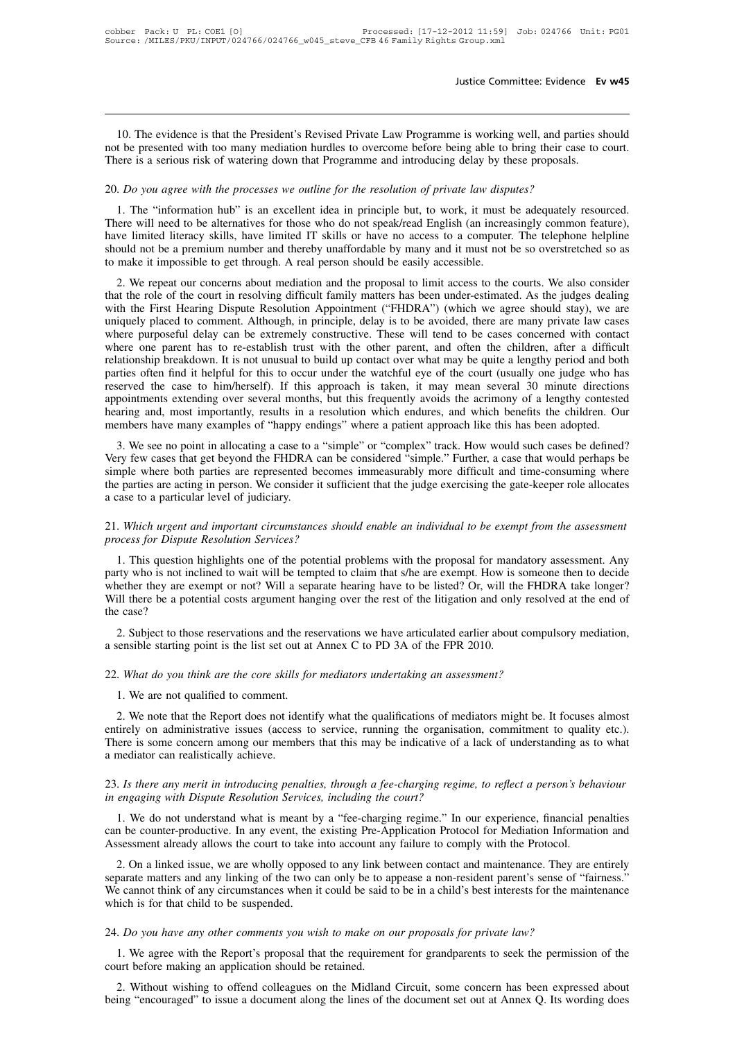10. The evidence is that the President's Revised Private Law Programme is working well, and parties should not be presented with too many mediation hurdles to overcome before being able to bring their case to court. There is a serious risk of watering down that Programme and introducing delay by these proposals.

20. *Do you agree with the processes we outline for the resolution of private law disputes?*

1. The "information hub" is an excellent idea in principle but, to work, it must be adequately resourced. There will need to be alternatives for those who do not speak/read English (an increasingly common feature), have limited literacy skills, have limited IT skills or have no access to a computer. The telephone helpline should not be a premium number and thereby unaffordable by many and it must not be so overstretched so as to make it impossible to get through. A real person should be easily accessible.

2. We repeat our concerns about mediation and the proposal to limit access to the courts. We also consider that the role of the court in resolving difficult family matters has been under-estimated. As the judges dealing with the First Hearing Dispute Resolution Appointment ("FHDRA") (which we agree should stay), we are uniquely placed to comment. Although, in principle, delay is to be avoided, there are many private law cases where purposeful delay can be extremely constructive. These will tend to be cases concerned with contact where one parent has to re-establish trust with the other parent, and often the children, after a difficult relationship breakdown. It is not unusual to build up contact over what may be quite a lengthy period and both parties often find it helpful for this to occur under the watchful eye of the court (usually one judge who has reserved the case to him/herself). If this approach is taken, it may mean several 30 minute directions appointments extending over several months, but this frequently avoids the acrimony of a lengthy contested hearing and, most importantly, results in a resolution which endures, and which benefits the children. Our members have many examples of "happy endings" where a patient approach like this has been adopted.

3. We see no point in allocating a case to a "simple" or "complex" track. How would such cases be defined? Very few cases that get beyond the FHDRA can be considered "simple." Further, a case that would perhaps be simple where both parties are represented becomes immeasurably more difficult and time-consuming where the parties are acting in person. We consider it sufficient that the judge exercising the gate-keeper role allocates a case to a particular level of judiciary.

21. *Which urgent and important circumstances should enable an individual to be exempt from the assessment process for Dispute Resolution Services?*

1. This question highlights one of the potential problems with the proposal for mandatory assessment. Any party who is not inclined to wait will be tempted to claim that s/he are exempt. How is someone then to decide whether they are exempt or not? Will a separate hearing have to be listed? Or, will the FHDRA take longer? Will there be a potential costs argument hanging over the rest of the litigation and only resolved at the end of the case?

2. Subject to those reservations and the reservations we have articulated earlier about compulsory mediation, a sensible starting point is the list set out at Annex C to PD 3A of the FPR 2010.

22. *What do you think are the core skills for mediators undertaking an assessment?*

1. We are not qualified to comment.

2. We note that the Report does not identify what the qualifications of mediators might be. It focuses almost entirely on administrative issues (access to service, running the organisation, commitment to quality etc.). There is some concern among our members that this may be indicative of a lack of understanding as to what a mediator can realistically achieve.

23. *Is there any merit in introducing penalties, through a fee-charging regime, to reflect a person's behaviour in engaging with Dispute Resolution Services, including the court?*

1. We do not understand what is meant by a "fee-charging regime." In our experience, financial penalties can be counter-productive. In any event, the existing Pre-Application Protocol for Mediation Information and Assessment already allows the court to take into account any failure to comply with the Protocol.

2. On a linked issue, we are wholly opposed to any link between contact and maintenance. They are entirely separate matters and any linking of the two can only be to appease a non-resident parent's sense of "fairness." We cannot think of any circumstances when it could be said to be in a child's best interests for the maintenance which is for that child to be suspended.

24. *Do you have any other comments you wish to make on our proposals for private law?*

1. We agree with the Report's proposal that the requirement for grandparents to seek the permission of the court before making an application should be retained.

2. Without wishing to offend colleagues on the Midland Circuit, some concern has been expressed about being "encouraged" to issue a document along the lines of the document set out at Annex Q. Its wording does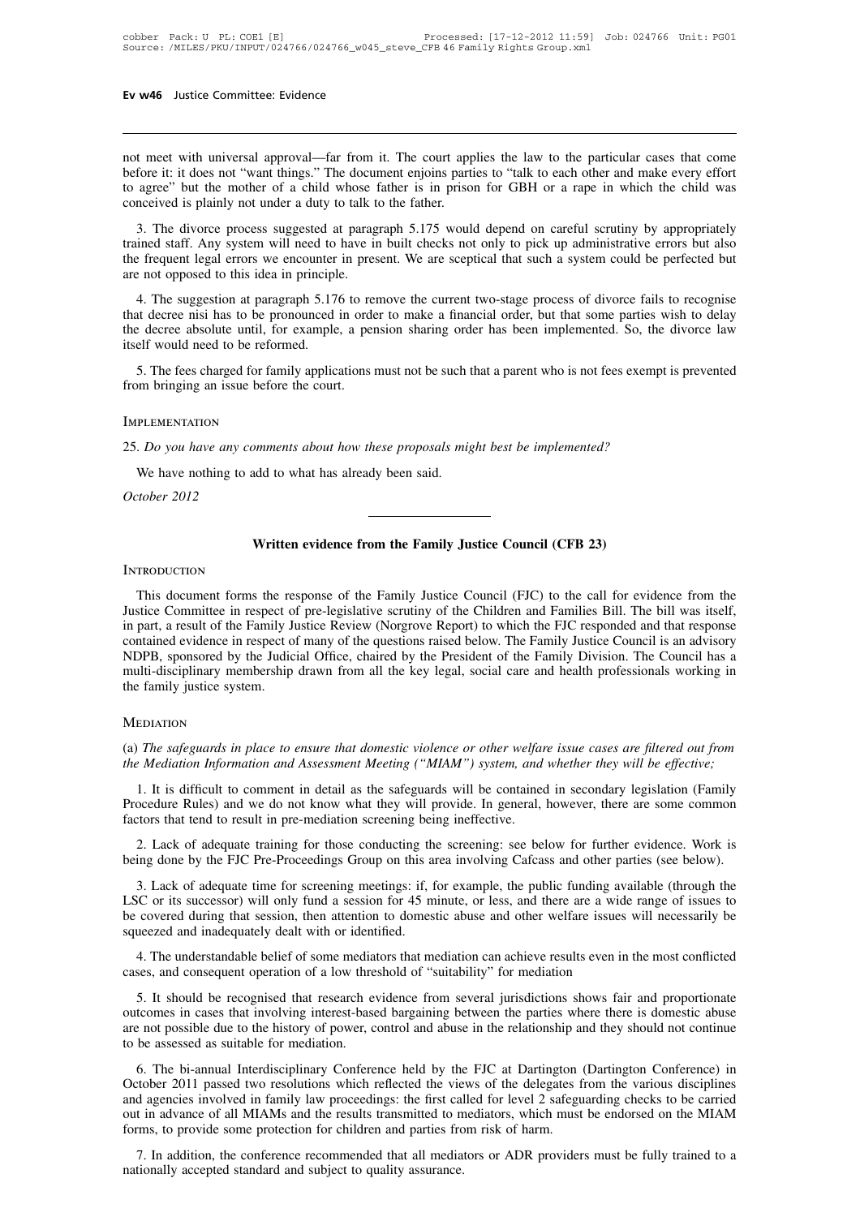not meet with universal approval—far from it. The court applies the law to the particular cases that come before it: it does not "want things." The document enjoins parties to "talk to each other and make every effort to agree" but the mother of a child whose father is in prison for GBH or a rape in which the child was conceived is plainly not under a duty to talk to the father.

3. The divorce process suggested at paragraph 5.175 would depend on careful scrutiny by appropriately trained staff. Any system will need to have in built checks not only to pick up administrative errors but also the frequent legal errors we encounter in present. We are sceptical that such a system could be perfected but are not opposed to this idea in principle.

4. The suggestion at paragraph 5.176 to remove the current two-stage process of divorce fails to recognise that decree nisi has to be pronounced in order to make a financial order, but that some parties wish to delay the decree absolute until, for example, a pension sharing order has been implemented. So, the divorce law itself would need to be reformed.

5. The fees charged for family applications must not be such that a parent who is not fees exempt is prevented from bringing an issue before the court.

### Implementation

25. *Do you have any comments about how these proposals might best be implemented?*

We have nothing to add to what has already been said.

*October 2012*

---

## Written evidence from the Family Justice Council (CFB 23)

### Introduction

This document forms the response of the Family Justice Council (FJC) to the call for evidence from the Justice Committee in respect of pre-legislative scrutiny of the Children and Families Bill. The bill was itself, in part, a result of the Family Justice Review (Norgrove Report) to which the FJC responded and that response contained evidence in respect of many of the questions raised below. The Family Justice Council is an advisory NDPB, sponsored by the Judicial Office, chaired by the President of the Family Division. The Council has a multi-disciplinary membership drawn from all the key legal, social care and health professionals working in the family justice system.

### Mediation

(a) *The safeguards in place to ensure that domestic violence or other welfare issue cases are filtered out from the Mediation Information and Assessment Meeting ("MIAM") system, and whether they will be effective;*

1. It is difficult to comment in detail as the safeguards will be contained in secondary legislation (Family Procedure Rules) and we do not know what they will provide. In general, however, there are some common factors that tend to result in pre-mediation screening being ineffective.

2. Lack of adequate training for those conducting the screening: see below for further evidence. Work is being done by the FJC Pre-Proceedings Group on this area involving Cafcass and other parties (see below).

3. Lack of adequate time for screening meetings: if, for example, the public funding available (through the LSC or its successor) will only fund a session for 45 minute, or less, and there are a wide range of issues to be covered during that session, then attention to domestic abuse and other welfare issues will necessarily be squeezed and inadequately dealt with or identified.

4. The understandable belief of some mediators that mediation can achieve results even in the most conflicted cases, and consequent operation of a low threshold of "suitability" for mediation

5. It should be recognised that research evidence from several jurisdictions shows fair and proportionate outcomes in cases that involving interest-based bargaining between the parties where there is domestic abuse are not possible due to the history of power, control and abuse in the relationship and they should not continue to be assessed as suitable for mediation.

6. The bi-annual Interdisciplinary Conference held by the FJC at Dartington (Dartington Conference) in October 2011 passed two resolutions which reflected the views of the delegates from the various disciplines and agencies involved in family law proceedings: the first called for level 2 safeguarding checks to be carried out in advance of all MIAMs and the results transmitted to mediators, which must be endorsed on the MIAM forms, to provide some protection for children and parties from risk of harm.

7. In addition, the conference recommended that all mediators or ADR providers must be fully trained to a nationally accepted standard and subject to quality assurance.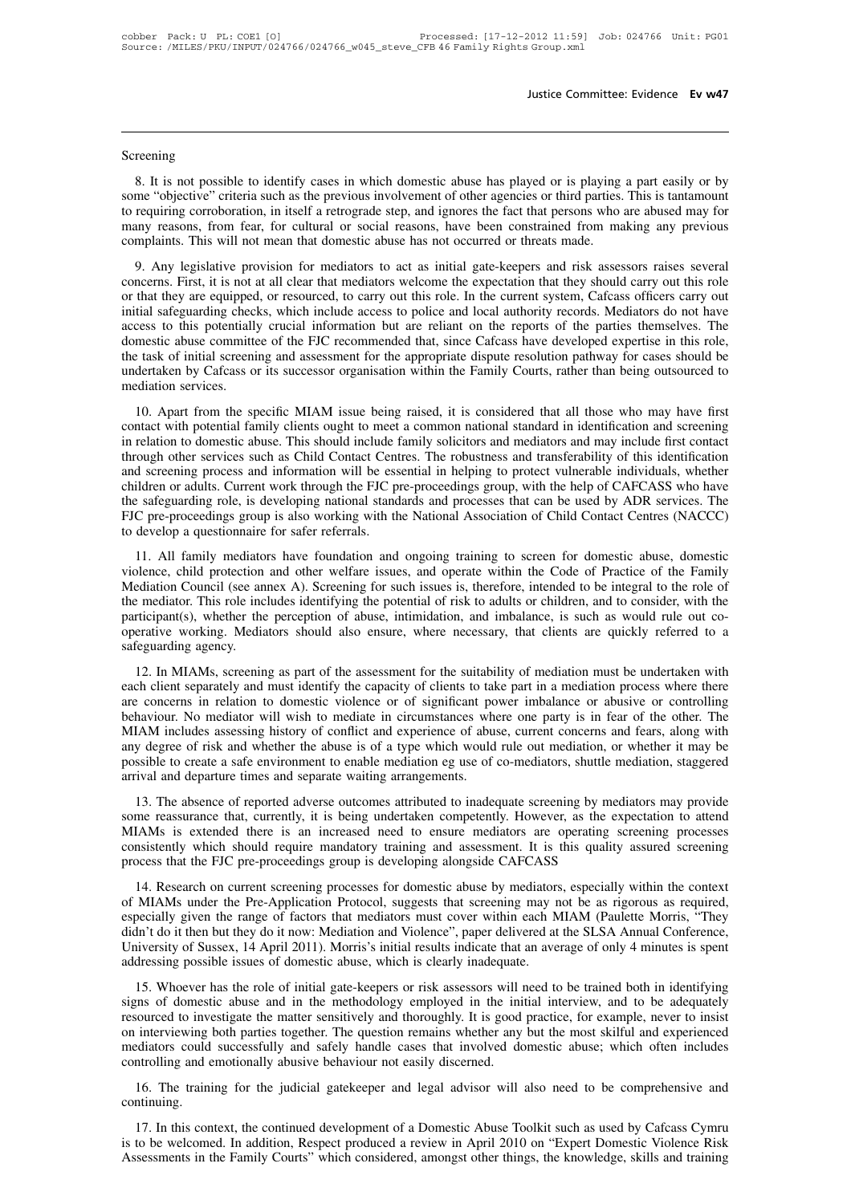## Screening

8. It is not possible to identify cases in which domestic abuse has played or is playing a part easily or by some "objective" criteria such as the previous involvement of other agencies or third parties. This is tantamount to requiring corroboration, in itself a retrograde step, and ignores the fact that persons who are abused may for many reasons, from fear, for cultural or social reasons, have been constrained from making any previous complaints. This will not mean that domestic abuse has not occurred or threats made.

9. Any legislative provision for mediators to act as initial gate-keepers and risk assessors raises several concerns. First, it is not at all clear that mediators welcome the expectation that they should carry out this role or that they are equipped, or resourced, to carry out this role. In the current system, Cafcass officers carry out initial safeguarding checks, which include access to police and local authority records. Mediators do not have access to this potentially crucial information but are reliant on the reports of the parties themselves. The domestic abuse committee of the FJC recommended that, since Cafcass have developed expertise in this role, the task of initial screening and assessment for the appropriate dispute resolution pathway for cases should be undertaken by Cafcass or its successor organisation within the Family Courts, rather than being outsourced to mediation services.

10. Apart from the specific MIAM issue being raised, it is considered that all those who may have first contact with potential family clients ought to meet a common national standard in identification and screening in relation to domestic abuse. This should include family solicitors and mediators and may include first contact through other services such as Child Contact Centres. The robustness and transferability of this identification and screening process and information will be essential in helping to protect vulnerable individuals, whether children or adults. Current work through the FJC pre-proceedings group, with the help of CAFCASS who have the safeguarding role, is developing national standards and processes that can be used by ADR services. The FJC pre-proceedings group is also working with the National Association of Child Contact Centres (NACCC) to develop a questionnaire for safer referrals.

11. All family mediators have foundation and ongoing training to screen for domestic abuse, domestic violence, child protection and other welfare issues, and operate within the Code of Practice of the Family Mediation Council (see annex A). Screening for such issues is, therefore, intended to be integral to the role of the mediator. This role includes identifying the potential of risk to adults or children, and to consider, with the participant(s), whether the perception of abuse, intimidation, and imbalance, is such as would rule out co-operative working. Mediators should also ensure, where necessary, that clients are quickly referred to a safeguarding agency.

12. In MIAMs, screening as part of the assessment for the suitability of mediation must be undertaken with each client separately and must identify the capacity of clients to take part in a mediation process where there are concerns in relation to domestic violence or of significant power imbalance or abusive or controlling behaviour. No mediator will wish to mediate in circumstances where one party is in fear of the other. The MIAM includes assessing history of conflict and experience of abuse, current concerns and fears, along with any degree of risk and whether the abuse is of a type which would rule out mediation, or whether it may be possible to create a safe environment to enable mediation eg use of co-mediators, shuttle mediation, staggered arrival and departure times and separate waiting arrangements.

13. The absence of reported adverse outcomes attributed to inadequate screening by mediators may provide some reassurance that, currently, it is being undertaken competently. However, as the expectation to attend MIAMs is extended there is an increased need to ensure mediators are operating screening processes consistently which should require mandatory training and assessment. It is this quality assured screening process that the FJC pre-proceedings group is developing alongside CAFCASS

14. Research on current screening processes for domestic abuse by mediators, especially within the context of MIAMs under the Pre-Application Protocol, suggests that screening may not be as rigorous as required, especially given the range of factors that mediators must cover within each MIAM (Paulette Morris, "They didn't do it then but they do it now: Mediation and Violence", paper delivered at the SLSA Annual Conference, University of Sussex, 14 April 2011). Morris's initial results indicate that an average of only 4 minutes is spent addressing possible issues of domestic abuse, which is clearly inadequate.

15. Whoever has the role of initial gate-keepers or risk assessors will need to be trained both in identifying signs of domestic abuse and in the methodology employed in the initial interview, and to be adequately resourced to investigate the matter sensitively and thoroughly. It is good practice, for example, never to insist on interviewing both parties together. The question remains whether any but the most skilful and experienced mediators could successfully and safely handle cases that involved domestic abuse; which often includes controlling and emotionally abusive behaviour not easily discerned.

16. The training for the judicial gatekeeper and legal advisor will also need to be comprehensive and continuing.

17. In this context, the continued development of a Domestic Abuse Toolkit such as used by Cafcass Cymru is to be welcomed. In addition, Respect produced a review in April 2010 on "Expert Domestic Violence Risk Assessments in the Family Courts" which considered, amongst other things, the knowledge, skills and training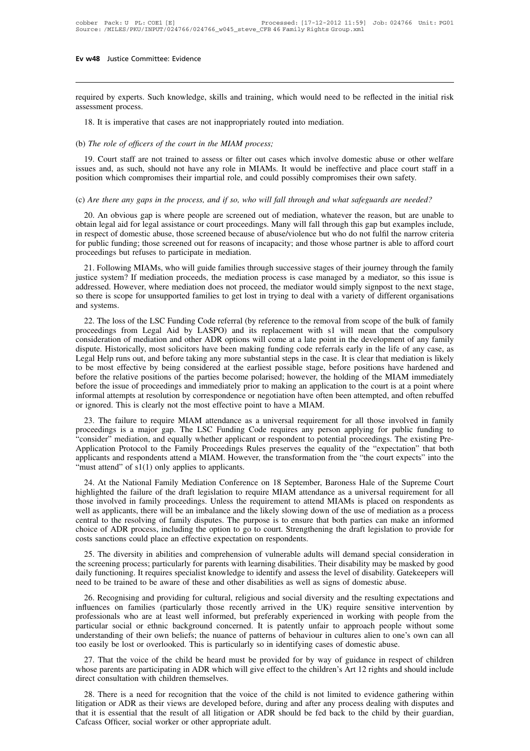required by experts. Such knowledge, skills and training, which would need to be reflected in the initial risk assessment process.

18. It is imperative that cases are not inappropriately routed into mediation.

(b) *The role of officers of the court in the MIAM process;*

19. Court staff are not trained to assess or filter out cases which involve domestic abuse or other welfare issues and, as such, should not have any role in MIAMs. It would be ineffective and place court staff in a position which compromises their impartial role, and could possibly compromises their own safety.

(c) *Are there any gaps in the process, and if so, who will fall through and what safeguards are needed?*

20. An obvious gap is where people are screened out of mediation, whatever the reason, but are unable to obtain legal aid for legal assistance or court proceedings. Many will fall through this gap but examples include, in respect of domestic abuse, those screened because of abuse/violence but who do not fulfil the narrow criteria for public funding; those screened out for reasons of incapacity; and those whose partner is able to afford court proceedings but refuses to participate in mediation.

21. Following MIAMs, who will guide families through successive stages of their journey through the family justice system? If mediation proceeds, the mediation process is case managed by a mediator, so this issue is addressed. However, where mediation does not proceed, the mediator would simply signpost to the next stage, so there is scope for unsupported families to get lost in trying to deal with a variety of different organisations and systems.

22. The loss of the LSC Funding Code referral (by reference to the removal from scope of the bulk of family proceedings from Legal Aid by LASPO) and its replacement with s1 will mean that the compulsory consideration of mediation and other ADR options will come at a late point in the development of any family dispute. Historically, most solicitors have been making funding code referrals early in the life of any case, as Legal Help runs out, and before taking any more substantial steps in the case. It is clear that mediation is likely to be most effective by being considered at the earliest possible stage, before positions have hardened and before the relative positions of the parties become polarised; however, the holding of the MIAM immediately before the issue of proceedings and immediately prior to making an application to the court is at a point where informal attempts at resolution by correspondence or negotiation have often been attempted, and often rebuffed or ignored. This is clearly not the most effective point to have a MIAM.

23. The failure to require MIAM attendance as a universal requirement for all those involved in family proceedings is a major gap. The LSC Funding Code requires any person applying for public funding to "consider" mediation, and equally whether applicant or respondent to potential proceedings. The existing Pre-Application Protocol to the Family Proceedings Rules preserves the equality of the "expectation" that both applicants and respondents attend a MIAM. However, the transformation from the "the court expects" into the "must attend" of s1(1) only applies to applicants.

24. At the National Family Mediation Conference on 18 September, Baroness Hale of the Supreme Court highlighted the failure of the draft legislation to require MIAM attendance as a universal requirement for all those involved in family proceedings. Unless the requirement to attend MIAMs is placed on respondents as well as applicants, there will be an imbalance and the likely slowing down of the use of mediation as a process central to the resolving of family disputes. The purpose is to ensure that both parties can make an informed choice of ADR process, including the option to go to court. Strengthening the draft legislation to provide for costs sanctions could place an effective expectation on respondents.

25. The diversity in abilities and comprehension of vulnerable adults will demand special consideration in the screening process; particularly for parents with learning disabilities. Their disability may be masked by good daily functioning. It requires specialist knowledge to identify and assess the level of disability. Gatekeepers will need to be trained to be aware of these and other disabilities as well as signs of domestic abuse.

26. Recognising and providing for cultural, religious and social diversity and the resulting expectations and influences on families (particularly those recently arrived in the UK) require sensitive intervention by professionals who are at least well informed, but preferably experienced in working with people from the particular social or ethnic background concerned. It is patently unfair to approach people without some understanding of their own beliefs; the nuance of patterns of behaviour in cultures alien to one's own can all too easily be lost or overlooked. This is particularly so in identifying cases of domestic abuse.

27. That the voice of the child be heard must be provided for by way of guidance in respect of children whose parents are participating in ADR which will give effect to the children's Art 12 rights and should include direct consultation with children themselves.

28. There is a need for recognition that the voice of the child is not limited to evidence gathering within litigation or ADR as their views are developed before, during and after any process dealing with disputes and that it is essential that the result of all litigation or ADR should be fed back to the child by their guardian, Cafcass Officer, social worker or other appropriate adult.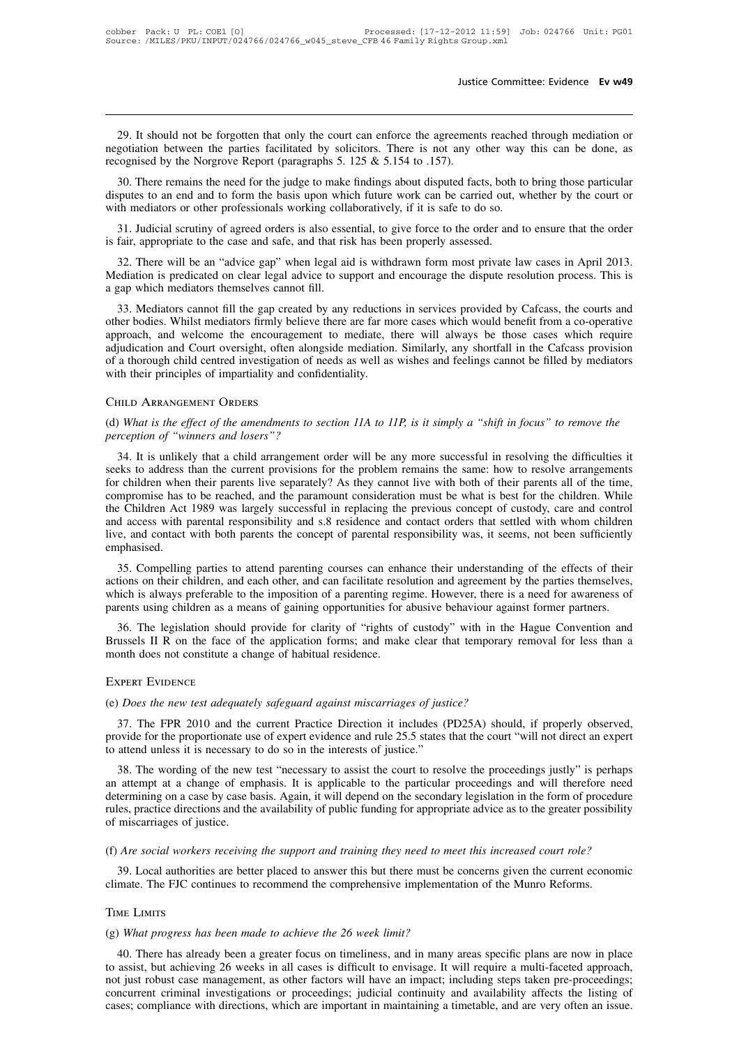29. It should not be forgotten that only the court can enforce the agreements reached through mediation or negotiation between the parties facilitated by solicitors. There is not any other way this can be done, as recognised by the Norgrove Report (paragraphs 5. 125 & 5.154 to .157).

30. There remains the need for the judge to make findings about disputed facts, both to bring those particular disputes to an end and to form the basis upon which future work can be carried out, whether by the court or with mediators or other professionals working collaboratively, if it is safe to do so.

31. Judicial scrutiny of agreed orders is also essential, to give force to the order and to ensure that the order is fair, appropriate to the case and safe, and that risk has been properly assessed.

32. There will be an "advice gap" when legal aid is withdrawn form most private law cases in April 2013. Mediation is predicated on clear legal advice to support and encourage the dispute resolution process. This is a gap which mediators themselves cannot fill.

33. Mediators cannot fill the gap created by any reductions in services provided by Cafcass, the courts and other bodies. Whilst mediators firmly believe there are far more cases which would benefit from a co-operative approach, and welcome the encouragement to mediate, there will always be those cases which require adjudication and Court oversight, often alongside mediation. Similarly, any shortfall in the Cafcass provision of a thorough child centred investigation of needs as well as wishes and feelings cannot be filled by mediators with their principles of impartiality and confidentiality.

## Child Arrangement Orders

(d) *What is the effect of the amendments to section 11A to 11P, is it simply a "shift in focus" to remove the perception of "winners and losers"?*

34. It is unlikely that a child arrangement order will be any more successful in resolving the difficulties it seeks to address than the current provisions for the problem remains the same: how to resolve arrangements for children when their parents live separately? As they cannot live with both of their parents all of the time, compromise has to be reached, and the paramount consideration must be what is best for the children. While the Children Act 1989 was largely successful in replacing the previous concept of custody, care and control and access with parental responsibility and s.8 residence and contact orders that settled with whom children live, and contact with both parents the concept of parental responsibility was, it seems, not been sufficiently emphasised.

35. Compelling parties to attend parenting courses can enhance their understanding of the effects of their actions on their children, and each other, and can facilitate resolution and agreement by the parties themselves, which is always preferable to the imposition of a parenting regime. However, there is a need for awareness of parents using children as a means of gaining opportunities for abusive behaviour against former partners.

36. The legislation should provide for clarity of "rights of custody" with in the Hague Convention and Brussels II R on the face of the application forms; and make clear that temporary removal for less than a month does not constitute a change of habitual residence.

## Expert Evidence

(e) *Does the new test adequately safeguard against miscarriages of justice?*

37. The FPR 2010 and the current Practice Direction it includes (PD25A) should, if properly observed, provide for the proportionate use of expert evidence and rule 25.5 states that the court "will not direct an expert to attend unless it is necessary to do so in the interests of justice."

38. The wording of the new test "necessary to assist the court to resolve the proceedings justly" is perhaps an attempt at a change of emphasis. It is applicable to the particular proceedings and will therefore need determining on a case by case basis. Again, it will depend on the secondary legislation in the form of procedure rules, practice directions and the availability of public funding for appropriate advice as to the greater possibility of miscarriages of justice.

(f) *Are social workers receiving the support and training they need to meet this increased court role?*

39. Local authorities are better placed to answer this but there must be concerns given the current economic climate. The FJC continues to recommend the comprehensive implementation of the Munro Reforms.

## Time Limits

(g) *What progress has been made to achieve the 26 week limit?*

40. There has already been a greater focus on timeliness, and in many areas specific plans are now in place to assist, but achieving 26 weeks in all cases is difficult to envisage. It will require a multi-faceted approach, not just robust case management, as other factors will have an impact; including steps taken pre-proceedings; concurrent criminal investigations or proceedings; judicial continuity and availability affects the listing of cases; compliance with directions, which are important in maintaining a timetable, and are very often an issue.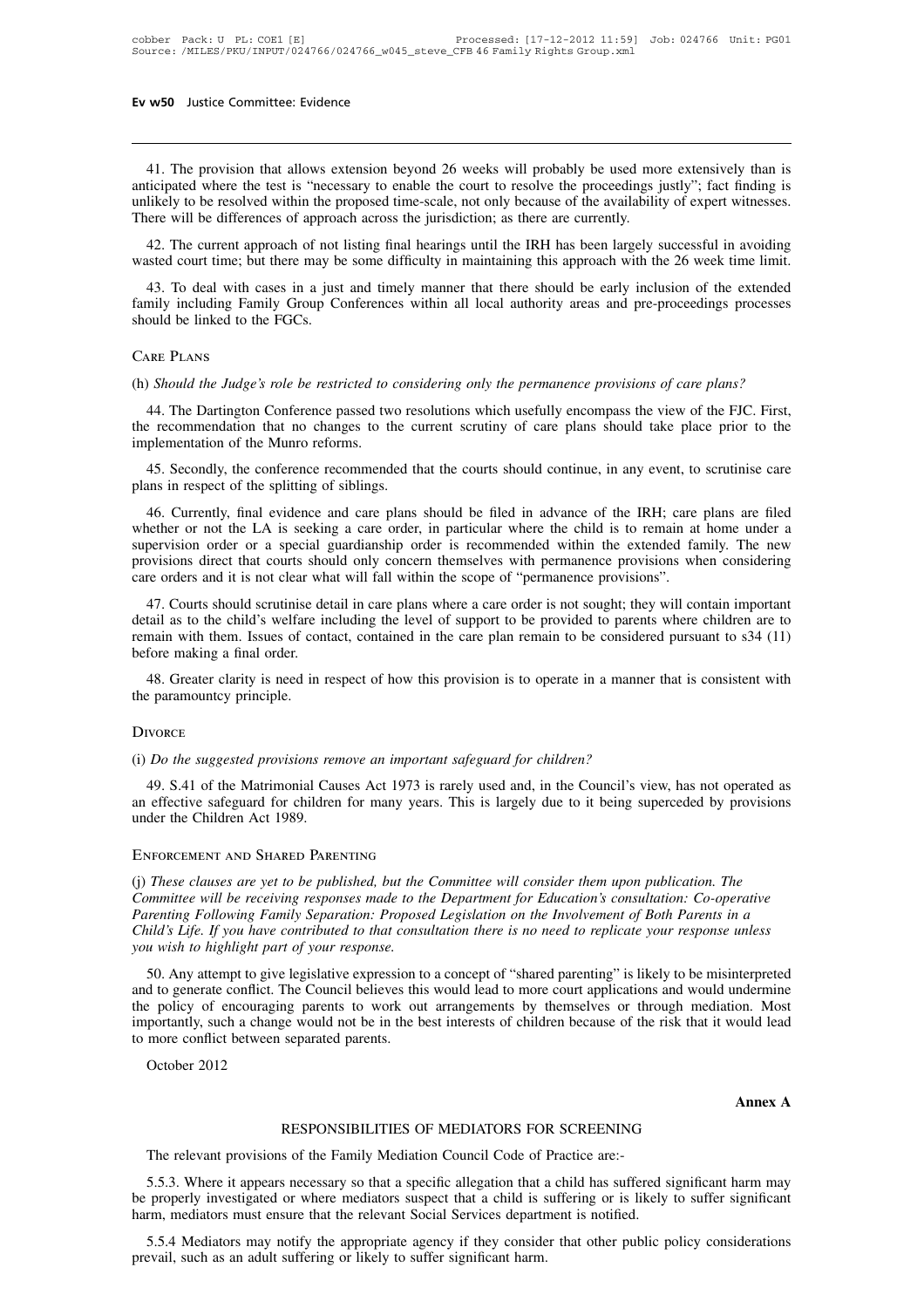41. The provision that allows extension beyond 26 weeks will probably be used more extensively than is anticipated where the test is "necessary to enable the court to resolve the proceedings justly"; fact finding is unlikely to be resolved within the proposed time-scale, not only because of the availability of expert witnesses. There will be differences of approach across the jurisdiction; as there are currently.

42. The current approach of not listing final hearings until the IRH has been largely successful in avoiding wasted court time; but there may be some difficulty in maintaining this approach with the 26 week time limit.

43. To deal with cases in a just and timely manner that there should be early inclusion of the extended family including Family Group Conferences within all local authority areas and pre-proceedings processes should be linked to the FGCs.

## Care Plans

(h) *Should the Judge's role be restricted to considering only the permanence provisions of care plans?*

44. The Dartington Conference passed two resolutions which usefully encompass the view of the FJC. First, the recommendation that no changes to the current scrutiny of care plans should take place prior to the implementation of the Munro reforms.

45. Secondly, the conference recommended that the courts should continue, in any event, to scrutinise care plans in respect of the splitting of siblings.

46. Currently, final evidence and care plans should be filed in advance of the IRH; care plans are filed whether or not the LA is seeking a care order, in particular where the child is to remain at home under a supervision order or a special guardianship order is recommended within the extended family. The new provisions direct that courts should only concern themselves with permanence provisions when considering care orders and it is not clear what will fall within the scope of "permanence provisions".

47. Courts should scrutinise detail in care plans where a care order is not sought; they will contain important detail as to the child's welfare including the level of support to be provided to parents where children are to remain with them. Issues of contact, contained in the care plan remain to be considered pursuant to s34 (11) before making a final order.

48. Greater clarity is need in respect of how this provision is to operate in a manner that is consistent with the paramountcy principle.

## Divorce

(i) *Do the suggested provisions remove an important safeguard for children?*

49. S.41 of the Matrimonial Causes Act 1973 is rarely used and, in the Council's view, has not operated as an effective safeguard for children for many years. This is largely due to it being superceded by provisions under the Children Act 1989.

## Enforcement and Shared Parenting

(j) *These clauses are yet to be published, but the Committee will consider them upon publication. The Committee will be receiving responses made to the Department for Education's consultation: Co-operative Parenting Following Family Separation: Proposed Legislation on the Involvement of Both Parents in a Child's Life. If you have contributed to that consultation there is no need to replicate your response unless you wish to highlight part of your response.*

50. Any attempt to give legislative expression to a concept of "shared parenting" is likely to be misinterpreted and to generate conflict. The Council believes this would lead to more court applications and would undermine the policy of encouraging parents to work out arrangements by themselves or through mediation. Most importantly, such a change would not be in the best interests of children because of the risk that it would lead to more conflict between separated parents.

October 2012

**Annex A**

### RESPONSIBILITIES OF MEDIATORS FOR SCREENING

The relevant provisions of the Family Mediation Council Code of Practice are:-

5.5.3. Where it appears necessary so that a specific allegation that a child has suffered significant harm may be properly investigated or where mediators suspect that a child is suffering or is likely to suffer significant harm, mediators must ensure that the relevant Social Services department is notified.

5.5.4 Mediators may notify the appropriate agency if they consider that other public policy considerations prevail, such as an adult suffering or likely to suffer significant harm.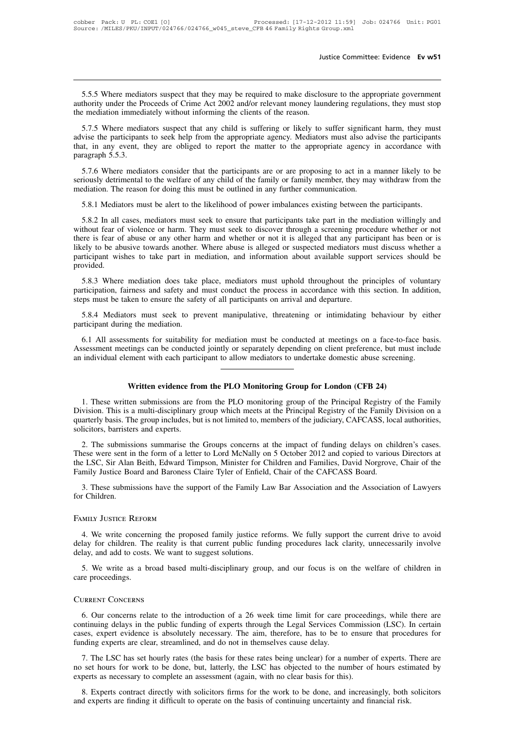5.5.5 Where mediators suspect that they may be required to make disclosure to the appropriate government authority under the Proceeds of Crime Act 2002 and/or relevant money laundering regulations, they must stop the mediation immediately without informing the clients of the reason.

5.7.5 Where mediators suspect that any child is suffering or likely to suffer significant harm, they must advise the participants to seek help from the appropriate agency. Mediators must also advise the participants that, in any event, they are obliged to report the matter to the appropriate agency in accordance with paragraph 5.5.3.

5.7.6 Where mediators consider that the participants are or are proposing to act in a manner likely to be seriously detrimental to the welfare of any child of the family or family member, they may withdraw from the mediation. The reason for doing this must be outlined in any further communication.

5.8.1 Mediators must be alert to the likelihood of power imbalances existing between the participants.

5.8.2 In all cases, mediators must seek to ensure that participants take part in the mediation willingly and without fear of violence or harm. They must seek to discover through a screening procedure whether or not there is fear of abuse or any other harm and whether or not it is alleged that any participant has been or is likely to be abusive towards another. Where abuse is alleged or suspected mediators must discuss whether a participant wishes to take part in mediation, and information about available support services should be provided.

5.8.3 Where mediation does take place, mediators must uphold throughout the principles of voluntary participation, fairness and safety and must conduct the process in accordance with this section. In addition, steps must be taken to ensure the safety of all participants on arrival and departure.

5.8.4 Mediators must seek to prevent manipulative, threatening or intimidating behaviour by either participant during the mediation.

6.1 All assessments for suitability for mediation must be conducted at meetings on a face-to-face basis. Assessment meetings can be conducted jointly or separately depending on client preference, but must include an individual element with each participant to allow mediators to undertake domestic abuse screening.

---

## Written evidence from the PLO Monitoring Group for London (CFB 24)

1. These written submissions are from the PLO monitoring group of the Principal Registry of the Family Division. This is a multi-disciplinary group which meets at the Principal Registry of the Family Division on a quarterly basis. The group includes, but is not limited to, members of the judiciary, CAFCASS, local authorities, solicitors, barristers and experts.

2. The submissions summarise the Groups concerns at the impact of funding delays on children's cases. These were sent in the form of a letter to Lord McNally on 5 October 2012 and copied to various Directors at the LSC, Sir Alan Beith, Edward Timpson, Minister for Children and Families, David Norgrove, Chair of the Family Justice Board and Baroness Claire Tyler of Enfield, Chair of the CAFCASS Board.

3. These submissions have the support of the Family Law Bar Association and the Association of Lawyers for Children.

### Family Justice Reform

4. We write concerning the proposed family justice reforms. We fully support the current drive to avoid delay for children. The reality is that current public funding procedures lack clarity, unnecessarily involve delay, and add to costs. We want to suggest solutions.

5. We write as a broad based multi-disciplinary group, and our focus is on the welfare of children in care proceedings.

### Current Concerns

6. Our concerns relate to the introduction of a 26 week time limit for care proceedings, while there are continuing delays in the public funding of experts through the Legal Services Commission (LSC). In certain cases, expert evidence is absolutely necessary. The aim, therefore, has to be to ensure that procedures for funding experts are clear, streamlined, and do not in themselves cause delay.

7. The LSC has set hourly rates (the basis for these rates being unclear) for a number of experts. There are no set hours for work to be done, but, latterly, the LSC has objected to the number of hours estimated by experts as necessary to complete an assessment (again, with no clear basis for this).

8. Experts contract directly with solicitors firms for the work to be done, and increasingly, both solicitors and experts are finding it difficult to operate on the basis of continuing uncertainty and financial risk.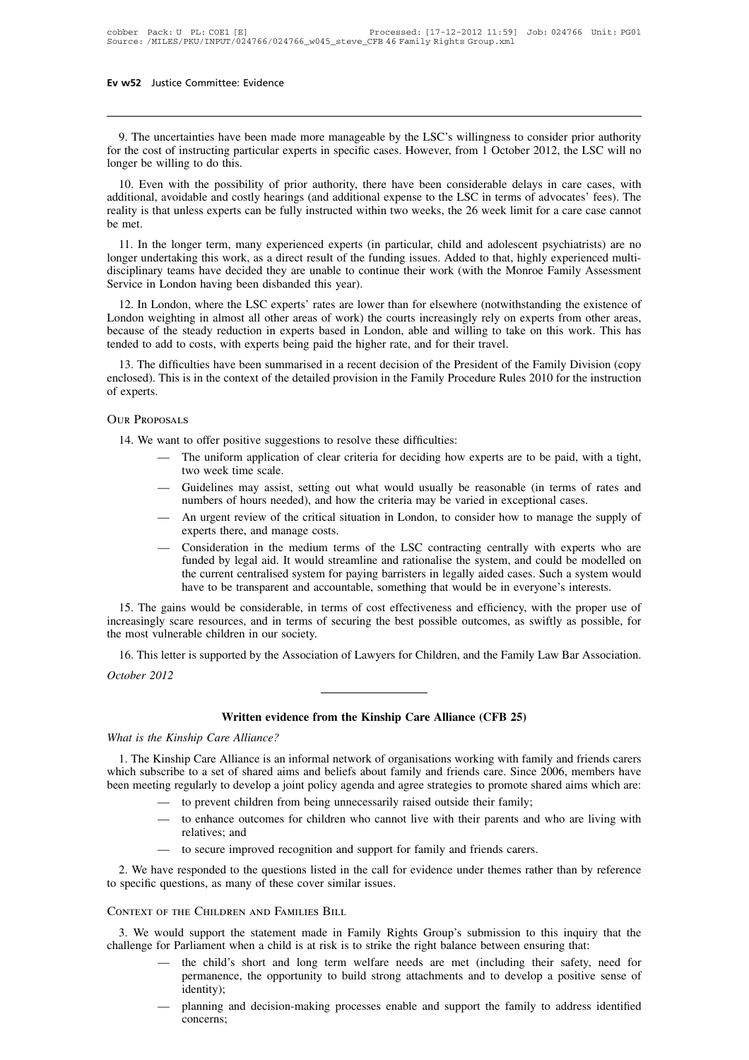9. The uncertainties have been made more manageable by the LSC's willingness to consider prior authority for the cost of instructing particular experts in specific cases. However, from 1 October 2012, the LSC will no longer be willing to do this.

10. Even with the possibility of prior authority, there have been considerable delays in care cases, with additional, avoidable and costly hearings (and additional expense to the LSC in terms of advocates' fees). The reality is that unless experts can be fully instructed within two weeks, the 26 week limit for a care case cannot be met.

11. In the longer term, many experienced experts (in particular, child and adolescent psychiatrists) are no longer undertaking this work, as a direct result of the funding issues. Added to that, highly experienced multi-disciplinary teams have decided they are unable to continue their work (with the Monroe Family Assessment Service in London having been disbanded this year).

12. In London, where the LSC experts' rates are lower than for elsewhere (notwithstanding the existence of London weighting in almost all other areas of work) the courts increasingly rely on experts from other areas, because of the steady reduction in experts based in London, able and willing to take on this work. This has tended to add to costs, with experts being paid the higher rate, and for their travel.

13. The difficulties have been summarised in a recent decision of the President of the Family Division (copy enclosed). This is in the context of the detailed provision in the Family Procedure Rules 2010 for the instruction of experts.

## Our Proposals

14. We want to offer positive suggestions to resolve these difficulties:

- The uniform application of clear criteria for deciding how experts are to be paid, with a tight, two week time scale.
- Guidelines may assist, setting out what would usually be reasonable (in terms of rates and numbers of hours needed), and how the criteria may be varied in exceptional cases.
- An urgent review of the critical situation in London, to consider how to manage the supply of experts there, and manage costs.
- Consideration in the medium terms of the LSC contracting centrally with experts who are funded by legal aid. It would streamline and rationalise the system, and could be modelled on the current centralised system for paying barristers in legally aided cases. Such a system would have to be transparent and accountable, something that would be in everyone's interests.

15. The gains would be considerable, in terms of cost effectiveness and efficiency, with the proper use of increasingly scare resources, and in terms of securing the best possible outcomes, as swiftly as possible, for the most vulnerable children in our society.

16. This letter is supported by the Association of Lawyers for Children, and the Family Law Bar Association.

*October 2012*

---

## Written evidence from the Kinship Care Alliance (CFB 25)

*What is the Kinship Care Alliance?*

1. The Kinship Care Alliance is an informal network of organisations working with family and friends carers which subscribe to a set of shared aims and beliefs about family and friends care. Since 2006, members have been meeting regularly to develop a joint policy agenda and agree strategies to promote shared aims which are:

- to prevent children from being unnecessarily raised outside their family;
- to enhance outcomes for children who cannot live with their parents and who are living with relatives; and
- to secure improved recognition and support for family and friends carers.

2. We have responded to the questions listed in the call for evidence under themes rather than by reference to specific questions, as many of these cover similar issues.

## Context of the Children and Families Bill

3. We would support the statement made in Family Rights Group's submission to this inquiry that the challenge for Parliament when a child is at risk is to strike the right balance between ensuring that:

- the child's short and long term welfare needs are met (including their safety, need for permanence, the opportunity to build strong attachments and to develop a positive sense of identity);
- planning and decision-making processes enable and support the family to address identified concerns;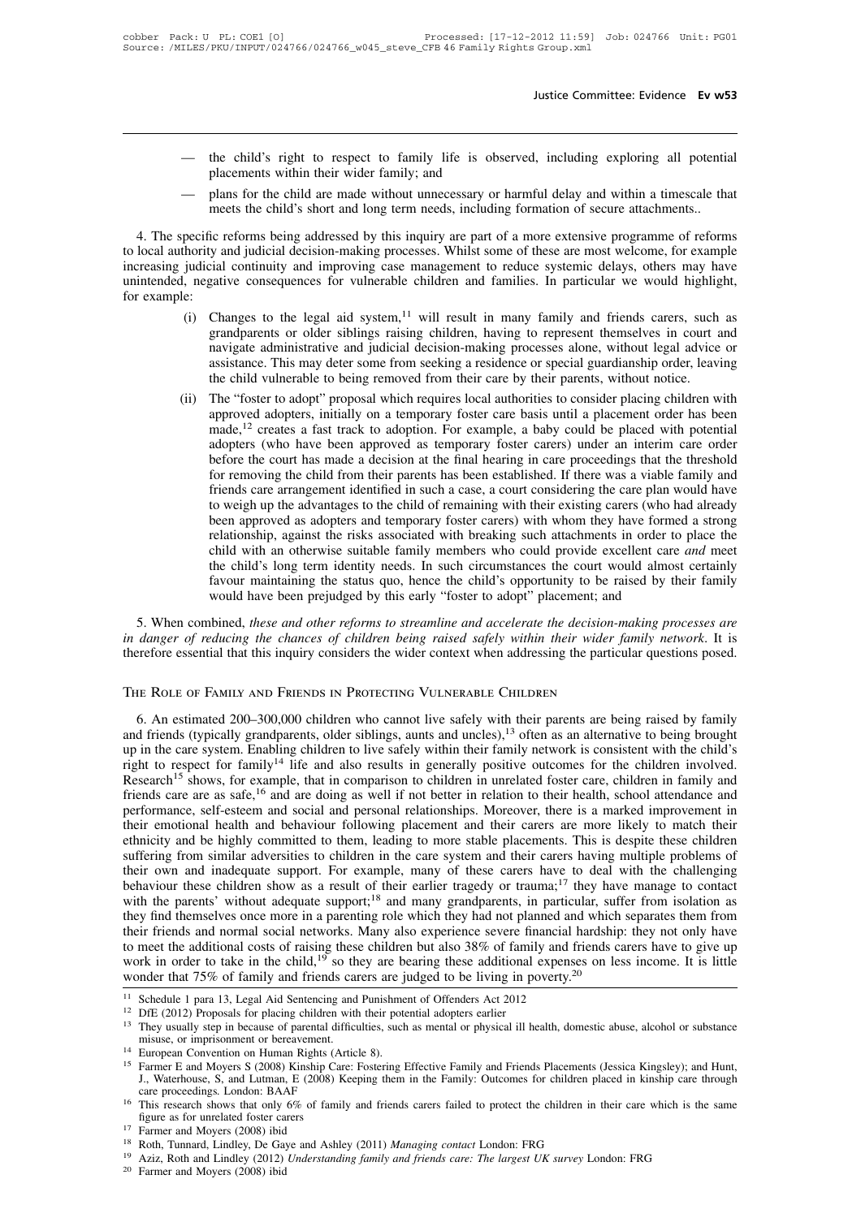- the child's right to respect to family life is observed, including exploring all potential placements within their wider family; and
- plans for the child are made without unnecessary or harmful delay and within a timescale that meets the child's short and long term needs, including formation of secure attachments..

4. The specific reforms being addressed by this inquiry are part of a more extensive programme of reforms to local authority and judicial decision-making processes. Whilst some of these are most welcome, for example increasing judicial continuity and improving case management to reduce systemic delays, others may have unintended, negative consequences for vulnerable children and families. In particular we would highlight, for example:

(i) Changes to the legal aid system,[11] will result in many family and friends carers, such as grandparents or older siblings raising children, having to represent themselves in court and navigate administrative and judicial decision-making processes alone, without legal advice or assistance. This may deter some from seeking a residence or special guardianship order, leaving the child vulnerable to being removed from their care by their parents, without notice.

(ii) The "foster to adopt" proposal which requires local authorities to consider placing children with approved adopters, initially on a temporary foster care basis until a placement order has been made,[12] creates a fast track to adoption. For example, a baby could be placed with potential adopters (who have been approved as temporary foster carers) under an interim care order before the court has made a decision at the final hearing in care proceedings that the threshold for removing the child from their parents has been established. If there was a viable family and friends care arrangement identified in such a case, a court considering the care plan would have to weigh up the advantages to the child of remaining with their existing carers (who had already been approved as adopters and temporary foster carers) with whom they have formed a strong relationship, against the risks associated with breaking such attachments in order to place the child with an otherwise suitable family members who could provide excellent care *and* meet the child's long term identity needs. In such circumstances the court would almost certainly favour maintaining the status quo, hence the child's opportunity to be raised by their family would have been prejudged by this early "foster to adopt" placement; and

5. When combined, *these and other reforms to streamline and accelerate the decision-making processes are in danger of reducing the chances of children being raised safely within their wider family network*. It is therefore essential that this inquiry considers the wider context when addressing the particular questions posed.

## The Role of Family and Friends in Protecting Vulnerable Children

6. An estimated 200–300,000 children who cannot live safely with their parents are being raised by family and friends (typically grandparents, older siblings, aunts and uncles),[13] often as an alternative to being brought up in the care system. Enabling children to live safely within their family network is consistent with the child's right to respect for family[14] life and also results in generally positive outcomes for the children involved. Research[15] shows, for example, that in comparison to children in unrelated foster care, children in family and friends care are as safe,[16] and are doing as well if not better in relation to their health, school attendance and performance, self-esteem and social and personal relationships. Moreover, there is a marked improvement in their emotional health and behaviour following placement and their carers are more likely to match their ethnicity and be highly committed to them, leading to more stable placements. This is despite these children suffering from similar adversities to children in the care system and their carers having multiple problems of their own and inadequate support. For example, many of these carers have to deal with the challenging behaviour these children show as a result of their earlier tragedy or trauma;[17] they have manage to contact with the parents' without adequate support;[18] and many grandparents, in particular, suffer from isolation as they find themselves once more in a parenting role which they had not planned and which separates them from their friends and normal social networks. Many also experience severe financial hardship: they not only have to meet the additional costs of raising these children but also 38% of family and friends carers have to give up work in order to take in the child,[19] so they are bearing these additional expenses on less income. It is little wonder that 75% of family and friends carers are judged to be living in poverty.[20]

---

[11] Schedule 1 para 13, Legal Aid Sentencing and Punishment of Offenders Act 2012

[12] DfE (2012) Proposals for placing children with their potential adopters earlier

[13] They usually step in because of parental difficulties, such as mental or physical ill health, domestic abuse, alcohol or substance misuse, or imprisonment or bereavement.

[14] European Convention on Human Rights (Article 8).

[15] Farmer E and Moyers S (2008) Kinship Care: Fostering Effective Family and Friends Placements (Jessica Kingsley); and Hunt, J., Waterhouse, S, and Lutman, E (2008) Keeping them in the Family: Outcomes for children placed in kinship care through care proceedings. London: BAAF

[16] This research shows that only 6% of family and friends carers failed to protect the children in their care which is the same figure as for unrelated foster carers

[17] Farmer and Moyers (2008) ibid

[18] Roth, Tunnard, Lindley, De Gaye and Ashley (2011) *Managing contact* London: FRG

[19] Aziz, Roth and Lindley (2012) *Understanding family and friends care: The largest UK survey* London: FRG

[20] Farmer and Moyers (2008) ibid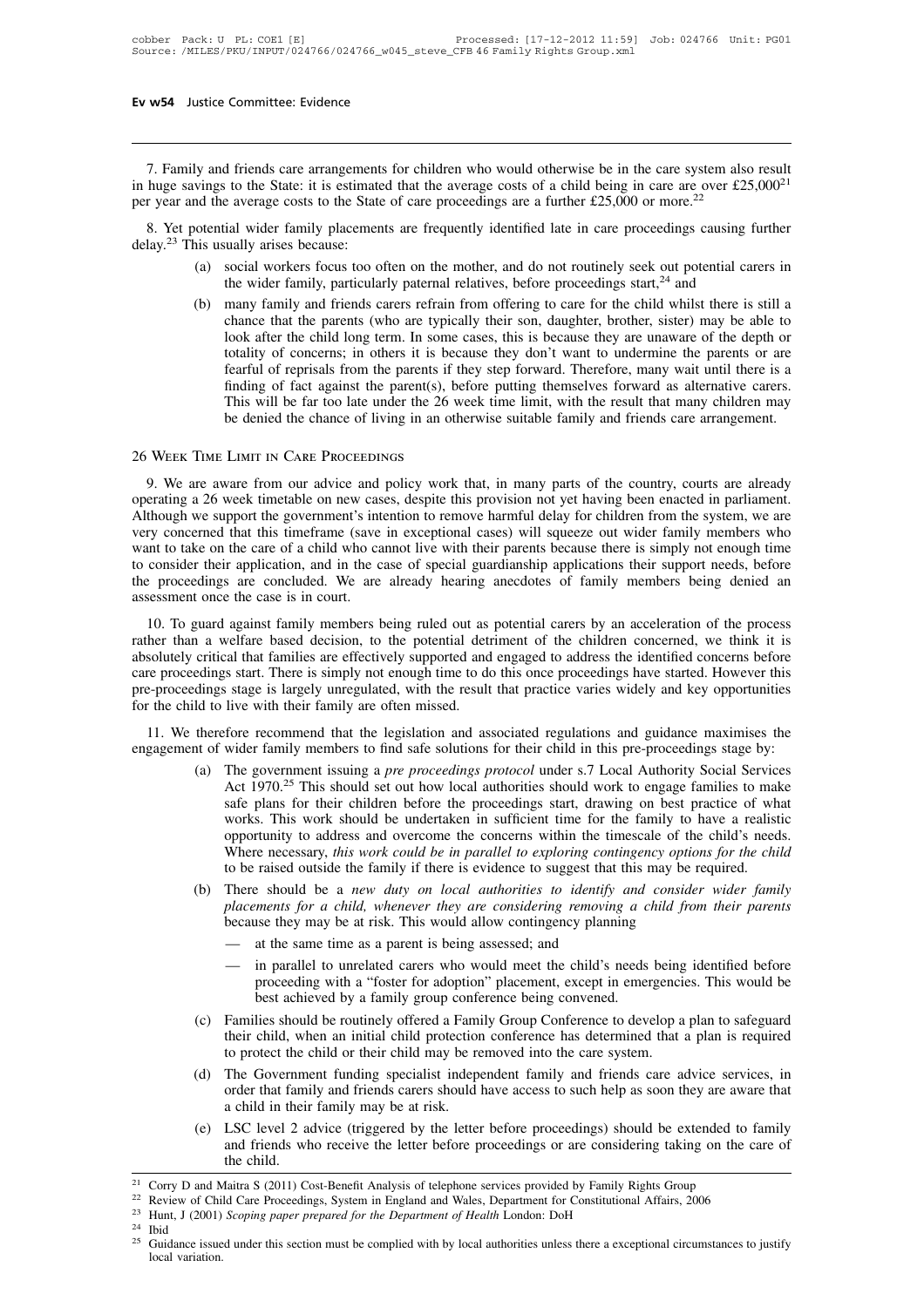7. Family and friends care arrangements for children who would otherwise be in the care system also result in huge savings to the State: it is estimated that the average costs of a child being in care are over £25,000[21] per year and the average costs to the State of care proceedings are a further £25,000 or more.[22]

8. Yet potential wider family placements are frequently identified late in care proceedings causing further delay.[23] This usually arises because:

(a) social workers focus too often on the mother, and do not routinely seek out potential carers in the wider family, particularly paternal relatives, before proceedings start,[24] and

(b) many family and friends carers refrain from offering to care for the child whilst there is still a chance that the parents (who are typically their son, daughter, brother, sister) may be able to look after the child long term. In some cases, this is because they are unaware of the depth or totality of concerns; in others it is because they don't want to undermine the parents or are fearful of reprisals from the parents if they step forward. Therefore, many wait until there is a finding of fact against the parent(s), before putting themselves forward as alternative carers. This will be far too late under the 26 week time limit, with the result that many children may be denied the chance of living in an otherwise suitable family and friends care arrangement.

## 26 Week Time Limit in Care Proceedings

9. We are aware from our advice and policy work that, in many parts of the country, courts are already operating a 26 week timetable on new cases, despite this provision not yet having been enacted in parliament. Although we support the government's intention to remove harmful delay for children from the system, we are very concerned that this timeframe (save in exceptional cases) will squeeze out wider family members who want to take on the care of a child who cannot live with their parents because there is simply not enough time to consider their application, and in the case of special guardianship applications their support needs, before the proceedings are concluded. We are already hearing anecdotes of family members being denied an assessment once the case is in court.

10. To guard against family members being ruled out as potential carers by an acceleration of the process rather than a welfare based decision, to the potential detriment of the children concerned, we think it is absolutely critical that families are effectively supported and engaged to address the identified concerns before care proceedings start. There is simply not enough time to do this once proceedings have started. However this pre-proceedings stage is largely unregulated, with the result that practice varies widely and key opportunities for the child to live with their family are often missed.

11. We therefore recommend that the legislation and associated regulations and guidance maximises the engagement of wider family members to find safe solutions for their child in this pre-proceedings stage by:

(a) The government issuing a *pre proceedings protocol* under s.7 Local Authority Social Services Act 1970.[25] This should set out how local authorities should work to engage families to make safe plans for their children before the proceedings start, drawing on best practice of what works. This work should be undertaken in sufficient time for the family to have a realistic opportunity to address and overcome the concerns within the timescale of the child's needs. Where necessary, *this work could be in parallel to exploring contingency options for the child* to be raised outside the family if there is evidence to suggest that this may be required.

(b) There should be a *new duty on local authorities to identify and consider wider family placements for a child, whenever they are considering removing a child from their parents* because they may be at risk. This would allow contingency planning

- at the same time as a parent is being assessed; and
- in parallel to unrelated carers who would meet the child's needs being identified before proceeding with a "foster for adoption" placement, except in emergencies. This would be best achieved by a family group conference being convened.

(c) Families should be routinely offered a Family Group Conference to develop a plan to safeguard their child, when an initial child protection conference has determined that a plan is required to protect the child or their child may be removed into the care system.

(d) The Government funding specialist independent family and friends care advice services, in order that family and friends carers should have access to such help as soon they are aware that a child in their family may be at risk.

(e) LSC level 2 advice (triggered by the letter before proceedings) should be extended to family and friends who receive the letter before proceedings or are considering taking on the care of the child.

---

[21] Corry D and Maitra S (2011) Cost-Benefit Analysis of telephone services provided by Family Rights Group

[22] Review of Child Care Proceedings, System in England and Wales, Department for Constitutional Affairs, 2006

[23] Hunt, J (2001) *Scoping paper prepared for the Department of Health* London: DoH

[24] Ibid

[25] Guidance issued under this section must be complied with by local authorities unless there a exceptional circumstances to justify local variation.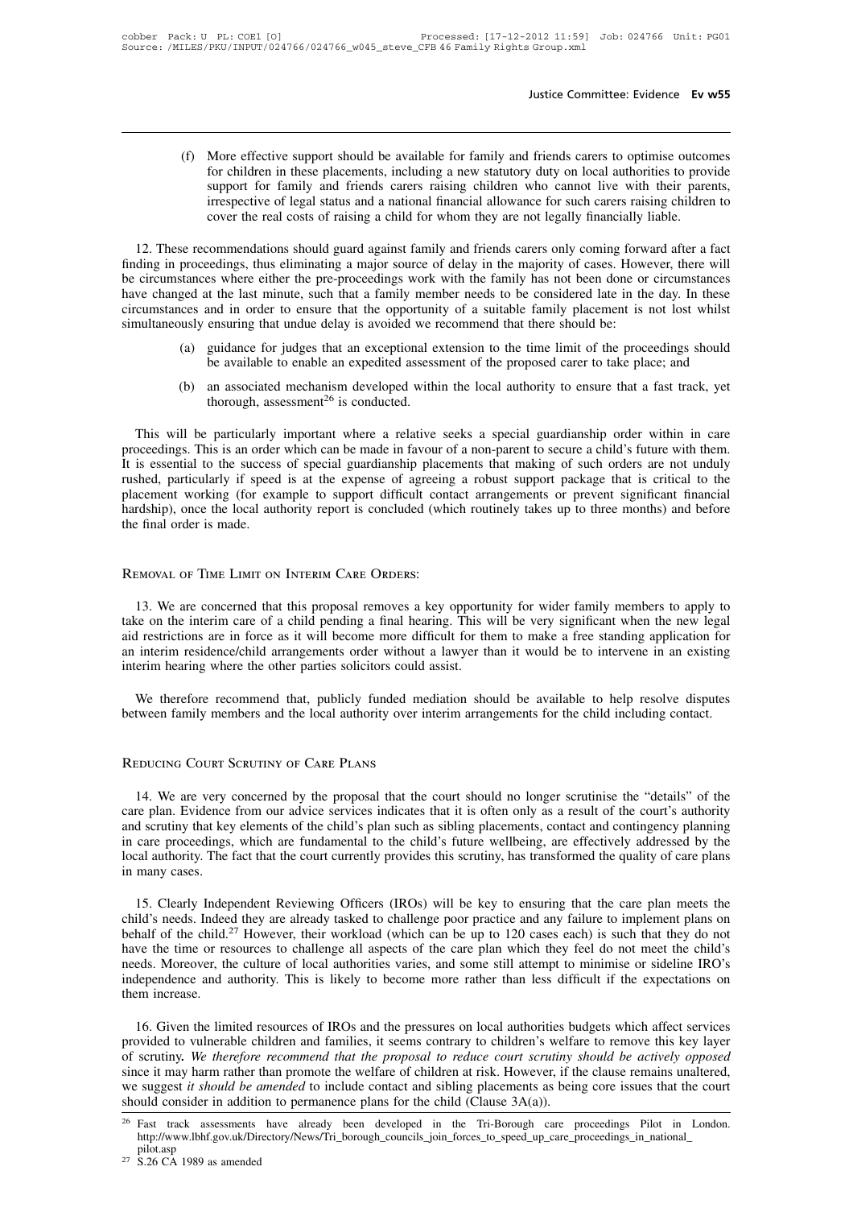(f) More effective support should be available for family and friends carers to optimise outcomes for children in these placements, including a new statutory duty on local authorities to provide support for family and friends carers raising children who cannot live with their parents, irrespective of legal status and a national financial allowance for such carers raising children to cover the real costs of raising a child for whom they are not legally financially liable.

12. These recommendations should guard against family and friends carers only coming forward after a fact finding in proceedings, thus eliminating a major source of delay in the majority of cases. However, there will be circumstances where either the pre-proceedings work with the family has not been done or circumstances have changed at the last minute, such that a family member needs to be considered late in the day. In these circumstances and in order to ensure that the opportunity of a suitable family placement is not lost whilst simultaneously ensuring that undue delay is avoided we recommend that there should be:

(a) guidance for judges that an exceptional extension to the time limit of the proceedings should be available to enable an expedited assessment of the proposed carer to take place; and

(b) an associated mechanism developed within the local authority to ensure that a fast track, yet thorough, assessment[26] is conducted.

This will be particularly important where a relative seeks a special guardianship order within in care proceedings. This is an order which can be made in favour of a non-parent to secure a child's future with them. It is essential to the success of special guardianship placements that making of such orders are not unduly rushed, particularly if speed is at the expense of agreeing a robust support package that is critical to the placement working (for example to support difficult contact arrangements or prevent significant financial hardship), once the local authority report is concluded (which routinely takes up to three months) and before the final order is made.

## Removal of Time Limit on Interim Care Orders:

13. We are concerned that this proposal removes a key opportunity for wider family members to apply to take on the interim care of a child pending a final hearing. This will be very significant when the new legal aid restrictions are in force as it will become more difficult for them to make a free standing application for an interim residence/child arrangements order without a lawyer than it would be to intervene in an existing interim hearing where the other parties solicitors could assist.

We therefore recommend that, publicly funded mediation should be available to help resolve disputes between family members and the local authority over interim arrangements for the child including contact.

## Reducing Court Scrutiny of Care Plans

14. We are very concerned by the proposal that the court should no longer scrutinise the "details" of the care plan. Evidence from our advice services indicates that it is often only as a result of the court's authority and scrutiny that key elements of the child's plan such as sibling placements, contact and contingency planning in care proceedings, which are fundamental to the child's future wellbeing, are effectively addressed by the local authority. The fact that the court currently provides this scrutiny, has transformed the quality of care plans in many cases.

15. Clearly Independent Reviewing Officers (IROs) will be key to ensuring that the care plan meets the child's needs. Indeed they are already tasked to challenge poor practice and any failure to implement plans on behalf of the child.[27] However, their workload (which can be up to 120 cases each) is such that they do not have the time or resources to challenge all aspects of the care plan which they feel do not meet the child's needs. Moreover, the culture of local authorities varies, and some still attempt to minimise or sideline IRO's independence and authority. This is likely to become more rather than less difficult if the expectations on them increase.

16. Given the limited resources of IROs and the pressures on local authorities budgets which affect services provided to vulnerable children and families, it seems contrary to children's welfare to remove this key layer of scrutiny. *We therefore recommend that the proposal to reduce court scrutiny should be actively opposed* since it may harm rather than promote the welfare of children at risk. However, if the clause remains unaltered, we suggest *it should be amended* to include contact and sibling placements as being core issues that the court should consider in addition to permanence plans for the child (Clause 3A(a)).

[26] Fast track assessments have already been developed in the Tri-Borough care proceedings Pilot in London. http://www.lbhf.gov.uk/Directory/News/Tri_borough_councils_join_forces_to_speed_up_care_proceedings_in_national_pilot.asp

[27] S.26 CA 1989 as amended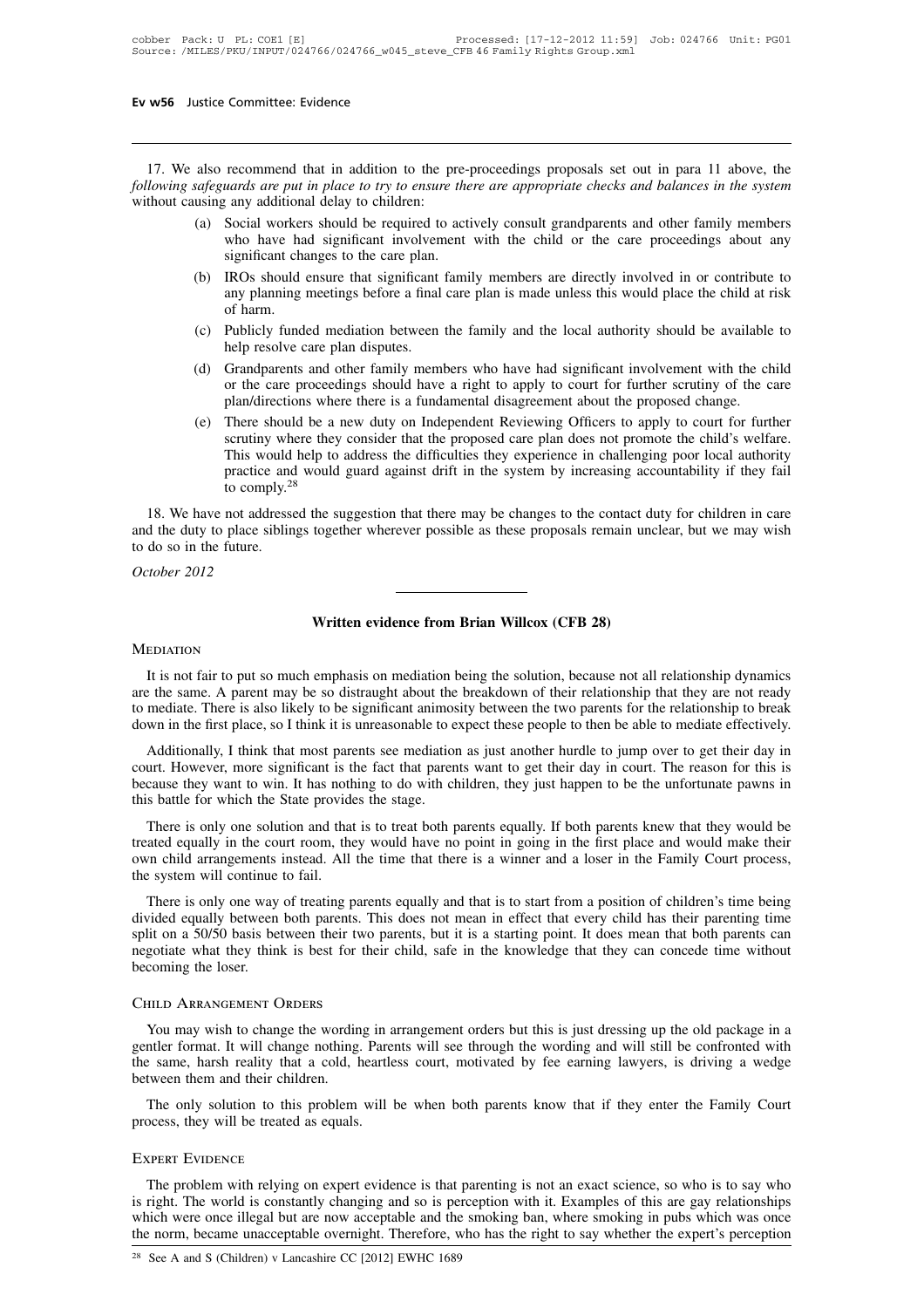17. We also recommend that in addition to the pre-proceedings proposals set out in para 11 above, the *following safeguards are put in place to try to ensure there are appropriate checks and balances in the system* without causing any additional delay to children:

(a) Social workers should be required to actively consult grandparents and other family members who have had significant involvement with the child or the care proceedings about any significant changes to the care plan.

(b) IROs should ensure that significant family members are directly involved in or contribute to any planning meetings before a final care plan is made unless this would place the child at risk of harm.

(c) Publicly funded mediation between the family and the local authority should be available to help resolve care plan disputes.

(d) Grandparents and other family members who have had significant involvement with the child or the care proceedings should have a right to apply to court for further scrutiny of the care plan/directions where there is a fundamental disagreement about the proposed change.

(e) There should be a new duty on Independent Reviewing Officers to apply to court for further scrutiny where they consider that the proposed care plan does not promote the child's welfare. This would help to address the difficulties they experience in challenging poor local authority practice and would guard against drift in the system by increasing accountability if they fail to comply.[28]

18. We have not addressed the suggestion that there may be changes to the contact duty for children in care and the duty to place siblings together wherever possible as these proposals remain unclear, but we may wish to do so in the future.

*October 2012*

---

## Written evidence from Brian Willcox (CFB 28)

### Mediation

It is not fair to put so much emphasis on mediation being the solution, because not all relationship dynamics are the same. A parent may be so distraught about the breakdown of their relationship that they are not ready to mediate. There is also likely to be significant animosity between the two parents for the relationship to break down in the first place, so I think it is unreasonable to expect these people to then be able to mediate effectively.

Additionally, I think that most parents see mediation as just another hurdle to jump over to get their day in court. However, more significant is the fact that parents want to get their day in court. The reason for this is because they want to win. It has nothing to do with children, they just happen to be the unfortunate pawns in this battle for which the State provides the stage.

There is only one solution and that is to treat both parents equally. If both parents knew that they would be treated equally in the court room, they would have no point in going in the first place and would make their own child arrangements instead. All the time that there is a winner and a loser in the Family Court process, the system will continue to fail.

There is only one way of treating parents equally and that is to start from a position of children's time being divided equally between both parents. This does not mean in effect that every child has their parenting time split on a 50/50 basis between their two parents, but it is a starting point. It does mean that both parents can negotiate what they think is best for their child, safe in the knowledge that they can concede time without becoming the loser.

### Child Arrangement Orders

You may wish to change the wording in arrangement orders but this is just dressing up the old package in a gentler format. It will change nothing. Parents will see through the wording and will still be confronted with the same, harsh reality that a cold, heartless court, motivated by fee earning lawyers, is driving a wedge between them and their children.

The only solution to this problem will be when both parents know that if they enter the Family Court process, they will be treated as equals.

### Expert Evidence

The problem with relying on expert evidence is that parenting is not an exact science, so who is to say who is right. The world is constantly changing and so is perception with it. Examples of this are gay relationships which were once illegal but are now acceptable and the smoking ban, where smoking in pubs which was once the norm, became unacceptable overnight. Therefore, who has the right to say whether the expert's perception

[28] See A and S (Children) v Lancashire CC [2012] EWHC 1689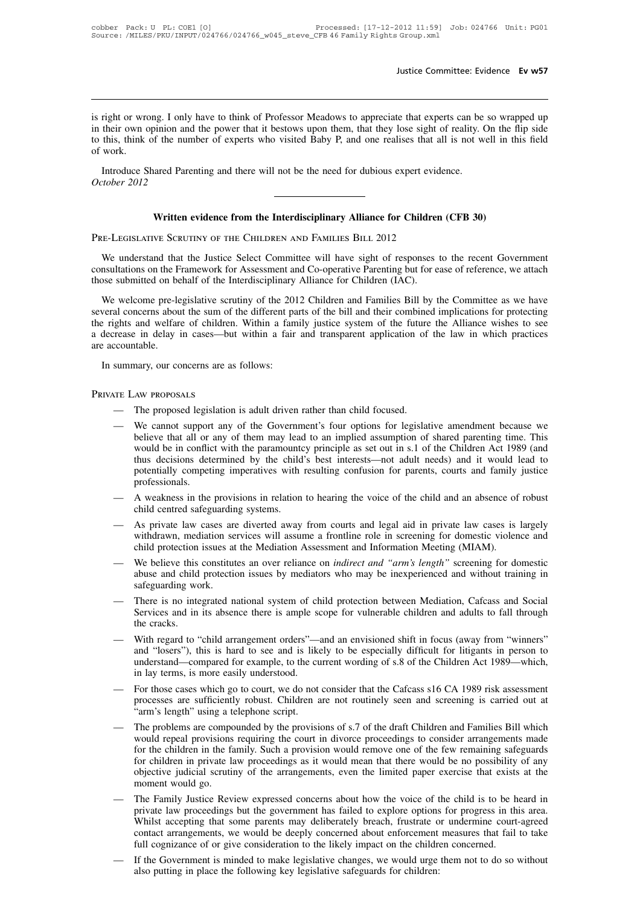is right or wrong. I only have to think of Professor Meadows to appreciate that experts can be so wrapped up in their own opinion and the power that it bestows upon them, that they lose sight of reality. On the flip side to this, think of the number of experts who visited Baby P, and one realises that all is not well in this field of work.

Introduce Shared Parenting and there will not be the need for dubious expert evidence.

*October 2012*

---

## Written evidence from the Interdisciplinary Alliance for Children (CFB 30)

Pre-Legislative Scrutiny of the Children and Families Bill 2012

We understand that the Justice Select Committee will have sight of responses to the recent Government consultations on the Framework for Assessment and Co-operative Parenting but for ease of reference, we attach those submitted on behalf of the Interdisciplinary Alliance for Children (IAC).

We welcome pre-legislative scrutiny of the 2012 Children and Families Bill by the Committee as we have several concerns about the sum of the different parts of the bill and their combined implications for protecting the rights and welfare of children. Within a family justice system of the future the Alliance wishes to see a decrease in delay in cases—but within a fair and transparent application of the law in which practices are accountable.

In summary, our concerns are as follows:

Private Law proposals

- The proposed legislation is adult driven rather than child focused.
- We cannot support any of the Government's four options for legislative amendment because we believe that all or any of them may lead to an implied assumption of shared parenting time. This would be in conflict with the paramountcy principle as set out in s.1 of the Children Act 1989 (and thus decisions determined by the child's best interests—not adult needs) and it would lead to potentially competing imperatives with resulting confusion for parents, courts and family justice professionals.
- A weakness in the provisions in relation to hearing the voice of the child and an absence of robust child centred safeguarding systems.
- As private law cases are diverted away from courts and legal aid in private law cases is largely withdrawn, mediation services will assume a frontline role in screening for domestic violence and child protection issues at the Mediation Assessment and Information Meeting (MIAM).
- We believe this constitutes an over reliance on *indirect and "arm's length"* screening for domestic abuse and child protection issues by mediators who may be inexperienced and without training in safeguarding work.
- There is no integrated national system of child protection between Mediation, Cafcass and Social Services and in its absence there is ample scope for vulnerable children and adults to fall through the cracks.
- With regard to "child arrangement orders"—and an envisioned shift in focus (away from "winners" and "losers"), this is hard to see and is likely to be especially difficult for litigants in person to understand—compared for example, to the current wording of s.8 of the Children Act 1989—which, in lay terms, is more easily understood.
- For those cases which go to court, we do not consider that the Cafcass s16 CA 1989 risk assessment processes are sufficiently robust. Children are not routinely seen and screening is carried out at "arm's length" using a telephone script.
- The problems are compounded by the provisions of s.7 of the draft Children and Families Bill which would repeal provisions requiring the court in divorce proceedings to consider arrangements made for the children in the family. Such a provision would remove one of the few remaining safeguards for children in private law proceedings as it would mean that there would be no possibility of any objective judicial scrutiny of the arrangements, even the limited paper exercise that exists at the moment would go.
- The Family Justice Review expressed concerns about how the voice of the child is to be heard in private law proceedings but the government has failed to explore options for progress in this area. Whilst accepting that some parents may deliberately breach, frustrate or undermine court-agreed contact arrangements, we would be deeply concerned about enforcement measures that fail to take full cognizance of or give consideration to the likely impact on the children concerned.
- If the Government is minded to make legislative changes, we would urge them not to do so without also putting in place the following key legislative safeguards for children: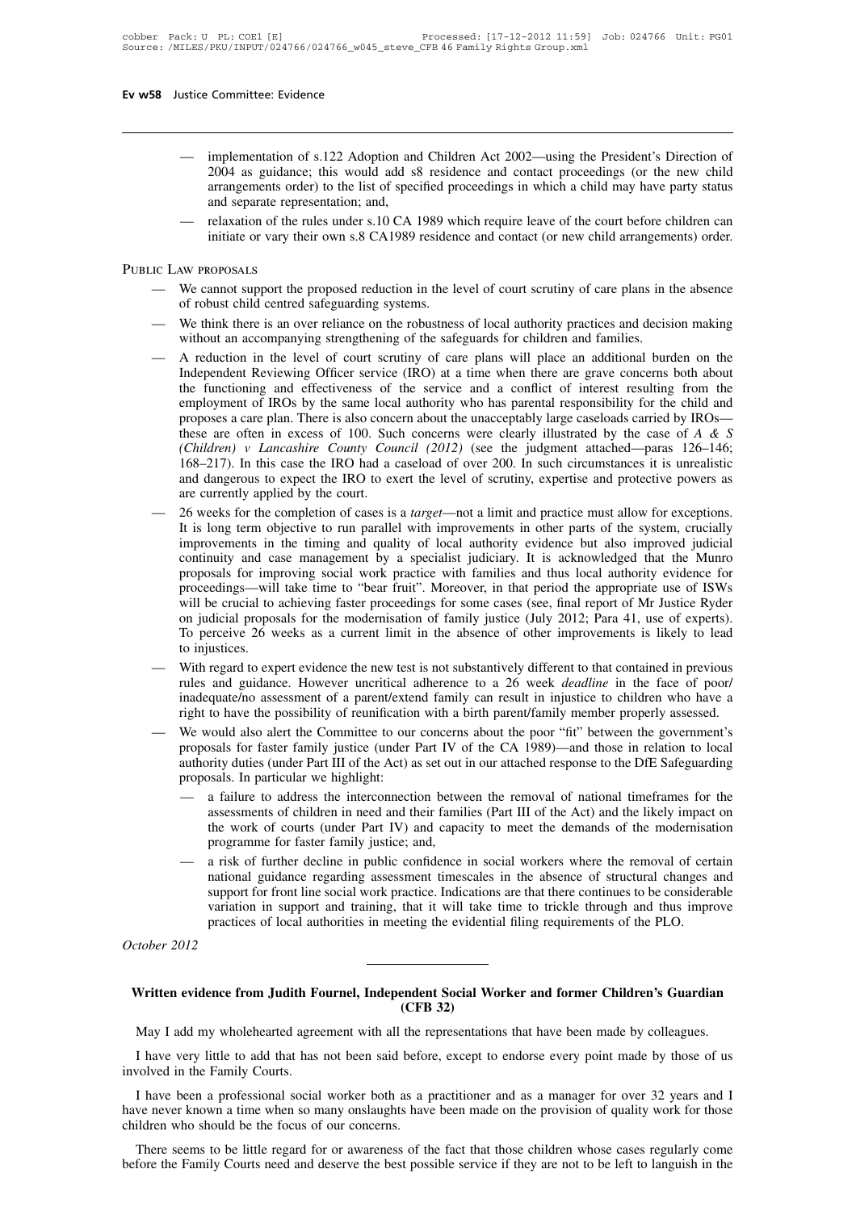- implementation of s.122 Adoption and Children Act 2002—using the President's Direction of 2004 as guidance; this would add s8 residence and contact proceedings (or the new child arrangements order) to the list of specified proceedings in which a child may have party status and separate representation; and,
- relaxation of the rules under s.10 CA 1989 which require leave of the court before children can initiate or vary their own s.8 CA1989 residence and contact (or new child arrangements) order.

## Public Law proposals

- We cannot support the proposed reduction in the level of court scrutiny of care plans in the absence of robust child centred safeguarding systems.
- We think there is an over reliance on the robustness of local authority practices and decision making without an accompanying strengthening of the safeguards for children and families.
- A reduction in the level of court scrutiny of care plans will place an additional burden on the Independent Reviewing Officer service (IRO) at a time when there are grave concerns both about the functioning and effectiveness of the service and a conflict of interest resulting from the employment of IROs by the same local authority who has parental responsibility for the child and proposes a care plan. There is also concern about the unacceptably large caseloads carried by IROs—these are often in excess of 100. Such concerns were clearly illustrated by the case of *A & S (Children) v Lancashire County Council (2012)* (see the judgment attached—paras 126–146; 168–217). In this case the IRO had a caseload of over 200. In such circumstances it is unrealistic and dangerous to expect the IRO to exert the level of scrutiny, expertise and protective powers as are currently applied by the court.
- 26 weeks for the completion of cases is a *target*—not a limit and practice must allow for exceptions. It is long term objective to run parallel with improvements in other parts of the system, crucially improvements in the timing and quality of local authority evidence but also improved judicial continuity and case management by a specialist judiciary. It is acknowledged that the Munro proposals for improving social work practice with families and thus local authority evidence for proceedings—will take time to "bear fruit". Moreover, in that period the appropriate use of ISWs will be crucial to achieving faster proceedings for some cases (see, final report of Mr Justice Ryder on judicial proposals for the modernisation of family justice (July 2012; Para 41, use of experts). To perceive 26 weeks as a current limit in the absence of other improvements is likely to lead to injustices.
- With regard to expert evidence the new test is not substantively different to that contained in previous rules and guidance. However uncritical adherence to a 26 week *deadline* in the face of poor/inadequate/no assessment of a parent/extend family can result in injustice to children who have a right to have the possibility of reunification with a birth parent/family member properly assessed.
- We would also alert the Committee to our concerns about the poor "fit" between the government's proposals for faster family justice (under Part IV of the CA 1989)—and those in relation to local authority duties (under Part III of the Act) as set out in our attached response to the DfE Safeguarding proposals. In particular we highlight:
  - a failure to address the interconnection between the removal of national timeframes for the assessments of children in need and their families (Part III of the Act) and the likely impact on the work of courts (under Part IV) and capacity to meet the demands of the modernisation programme for faster family justice; and,
  - a risk of further decline in public confidence in social workers where the removal of certain national guidance regarding assessment timescales in the absence of structural changes and support for front line social work practice. Indications are that there continues to be considerable variation in support and training, that it will take time to trickle through and thus improve practices of local authorities in meeting the evidential filing requirements of the PLO.

*October 2012*

---

## Written evidence from Judith Fournel, Independent Social Worker and former Children's Guardian (CFB 32)

May I add my wholehearted agreement with all the representations that have been made by colleagues.

I have very little to add that has not been said before, except to endorse every point made by those of us involved in the Family Courts.

I have been a professional social worker both as a practitioner and as a manager for over 32 years and I have never known a time when so many onslaughts have been made on the provision of quality work for those children who should be the focus of our concerns.

There seems to be little regard for or awareness of the fact that those children whose cases regularly come before the Family Courts need and deserve the best possible service if they are not to be left to languish in the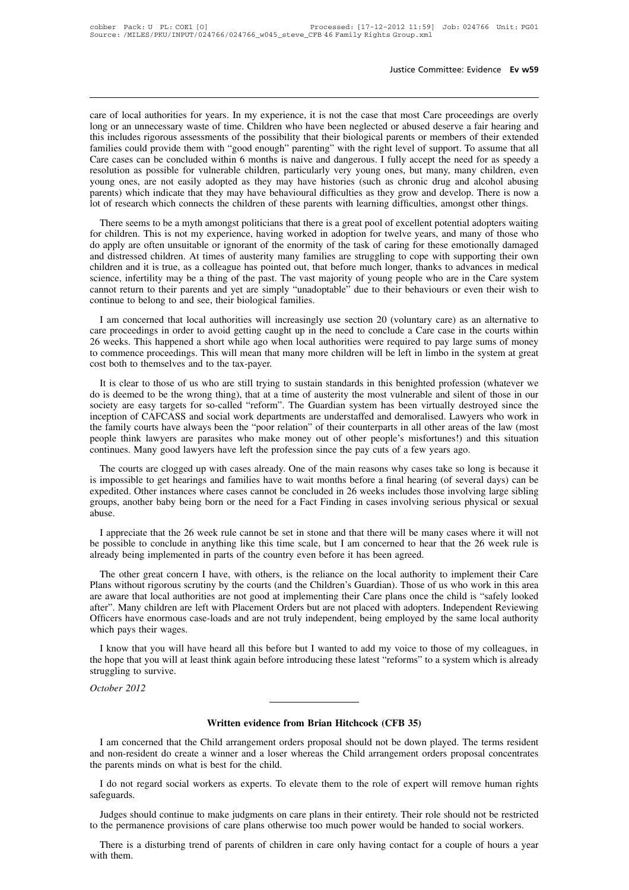care of local authorities for years. In my experience, it is not the case that most Care proceedings are overly long or an unnecessary waste of time. Children who have been neglected or abused deserve a fair hearing and this includes rigorous assessments of the possibility that their biological parents or members of their extended families could provide them with "good enough" parenting" with the right level of support. To assume that all Care cases can be concluded within 6 months is naive and dangerous. I fully accept the need for as speedy a resolution as possible for vulnerable children, particularly very young ones, but many, many children, even young ones, are not easily adopted as they may have histories (such as chronic drug and alcohol abusing parents) which indicate that they may have behavioural difficulties as they grow and develop. There is now a lot of research which connects the children of these parents with learning difficulties, amongst other things.

There seems to be a myth amongst politicians that there is a great pool of excellent potential adopters waiting for children. This is not my experience, having worked in adoption for twelve years, and many of those who do apply are often unsuitable or ignorant of the enormity of the task of caring for these emotionally damaged and distressed children. At times of austerity many families are struggling to cope with supporting their own children and it is true, as a colleague has pointed out, that before much longer, thanks to advances in medical science, infertility may be a thing of the past. The vast majority of young people who are in the Care system cannot return to their parents and yet are simply "unadoptable" due to their behaviours or even their wish to continue to belong to and see, their biological families.

I am concerned that local authorities will increasingly use section 20 (voluntary care) as an alternative to care proceedings in order to avoid getting caught up in the need to conclude a Care case in the courts within 26 weeks. This happened a short while ago when local authorities were required to pay large sums of money to commence proceedings. This will mean that many more children will be left in limbo in the system at great cost both to themselves and to the tax-payer.

It is clear to those of us who are still trying to sustain standards in this benighted profession (whatever we do is deemed to be the wrong thing), that at a time of austerity the most vulnerable and silent of those in our society are easy targets for so-called "reform". The Guardian system has been virtually destroyed since the inception of CAFCASS and social work departments are understaffed and demoralised. Lawyers who work in the family courts have always been the "poor relation" of their counterparts in all other areas of the law (most people think lawyers are parasites who make money out of other people's misfortunes!) and this situation continues. Many good lawyers have left the profession since the pay cuts of a few years ago.

The courts are clogged up with cases already. One of the main reasons why cases take so long is because it is impossible to get hearings and families have to wait months before a final hearing (of several days) can be expedited. Other instances where cases cannot be concluded in 26 weeks includes those involving large sibling groups, another baby being born or the need for a Fact Finding in cases involving serious physical or sexual abuse.

I appreciate that the 26 week rule cannot be set in stone and that there will be many cases where it will not be possible to conclude in anything like this time scale, but I am concerned to hear that the 26 week rule is already being implemented in parts of the country even before it has been agreed.

The other great concern I have, with others, is the reliance on the local authority to implement their Care Plans without rigorous scrutiny by the courts (and the Children's Guardian). Those of us who work in this area are aware that local authorities are not good at implementing their Care plans once the child is "safely looked after". Many children are left with Placement Orders but are not placed with adopters. Independent Reviewing Officers have enormous case-loads and are not truly independent, being employed by the same local authority which pays their wages.

I know that you will have heard all this before but I wanted to add my voice to those of my colleagues, in the hope that you will at least think again before introducing these latest "reforms" to a system which is already struggling to survive.

*October 2012*

---

### Written evidence from Brian Hitchcock (CFB 35)

I am concerned that the Child arrangement orders proposal should not be down played. The terms resident and non-resident do create a winner and a loser whereas the Child arrangement orders proposal concentrates the parents minds on what is best for the child.

I do not regard social workers as experts. To elevate them to the role of expert will remove human rights safeguards.

Judges should continue to make judgments on care plans in their entirety. Their role should not be restricted to the permanence provisions of care plans otherwise too much power would be handed to social workers.

There is a disturbing trend of parents of children in care only having contact for a couple of hours a year with them.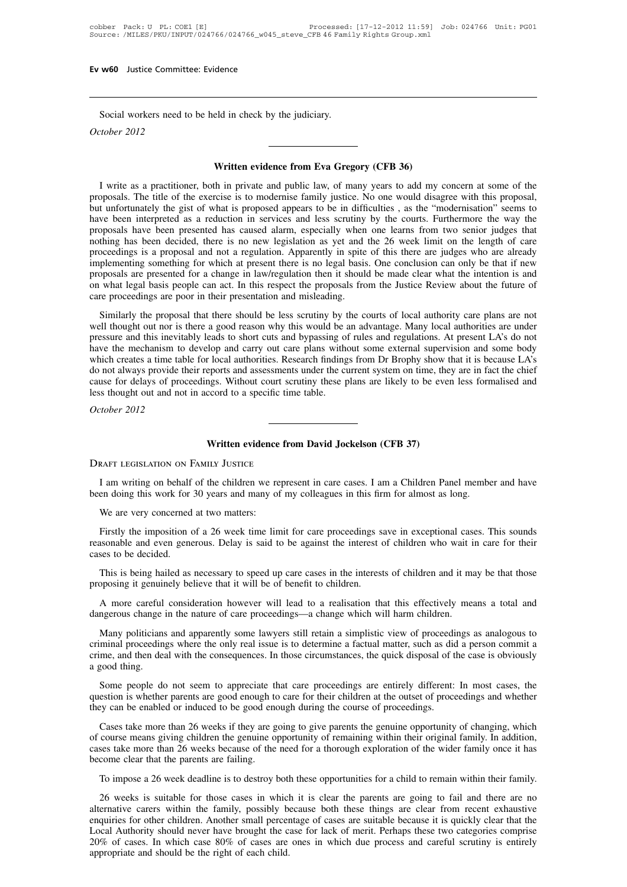Social workers need to be held in check by the judiciary.

*October 2012*

## Written evidence from Eva Gregory (CFB 36)

I write as a practitioner, both in private and public law, of many years to add my concern at some of the proposals. The title of the exercise is to modernise family justice. No one would disagree with this proposal, but unfortunately the gist of what is proposed appears to be in difficulties , as the "modernisation" seems to have been interpreted as a reduction in services and less scrutiny by the courts. Furthermore the way the proposals have been presented has caused alarm, especially when one learns from two senior judges that nothing has been decided, there is no new legislation as yet and the 26 week limit on the length of care proceedings is a proposal and not a regulation. Apparently in spite of this there are judges who are already implementing something for which at present there is no legal basis. One conclusion can only be that if new proposals are presented for a change in law/regulation then it should be made clear what the intention is and on what legal basis people can act. In this respect the proposals from the Justice Review about the future of care proceedings are poor in their presentation and misleading.

Similarly the proposal that there should be less scrutiny by the courts of local authority care plans are not well thought out nor is there a good reason why this would be an advantage. Many local authorities are under pressure and this inevitably leads to short cuts and bypassing of rules and regulations. At present LA's do not have the mechanism to develop and carry out care plans without some external supervision and some body which creates a time table for local authorities. Research findings from Dr Brophy show that it is because LA's do not always provide their reports and assessments under the current system on time, they are in fact the chief cause for delays of proceedings. Without court scrutiny these plans are likely to be even less formalised and less thought out and not in accord to a specific time table.

*October 2012*

## Written evidence from David Jockelson (CFB 37)

### Draft Legislation on Family Justice

I am writing on behalf of the children we represent in care cases. I am a Children Panel member and have been doing this work for 30 years and many of my colleagues in this firm for almost as long.

We are very concerned at two matters:

Firstly the imposition of a 26 week time limit for care proceedings save in exceptional cases. This sounds reasonable and even generous. Delay is said to be against the interest of children who wait in care for their cases to be decided.

This is being hailed as necessary to speed up care cases in the interests of children and it may be that those proposing it genuinely believe that it will be of benefit to children.

A more careful consideration however will lead to a realisation that this effectively means a total and dangerous change in the nature of care proceedings—a change which will harm children.

Many politicians and apparently some lawyers still retain a simplistic view of proceedings as analogous to criminal proceedings where the only real issue is to determine a factual matter, such as did a person commit a crime, and then deal with the consequences. In those circumstances, the quick disposal of the case is obviously a good thing.

Some people do not seem to appreciate that care proceedings are entirely different: In most cases, the question is whether parents are good enough to care for their children at the outset of proceedings and whether they can be enabled or induced to be good enough during the course of proceedings.

Cases take more than 26 weeks if they are going to give parents the genuine opportunity of changing, which of course means giving children the genuine opportunity of remaining within their original family. In addition, cases take more than 26 weeks because of the need for a thorough exploration of the wider family once it has become clear that the parents are failing.

To impose a 26 week deadline is to destroy both these opportunities for a child to remain within their family.

26 weeks is suitable for those cases in which it is clear the parents are going to fail and there are no alternative carers within the family, possibly because both these things are clear from recent exhaustive enquiries for other children. Another small percentage of cases are suitable because it is quickly clear that the Local Authority should never have brought the case for lack of merit. Perhaps these two categories comprise 20% of cases. In which case 80% of cases are ones in which due process and careful scrutiny is entirely appropriate and should be the right of each child.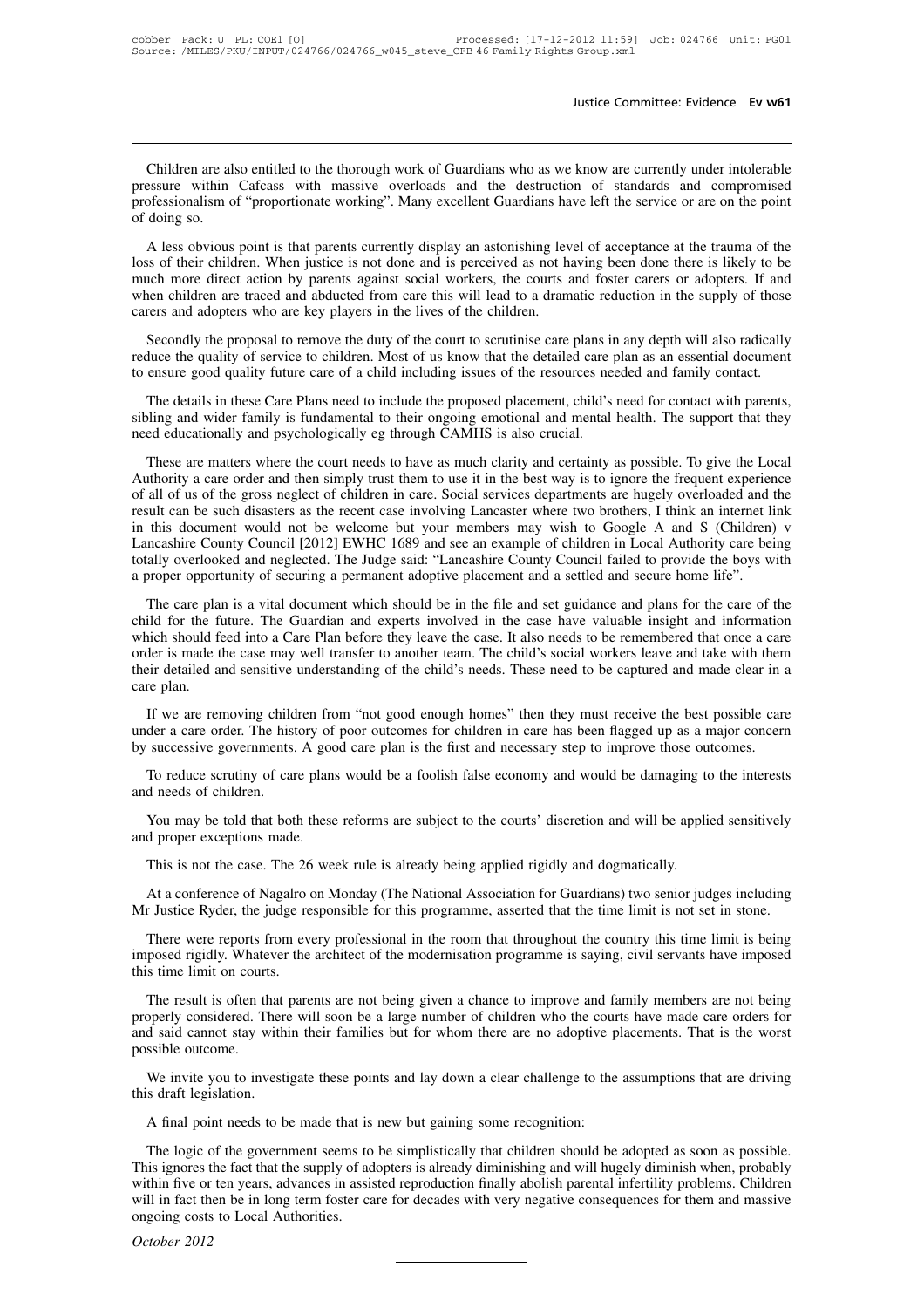Children are also entitled to the thorough work of Guardians who as we know are currently under intolerable pressure within Cafcass with massive overloads and the destruction of standards and compromised professionalism of "proportionate working". Many excellent Guardians have left the service or are on the point of doing so.

A less obvious point is that parents currently display an astonishing level of acceptance at the trauma of the loss of their children. When justice is not done and is perceived as not having been done there is likely to be much more direct action by parents against social workers, the courts and foster carers or adopters. If and when children are traced and abducted from care this will lead to a dramatic reduction in the supply of those carers and adopters who are key players in the lives of the children.

Secondly the proposal to remove the duty of the court to scrutinise care plans in any depth will also radically reduce the quality of service to children. Most of us know that the detailed care plan as an essential document to ensure good quality future care of a child including issues of the resources needed and family contact.

The details in these Care Plans need to include the proposed placement, child's need for contact with parents, sibling and wider family is fundamental to their ongoing emotional and mental health. The support that they need educationally and psychologically eg through CAMHS is also crucial.

These are matters where the court needs to have as much clarity and certainty as possible. To give the Local Authority a care order and then simply trust them to use it in the best way is to ignore the frequent experience of all of us of the gross neglect of children in care. Social services departments are hugely overloaded and the result can be such disasters as the recent case involving Lancaster where two brothers, I think an internet link in this document would not be welcome but your members may wish to Google A and S (Children) v Lancashire County Council [2012] EWHC 1689 and see an example of children in Local Authority care being totally overlooked and neglected. The Judge said: "Lancashire County Council failed to provide the boys with a proper opportunity of securing a permanent adoptive placement and a settled and secure home life".

The care plan is a vital document which should be in the file and set guidance and plans for the care of the child for the future. The Guardian and experts involved in the case have valuable insight and information which should feed into a Care Plan before they leave the case. It also needs to be remembered that once a care order is made the case may well transfer to another team. The child's social workers leave and take with them their detailed and sensitive understanding of the child's needs. These need to be captured and made clear in a care plan.

If we are removing children from "not good enough homes" then they must receive the best possible care under a care order. The history of poor outcomes for children in care has been flagged up as a major concern by successive governments. A good care plan is the first and necessary step to improve those outcomes.

To reduce scrutiny of care plans would be a foolish false economy and would be damaging to the interests and needs of children.

You may be told that both these reforms are subject to the courts' discretion and will be applied sensitively and proper exceptions made.

This is not the case. The 26 week rule is already being applied rigidly and dogmatically.

At a conference of Nagalro on Monday (The National Association for Guardians) two senior judges including Mr Justice Ryder, the judge responsible for this programme, asserted that the time limit is not set in stone.

There were reports from every professional in the room that throughout the country this time limit is being imposed rigidly. Whatever the architect of the modernisation programme is saying, civil servants have imposed this time limit on courts.

The result is often that parents are not being given a chance to improve and family members are not being properly considered. There will soon be a large number of children who the courts have made care orders for and said cannot stay within their families but for whom there are no adoptive placements. That is the worst possible outcome.

We invite you to investigate these points and lay down a clear challenge to the assumptions that are driving this draft legislation.

A final point needs to be made that is new but gaining some recognition:

The logic of the government seems to be simplistically that children should be adopted as soon as possible. This ignores the fact that the supply of adopters is already diminishing and will hugely diminish when, probably within five or ten years, advances in assisted reproduction finally abolish parental infertility problems. Children will in fact then be in long term foster care for decades with very negative consequences for them and massive ongoing costs to Local Authorities.

*October 2012*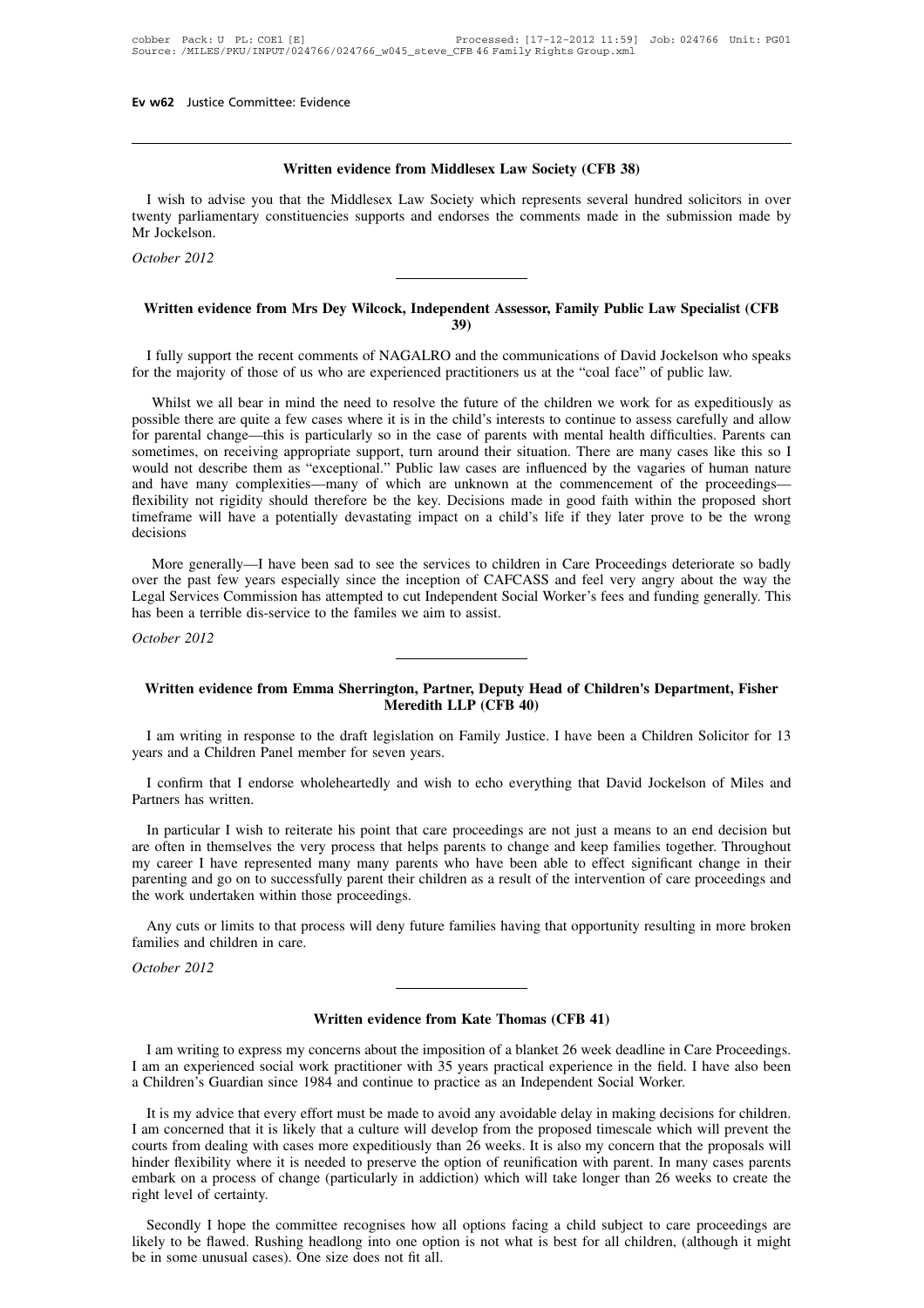## Written evidence from Middlesex Law Society (CFB 38)

I wish to advise you that the Middlesex Law Society which represents several hundred solicitors in over twenty parliamentary constituencies supports and endorses the comments made in the submission made by Mr Jockelson.

*October 2012*

## Written evidence from Mrs Dey Wilcock, Independent Assessor, Family Public Law Specialist (CFB 39)

I fully support the recent comments of NAGALRO and the communications of David Jockelson who speaks for the majority of those of us who are experienced practitioners us at the "coal face" of public law.

Whilst we all bear in mind the need to resolve the future of the children we work for as expeditiously as possible there are quite a few cases where it is in the child's interests to continue to assess carefully and allow for parental change—this is particularly so in the case of parents with mental health difficulties. Parents can sometimes, on receiving appropriate support, turn around their situation. There are many cases like this so I would not describe them as "exceptional." Public law cases are influenced by the vagaries of human nature and have many complexities—many of which are unknown at the commencement of the proceedings—flexibility not rigidity should therefore be the key. Decisions made in good faith within the proposed short timeframe will have a potentially devastating impact on a child's life if they later prove to be the wrong decisions

More generally—I have been sad to see the services to children in Care Proceedings deteriorate so badly over the past few years especially since the inception of CAFCASS and feel very angry about the way the Legal Services Commission has attempted to cut Independent Social Worker's fees and funding generally. This has been a terrible dis-service to the familes we aim to assist.

*October 2012*

## Written evidence from Emma Sherrington, Partner, Deputy Head of Children's Department, Fisher Meredith LLP (CFB 40)

I am writing in response to the draft legislation on Family Justice. I have been a Children Solicitor for 13 years and a Children Panel member for seven years.

I confirm that I endorse wholeheartedly and wish to echo everything that David Jockelson of Miles and Partners has written.

In particular I wish to reiterate his point that care proceedings are not just a means to an end decision but are often in themselves the very process that helps parents to change and keep families together. Throughout my career I have represented many many parents who have been able to effect significant change in their parenting and go on to successfully parent their children as a result of the intervention of care proceedings and the work undertaken within those proceedings.

Any cuts or limits to that process will deny future families having that opportunity resulting in more broken families and children in care.

*October 2012*

## Written evidence from Kate Thomas (CFB 41)

I am writing to express my concerns about the imposition of a blanket 26 week deadline in Care Proceedings. I am an experienced social work practitioner with 35 years practical experience in the field. I have also been a Children's Guardian since 1984 and continue to practice as an Independent Social Worker.

It is my advice that every effort must be made to avoid any avoidable delay in making decisions for children. I am concerned that it is likely that a culture will develop from the proposed timescale which will prevent the courts from dealing with cases more expeditiously than 26 weeks. It is also my concern that the proposals will hinder flexibility where it is needed to preserve the option of reunification with parent. In many cases parents embark on a process of change (particularly in addiction) which will take longer than 26 weeks to create the right level of certainty.

Secondly I hope the committee recognises how all options facing a child subject to care proceedings are likely to be flawed. Rushing headlong into one option is not what is best for all children, (although it might be in some unusual cases). One size does not fit all.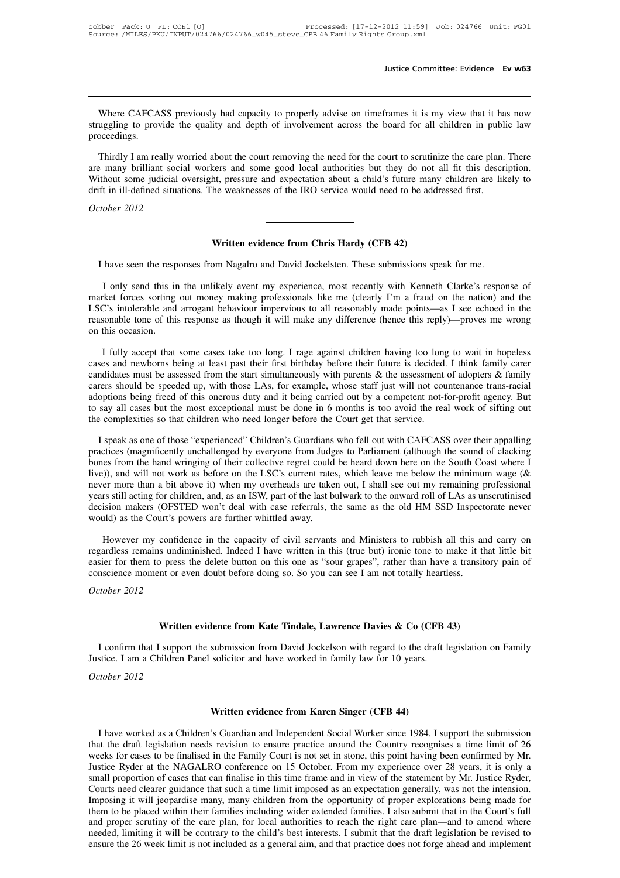Where CAFCASS previously had capacity to properly advise on timeframes it is my view that it has now struggling to provide the quality and depth of involvement across the board for all children in public law proceedings.

Thirdly I am really worried about the court removing the need for the court to scrutinize the care plan. There are many brilliant social workers and some good local authorities but they do not all fit this description. Without some judicial oversight, pressure and expectation about a child's future many children are likely to drift in ill-defined situations. The weaknesses of the IRO service would need to be addressed first.

*October 2012*

---

## Written evidence from Chris Hardy (CFB 42)

I have seen the responses from Nagalro and David Jockelsten. These submissions speak for me.

I only send this in the unlikely event my experience, most recently with Kenneth Clarke's response of market forces sorting out money making professionals like me (clearly I'm a fraud on the nation) and the LSC's intolerable and arrogant behaviour impervious to all reasonably made points—as I see echoed in the reasonable tone of this response as though it will make any difference (hence this reply)—proves me wrong on this occasion.

I fully accept that some cases take too long. I rage against children having too long to wait in hopeless cases and newborns being at least past their first birthday before their future is decided. I think family carer candidates must be assessed from the start simultaneously with parents & the assessment of adopters & family carers should be speeded up, with those LAs, for example, whose staff just will not countenance trans-racial adoptions being freed of this onerous duty and it being carried out by a competent not-for-profit agency. But to say all cases but the most exceptional must be done in 6 months is too avoid the real work of sifting out the complexities so that children who need longer before the Court get that service.

I speak as one of those "experienced" Children's Guardians who fell out with CAFCASS over their appalling practices (magnificently unchallenged by everyone from Judges to Parliament (although the sound of clacking bones from the hand wringing of their collective regret could be heard down here on the South Coast where I live)), and will not work as before on the LSC's current rates, which leave me below the minimum wage (& never more than a bit above it) when my overheads are taken out, I shall see out my remaining professional years still acting for children, and, as an ISW, part of the last bulwark to the onward roll of LAs as unscrutinised decision makers (OFSTED won't deal with case referrals, the same as the old HM SSD Inspectorate never would) as the Court's powers are further whittled away.

However my confidence in the capacity of civil servants and Ministers to rubbish all this and carry on regardless remains undiminished. Indeed I have written in this (true but) ironic tone to make it that little bit easier for them to press the delete button on this one as "sour grapes", rather than have a transitory pain of conscience moment or even doubt before doing so. So you can see I am not totally heartless.

*October 2012*

---

## Written evidence from Kate Tindale, Lawrence Davies & Co (CFB 43)

I confirm that I support the submission from David Jockelson with regard to the draft legislation on Family Justice. I am a Children Panel solicitor and have worked in family law for 10 years.

*October 2012*

---

## Written evidence from Karen Singer (CFB 44)

I have worked as a Children's Guardian and Independent Social Worker since 1984. I support the submission that the draft legislation needs revision to ensure practice around the Country recognises a time limit of 26 weeks for cases to be finalised in the Family Court is not set in stone, this point having been confirmed by Mr. Justice Ryder at the NAGALRO conference on 15 October. From my experience over 28 years, it is only a small proportion of cases that can finalise in this time frame and in view of the statement by Mr. Justice Ryder, Courts need clearer guidance that such a time limit imposed as an expectation generally, was not the intension. Imposing it will jeopardise many, many children from the opportunity of proper explorations being made for them to be placed within their families including wider extended families. I also submit that in the Court's full and proper scrutiny of the care plan, for local authorities to reach the right care plan—and to amend where needed, limiting it will be contrary to the child's best interests. I submit that the draft legislation be revised to ensure the 26 week limit is not included as a general aim, and that practice does not forge ahead and implement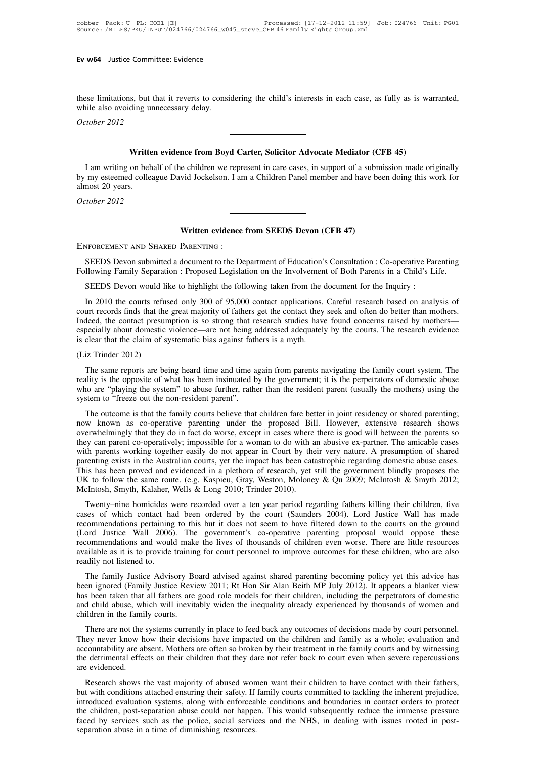these limitations, but that it reverts to considering the child's interests in each case, as fully as is warranted, while also avoiding unnecessary delay.

*October 2012*

## Written evidence from Boyd Carter, Solicitor Advocate Mediator (CFB 45)

I am writing on behalf of the children we represent in care cases, in support of a submission made originally by my esteemed colleague David Jockelson. I am a Children Panel member and have been doing this work for almost 20 years.

*October 2012*

## Written evidence from SEEDS Devon (CFB 47)

Enforcement and Shared Parenting :

SEEDS Devon submitted a document to the Department of Education's Consultation : Co-operative Parenting Following Family Separation : Proposed Legislation on the Involvement of Both Parents in a Child's Life.

SEEDS Devon would like to highlight the following taken from the document for the Inquiry :

In 2010 the courts refused only 300 of 95,000 contact applications. Careful research based on analysis of court records finds that the great majority of fathers get the contact they seek and often do better than mothers. Indeed, the contact presumption is so strong that research studies have found concerns raised by mothers—especially about domestic violence—are not being addressed adequately by the courts. The research evidence is clear that the claim of systematic bias against fathers is a myth.

(Liz Trinder 2012)

The same reports are being heard time and time again from parents navigating the family court system. The reality is the opposite of what has been insinuated by the government; it is the perpetrators of domestic abuse who are "playing the system" to abuse further, rather than the resident parent (usually the mothers) using the system to "freeze out the non-resident parent".

The outcome is that the family courts believe that children fare better in joint residency or shared parenting; now known as co-operative parenting under the proposed Bill. However, extensive research shows overwhelmingly that they do in fact do worse, except in cases where there is good will between the parents so they can parent co-operatively; impossible for a woman to do with an abusive ex-partner. The amicable cases with parents working together easily do not appear in Court by their very nature. A presumption of shared parenting exists in the Australian courts, yet the impact has been catastrophic regarding domestic abuse cases. This has been proved and evidenced in a plethora of research, yet still the government blindly proposes the UK to follow the same route. (e.g. Kaspieu, Gray, Weston, Moloney & Qu 2009; McIntosh & Smyth 2012; McIntosh, Smyth, Kalaher, Wells & Long 2010; Trinder 2010).

Twenty–nine homicides were recorded over a ten year period regarding fathers killing their children, five cases of which contact had been ordered by the court (Saunders 2004). Lord Justice Wall has made recommendations pertaining to this but it does not seem to have filtered down to the courts on the ground (Lord Justice Wall 2006). The government's co-operative parenting proposal would oppose these recommendations and would make the lives of thousands of children even worse. There are little resources available as it is to provide training for court personnel to improve outcomes for these children, who are also readily not listened to.

The family Justice Advisory Board advised against shared parenting becoming policy yet this advice has been ignored (Family Justice Review 2011; Rt Hon Sir Alan Beith MP July 2012). It appears a blanket view has been taken that all fathers are good role models for their children, including the perpetrators of domestic and child abuse, which will inevitably widen the inequality already experienced by thousands of women and children in the family courts.

There are not the systems currently in place to feed back any outcomes of decisions made by court personnel. They never know how their decisions have impacted on the children and family as a whole; evaluation and accountability are absent. Mothers are often so broken by their treatment in the family courts and by witnessing the detrimental effects on their children that they dare not refer back to court even when severe repercussions are evidenced.

Research shows the vast majority of abused women want their children to have contact with their fathers, but with conditions attached ensuring their safety. If family courts committed to tackling the inherent prejudice, introduced evaluation systems, along with enforceable conditions and boundaries in contact orders to protect the children, post-separation abuse could not happen. This would subsequently reduce the immense pressure faced by services such as the police, social services and the NHS, in dealing with issues rooted in post-separation abuse in a time of diminishing resources.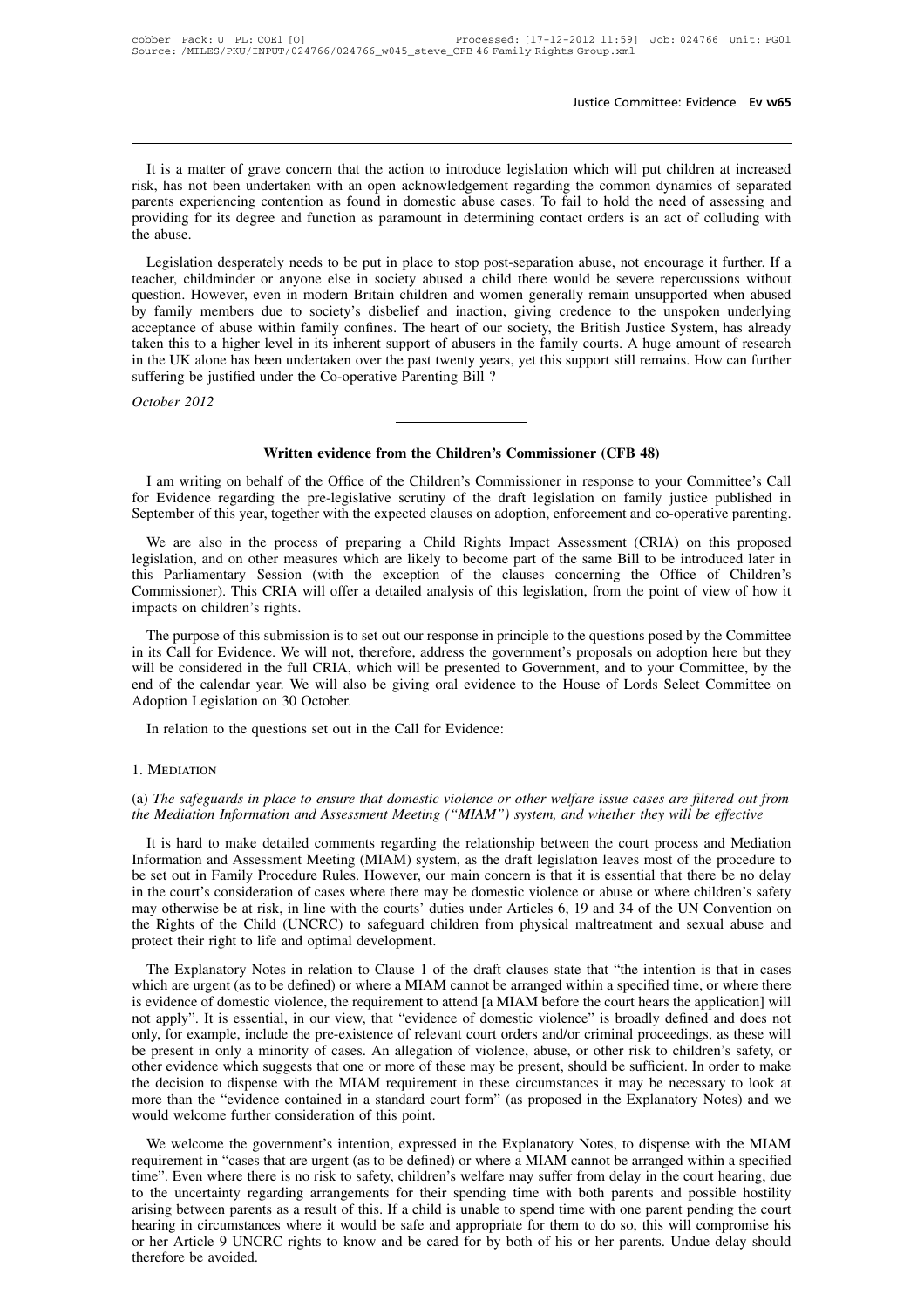It is a matter of grave concern that the action to introduce legislation which will put children at increased risk, has not been undertaken with an open acknowledgement regarding the common dynamics of separated parents experiencing contention as found in domestic abuse cases. To fail to hold the need of assessing and providing for its degree and function as paramount in determining contact orders is an act of colluding with the abuse.

Legislation desperately needs to be put in place to stop post-separation abuse, not encourage it further. If a teacher, childminder or anyone else in society abused a child there would be severe repercussions without question. However, even in modern Britain children and women generally remain unsupported when abused by family members due to society's disbelief and inaction, giving credence to the unspoken underlying acceptance of abuse within family confines. The heart of our society, the British Justice System, has already taken this to a higher level in its inherent support of abusers in the family courts. A huge amount of research in the UK alone has been undertaken over the past twenty years, yet this support still remains. How can further suffering be justified under the Co-operative Parenting Bill ?

*October 2012*

---

## Written evidence from the Children's Commissioner (CFB 48)

I am writing on behalf of the Office of the Children's Commissioner in response to your Committee's Call for Evidence regarding the pre-legislative scrutiny of the draft legislation on family justice published in September of this year, together with the expected clauses on adoption, enforcement and co-operative parenting.

We are also in the process of preparing a Child Rights Impact Assessment (CRIA) on this proposed legislation, and on other measures which are likely to become part of the same Bill to be introduced later in this Parliamentary Session (with the exception of the clauses concerning the Office of Children's Commissioner). This CRIA will offer a detailed analysis of this legislation, from the point of view of how it impacts on children's rights.

The purpose of this submission is to set out our response in principle to the questions posed by the Committee in its Call for Evidence. We will not, therefore, address the government's proposals on adoption here but they will be considered in the full CRIA, which will be presented to Government, and to your Committee, by the end of the calendar year. We will also be giving oral evidence to the House of Lords Select Committee on Adoption Legislation on 30 October.

In relation to the questions set out in the Call for Evidence:

### 1. Mediation

(a) *The safeguards in place to ensure that domestic violence or other welfare issue cases are filtered out from the Mediation Information and Assessment Meeting ("MIAM") system, and whether they will be effective*

It is hard to make detailed comments regarding the relationship between the court process and Mediation Information and Assessment Meeting (MIAM) system, as the draft legislation leaves most of the procedure to be set out in Family Procedure Rules. However, our main concern is that it is essential that there be no delay in the court's consideration of cases where there may be domestic violence or abuse or where children's safety may otherwise be at risk, in line with the courts' duties under Articles 6, 19 and 34 of the UN Convention on the Rights of the Child (UNCRC) to safeguard children from physical maltreatment and sexual abuse and protect their right to life and optimal development.

The Explanatory Notes in relation to Clause 1 of the draft clauses state that "the intention is that in cases which are urgent (as to be defined) or where a MIAM cannot be arranged within a specified time, or where there is evidence of domestic violence, the requirement to attend [a MIAM before the court hears the application] will not apply". It is essential, in our view, that "evidence of domestic violence" is broadly defined and does not only, for example, include the pre-existence of relevant court orders and/or criminal proceedings, as these will be present in only a minority of cases. An allegation of violence, abuse, or other risk to children's safety, or other evidence which suggests that one or more of these may be present, should be sufficient. In order to make the decision to dispense with the MIAM requirement in these circumstances it may be necessary to look at more than the "evidence contained in a standard court form" (as proposed in the Explanatory Notes) and we would welcome further consideration of this point.

We welcome the government's intention, expressed in the Explanatory Notes, to dispense with the MIAM requirement in "cases that are urgent (as to be defined) or where a MIAM cannot be arranged within a specified time". Even where there is no risk to safety, children's welfare may suffer from delay in the court hearing, due to the uncertainty regarding arrangements for their spending time with both parents and possible hostility arising between parents as a result of this. If a child is unable to spend time with one parent pending the court hearing in circumstances where it would be safe and appropriate for them to do so, this will compromise his or her Article 9 UNCRC rights to know and be cared for by both of his or her parents. Undue delay should therefore be avoided.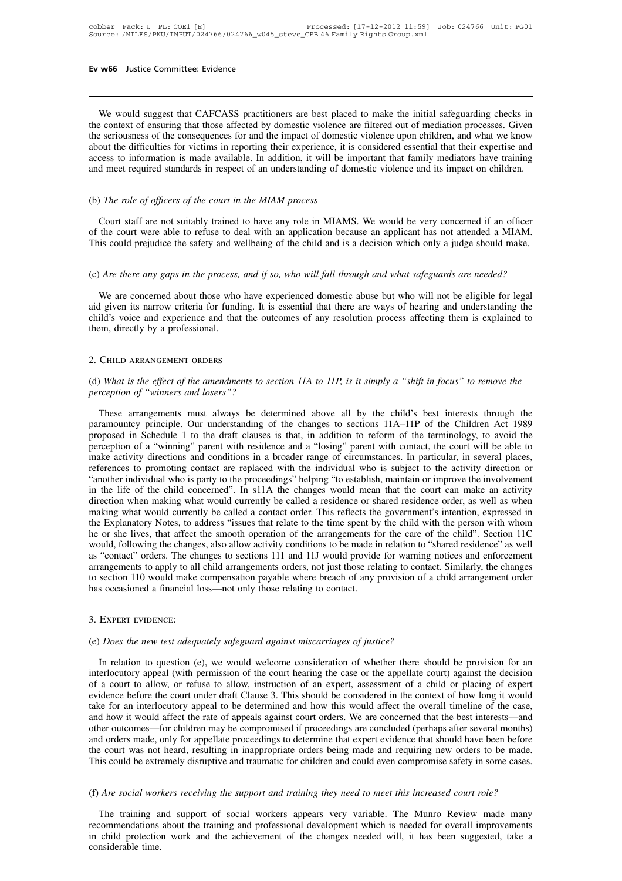We would suggest that CAFCASS practitioners are best placed to make the initial safeguarding checks in the context of ensuring that those affected by domestic violence are filtered out of mediation processes. Given the seriousness of the consequences for and the impact of domestic violence upon children, and what we know about the difficulties for victims in reporting their experience, it is considered essential that their expertise and access to information is made available. In addition, it will be important that family mediators have training and meet required standards in respect of an understanding of domestic violence and its impact on children.

(b) *The role of officers of the court in the MIAM process*

Court staff are not suitably trained to have any role in MIAMS. We would be very concerned if an officer of the court were able to refuse to deal with an application because an applicant has not attended a MIAM. This could prejudice the safety and wellbeing of the child and is a decision which only a judge should make.

(c) *Are there any gaps in the process, and if so, who will fall through and what safeguards are needed?*

We are concerned about those who have experienced domestic abuse but who will not be eligible for legal aid given its narrow criteria for funding. It is essential that there are ways of hearing and understanding the child's voice and experience and that the outcomes of any resolution process affecting them is explained to them, directly by a professional.

2. Child arrangement orders

(d) *What is the effect of the amendments to section 11A to 11P, is it simply a "shift in focus" to remove the perception of "winners and losers"?*

These arrangements must always be determined above all by the child's best interests through the paramountcy principle. Our understanding of the changes to sections 11A–11P of the Children Act 1989 proposed in Schedule 1 to the draft clauses is that, in addition to reform of the terminology, to avoid the perception of a "winning" parent with residence and a "losing" parent with contact, the court will be able to make activity directions and conditions in a broader range of circumstances. In particular, in several places, references to promoting contact are replaced with the individual who is subject to the activity direction or "another individual who is party to the proceedings" helping "to establish, maintain or improve the involvement in the life of the child concerned". In s11A the changes would mean that the court can make an activity direction when making what would currently be called a residence or shared residence order, as well as when making what would currently be called a contact order. This reflects the government's intention, expressed in the Explanatory Notes, to address "issues that relate to the time spent by the child with the person with whom he or she lives, that affect the smooth operation of the arrangements for the care of the child". Section 11C would, following the changes, also allow activity conditions to be made in relation to "shared residence" as well as "contact" orders. The changes to sections 11I and 11J would provide for warning notices and enforcement arrangements to apply to all child arrangements orders, not just those relating to contact. Similarly, the changes to section 11O would make compensation payable where breach of any provision of a child arrangement order has occasioned a financial loss—not only those relating to contact.

3. Expert evidence:

(e) *Does the new test adequately safeguard against miscarriages of justice?*

In relation to question (e), we would welcome consideration of whether there should be provision for an interlocutory appeal (with permission of the court hearing the case or the appellate court) against the decision of a court to allow, or refuse to allow, instruction of an expert, assessment of a child or placing of expert evidence before the court under draft Clause 3. This should be considered in the context of how long it would take for an interlocutory appeal to be determined and how this would affect the overall timeline of the case, and how it would affect the rate of appeals against court orders. We are concerned that the best interests—and other outcomes—for children may be compromised if proceedings are concluded (perhaps after several months) and orders made, only for appellate proceedings to determine that expert evidence that should have been before the court was not heard, resulting in inappropriate orders being made and requiring new orders to be made. This could be extremely disruptive and traumatic for children and could even compromise safety in some cases.

(f) *Are social workers receiving the support and training they need to meet this increased court role?*

The training and support of social workers appears very variable. The Munro Review made many recommendations about the training and professional development which is needed for overall improvements in child protection work and the achievement of the changes needed will, it has been suggested, take a considerable time.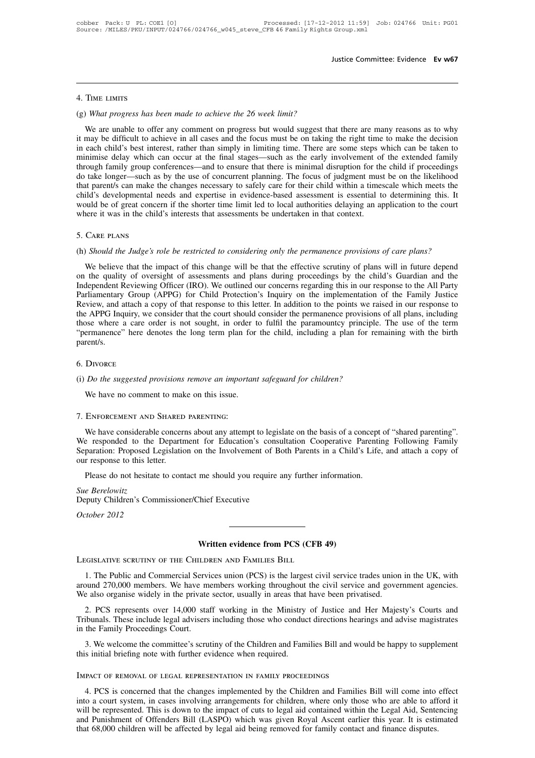## 4. Time limits

(g) *What progress has been made to achieve the 26 week limit?*

We are unable to offer any comment on progress but would suggest that there are many reasons as to why it may be difficult to achieve in all cases and the focus must be on taking the right time to make the decision in each child's best interest, rather than simply in limiting time. There are some steps which can be taken to minimise delay which can occur at the final stages—such as the early involvement of the extended family through family group conferences—and to ensure that there is minimal disruption for the child if proceedings do take longer—such as by the use of concurrent planning. The focus of judgment must be on the likelihood that parent/s can make the changes necessary to safely care for their child within a timescale which meets the child's developmental needs and expertise in evidence-based assessment is essential to determining this. It would be of great concern if the shorter time limit led to local authorities delaying an application to the court where it was in the child's interests that assessments be undertaken in that context.

## 5. Care plans

(h) *Should the Judge's role be restricted to considering only the permanence provisions of care plans?*

We believe that the impact of this change will be that the effective scrutiny of plans will in future depend on the quality of oversight of assessments and plans during proceedings by the child's Guardian and the Independent Reviewing Officer (IRO). We outlined our concerns regarding this in our response to the All Party Parliamentary Group (APPG) for Child Protection's Inquiry on the implementation of the Family Justice Review, and attach a copy of that response to this letter. In addition to the points we raised in our response to the APPG Inquiry, we consider that the court should consider the permanence provisions of all plans, including those where a care order is not sought, in order to fulfil the paramountcy principle. The use of the term "permanence" here denotes the long term plan for the child, including a plan for remaining with the birth parent/s.

## 6. Divorce

(i) *Do the suggested provisions remove an important safeguard for children?*

We have no comment to make on this issue.

## 7. Enforcement and Shared parenting:

We have considerable concerns about any attempt to legislate on the basis of a concept of "shared parenting". We responded to the Department for Education's consultation Cooperative Parenting Following Family Separation: Proposed Legislation on the Involvement of Both Parents in a Child's Life, and attach a copy of our response to this letter.

Please do not hesitate to contact me should you require any further information.

*Sue Berelowitz*
Deputy Children's Commissioner/Chief Executive

*October 2012*

---

# Written evidence from PCS (CFB 49)

## Legislative scrutiny of the Children and Families Bill

1. The Public and Commercial Services union (PCS) is the largest civil service trades union in the UK, with around 270,000 members. We have members working throughout the civil service and government agencies. We also organise widely in the private sector, usually in areas that have been privatised.

2. PCS represents over 14,000 staff working in the Ministry of Justice and Her Majesty's Courts and Tribunals. These include legal advisers including those who conduct directions hearings and advise magistrates in the Family Proceedings Court.

3. We welcome the committee's scrutiny of the Children and Families Bill and would be happy to supplement this initial briefing note with further evidence when required.

## Impact of removal of legal representation in family proceedings

4. PCS is concerned that the changes implemented by the Children and Families Bill will come into effect into a court system, in cases involving arrangements for children, where only those who are able to afford it will be represented. This is down to the impact of cuts to legal aid contained within the Legal Aid, Sentencing and Punishment of Offenders Bill (LASPO) which was given Royal Ascent earlier this year. It is estimated that 68,000 children will be affected by legal aid being removed for family contact and finance disputes.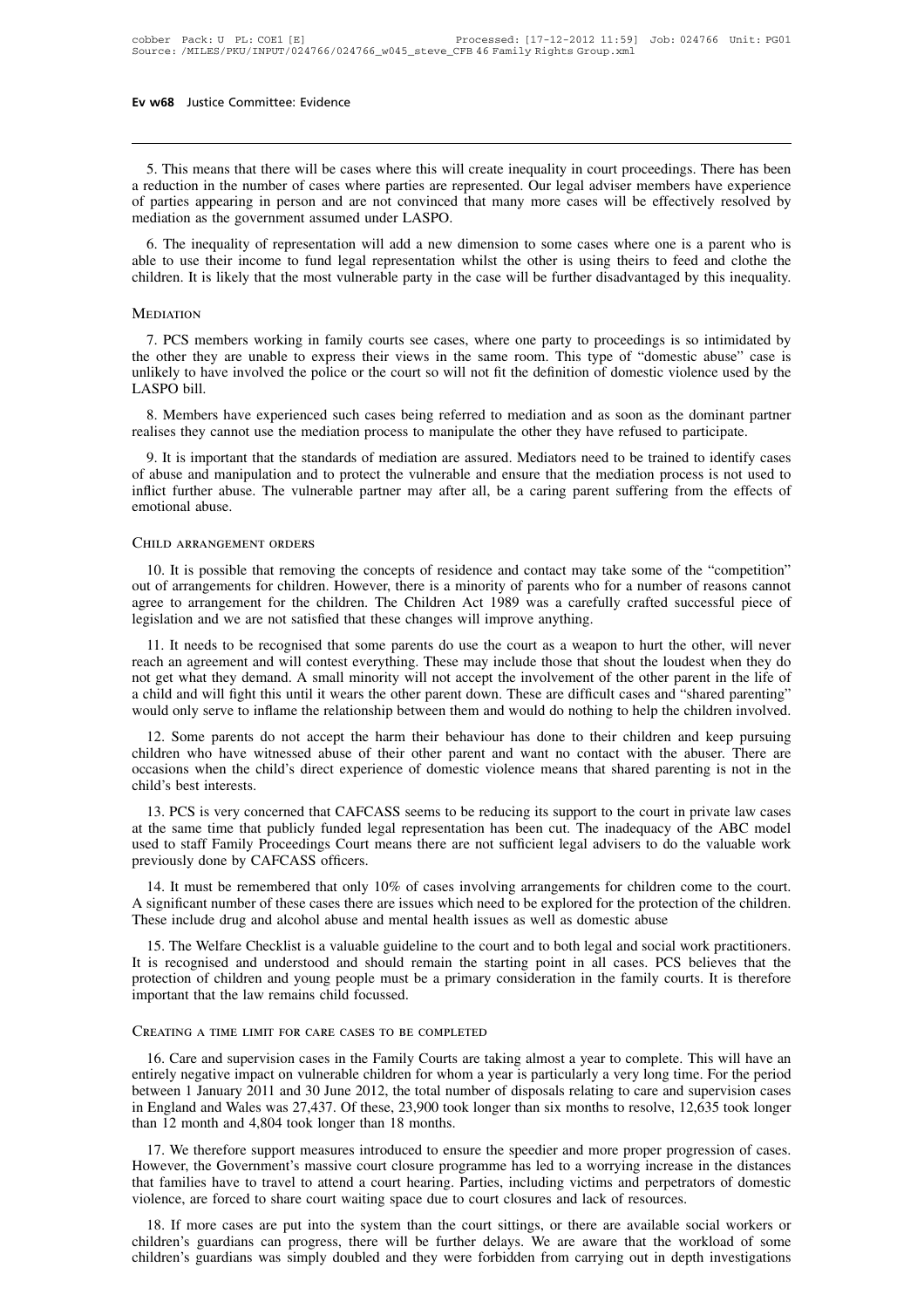5. This means that there will be cases where this will create inequality in court proceedings. There has been a reduction in the number of cases where parties are represented. Our legal adviser members have experience of parties appearing in person and are not convinced that many more cases will be effectively resolved by mediation as the government assumed under LASPO.

6. The inequality of representation will add a new dimension to some cases where one is a parent who is able to use their income to fund legal representation whilst the other is using theirs to feed and clothe the children. It is likely that the most vulnerable party in the case will be further disadvantaged by this inequality.

## Mediation

7. PCS members working in family courts see cases, where one party to proceedings is so intimidated by the other they are unable to express their views in the same room. This type of "domestic abuse" case is unlikely to have involved the police or the court so will not fit the definition of domestic violence used by the LASPO bill.

8. Members have experienced such cases being referred to mediation and as soon as the dominant partner realises they cannot use the mediation process to manipulate the other they have refused to participate.

9. It is important that the standards of mediation are assured. Mediators need to be trained to identify cases of abuse and manipulation and to protect the vulnerable and ensure that the mediation process is not used to inflict further abuse. The vulnerable partner may after all, be a caring parent suffering from the effects of emotional abuse.

## Child arrangement orders

10. It is possible that removing the concepts of residence and contact may take some of the "competition" out of arrangements for children. However, there is a minority of parents who for a number of reasons cannot agree to arrangement for the children. The Children Act 1989 was a carefully crafted successful piece of legislation and we are not satisfied that these changes will improve anything.

11. It needs to be recognised that some parents do use the court as a weapon to hurt the other, will never reach an agreement and will contest everything. These may include those that shout the loudest when they do not get what they demand. A small minority will not accept the involvement of the other parent in the life of a child and will fight this until it wears the other parent down. These are difficult cases and "shared parenting" would only serve to inflame the relationship between them and would do nothing to help the children involved.

12. Some parents do not accept the harm their behaviour has done to their children and keep pursuing children who have witnessed abuse of their other parent and want no contact with the abuser. There are occasions when the child's direct experience of domestic violence means that shared parenting is not in the child's best interests.

13. PCS is very concerned that CAFCASS seems to be reducing its support to the court in private law cases at the same time that publicly funded legal representation has been cut. The inadequacy of the ABC model used to staff Family Proceedings Court means there are not sufficient legal advisers to do the valuable work previously done by CAFCASS officers.

14. It must be remembered that only 10% of cases involving arrangements for children come to the court. A significant number of these cases there are issues which need to be explored for the protection of the children. These include drug and alcohol abuse and mental health issues as well as domestic abuse

15. The Welfare Checklist is a valuable guideline to the court and to both legal and social work practitioners. It is recognised and understood and should remain the starting point in all cases. PCS believes that the protection of children and young people must be a primary consideration in the family courts. It is therefore important that the law remains child focussed.

## Creating a time limit for care cases to be completed

16. Care and supervision cases in the Family Courts are taking almost a year to complete. This will have an entirely negative impact on vulnerable children for whom a year is particularly a very long time. For the period between 1 January 2011 and 30 June 2012, the total number of disposals relating to care and supervision cases in England and Wales was 27,437. Of these, 23,900 took longer than six months to resolve, 12,635 took longer than 12 month and 4,804 took longer than 18 months.

17. We therefore support measures introduced to ensure the speedier and more proper progression of cases. However, the Government's massive court closure programme has led to a worrying increase in the distances that families have to travel to attend a court hearing. Parties, including victims and perpetrators of domestic violence, are forced to share court waiting space due to court closures and lack of resources.

18. If more cases are put into the system than the court sittings, or there are available social workers or children's guardians can progress, there will be further delays. We are aware that the workload of some children's guardians was simply doubled and they were forbidden from carrying out in depth investigations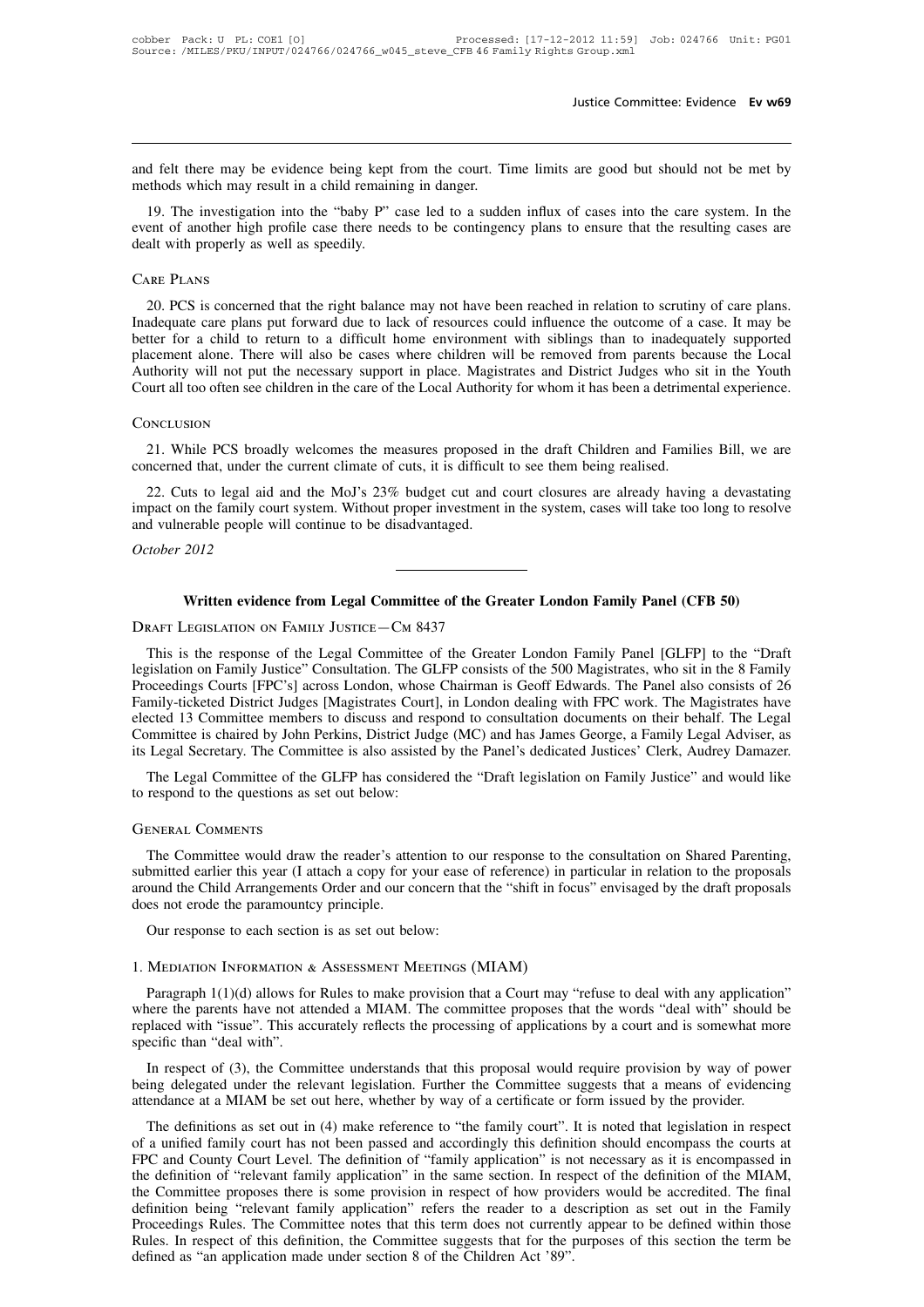and felt there may be evidence being kept from the court. Time limits are good but should not be met by methods which may result in a child remaining in danger.

19. The investigation into the "baby P" case led to a sudden influx of cases into the care system. In the event of another high profile case there needs to be contingency plans to ensure that the resulting cases are dealt with properly as well as speedily.

### Care Plans

20. PCS is concerned that the right balance may not have been reached in relation to scrutiny of care plans. Inadequate care plans put forward due to lack of resources could influence the outcome of a case. It may be better for a child to return to a difficult home environment with siblings than to inadequately supported placement alone. There will also be cases where children will be removed from parents because the Local Authority will not put the necessary support in place. Magistrates and District Judges who sit in the Youth Court all too often see children in the care of the Local Authority for whom it has been a detrimental experience.

### Conclusion

21. While PCS broadly welcomes the measures proposed in the draft Children and Families Bill, we are concerned that, under the current climate of cuts, it is difficult to see them being realised.

22. Cuts to legal aid and the MoJ's 23% budget cut and court closures are already having a devastating impact on the family court system. Without proper investment in the system, cases will take too long to resolve and vulnerable people will continue to be disadvantaged.

*October 2012*

---

## Written evidence from Legal Committee of the Greater London Family Panel (CFB 50)

### Draft Legislation on Family Justice—Cm 8437

This is the response of the Legal Committee of the Greater London Family Panel [GLFP] to the "Draft legislation on Family Justice" Consultation. The GLFP consists of the 500 Magistrates, who sit in the 8 Family Proceedings Courts [FPC's] across London, whose Chairman is Geoff Edwards. The Panel also consists of 26 Family-ticketed District Judges [Magistrates Court], in London dealing with FPC work. The Magistrates have elected 13 Committee members to discuss and respond to consultation documents on their behalf. The Legal Committee is chaired by John Perkins, District Judge (MC) and has James George, a Family Legal Adviser, as its Legal Secretary. The Committee is also assisted by the Panel's dedicated Justices' Clerk, Audrey Damazer.

The Legal Committee of the GLFP has considered the "Draft legislation on Family Justice" and would like to respond to the questions as set out below:

### General Comments

The Committee would draw the reader's attention to our response to the consultation on Shared Parenting, submitted earlier this year (I attach a copy for your ease of reference) in particular in relation to the proposals around the Child Arrangements Order and our concern that the "shift in focus" envisaged by the draft proposals does not erode the paramountcy principle.

Our response to each section is as set out below:

### 1. Mediation Information & Assessment Meetings (MIAM)

Paragraph 1(1)(d) allows for Rules to make provision that a Court may "refuse to deal with any application" where the parents have not attended a MIAM. The committee proposes that the words "deal with" should be replaced with "issue". This accurately reflects the processing of applications by a court and is somewhat more specific than "deal with".

In respect of (3), the Committee understands that this proposal would require provision by way of power being delegated under the relevant legislation. Further the Committee suggests that a means of evidencing attendance at a MIAM be set out here, whether by way of a certificate or form issued by the provider.

The definitions as set out in (4) make reference to "the family court". It is noted that legislation in respect of a unified family court has not been passed and accordingly this definition should encompass the courts at FPC and County Court Level. The definition of "family application" is not necessary as it is encompassed in the definition of "relevant family application" in the same section. In respect of the definition of the MIAM, the Committee proposes there is some provision in respect of how providers would be accredited. The final definition being "relevant family application" refers the reader to a description as set out in the Family Proceedings Rules. The Committee notes that this term does not currently appear to be defined within those Rules. In respect of this definition, the Committee suggests that for the purposes of this section the term be defined as "an application made under section 8 of the Children Act '89".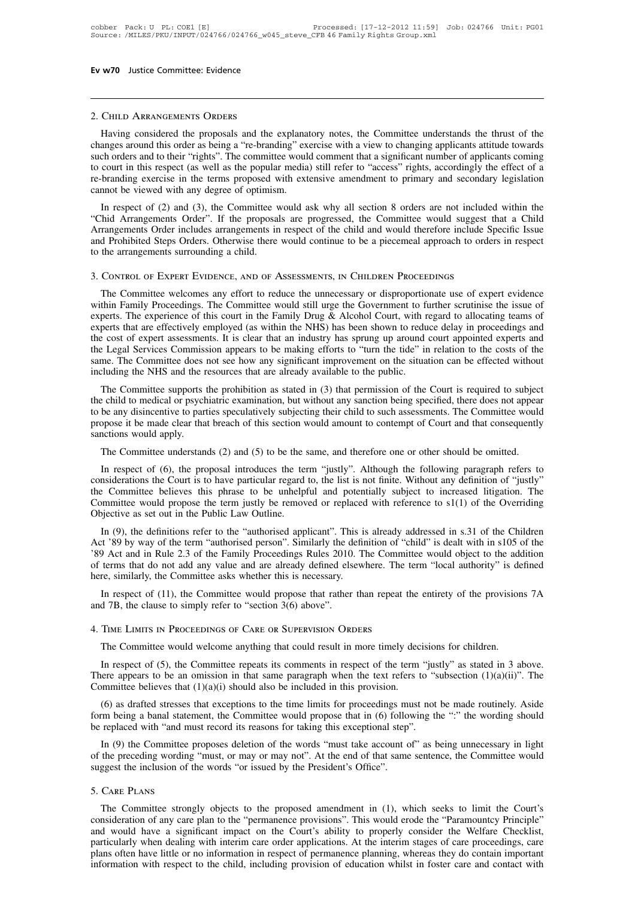## 2. Child Arrangements Orders

Having considered the proposals and the explanatory notes, the Committee understands the thrust of the changes around this order as being a "re-branding" exercise with a view to changing applicants attitude towards such orders and to their "rights". The committee would comment that a significant number of applicants coming to court in this respect (as well as the popular media) still refer to "access" rights, accordingly the effect of a re-branding exercise in the terms proposed with extensive amendment to primary and secondary legislation cannot be viewed with any degree of optimism.

In respect of (2) and (3), the Committee would ask why all section 8 orders are not included within the "Chid Arrangements Order". If the proposals are progressed, the Committee would suggest that a Child Arrangements Order includes arrangements in respect of the child and would therefore include Specific Issue and Prohibited Steps Orders. Otherwise there would continue to be a piecemeal approach to orders in respect to the arrangements surrounding a child.

## 3. Control of Expert Evidence, and of Assessments, in Children Proceedings

The Committee welcomes any effort to reduce the unnecessary or disproportionate use of expert evidence within Family Proceedings. The Committee would still urge the Government to further scrutinise the issue of experts. The experience of this court in the Family Drug & Alcohol Court, with regard to allocating teams of experts that are effectively employed (as within the NHS) has been shown to reduce delay in proceedings and the cost of expert assessments. It is clear that an industry has sprung up around court appointed experts and the Legal Services Commission appears to be making efforts to "turn the tide" in relation to the costs of the same. The Committee does not see how any significant improvement on the situation can be effected without including the NHS and the resources that are already available to the public.

The Committee supports the prohibition as stated in (3) that permission of the Court is required to subject the child to medical or psychiatric examination, but without any sanction being specified, there does not appear to be any disincentive to parties speculatively subjecting their child to such assessments. The Committee would propose it be made clear that breach of this section would amount to contempt of Court and that consequently sanctions would apply.

The Committee understands (2) and (5) to be the same, and therefore one or other should be omitted.

In respect of (6), the proposal introduces the term "justly". Although the following paragraph refers to considerations the Court is to have particular regard to, the list is not finite. Without any definition of "justly" the Committee believes this phrase to be unhelpful and potentially subject to increased litigation. The Committee would propose the term justly be removed or replaced with reference to s1(1) of the Overriding Objective as set out in the Public Law Outline.

In (9), the definitions refer to the "authorised applicant". This is already addressed in s.31 of the Children Act '89 by way of the term "authorised person". Similarly the definition of "child" is dealt with in s105 of the '89 Act and in Rule 2.3 of the Family Proceedings Rules 2010. The Committee would object to the addition of terms that do not add any value and are already defined elsewhere. The term "local authority" is defined here, similarly, the Committee asks whether this is necessary.

In respect of (11), the Committee would propose that rather than repeat the entirety of the provisions 7A and 7B, the clause to simply refer to "section 3(6) above".

## 4. Time Limits in Proceedings of Care or Supervision Orders

The Committee would welcome anything that could result in more timely decisions for children.

In respect of (5), the Committee repeats its comments in respect of the term "justly" as stated in 3 above. There appears to be an omission in that same paragraph when the text refers to "subsection (1)(a)(ii)". The Committee believes that (1)(a)(i) should also be included in this provision.

(6) as drafted stresses that exceptions to the time limits for proceedings must not be made routinely. Aside form being a banal statement, the Committee would propose that in (6) following the ":" the wording should be replaced with "and must record its reasons for taking this exceptional step".

In (9) the Committee proposes deletion of the words "must take account of" as being unnecessary in light of the preceding wording "must, or may or may not". At the end of that same sentence, the Committee would suggest the inclusion of the words "or issued by the President's Office".

## 5. Care Plans

The Committee strongly objects to the proposed amendment in (1), which seeks to limit the Court's consideration of any care plan to the "permanence provisions". This would erode the "Paramountcy Principle" and would have a significant impact on the Court's ability to properly consider the Welfare Checklist, particularly when dealing with interim care order applications. At the interim stages of care proceedings, care plans often have little or no information in respect of permanence planning, whereas they do contain important information with respect to the child, including provision of education whilst in foster care and contact with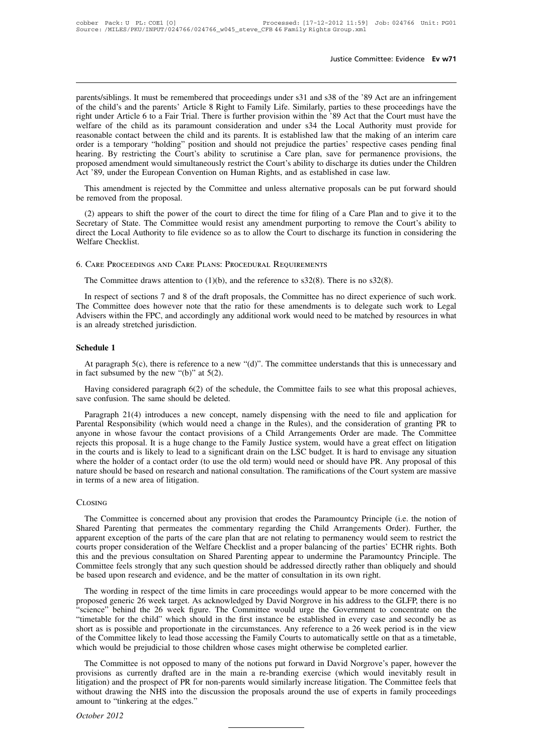parents/siblings. It must be remembered that proceedings under s31 and s38 of the '89 Act are an infringement of the child's and the parents' Article 8 Right to Family Life. Similarly, parties to these proceedings have the right under Article 6 to a Fair Trial. There is further provision within the '89 Act that the Court must have the welfare of the child as its paramount consideration and under s34 the Local Authority must provide for reasonable contact between the child and its parents. It is established law that the making of an interim care order is a temporary "holding" position and should not prejudice the parties' respective cases pending final hearing. By restricting the Court's ability to scrutinise a Care plan, save for permanence provisions, the proposed amendment would simultaneously restrict the Court's ability to discharge its duties under the Children Act '89, under the European Convention on Human Rights, and as established in case law.

This amendment is rejected by the Committee and unless alternative proposals can be put forward should be removed from the proposal.

(2) appears to shift the power of the court to direct the time for filing of a Care Plan and to give it to the Secretary of State. The Committee would resist any amendment purporting to remove the Court's ability to direct the Local Authority to file evidence so as to allow the Court to discharge its function in considering the Welfare Checklist.

## 6. Care Proceedings and Care Plans: Procedural Requirements

The Committee draws attention to (1)(b), and the reference to s32(8). There is no s32(8).

In respect of sections 7 and 8 of the draft proposals, the Committee has no direct experience of such work. The Committee does however note that the ratio for these amendments is to delegate such work to Legal Advisers within the FPC, and accordingly any additional work would need to be matched by resources in what is an already stretched jurisdiction.

### Schedule 1

At paragraph 5(c), there is reference to a new "(d)". The committee understands that this is unnecessary and in fact subsumed by the new "(b)" at 5(2).

Having considered paragraph 6(2) of the schedule, the Committee fails to see what this proposal achieves, save confusion. The same should be deleted.

Paragraph 21(4) introduces a new concept, namely dispensing with the need to file and application for Parental Responsibility (which would need a change in the Rules), and the consideration of granting PR to anyone in whose favour the contact provisions of a Child Arrangements Order are made. The Committee rejects this proposal. It is a huge change to the Family Justice system, would have a great effect on litigation in the courts and is likely to lead to a significant drain on the LSC budget. It is hard to envisage any situation where the holder of a contact order (to use the old term) would need or should have PR. Any proposal of this nature should be based on research and national consultation. The ramifications of the Court system are massive in terms of a new area of litigation.

## Closing

The Committee is concerned about any provision that erodes the Paramountcy Principle (i.e. the notion of Shared Parenting that permeates the commentary regarding the Child Arrangements Order). Further, the apparent exception of the parts of the care plan that are not relating to permanency would seem to restrict the courts proper consideration of the Welfare Checklist and a proper balancing of the parties' ECHR rights. Both this and the previous consultation on Shared Parenting appear to undermine the Paramountcy Principle. The Committee feels strongly that any such question should be addressed directly rather than obliquely and should be based upon research and evidence, and be the matter of consultation in its own right.

The wording in respect of the time limits in care proceedings would appear to be more concerned with the proposed generic 26 week target. As acknowledged by David Norgrove in his address to the GLFP, there is no "science" behind the 26 week figure. The Committee would urge the Government to concentrate on the "timetable for the child" which should in the first instance be established in every case and secondly be as short as is possible and proportionate in the circumstances. Any reference to a 26 week period is in the view of the Committee likely to lead those accessing the Family Courts to automatically settle on that as a timetable, which would be prejudicial to those children whose cases might otherwise be completed earlier.

The Committee is not opposed to many of the notions put forward in David Norgrove's paper, however the provisions as currently drafted are in the main a re-branding exercise (which would inevitably result in litigation) and the prospect of PR for non-parents would similarly increase litigation. The Committee feels that without drawing the NHS into the discussion the proposals around the use of experts in family proceedings amount to "tinkering at the edges."

*October 2012*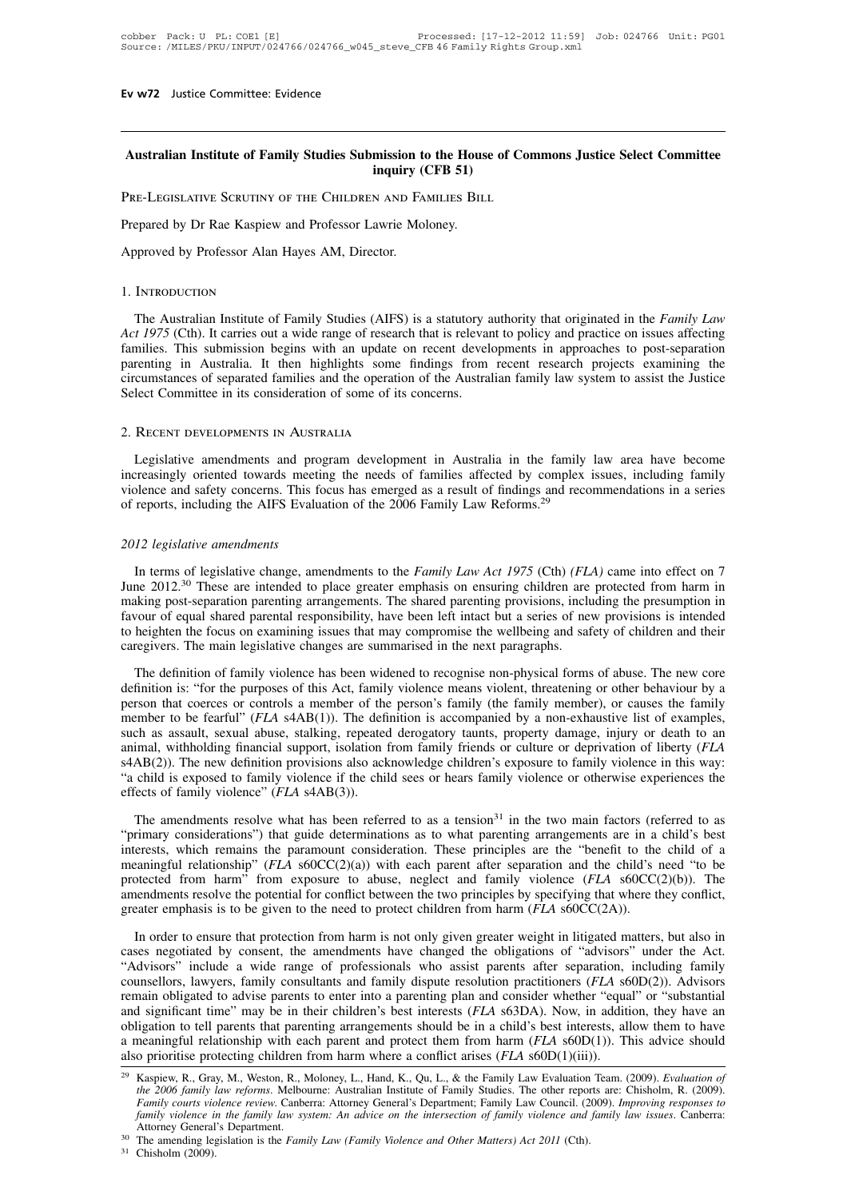## Australian Institute of Family Studies Submission to the House of Commons Justice Select Committee inquiry (CFB 51)

Pre-Legislative Scrutiny of the Children and Families Bill

Prepared by Dr Rae Kaspiew and Professor Lawrie Moloney.

Approved by Professor Alan Hayes AM, Director.

### 1. Introduction

The Australian Institute of Family Studies (AIFS) is a statutory authority that originated in the *Family Law Act 1975* (Cth). It carries out a wide range of research that is relevant to policy and practice on issues affecting families. This submission begins with an update on recent developments in approaches to post-separation parenting in Australia. It then highlights some findings from recent research projects examining the circumstances of separated families and the operation of the Australian family law system to assist the Justice Select Committee in its consideration of some of its concerns.

### 2. Recent developments in Australia

Legislative amendments and program development in Australia in the family law area have become increasingly oriented towards meeting the needs of families affected by complex issues, including family violence and safety concerns. This focus has emerged as a result of findings and recommendations in a series of reports, including the AIFS Evaluation of the 2006 Family Law Reforms.[29]

*2012 legislative amendments*

In terms of legislative change, amendments to the *Family Law Act 1975* (Cth) (*FLA*) came into effect on 7 June 2012.[30] These are intended to place greater emphasis on ensuring children are protected from harm in making post-separation parenting arrangements. The shared parenting provisions, including the presumption in favour of equal shared parental responsibility, have been left intact but a series of new provisions is intended to heighten the focus on examining issues that may compromise the wellbeing and safety of children and their caregivers. The main legislative changes are summarised in the next paragraphs.

The definition of family violence has been widened to recognise non-physical forms of abuse. The new core definition is: "for the purposes of this Act, family violence means violent, threatening or other behaviour by a person that coerces or controls a member of the person's family (the family member), or causes the family member to be fearful" (*FLA* s4AB(1)). The definition is accompanied by a non-exhaustive list of examples, such as assault, sexual abuse, stalking, repeated derogatory taunts, property damage, injury or death to an animal, withholding financial support, isolation from family friends or culture or deprivation of liberty (*FLA* s4AB(2)). The new definition provisions also acknowledge children's exposure to family violence in this way: "a child is exposed to family violence if the child sees or hears family violence or otherwise experiences the effects of family violence" (*FLA* s4AB(3)).

The amendments resolve what has been referred to as a tension[31] in the two main factors (referred to as "primary considerations") that guide determinations as to what parenting arrangements are in a child's best interests, which remains the paramount consideration. These principles are the "benefit to the child of a meaningful relationship" (*FLA* s60CC(2)(a)) with each parent after separation and the child's need "to be protected from harm" from exposure to abuse, neglect and family violence (*FLA* s60CC(2)(b)). The amendments resolve the potential for conflict between the two principles by specifying that where they conflict, greater emphasis is to be given to the need to protect children from harm (*FLA* s60CC(2A)).

In order to ensure that protection from harm is not only given greater weight in litigated matters, but also in cases negotiated by consent, the amendments have changed the obligations of "advisors" under the Act. "Advisors" include a wide range of professionals who assist parents after separation, including family counsellors, lawyers, family consultants and family dispute resolution practitioners (*FLA* s60D(2)). Advisors remain obligated to advise parents to enter into a parenting plan and consider whether "equal" or "substantial and significant time" may be in their children's best interests (*FLA* s63DA). Now, in addition, they have an obligation to tell parents that parenting arrangements should be in a child's best interests, allow them to have a meaningful relationship with each parent and protect them from harm (*FLA* s60D(1)). This advice should also prioritise protecting children from harm where a conflict arises (*FLA* s60D(1)(iii)).

---

[29] Kaspiew, R., Gray, M., Weston, R., Moloney, L., Hand, K., Qu, L., & the Family Law Evaluation Team. (2009). *Evaluation of the 2006 family law reforms*. Melbourne: Australian Institute of Family Studies. The other reports are: Chisholm, R. (2009). *Family courts violence review*. Canberra: Attorney General's Department; Family Law Council. (2009). *Improving responses to family violence in the family law system: An advice on the intersection of family violence and family law issues*. Canberra: Attorney General's Department.

[30] The amending legislation is the *Family Law (Family Violence and Other Matters) Act 2011* (Cth).

[31] Chisholm (2009).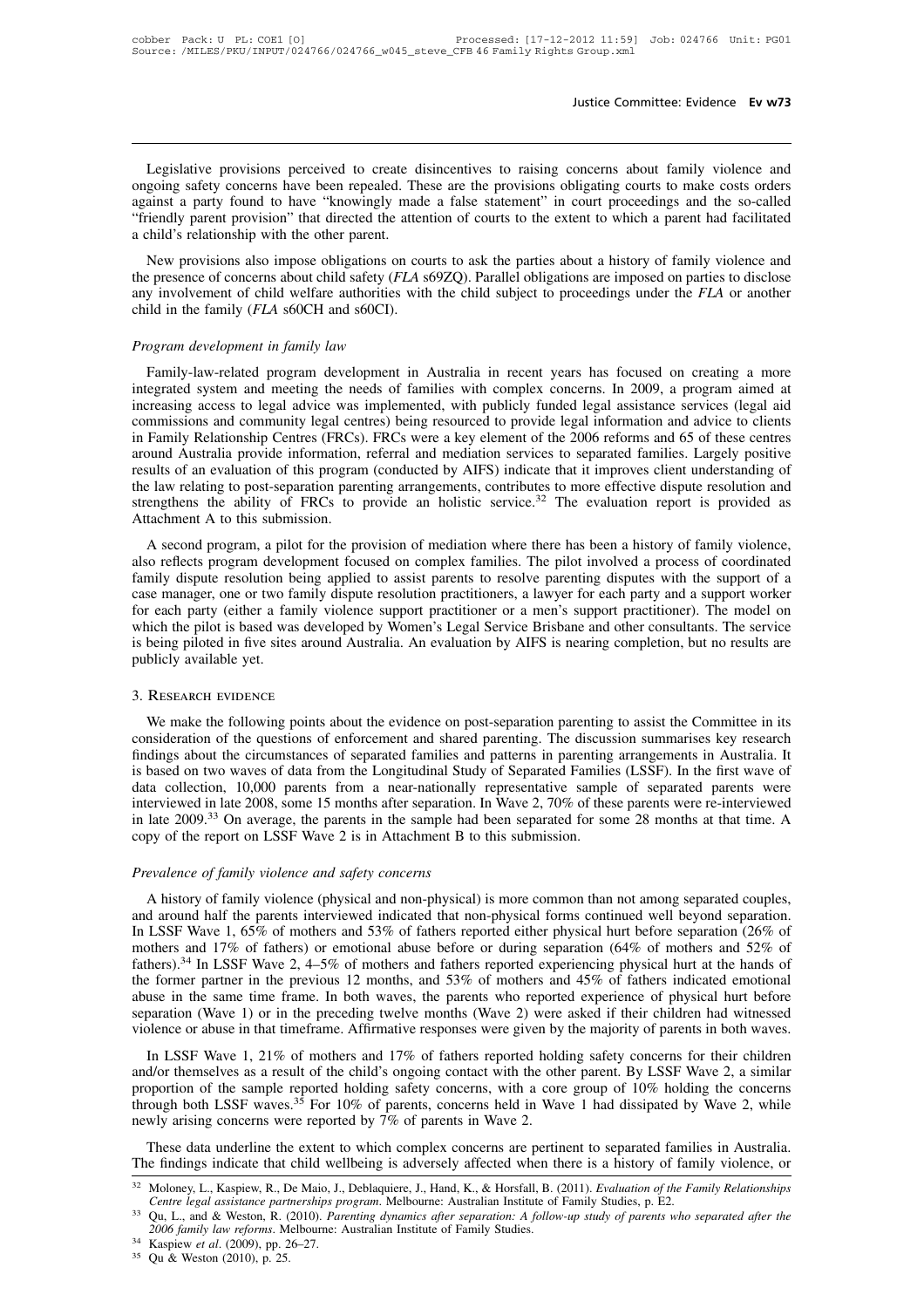Legislative provisions perceived to create disincentives to raising concerns about family violence and ongoing safety concerns have been repealed. These are the provisions obligating courts to make costs orders against a party found to have "knowingly made a false statement" in court proceedings and the so-called "friendly parent provision" that directed the attention of courts to the extent to which a parent had facilitated a child's relationship with the other parent.

New provisions also impose obligations on courts to ask the parties about a history of family violence and the presence of concerns about child safety (*FLA* s69ZQ). Parallel obligations are imposed on parties to disclose any involvement of child welfare authorities with the child subject to proceedings under the *FLA* or another child in the family (*FLA* s60CH and s60CI).

### *Program development in family law*

Family-law-related program development in Australia in recent years has focused on creating a more integrated system and meeting the needs of families with complex concerns. In 2009, a program aimed at increasing access to legal advice was implemented, with publicly funded legal assistance services (legal aid commissions and community legal centres) being resourced to provide legal information and advice to clients in Family Relationship Centres (FRCs). FRCs were a key element of the 2006 reforms and 65 of these centres around Australia provide information, referral and mediation services to separated families. Largely positive results of an evaluation of this program (conducted by AIFS) indicate that it improves client understanding of the law relating to post-separation parenting arrangements, contributes to more effective dispute resolution and strengthens the ability of FRCs to provide an holistic service.[32] The evaluation report is provided as Attachment A to this submission.

A second program, a pilot for the provision of mediation where there has been a history of family violence, also reflects program development focused on complex families. The pilot involved a process of coordinated family dispute resolution being applied to assist parents to resolve parenting disputes with the support of a case manager, one or two family dispute resolution practitioners, a lawyer for each party and a support worker for each party (either a family violence support practitioner or a men's support practitioner). The model on which the pilot is based was developed by Women's Legal Service Brisbane and other consultants. The service is being piloted in five sites around Australia. An evaluation by AIFS is nearing completion, but no results are publicly available yet.

## 3. Research evidence

We make the following points about the evidence on post-separation parenting to assist the Committee in its consideration of the questions of enforcement and shared parenting. The discussion summarises key research findings about the circumstances of separated families and patterns in parenting arrangements in Australia. It is based on two waves of data from the Longitudinal Study of Separated Families (LSSF). In the first wave of data collection, 10,000 parents from a near-nationally representative sample of separated parents were interviewed in late 2008, some 15 months after separation. In Wave 2, 70% of these parents were re-interviewed in late 2009.[33] On average, the parents in the sample had been separated for some 28 months at that time. A copy of the report on LSSF Wave 2 is in Attachment B to this submission.

### *Prevalence of family violence and safety concerns*

A history of family violence (physical and non-physical) is more common than not among separated couples, and around half the parents interviewed indicated that non-physical forms continued well beyond separation. In LSSF Wave 1, 65% of mothers and 53% of fathers reported either physical hurt before separation (26% of mothers and 17% of fathers) or emotional abuse before or during separation (64% of mothers and 52% of fathers).[34] In LSSF Wave 2, 4–5% of mothers and fathers reported experiencing physical hurt at the hands of the former partner in the previous 12 months, and 53% of mothers and 45% of fathers indicated emotional abuse in the same time frame. In both waves, the parents who reported experience of physical hurt before separation (Wave 1) or in the preceding twelve months (Wave 2) were asked if their children had witnessed violence or abuse in that timeframe. Affirmative responses were given by the majority of parents in both waves.

In LSSF Wave 1, 21% of mothers and 17% of fathers reported holding safety concerns for their children and/or themselves as a result of the child's ongoing contact with the other parent. By LSSF Wave 2, a similar proportion of the sample reported holding safety concerns, with a core group of 10% holding the concerns through both LSSF waves.[35] For 10% of parents, concerns held in Wave 1 had dissipated by Wave 2, while newly arising concerns were reported by 7% of parents in Wave 2.

These data underline the extent to which complex concerns are pertinent to separated families in Australia. The findings indicate that child wellbeing is adversely affected when there is a history of family violence, or

---

[32] Moloney, L., Kaspiew, R., De Maio, J., Deblaquiere, J., Hand, K., & Horsfall, B. (2011). *Evaluation of the Family Relationships Centre legal assistance partnerships program*. Melbourne: Australian Institute of Family Studies, p. E2.

[33] Qu, L., and & Weston, R. (2010). *Parenting dynamics after separation: A follow-up study of parents who separated after the 2006 family law reforms*. Melbourne: Australian Institute of Family Studies.

[34] Kaspiew *et al*. (2009), pp. 26–27.

[35] Qu & Weston (2010), p. 25.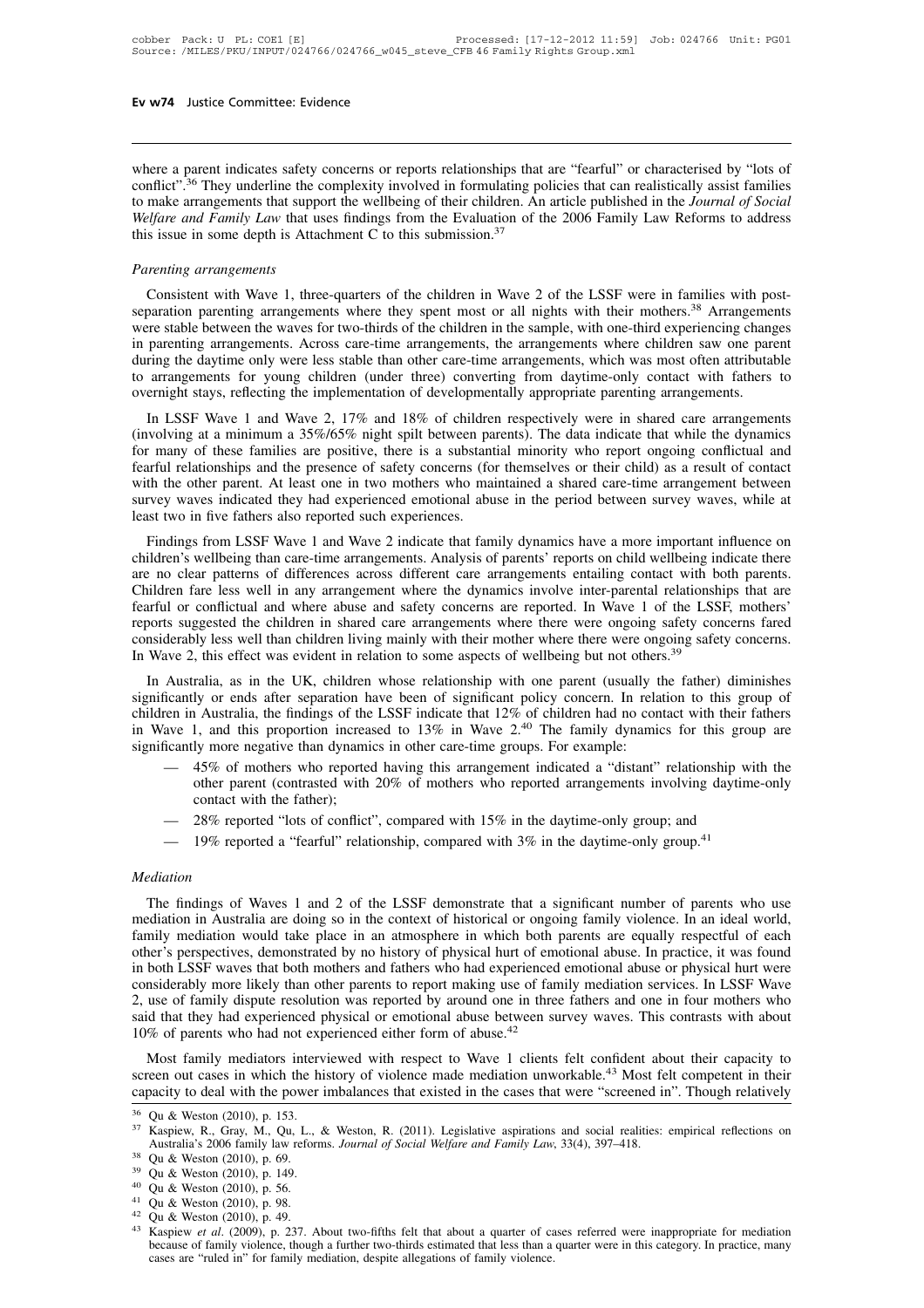where a parent indicates safety concerns or reports relationships that are "fearful" or characterised by "lots of conflict".[36] They underline the complexity involved in formulating policies that can realistically assist families to make arrangements that support the wellbeing of their children. An article published in the *Journal of Social Welfare and Family Law* that uses findings from the Evaluation of the 2006 Family Law Reforms to address this issue in some depth is Attachment C to this submission.[37]

*Parenting arrangements*

Consistent with Wave 1, three-quarters of the children in Wave 2 of the LSSF were in families with post-separation parenting arrangements where they spent most or all nights with their mothers.[38] Arrangements were stable between the waves for two-thirds of the children in the sample, with one-third experiencing changes in parenting arrangements. Across care-time arrangements, the arrangements where children saw one parent during the daytime only were less stable than other care-time arrangements, which was most often attributable to arrangements for young children (under three) converting from daytime-only contact with fathers to overnight stays, reflecting the implementation of developmentally appropriate parenting arrangements.

In LSSF Wave 1 and Wave 2, 17% and 18% of children respectively were in shared care arrangements (involving at a minimum a 35%/65% night spilt between parents). The data indicate that while the dynamics for many of these families are positive, there is a substantial minority who report ongoing conflictual and fearful relationships and the presence of safety concerns (for themselves or their child) as a result of contact with the other parent. At least one in two mothers who maintained a shared care-time arrangement between survey waves indicated they had experienced emotional abuse in the period between survey waves, while at least two in five fathers also reported such experiences.

Findings from LSSF Wave 1 and Wave 2 indicate that family dynamics have a more important influence on children's wellbeing than care-time arrangements. Analysis of parents' reports on child wellbeing indicate there are no clear patterns of differences across different care arrangements entailing contact with both parents. Children fare less well in any arrangement where the dynamics involve inter-parental relationships that are fearful or conflictual and where abuse and safety concerns are reported. In Wave 1 of the LSSF, mothers' reports suggested the children in shared care arrangements where there were ongoing safety concerns fared considerably less well than children living mainly with their mother where there were ongoing safety concerns. In Wave 2, this effect was evident in relation to some aspects of wellbeing but not others.[39]

In Australia, as in the UK, children whose relationship with one parent (usually the father) diminishes significantly or ends after separation have been of significant policy concern. In relation to this group of children in Australia, the findings of the LSSF indicate that 12% of children had no contact with their fathers in Wave 1, and this proportion increased to 13% in Wave 2.[40] The family dynamics for this group are significantly more negative than dynamics in other care-time groups. For example:

- 45% of mothers who reported having this arrangement indicated a "distant" relationship with the other parent (contrasted with 20% of mothers who reported arrangements involving daytime-only contact with the father);
- 28% reported "lots of conflict", compared with 15% in the daytime-only group; and
- 19% reported a "fearful" relationship, compared with 3% in the daytime-only group.[41]

*Mediation*

The findings of Waves 1 and 2 of the LSSF demonstrate that a significant number of parents who use mediation in Australia are doing so in the context of historical or ongoing family violence. In an ideal world, family mediation would take place in an atmosphere in which both parents are equally respectful of each other's perspectives, demonstrated by no history of physical hurt of emotional abuse. In practice, it was found in both LSSF waves that both mothers and fathers who had experienced emotional abuse or physical hurt were considerably more likely than other parents to report making use of family mediation services. In LSSF Wave 2, use of family dispute resolution was reported by around one in three fathers and one in four mothers who said that they had experienced physical or emotional abuse between survey waves. This contrasts with about 10% of parents who had not experienced either form of abuse.[42]

Most family mediators interviewed with respect to Wave 1 clients felt confident about their capacity to screen out cases in which the history of violence made mediation unworkable.[43] Most felt competent in their capacity to deal with the power imbalances that existed in the cases that were "screened in". Though relatively

[36] Qu & Weston (2010), p. 153.

[37] Kaspiew, R., Gray, M., Qu, L., & Weston, R. (2011). Legislative aspirations and social realities: empirical reflections on Australia's 2006 family law reforms. *Journal of Social Welfare and Family Law*, 33(4), 397–418.

[38] Qu & Weston (2010), p. 69.

[39] Qu & Weston (2010), p. 149.

[40] Qu & Weston (2010), p. 56.

[41] Qu & Weston (2010), p. 98.

[42] Qu & Weston (2010), p. 49.

[43] Kaspiew *et al*. (2009), p. 237. About two-fifths felt that about a quarter of cases referred were inappropriate for mediation because of family violence, though a further two-thirds estimated that less than a quarter were in this category. In practice, many cases are "ruled in" for family mediation, despite allegations of family violence.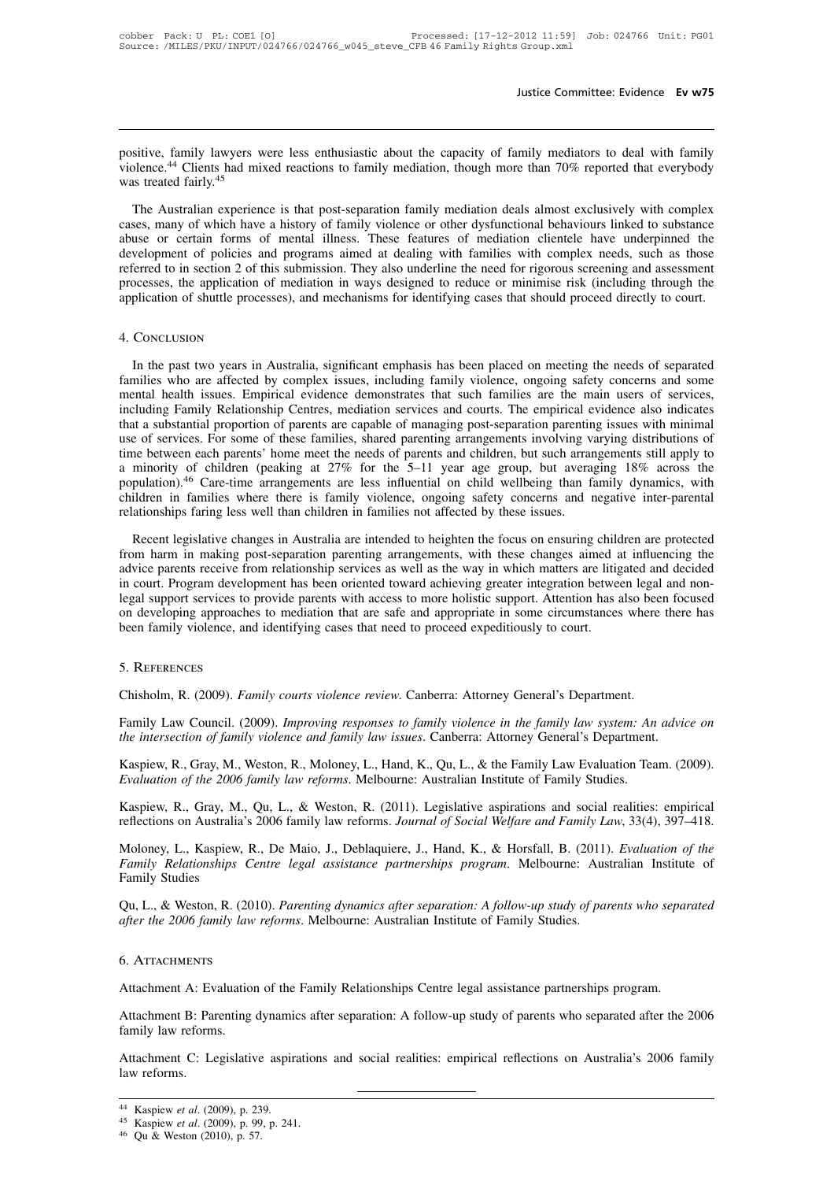positive, family lawyers were less enthusiastic about the capacity of family mediators to deal with family violence.[44] Clients had mixed reactions to family mediation, though more than 70% reported that everybody was treated fairly.[45]

The Australian experience is that post-separation family mediation deals almost exclusively with complex cases, many of which have a history of family violence or other dysfunctional behaviours linked to substance abuse or certain forms of mental illness. These features of mediation clientele have underpinned the development of policies and programs aimed at dealing with families with complex needs, such as those referred to in section 2 of this submission. They also underline the need for rigorous screening and assessment processes, the application of mediation in ways designed to reduce or minimise risk (including through the application of shuttle processes), and mechanisms for identifying cases that should proceed directly to court.

## 4. Conclusion

In the past two years in Australia, significant emphasis has been placed on meeting the needs of separated families who are affected by complex issues, including family violence, ongoing safety concerns and some mental health issues. Empirical evidence demonstrates that such families are the main users of services, including Family Relationship Centres, mediation services and courts. The empirical evidence also indicates that a substantial proportion of parents are capable of managing post-separation parenting issues with minimal use of services. For some of these families, shared parenting arrangements involving varying distributions of time between each parents' home meet the needs of parents and children, but such arrangements still apply to a minority of children (peaking at 27% for the 5–11 year age group, but averaging 18% across the population).[46] Care-time arrangements are less influential on child wellbeing than family dynamics, with children in families where there is family violence, ongoing safety concerns and negative inter-parental relationships faring less well than children in families not affected by these issues.

Recent legislative changes in Australia are intended to heighten the focus on ensuring children are protected from harm in making post-separation parenting arrangements, with these changes aimed at influencing the advice parents receive from relationship services as well as the way in which matters are litigated and decided in court. Program development has been oriented toward achieving greater integration between legal and non-legal support services to provide parents with access to more holistic support. Attention has also been focused on developing approaches to mediation that are safe and appropriate in some circumstances where there has been family violence, and identifying cases that need to proceed expeditiously to court.

## 5. References

Chisholm, R. (2009). *Family courts violence review*. Canberra: Attorney General's Department.

Family Law Council. (2009). *Improving responses to family violence in the family law system: An advice on the intersection of family violence and family law issues*. Canberra: Attorney General's Department.

Kaspiew, R., Gray, M., Weston, R., Moloney, L., Hand, K., Qu, L., & the Family Law Evaluation Team. (2009). *Evaluation of the 2006 family law reforms*. Melbourne: Australian Institute of Family Studies.

Kaspiew, R., Gray, M., Qu, L., & Weston, R. (2011). Legislative aspirations and social realities: empirical reflections on Australia's 2006 family law reforms. *Journal of Social Welfare and Family Law*, 33(4), 397–418.

Moloney, L., Kaspiew, R., De Maio, J., Deblaquiere, J., Hand, K., & Horsfall, B. (2011). *Evaluation of the Family Relationships Centre legal assistance partnerships program*. Melbourne: Australian Institute of Family Studies

Qu, L., & Weston, R. (2010). *Parenting dynamics after separation: A follow-up study of parents who separated after the 2006 family law reforms*. Melbourne: Australian Institute of Family Studies.

## 6. Attachments

Attachment A: Evaluation of the Family Relationships Centre legal assistance partnerships program.

Attachment B: Parenting dynamics after separation: A follow-up study of parents who separated after the 2006 family law reforms.

Attachment C: Legislative aspirations and social realities: empirical reflections on Australia's 2006 family law reforms.

---

[44] Kaspiew *et al*. (2009), p. 239.

[45] Kaspiew *et al*. (2009), p. 99, p. 241.

[46] Qu & Weston (2010), p. 57.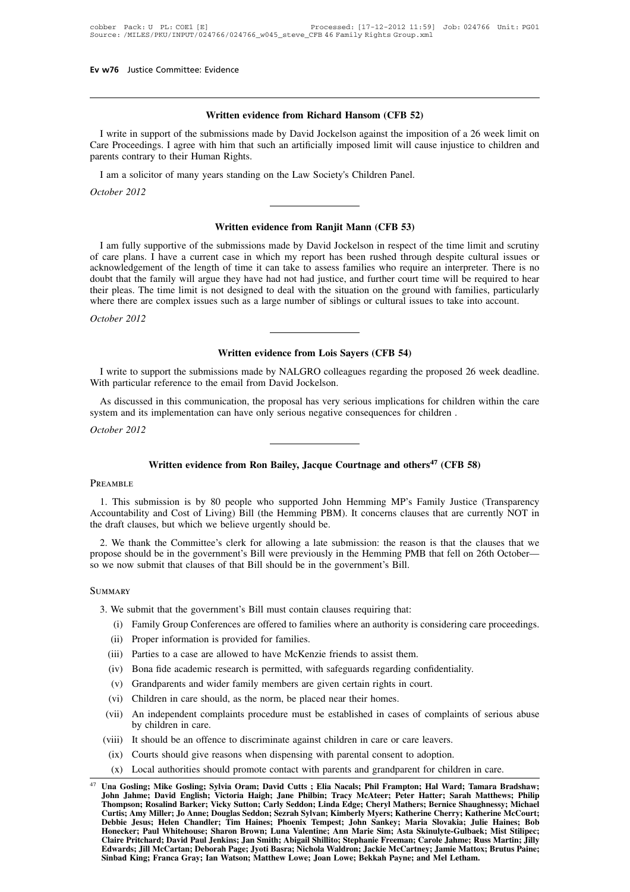## Written evidence from Richard Hansom (CFB 52)

I write in support of the submissions made by David Jockelson against the imposition of a 26 week limit on Care Proceedings. I agree with him that such an artificially imposed limit will cause injustice to children and parents contrary to their Human Rights.

I am a solicitor of many years standing on the Law Society's Children Panel.

*October 2012*

---

## Written evidence from Ranjit Mann (CFB 53)

I am fully supportive of the submissions made by David Jockelson in respect of the time limit and scrutiny of care plans. I have a current case in which my report has been rushed through despite cultural issues or acknowledgement of the length of time it can take to assess families who require an interpreter. There is no doubt that the family will argue they have had not had justice, and further court time will be required to hear their pleas. The time limit is not designed to deal with the situation on the ground with families, particularly where there are complex issues such as a large number of siblings or cultural issues to take into account.

*October 2012*

---

## Written evidence from Lois Sayers (CFB 54)

I write to support the submissions made by NALGRO colleagues regarding the proposed 26 week deadline. With particular reference to the email from David Jockelson.

As discussed in this communication, the proposal has very serious implications for children within the care system and its implementation can have only serious negative consequences for children .

*October 2012*

---

## Written evidence from Ron Bailey, Jacque Courtnage and others[47] (CFB 58)

### Preamble

1. This submission is by 80 people who supported John Hemming MP's Family Justice (Transparency Accountability and Cost of Living) Bill (the Hemming PBM). It concerns clauses that are currently NOT in the draft clauses, but which we believe urgently should be.

2. We thank the Committee's clerk for allowing a late submission: the reason is that the clauses that we propose should be in the government's Bill were previously in the Hemming PMB that fell on 26th October—so we now submit that clauses of that Bill should be in the government's Bill.

### Summary

3. We submit that the government's Bill must contain clauses requiring that:

- (i) Family Group Conferences are offered to families where an authority is considering care proceedings.
- (ii) Proper information is provided for families.
- (iii) Parties to a case are allowed to have McKenzie friends to assist them.
- (iv) Bona fide academic research is permitted, with safeguards regarding confidentiality.
- (v) Grandparents and wider family members are given certain rights in court.
- (vi) Children in care should, as the norm, be placed near their homes.
- (vii) An independent complaints procedure must be established in cases of complaints of serious abuse by children in care.
- (viii) It should be an offence to discriminate against children in care or care leavers.
- (ix) Courts should give reasons when dispensing with parental consent to adoption.
- (x) Local authorities should promote contact with parents and grandparent for children in care.

---

[47] **Una Gosling; Mike Gosling; Sylvia Oram; David Cutts ; Elia Nacals; Phil Frampton; Hal Ward; Tamara Bradshaw; John Jahme; David English; Victoria Haigh; Jane Philbin; Tracy McAteer; Peter Hatter; Sarah Matthews; Philip Thompson; Rosalind Barker; Vicky Sutton; Carly Seddon; Linda Edge; Cheryl Mathers; Bernice Shaughnessy; Michael Curtis; Amy Miller; Jo Anne; Douglas Seddon; Sezrah Sylvan; Kimberly Myers; Katherine Cherry; Katherine McCourt; Debbie Jesus; Helen Chandler; Tim Haines; Phoenix Tempest; John Sankey; Maria Slovakia; Julie Haines; Bob Honecker; Paul Whitehouse; Sharon Brown; Luna Valentine; Ann Marie Sim; Asta Skinulyte-Gulbaek; Mist Stilipec; Claire Pritchard; David Paul Jenkins; Jan Smith; Abigail Shillito; Stephanie Freeman; Carole Jahme; Russ Martin; Jilly Edwards; Jill McCartan; Deborah Page; Jyoti Basra; Nichola Waldron; Jackie McCartney; Jamie Mattox; Brutus Paine; Sinbad King; Franca Gray; Ian Watson; Matthew Lowe; Joan Lowe; Bekkah Payne; and Mel Letham.**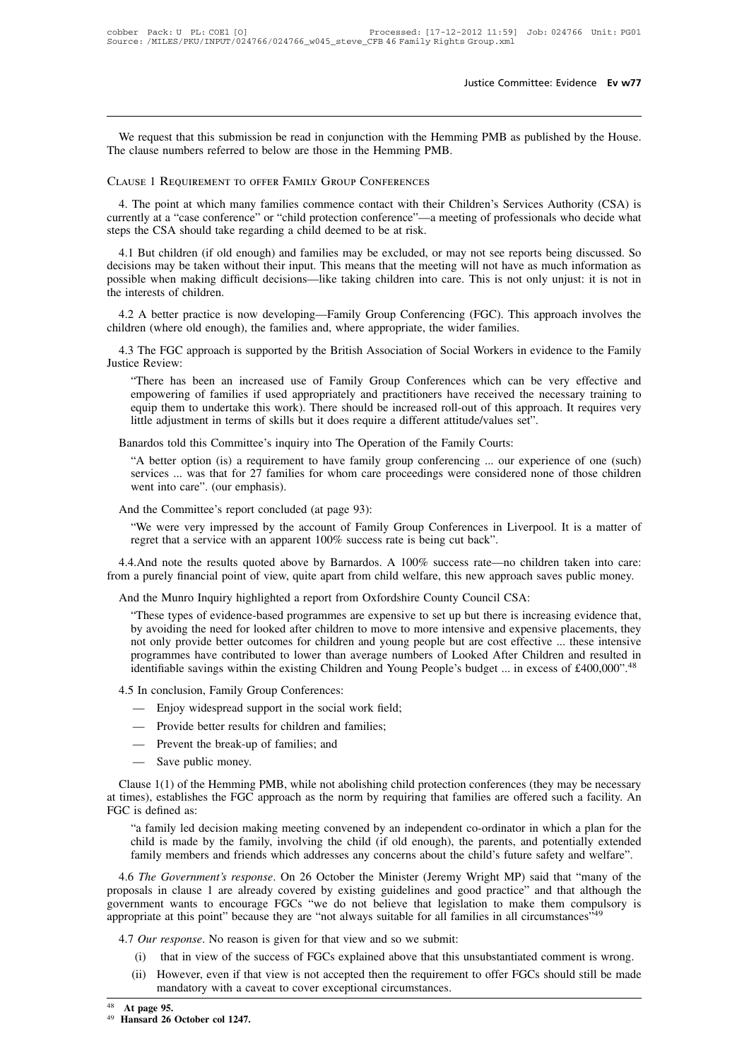We request that this submission be read in conjunction with the Hemming PMB as published by the House. The clause numbers referred to below are those in the Hemming PMB.

## Clause 1 Requirement to offer Family Group Conferences

4. The point at which many families commence contact with their Children's Services Authority (CSA) is currently at a "case conference" or "child protection conference"—a meeting of professionals who decide what steps the CSA should take regarding a child deemed to be at risk.

4.1 But children (if old enough) and families may be excluded, or may not see reports being discussed. So decisions may be taken without their input. This means that the meeting will not have as much information as possible when making difficult decisions—like taking children into care. This is not only unjust: it is not in the interests of children.

4.2 A better practice is now developing—Family Group Conferencing (FGC). This approach involves the children (where old enough), the families and, where appropriate, the wider families.

4.3 The FGC approach is supported by the British Association of Social Workers in evidence to the Family Justice Review:

> "There has been an increased use of Family Group Conferences which can be very effective and empowering of families if used appropriately and practitioners have received the necessary training to equip them to undertake this work). There should be increased roll-out of this approach. It requires very little adjustment in terms of skills but it does require a different attitude/values set".

Banardos told this Committee's inquiry into The Operation of the Family Courts:

> "A better option (is) a requirement to have family group conferencing ... our experience of one (such) services ... was that for 27 families for whom care proceedings were considered none of those children went into care". (our emphasis).

And the Committee's report concluded (at page 93):

> "We were very impressed by the account of Family Group Conferences in Liverpool. It is a matter of regret that a service with an apparent 100% success rate is being cut back".

4.4.And note the results quoted above by Barnardos. A 100% success rate—no children taken into care: from a purely financial point of view, quite apart from child welfare, this new approach saves public money.

And the Munro Inquiry highlighted a report from Oxfordshire County Council CSA:

> "These types of evidence-based programmes are expensive to set up but there is increasing evidence that, by avoiding the need for looked after children to move to more intensive and expensive placements, they not only provide better outcomes for children and young people but are cost effective ... these intensive programmes have contributed to lower than average numbers of Looked After Children and resulted in identifiable savings within the existing Children and Young People's budget ... in excess of £400,000".[48]

4.5 In conclusion, Family Group Conferences:

- Enjoy widespread support in the social work field;
- Provide better results for children and families;
- Prevent the break-up of families; and
- Save public money.

Clause 1(1) of the Hemming PMB, while not abolishing child protection conferences (they may be necessary at times), establishes the FGC approach as the norm by requiring that families are offered such a facility. An FGC is defined as:

> "a family led decision making meeting convened by an independent co-ordinator in which a plan for the child is made by the family, involving the child (if old enough), the parents, and potentially extended family members and friends which addresses any concerns about the child's future safety and welfare".

4.6 *The Government's response*. On 26 October the Minister (Jeremy Wright MP) said that "many of the proposals in clause 1 are already covered by existing guidelines and good practice" and that although the government wants to encourage FGCs "we do not believe that legislation to make them compulsory is appropriate at this point" because they are "not always suitable for all families in all circumstances"[49]

4.7 *Our response*. No reason is given for that view and so we submit:

(i) that in view of the success of FGCs explained above that this unsubstantiated comment is wrong.

(ii) However, even if that view is not accepted then the requirement to offer FGCs should still be made mandatory with a caveat to cover exceptional circumstances.

---

[48] **At page 95.**
[49] **Hansard 26 October col 1247.**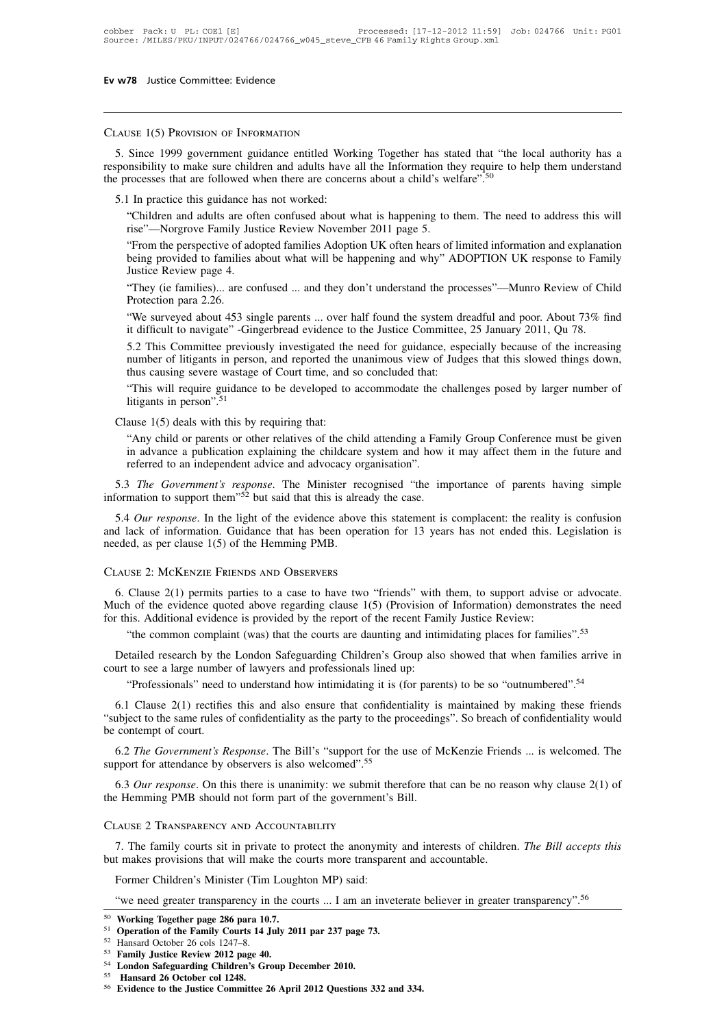### Clause 1(5) Provision of Information

5. Since 1999 government guidance entitled Working Together has stated that "the local authority has a responsibility to make sure children and adults have all the Information they require to help them understand the processes that are followed when there are concerns about a child's welfare".[50]

5.1 In practice this guidance has not worked:

> "Children and adults are often confused about what is happening to them. The need to address this will rise"—Norgrove Family Justice Review November 2011 page 5.
>
> "From the perspective of adopted families Adoption UK often hears of limited information and explanation being provided to families about what will be happening and why" ADOPTION UK response to Family Justice Review page 4.
>
> "They (ie families)... are confused ... and they don't understand the processes"—Munro Review of Child Protection para 2.26.
>
> "We surveyed about 453 single parents ... over half found the system dreadful and poor. About 73% find it difficult to navigate" -Gingerbread evidence to the Justice Committee, 25 January 2011, Qu 78.
>
> 5.2 This Committee previously investigated the need for guidance, especially because of the increasing number of litigants in person, and reported the unanimous view of Judges that this slowed things down, thus causing severe wastage of Court time, and so concluded that:
>
> "This will require guidance to be developed to accommodate the challenges posed by larger number of litigants in person".[51]

Clause 1(5) deals with this by requiring that:

> "Any child or parents or other relatives of the child attending a Family Group Conference must be given in advance a publication explaining the childcare system and how it may affect them in the future and referred to an independent advice and advocacy organisation".

5.3 *The Government's response*. The Minister recognised "the importance of parents having simple information to support them"[52] but said that this is already the case.

5.4 *Our response*. In the light of the evidence above this statement is complacent: the reality is confusion and lack of information. Guidance that has been operation for 13 years has not ended this. Legislation is needed, as per clause 1(5) of the Hemming PMB.

### Clause 2: McKenzie Friends and Observers

6. Clause 2(1) permits parties to a case to have two "friends" with them, to support advise or advocate. Much of the evidence quoted above regarding clause 1(5) (Provision of Information) demonstrates the need for this. Additional evidence is provided by the report of the recent Family Justice Review:

> "the common complaint (was) that the courts are daunting and intimidating places for families".[53]

Detailed research by the London Safeguarding Children's Group also showed that when families arrive in court to see a large number of lawyers and professionals lined up:

> "Professionals" need to understand how intimidating it is (for parents) to be so "outnumbered".[54]

6.1 Clause 2(1) rectifies this and also ensure that confidentiality is maintained by making these friends "subject to the same rules of confidentiality as the party to the proceedings". So breach of confidentiality would be contempt of court.

6.2 *The Government's Response*. The Bill's "support for the use of McKenzie Friends ... is welcomed. The support for attendance by observers is also welcomed".[55]

6.3 *Our response*. On this there is unanimity: we submit therefore that can be no reason why clause 2(1) of the Hemming PMB should not form part of the government's Bill.

### Clause 2 Transparency and Accountability

7. The family courts sit in private to protect the anonymity and interests of children. *The Bill accepts this* but makes provisions that will make the courts more transparent and accountable.

Former Children's Minister (Tim Loughton MP) said:

> "we need greater transparency in the courts ... I am an inveterate believer in greater transparency".[56]

---

[50] **Working Together page 286 para 10.7.**
[51] **Operation of the Family Courts 14 July 2011 par 237 page 73.**
[52] Hansard October 26 cols 1247–8.
[53] **Family Justice Review 2012 page 40.**
[54] **London Safeguarding Children's Group December 2010.**
[55] **Hansard 26 October col 1248.**
[56] **Evidence to the Justice Committee 26 April 2012 Questions 332 and 334.**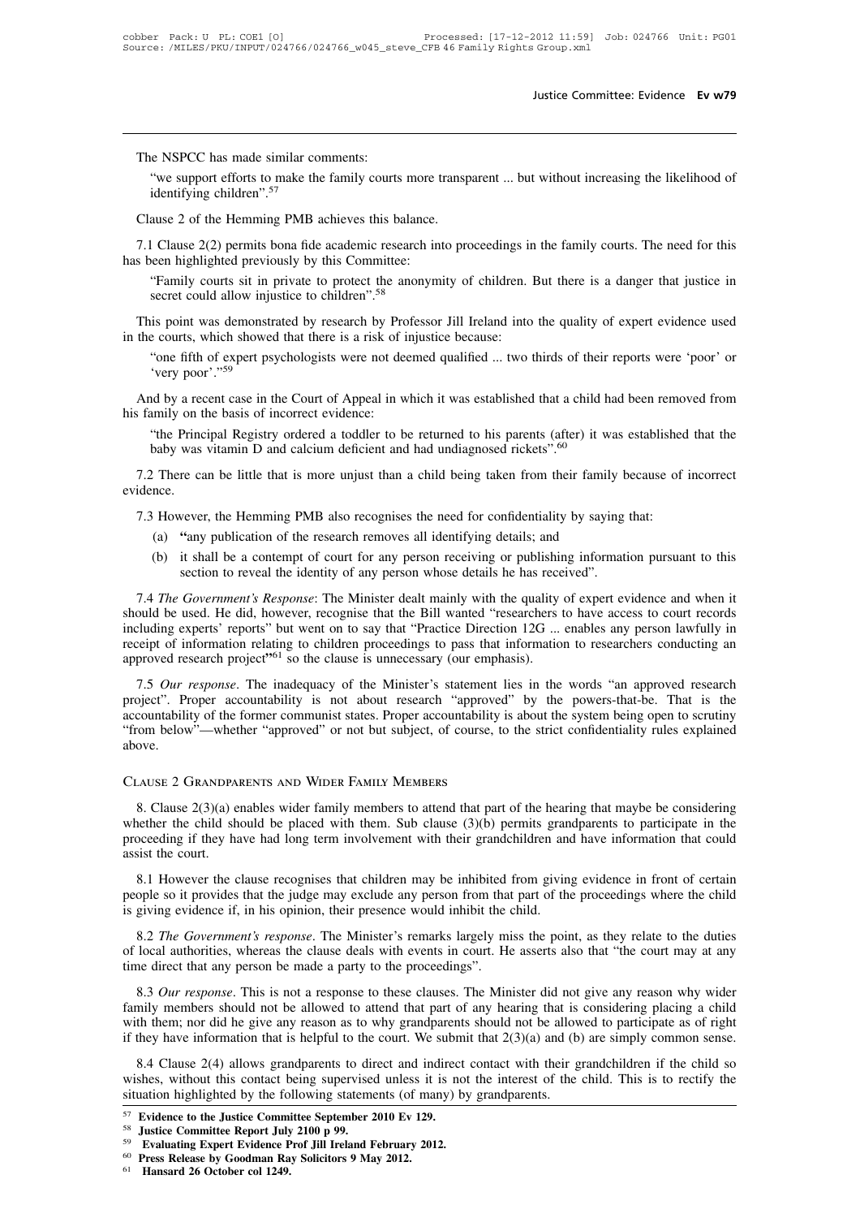The NSPCC has made similar comments:

> "we support efforts to make the family courts more transparent ... but without increasing the likelihood of identifying children".[57]

Clause 2 of the Hemming PMB achieves this balance.

7.1 Clause 2(2) permits bona fide academic research into proceedings in the family courts. The need for this has been highlighted previously by this Committee:

> "Family courts sit in private to protect the anonymity of children. But there is a danger that justice in secret could allow injustice to children".[58]

This point was demonstrated by research by Professor Jill Ireland into the quality of expert evidence used in the courts, which showed that there is a risk of injustice because:

> "one fifth of expert psychologists were not deemed qualified ... two thirds of their reports were 'poor' or 'very poor'."[59]

And by a recent case in the Court of Appeal in which it was established that a child had been removed from his family on the basis of incorrect evidence:

> "the Principal Registry ordered a toddler to be returned to his parents (after) it was established that the baby was vitamin D and calcium deficient and had undiagnosed rickets".[60]

7.2 There can be little that is more unjust than a child being taken from their family because of incorrect evidence.

7.3 However, the Hemming PMB also recognises the need for confidentiality by saying that:

(a) "any publication of the research removes all identifying details; and

(b) it shall be a contempt of court for any person receiving or publishing information pursuant to this section to reveal the identity of any person whose details he has received".

7.4 *The Government's Response*: The Minister dealt mainly with the quality of expert evidence and when it should be used. He did, however, recognise that the Bill wanted "researchers to have access to court records including experts' reports" but went on to say that "Practice Direction 12G ... enables any person lawfully in receipt of information relating to children proceedings to pass that information to researchers conducting an approved research project"[61] so the clause is unnecessary (our emphasis).

7.5 *Our response*. The inadequacy of the Minister's statement lies in the words "an approved research project". Proper accountability is not about research "approved" by the powers-that-be. That is the accountability of the former communist states. Proper accountability is about the system being open to scrutiny "from below"—whether "approved" or not but subject, of course, to the strict confidentiality rules explained above.

## Clause 2 Grandparents and Wider Family Members

8. Clause 2(3)(a) enables wider family members to attend that part of the hearing that maybe be considering whether the child should be placed with them. Sub clause (3)(b) permits grandparents to participate in the proceeding if they have had long term involvement with their grandchildren and have information that could assist the court.

8.1 However the clause recognises that children may be inhibited from giving evidence in front of certain people so it provides that the judge may exclude any person from that part of the proceedings where the child is giving evidence if, in his opinion, their presence would inhibit the child.

8.2 *The Government's response*. The Minister's remarks largely miss the point, as they relate to the duties of local authorities, whereas the clause deals with events in court. He asserts also that "the court may at any time direct that any person be made a party to the proceedings".

8.3 *Our response*. This is not a response to these clauses. The Minister did not give any reason why wider family members should not be allowed to attend that part of any hearing that is considering placing a child with them; nor did he give any reason as to why grandparents should not be allowed to participate as of right if they have information that is helpful to the court. We submit that 2(3)(a) and (b) are simply common sense.

8.4 Clause 2(4) allows grandparents to direct and indirect contact with their grandchildren if the child so wishes, without this contact being supervised unless it is not the interest of the child. This is to rectify the situation highlighted by the following statements (of many) by grandparents.

---

[57] **Evidence to the Justice Committee September 2010 Ev 129.**

[58] **Justice Committee Report July 2100 p 99.**

[59] **Evaluating Expert Evidence Prof Jill Ireland February 2012.**

[60] **Press Release by Goodman Ray Solicitors 9 May 2012.**

[61] **Hansard 26 October col 1249.**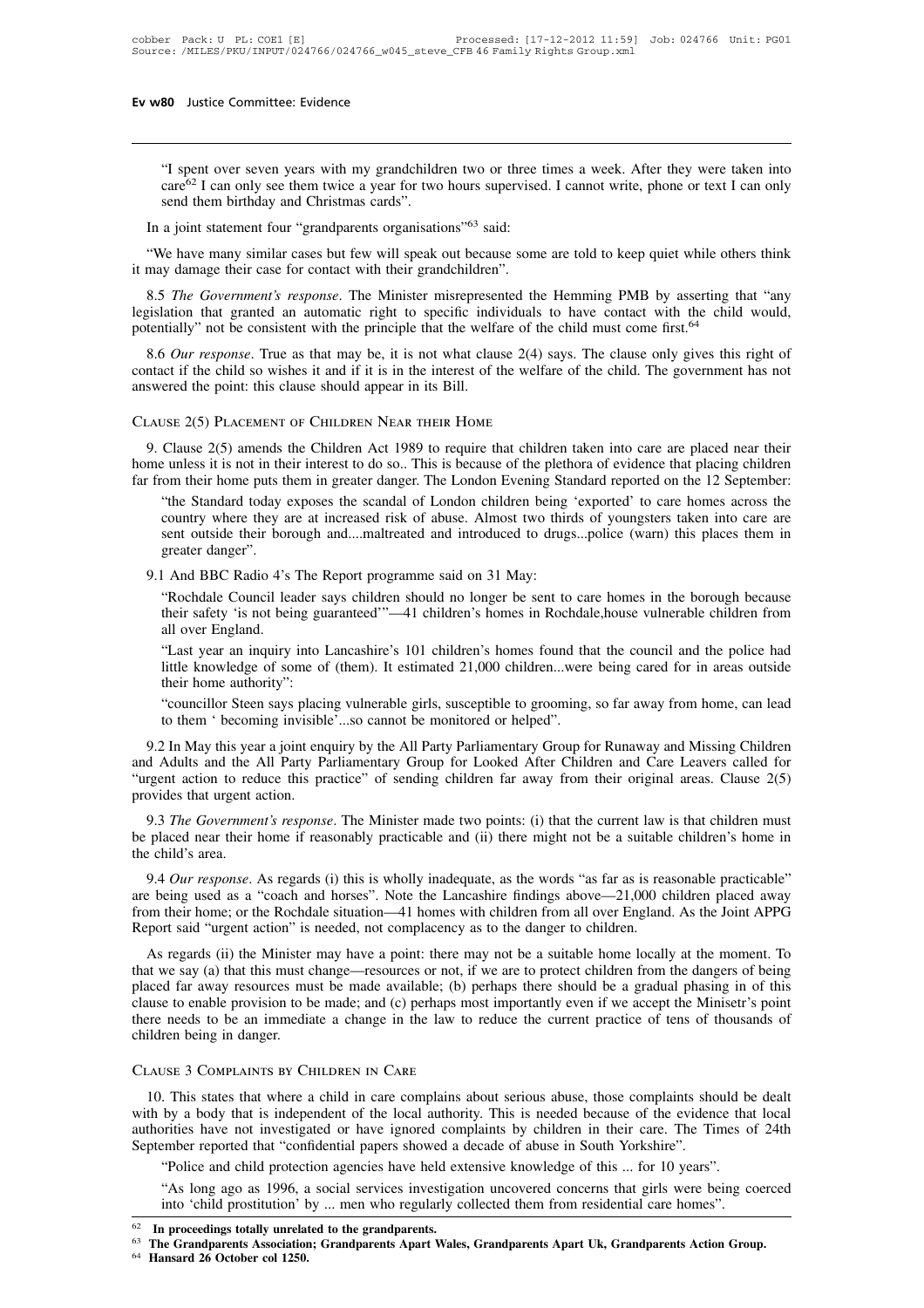"I spent over seven years with my grandchildren two or three times a week. After they were taken into care[62] I can only see them twice a year for two hours supervised. I cannot write, phone or text I can only send them birthday and Christmas cards".

In a joint statement four "grandparents organisations"[63] said:

"We have many similar cases but few will speak out because some are told to keep quiet while others think it may damage their case for contact with their grandchildren".

8.5 *The Government's response*. The Minister misrepresented the Hemming PMB by asserting that "any legislation that granted an automatic right to specific individuals to have contact with the child would, potentially" not be consistent with the principle that the welfare of the child must come first.[64]

8.6 *Our response*. True as that may be, it is not what clause 2(4) says. The clause only gives this right of contact if the child so wishes it and if it is in the interest of the welfare of the child. The government has not answered the point: this clause should appear in its Bill.

## Clause 2(5) Placement of Children Near their Home

9. Clause 2(5) amends the Children Act 1989 to require that children taken into care are placed near their home unless it is not in their interest to do so.. This is because of the plethora of evidence that placing children far from their home puts them in greater danger. The London Evening Standard reported on the 12 September:

> "the Standard today exposes the scandal of London children being 'exported' to care homes across the country where they are at increased risk of abuse. Almost two thirds of youngsters taken into care are sent outside their borough and....maltreated and introduced to drugs...police (warn) this places them in greater danger".

9.1 And BBC Radio 4's The Report programme said on 31 May:

> "Rochdale Council leader says children should no longer be sent to care homes in the borough because their safety 'is not being guaranteed'"—41 children's homes in Rochdale,house vulnerable children from all over England.
>
> "Last year an inquiry into Lancashire's 101 children's homes found that the council and the police had little knowledge of some of (them). It estimated 21,000 children...were being cared for in areas outside their home authority":
>
> "councillor Steen says placing vulnerable girls, susceptible to grooming, so far away from home, can lead to them ' becoming invisible'...so cannot be monitored or helped".

9.2 In May this year a joint enquiry by the All Party Parliamentary Group for Runaway and Missing Children and Adults and the All Party Parliamentary Group for Looked After Children and Care Leavers called for "urgent action to reduce this practice" of sending children far away from their original areas. Clause 2(5) provides that urgent action.

9.3 *The Government's response*. The Minister made two points: (i) that the current law is that children must be placed near their home if reasonably practicable and (ii) there might not be a suitable children's home in the child's area.

9.4 *Our response*. As regards (i) this is wholly inadequate, as the words "as far as is reasonable practicable" are being used as a "coach and horses". Note the Lancashire findings above—21,000 children placed away from their home; or the Rochdale situation—41 homes with children from all over England. As the Joint APPG Report said "urgent action" is needed, not complacency as to the danger to children.

As regards (ii) the Minister may have a point: there may not be a suitable home locally at the moment. To that we say (a) that this must change—resources or not, if we are to protect children from the dangers of being placed far away resources must be made available; (b) perhaps there should be a gradual phasing in of this clause to enable provision to be made; and (c) perhaps most importantly even if we accept the Minisetr's point there needs to be an immediate a change in the law to reduce the current practice of tens of thousands of children being in danger.

## Clause 3 Complaints by Children in Care

10. This states that where a child in care complains about serious abuse, those complaints should be dealt with by a body that is independent of the local authority. This is needed because of the evidence that local authorities have not investigated or have ignored complaints by children in their care. The Times of 24th September reported that "confidential papers showed a decade of abuse in South Yorkshire".

> "Police and child protection agencies have held extensive knowledge of this ... for 10 years".
>
> "As long ago as 1996, a social services investigation uncovered concerns that girls were being coerced into 'child prostitution' by ... men who regularly collected them from residential care homes".

---

[62] **In proceedings totally unrelated to the grandparents.**

[63] **The Grandparents Association; Grandparents Apart Wales, Grandparents Apart Uk, Grandparents Action Group.**

[64] **Hansard 26 October col 1250.**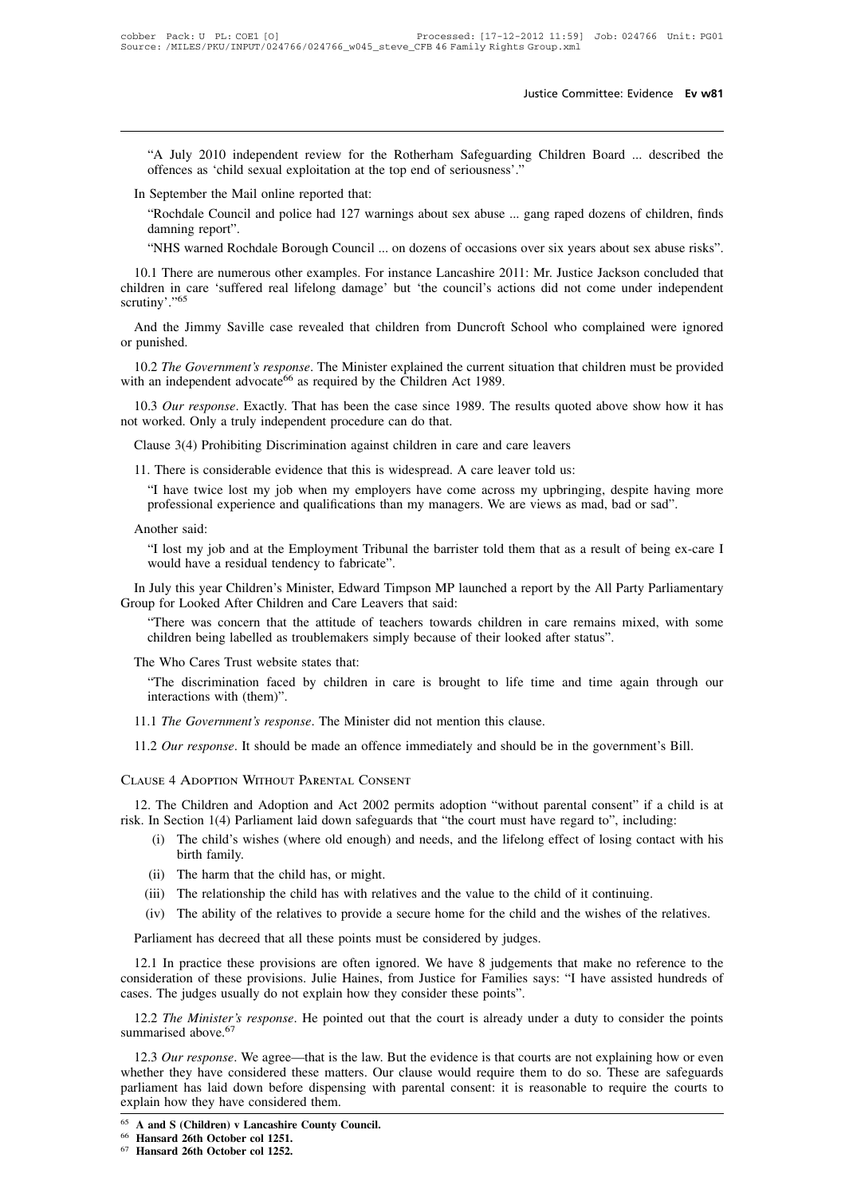"A July 2010 independent review for the Rotherham Safeguarding Children Board ... described the offences as 'child sexual exploitation at the top end of seriousness'."

In September the Mail online reported that:

"Rochdale Council and police had 127 warnings about sex abuse ... gang raped dozens of children, finds damning report".

"NHS warned Rochdale Borough Council ... on dozens of occasions over six years about sex abuse risks".

10.1 There are numerous other examples. For instance Lancashire 2011: Mr. Justice Jackson concluded that children in care 'suffered real lifelong damage' but 'the council's actions did not come under independent scrutiny'."[65]

And the Jimmy Saville case revealed that children from Duncroft School who complained were ignored or punished.

10.2 *The Government's response*. The Minister explained the current situation that children must be provided with an independent advocate[66] as required by the Children Act 1989.

10.3 *Our response*. Exactly. That has been the case since 1989. The results quoted above show how it has not worked. Only a truly independent procedure can do that.

Clause 3(4) Prohibiting Discrimination against children in care and care leavers

11. There is considerable evidence that this is widespread. A care leaver told us:

"I have twice lost my job when my employers have come across my upbringing, despite having more professional experience and qualifications than my managers. We are views as mad, bad or sad".

Another said:

"I lost my job and at the Employment Tribunal the barrister told them that as a result of being ex-care I would have a residual tendency to fabricate".

In July this year Children's Minister, Edward Timpson MP launched a report by the All Party Parliamentary Group for Looked After Children and Care Leavers that said:

"There was concern that the attitude of teachers towards children in care remains mixed, with some children being labelled as troublemakers simply because of their looked after status".

The Who Cares Trust website states that:

"The discrimination faced by children in care is brought to life time and time again through our interactions with (them)".

11.1 *The Government's response*. The Minister did not mention this clause.

11.2 *Our response*. It should be made an offence immediately and should be in the government's Bill.

## Clause 4 Adoption Without Parental Consent

12. The Children and Adoption and Act 2002 permits adoption "without parental consent" if a child is at risk. In Section 1(4) Parliament laid down safeguards that "the court must have regard to", including:

(i) The child's wishes (where old enough) and needs, and the lifelong effect of losing contact with his birth family.

(ii) The harm that the child has, or might.

(iii) The relationship the child has with relatives and the value to the child of it continuing.

(iv) The ability of the relatives to provide a secure home for the child and the wishes of the relatives.

Parliament has decreed that all these points must be considered by judges.

12.1 In practice these provisions are often ignored. We have 8 judgements that make no reference to the consideration of these provisions. Julie Haines, from Justice for Families says: "I have assisted hundreds of cases. The judges usually do not explain how they consider these points".

12.2 *The Minister's response*. He pointed out that the court is already under a duty to consider the points summarised above.[67]

12.3 *Our response*. We agree—that is the law. But the evidence is that courts are not explaining how or even whether they have considered these matters. Our clause would require them to do so. These are safeguards parliament has laid down before dispensing with parental consent: it is reasonable to require the courts to explain how they have considered them.

---

[65] **A and S (Children) v Lancashire County Council.**

[66] **Hansard 26th October col 1251.**

[67] **Hansard 26th October col 1252.**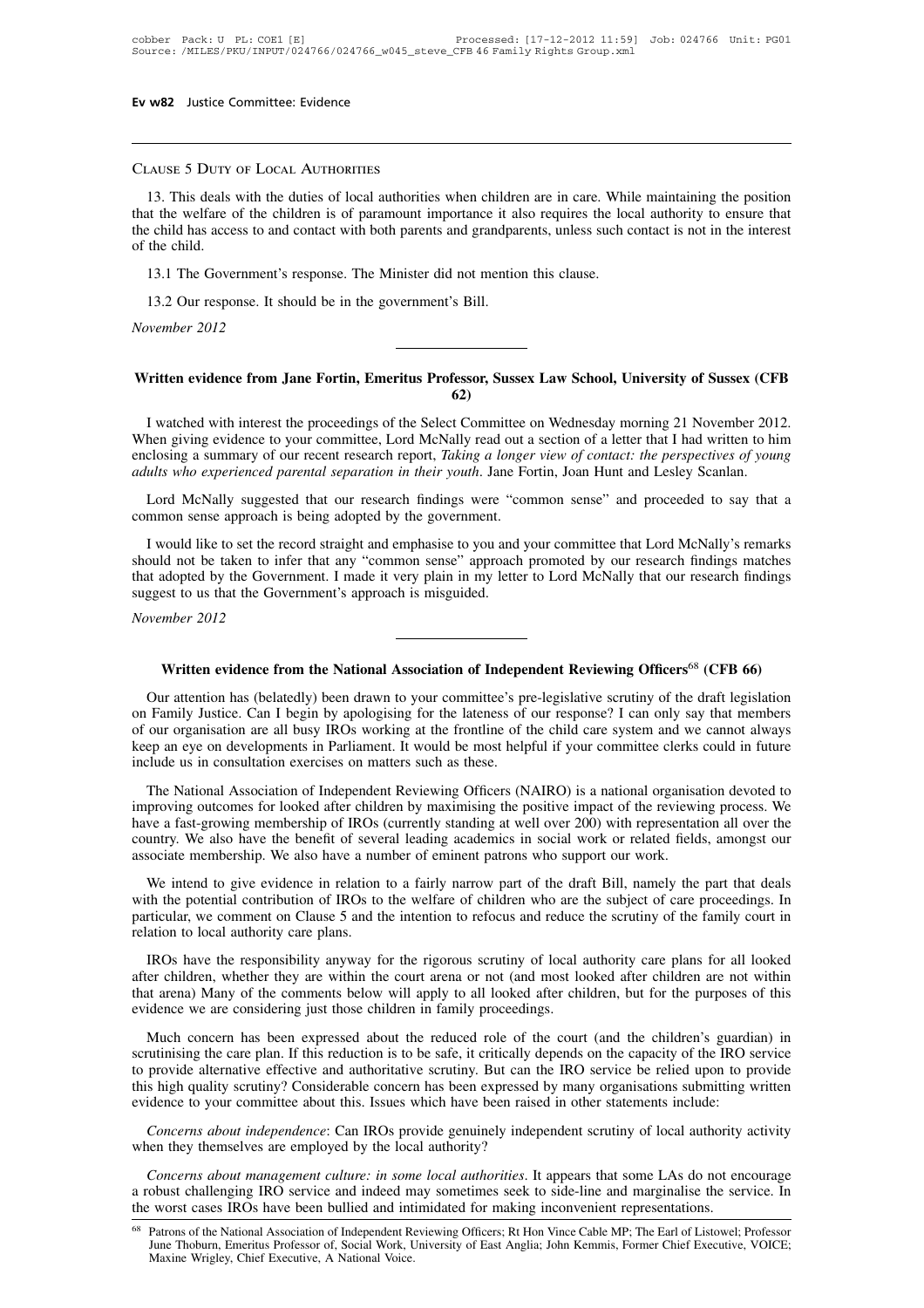### Clause 5 Duty of Local Authorities

13. This deals with the duties of local authorities when children are in care. While maintaining the position that the welfare of the children is of paramount importance it also requires the local authority to ensure that the child has access to and contact with both parents and grandparents, unless such contact is not in the interest of the child.

13.1 The Government's response. The Minister did not mention this clause.

13.2 Our response. It should be in the government's Bill.

*November 2012*

---

## Written evidence from Jane Fortin, Emeritus Professor, Sussex Law School, University of Sussex (CFB 62)

I watched with interest the proceedings of the Select Committee on Wednesday morning 21 November 2012. When giving evidence to your committee, Lord McNally read out a section of a letter that I had written to him enclosing a summary of our recent research report, *Taking a longer view of contact: the perspectives of young adults who experienced parental separation in their youth*. Jane Fortin, Joan Hunt and Lesley Scanlan.

Lord McNally suggested that our research findings were "common sense" and proceeded to say that a common sense approach is being adopted by the government.

I would like to set the record straight and emphasise to you and your committee that Lord McNally's remarks should not be taken to infer that any "common sense" approach promoted by our research findings matches that adopted by the Government. I made it very plain in my letter to Lord McNally that our research findings suggest to us that the Government's approach is misguided.

*November 2012*

---

## Written evidence from the National Association of Independent Reviewing Officers[68] (CFB 66)

Our attention has (belatedly) been drawn to your committee's pre-legislative scrutiny of the draft legislation on Family Justice. Can I begin by apologising for the lateness of our response? I can only say that members of our organisation are all busy IROs working at the frontline of the child care system and we cannot always keep an eye on developments in Parliament. It would be most helpful if your committee clerks could in future include us in consultation exercises on matters such as these.

The National Association of Independent Reviewing Officers (NAIRO) is a national organisation devoted to improving outcomes for looked after children by maximising the positive impact of the reviewing process. We have a fast-growing membership of IROs (currently standing at well over 200) with representation all over the country. We also have the benefit of several leading academics in social work or related fields, amongst our associate membership. We also have a number of eminent patrons who support our work.

We intend to give evidence in relation to a fairly narrow part of the draft Bill, namely the part that deals with the potential contribution of IROs to the welfare of children who are the subject of care proceedings. In particular, we comment on Clause 5 and the intention to refocus and reduce the scrutiny of the family court in relation to local authority care plans.

IROs have the responsibility anyway for the rigorous scrutiny of local authority care plans for all looked after children, whether they are within the court arena or not (and most looked after children are not within that arena) Many of the comments below will apply to all looked after children, but for the purposes of this evidence we are considering just those children in family proceedings.

Much concern has been expressed about the reduced role of the court (and the children's guardian) in scrutinising the care plan. If this reduction is to be safe, it critically depends on the capacity of the IRO service to provide alternative effective and authoritative scrutiny. But can the IRO service be relied upon to provide this high quality scrutiny? Considerable concern has been expressed by many organisations submitting written evidence to your committee about this. Issues which have been raised in other statements include:

*Concerns about independence*: Can IROs provide genuinely independent scrutiny of local authority activity when they themselves are employed by the local authority?

*Concerns about management culture: in some local authorities*. It appears that some LAs do not encourage a robust challenging IRO service and indeed may sometimes seek to side-line and marginalise the service. In the worst cases IROs have been bullied and intimidated for making inconvenient representations.

[68] Patrons of the National Association of Independent Reviewing Officers; Rt Hon Vince Cable MP; The Earl of Listowel; Professor June Thoburn, Emeritus Professor of, Social Work, University of East Anglia; John Kemmis, Former Chief Executive, VOICE; Maxine Wrigley, Chief Executive, A National Voice.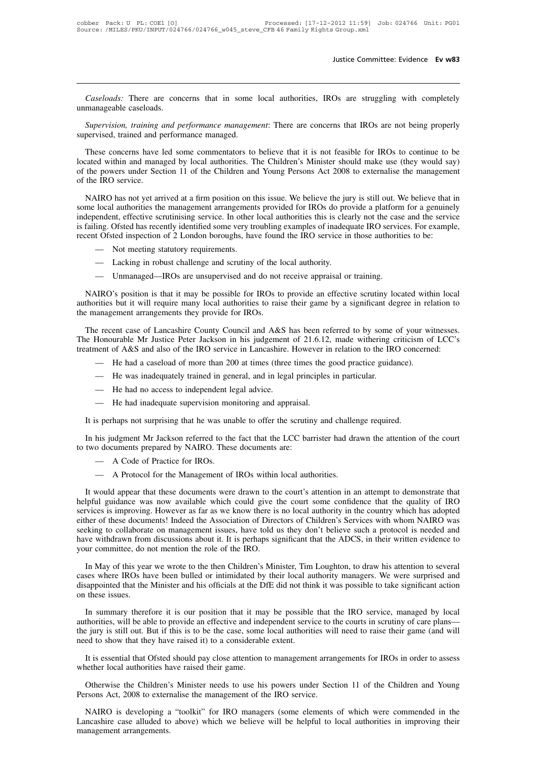*Caseloads:* There are concerns that in some local authorities, IROs are struggling with completely unmanageable caseloads.

*Supervision, training and performance management*: There are concerns that IROs are not being properly supervised, trained and performance managed.

These concerns have led some commentators to believe that it is not feasible for IROs to continue to be located within and managed by local authorities. The Children's Minister should make use (they would say) of the powers under Section 11 of the Children and Young Persons Act 2008 to externalise the management of the IRO service.

NAIRO has not yet arrived at a firm position on this issue. We believe the jury is still out. We believe that in some local authorities the management arrangements provided for IROs do provide a platform for a genuinely independent, effective scrutinising service. In other local authorities this is clearly not the case and the service is failing. Ofsted has recently identified some very troubling examples of inadequate IRO services. For example, recent Ofsted inspection of 2 London boroughs, have found the IRO service in those authorities to be:

- Not meeting statutory requirements.
- Lacking in robust challenge and scrutiny of the local authority.
- Unmanaged—IROs are unsupervised and do not receive appraisal or training.

NAIRO's position is that it may be possible for IROs to provide an effective scrutiny located within local authorities but it will require many local authorities to raise their game by a significant degree in relation to the management arrangements they provide for IROs.

The recent case of Lancashire County Council and A&S has been referred to by some of your witnesses. The Honourable Mr Justice Peter Jackson in his judgement of 21.6.12, made withering criticism of LCC's treatment of A&S and also of the IRO service in Lancashire. However in relation to the IRO concerned:

- He had a caseload of more than 200 at times (three times the good practice guidance).
- He was inadequately trained in general, and in legal principles in particular.
- He had no access to independent legal advice.
- He had inadequate supervision monitoring and appraisal.

It is perhaps not surprising that he was unable to offer the scrutiny and challenge required.

In his judgment Mr Jackson referred to the fact that the LCC barrister had drawn the attention of the court to two documents prepared by NAIRO. These documents are:

- A Code of Practice for IROs.
- A Protocol for the Management of IROs within local authorities.

It would appear that these documents were drawn to the court's attention in an attempt to demonstrate that helpful guidance was now available which could give the court some confidence that the quality of IRO services is improving. However as far as we know there is no local authority in the country which has adopted either of these documents! Indeed the Association of Directors of Children's Services with whom NAIRO was seeking to collaborate on management issues, have told us they don't believe such a protocol is needed and have withdrawn from discussions about it. It is perhaps significant that the ADCS, in their written evidence to your committee, do not mention the role of the IRO.

In May of this year we wrote to the then Children's Minister, Tim Loughton, to draw his attention to several cases where IROs have been bulled or intimidated by their local authority managers. We were surprised and disappointed that the Minister and his officials at the DfE did not think it was possible to take significant action on these issues.

In summary therefore it is our position that it may be possible that the IRO service, managed by local authorities, will be able to provide an effective and independent service to the courts in scrutiny of care plans—the jury is still out. But if this is to be the case, some local authorities will need to raise their game (and will need to show that they have raised it) to a considerable extent.

It is essential that Ofsted should pay close attention to management arrangements for IROs in order to assess whether local authorities have raised their game.

Otherwise the Children's Minister needs to use his powers under Section 11 of the Children and Young Persons Act, 2008 to externalise the management of the IRO service.

NAIRO is developing a "toolkit" for IRO managers (some elements of which were commended in the Lancashire case alluded to above) which we believe will be helpful to local authorities in improving their management arrangements.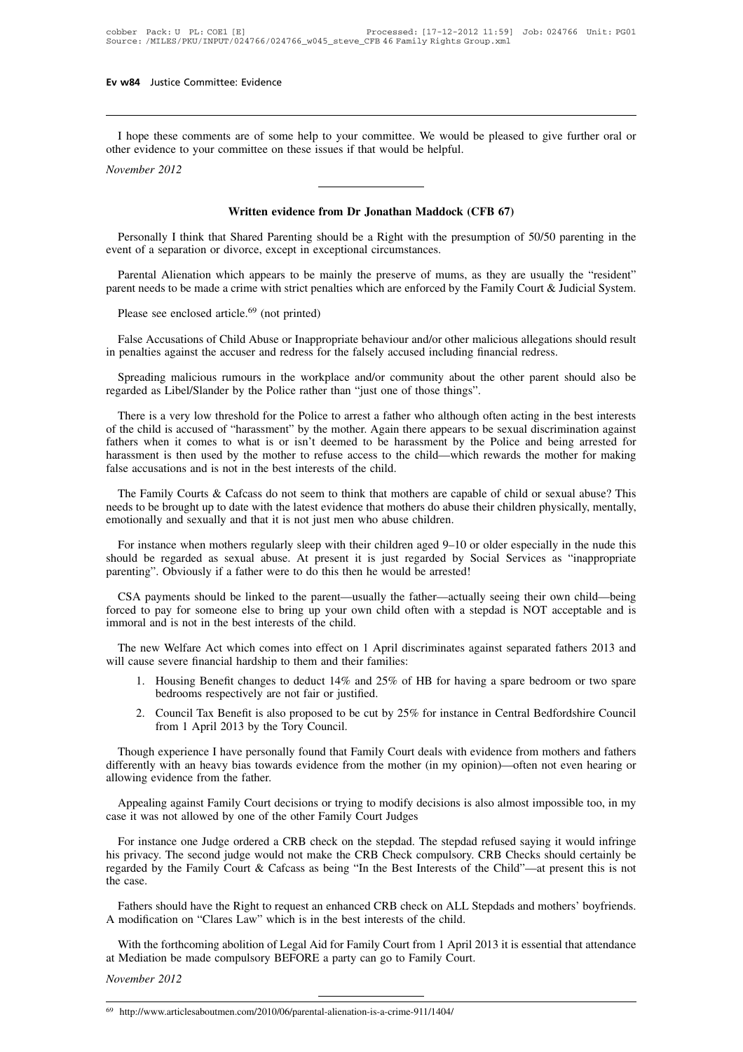I hope these comments are of some help to your committee. We would be pleased to give further oral or other evidence to your committee on these issues if that would be helpful.

*November 2012*

---

## Written evidence from Dr Jonathan Maddock (CFB 67)

Personally I think that Shared Parenting should be a Right with the presumption of 50/50 parenting in the event of a separation or divorce, except in exceptional circumstances.

Parental Alienation which appears to be mainly the preserve of mums, as they are usually the "resident" parent needs to be made a crime with strict penalties which are enforced by the Family Court & Judicial System.

Please see enclosed article.[69] (not printed)

False Accusations of Child Abuse or Inappropriate behaviour and/or other malicious allegations should result in penalties against the accuser and redress for the falsely accused including financial redress.

Spreading malicious rumours in the workplace and/or community about the other parent should also be regarded as Libel/Slander by the Police rather than "just one of those things".

There is a very low threshold for the Police to arrest a father who although often acting in the best interests of the child is accused of "harassment" by the mother. Again there appears to be sexual discrimination against fathers when it comes to what is or isn't deemed to be harassment by the Police and being arrested for harassment is then used by the mother to refuse access to the child—which rewards the mother for making false accusations and is not in the best interests of the child.

The Family Courts & Cafcass do not seem to think that mothers are capable of child or sexual abuse? This needs to be brought up to date with the latest evidence that mothers do abuse their children physically, mentally, emotionally and sexually and that it is not just men who abuse children.

For instance when mothers regularly sleep with their children aged 9–10 or older especially in the nude this should be regarded as sexual abuse. At present it is just regarded by Social Services as "inappropriate parenting". Obviously if a father were to do this then he would be arrested!

CSA payments should be linked to the parent—usually the father—actually seeing their own child—being forced to pay for someone else to bring up your own child often with a stepdad is NOT acceptable and is immoral and is not in the best interests of the child.

The new Welfare Act which comes into effect on 1 April discriminates against separated fathers 2013 and will cause severe financial hardship to them and their families:

1. Housing Benefit changes to deduct 14% and 25% of HB for having a spare bedroom or two spare bedrooms respectively are not fair or justified.
2. Council Tax Benefit is also proposed to be cut by 25% for instance in Central Bedfordshire Council from 1 April 2013 by the Tory Council.

Though experience I have personally found that Family Court deals with evidence from mothers and fathers differently with an heavy bias towards evidence from the mother (in my opinion)—often not even hearing or allowing evidence from the father.

Appealing against Family Court decisions or trying to modify decisions is also almost impossible too, in my case it was not allowed by one of the other Family Court Judges

For instance one Judge ordered a CRB check on the stepdad. The stepdad refused saying it would infringe his privacy. The second judge would not make the CRB Check compulsory. CRB Checks should certainly be regarded by the Family Court & Cafcass as being "In the Best Interests of the Child"—at present this is not the case.

Fathers should have the Right to request an enhanced CRB check on ALL Stepdads and mothers' boyfriends. A modification on "Clares Law" which is in the best interests of the child.

With the forthcoming abolition of Legal Aid for Family Court from 1 April 2013 it is essential that attendance at Mediation be made compulsory BEFORE a party can go to Family Court.

*November 2012*

---

[69] http://www.articlesaboutmen.com/2010/06/parental-alienation-is-a-crime-911/1404/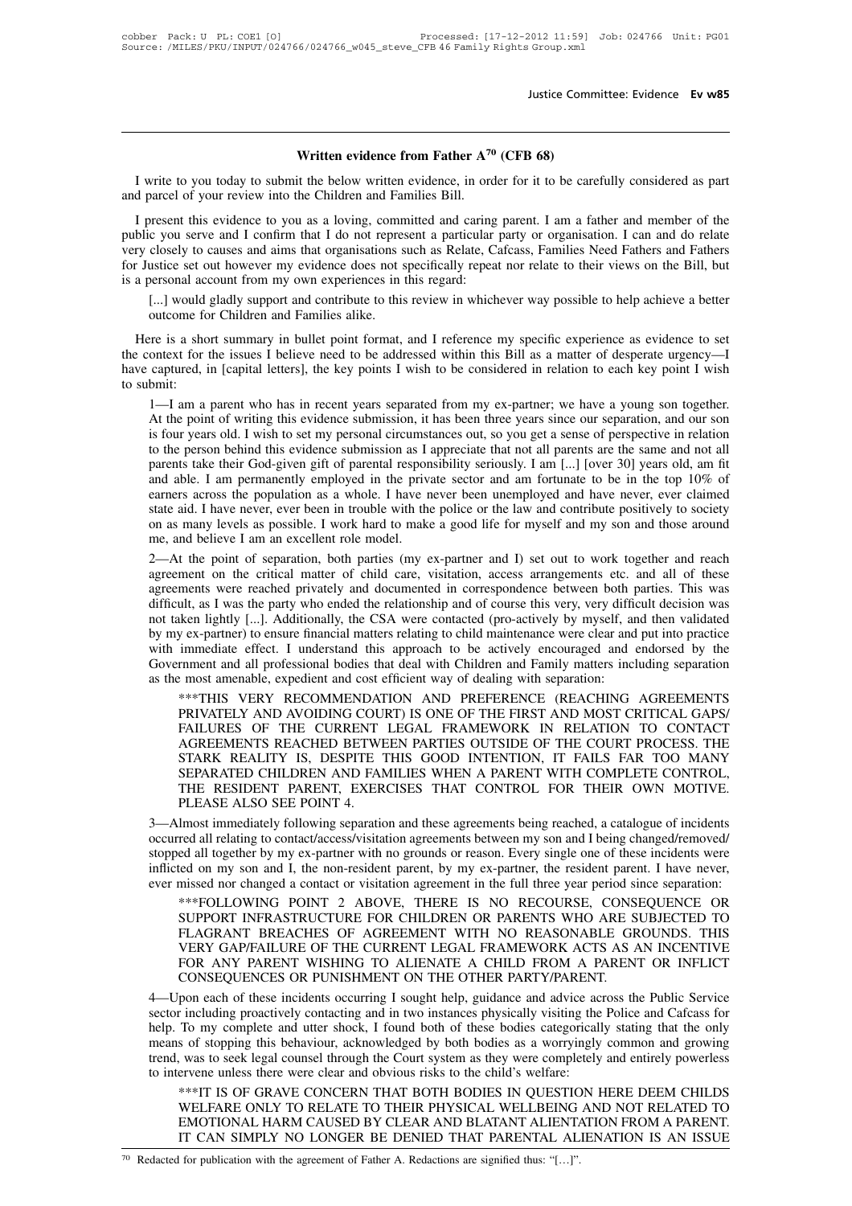# Written evidence from Father A[70] (CFB 68)

I write to you today to submit the below written evidence, in order for it to be carefully considered as part and parcel of your review into the Children and Families Bill.

I present this evidence to you as a loving, committed and caring parent. I am a father and member of the public you serve and I confirm that I do not represent a particular party or organisation. I can and do relate very closely to causes and aims that organisations such as Relate, Cafcass, Families Need Fathers and Fathers for Justice set out however my evidence does not specifically repeat nor relate to their views on the Bill, but is a personal account from my own experiences in this regard:

> [...] would gladly support and contribute to this review in whichever way possible to help achieve a better outcome for Children and Families alike.

Here is a short summary in bullet point format, and I reference my specific experience as evidence to set the context for the issues I believe need to be addressed within this Bill as a matter of desperate urgency—I have captured, in [capital letters], the key points I wish to be considered in relation to each key point I wish to submit:

1—I am a parent who has in recent years separated from my ex-partner; we have a young son together. At the point of writing this evidence submission, it has been three years since our separation, and our son is four years old. I wish to set my personal circumstances out, so you get a sense of perspective in relation to the person behind this evidence submission as I appreciate that not all parents are the same and not all parents take their God-given gift of parental responsibility seriously. I am [...] [over 30] years old, am fit and able. I am permanently employed in the private sector and am fortunate to be in the top 10% of earners across the population as a whole. I have never been unemployed and have never, ever claimed state aid. I have never, ever been in trouble with the police or the law and contribute positively to society on as many levels as possible. I work hard to make a good life for myself and my son and those around me, and believe I am an excellent role model.

2—At the point of separation, both parties (my ex-partner and I) set out to work together and reach agreement on the critical matter of child care, visitation, access arrangements etc. and all of these agreements were reached privately and documented in correspondence between both parties. This was difficult, as I was the party who ended the relationship and of course this very, very difficult decision was not taken lightly [...]. Additionally, the CSA were contacted (pro-actively by myself, and then validated by my ex-partner) to ensure financial matters relating to child maintenance were clear and put into practice with immediate effect. I understand this approach to be actively encouraged and endorsed by the Government and all professional bodies that deal with Children and Family matters including separation as the most amenable, expedient and cost efficient way of dealing with separation:

> ***THIS VERY RECOMMENDATION AND PREFERENCE (REACHING AGREEMENTS PRIVATELY AND AVOIDING COURT) IS ONE OF THE FIRST AND MOST CRITICAL GAPS/FAILURES OF THE CURRENT LEGAL FRAMEWORK IN RELATION TO CONTACT AGREEMENTS REACHED BETWEEN PARTIES OUTSIDE OF THE COURT PROCESS. THE STARK REALITY IS, DESPITE THIS GOOD INTENTION, IT FAILS FAR TOO MANY SEPARATED CHILDREN AND FAMILIES WHEN A PARENT WITH COMPLETE CONTROL, THE RESIDENT PARENT, EXERCISES THAT CONTROL FOR THEIR OWN MOTIVE. PLEASE ALSO SEE POINT 4.

3—Almost immediately following separation and these agreements being reached, a catalogue of incidents occurred all relating to contact/access/visitation agreements between my son and I being changed/removed/stopped all together by my ex-partner with no grounds or reason. Every single one of these incidents were inflicted on my son and I, the non-resident parent, by my ex-partner, the resident parent. I have never, ever missed nor changed a contact or visitation agreement in the full three year period since separation:

> ***FOLLOWING POINT 2 ABOVE, THERE IS NO RECOURSE, CONSEQUENCE OR SUPPORT INFRASTRUCTURE FOR CHILDREN OR PARENTS WHO ARE SUBJECTED TO FLAGRANT BREACHES OF AGREEMENT WITH NO REASONABLE GROUNDS. THIS VERY GAP/FAILURE OF THE CURRENT LEGAL FRAMEWORK ACTS AS AN INCENTIVE FOR ANY PARENT WISHING TO ALIENATE A CHILD FROM A PARENT OR INFLICT CONSEQUENCES OR PUNISHMENT ON THE OTHER PARTY/PARENT.

4—Upon each of these incidents occurring I sought help, guidance and advice across the Public Service sector including proactively contacting and in two instances physically visiting the Police and Cafcass for help. To my complete and utter shock, I found both of these bodies categorically stating that the only means of stopping this behaviour, acknowledged by both bodies as a worryingly common and growing trend, was to seek legal counsel through the Court system as they were completely and entirely powerless to intervene unless there were clear and obvious risks to the child's welfare:

> ***IT IS OF GRAVE CONCERN THAT BOTH BODIES IN QUESTION HERE DEEM CHILDS WELFARE ONLY TO RELATE TO THEIR PHYSICAL WELLBEING AND NOT RELATED TO EMOTIONAL HARM CAUSED BY CLEAR AND BLATANT ALIENTATION FROM A PARENT. IT CAN SIMPLY NO LONGER BE DENIED THAT PARENTAL ALIENATION IS AN ISSUE

[70] Redacted for publication with the agreement of Father A. Redactions are signified thus: "[…]".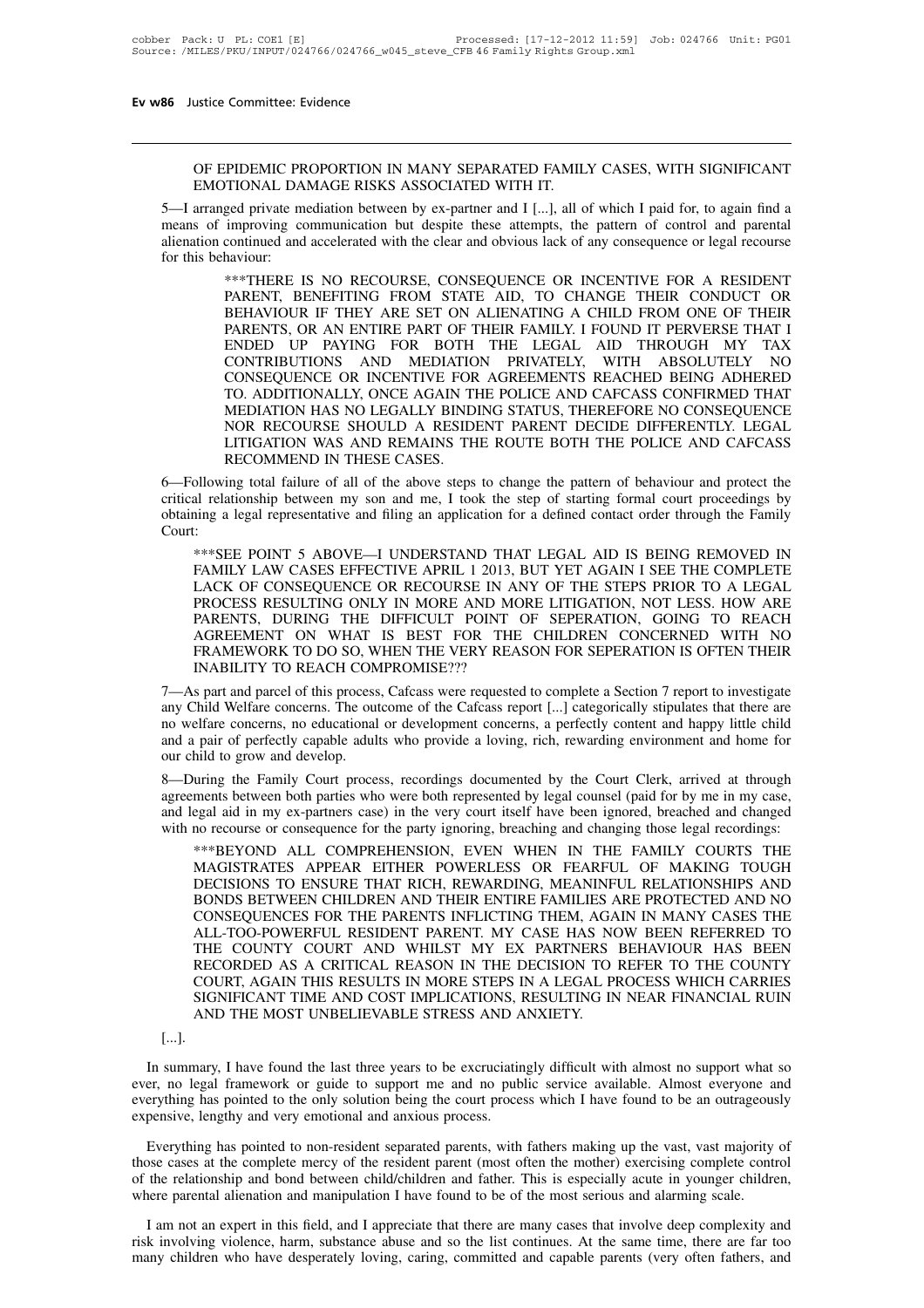OF EPIDEMIC PROPORTION IN MANY SEPARATED FAMILY CASES, WITH SIGNIFICANT EMOTIONAL DAMAGE RISKS ASSOCIATED WITH IT.

5—I arranged private mediation between by ex-partner and I [...], all of which I paid for, to again find a means of improving communication but despite these attempts, the pattern of control and parental alienation continued and accelerated with the clear and obvious lack of any consequence or legal recourse for this behaviour:

> ***THERE IS NO RECOURSE, CONSEQUENCE OR INCENTIVE FOR A RESIDENT PARENT, BENEFITING FROM STATE AID, TO CHANGE THEIR CONDUCT OR BEHAVIOUR IF THEY ARE SET ON ALIENATING A CHILD FROM ONE OF THEIR PARENTS, OR AN ENTIRE PART OF THEIR FAMILY. I FOUND IT PERVERSE THAT I ENDED UP PAYING FOR BOTH THE LEGAL AID THROUGH MY TAX CONTRIBUTIONS AND MEDIATION PRIVATELY, WITH ABSOLUTELY NO CONSEQUENCE OR INCENTIVE FOR AGREEMENTS REACHED BEING ADHERED TO. ADDITIONALLY, ONCE AGAIN THE POLICE AND CAFCASS CONFIRMED THAT MEDIATION HAS NO LEGALLY BINDING STATUS, THEREFORE NO CONSEQUENCE NOR RECOURSE SHOULD A RESIDENT PARENT DECIDE DIFFERENTLY. LEGAL LITIGATION WAS AND REMAINS THE ROUTE BOTH THE POLICE AND CAFCASS RECOMMEND IN THESE CASES.

6—Following total failure of all of the above steps to change the pattern of behaviour and protect the critical relationship between my son and me, I took the step of starting formal court proceedings by obtaining a legal representative and filing an application for a defined contact order through the Family Court:

> ***SEE POINT 5 ABOVE—I UNDERSTAND THAT LEGAL AID IS BEING REMOVED IN FAMILY LAW CASES EFFECTIVE APRIL 1 2013, BUT YET AGAIN I SEE THE COMPLETE LACK OF CONSEQUENCE OR RECOURSE IN ANY OF THE STEPS PRIOR TO A LEGAL PROCESS RESULTING ONLY IN MORE AND MORE LITIGATION, NOT LESS. HOW ARE PARENTS, DURING THE DIFFICULT POINT OF SEPERATION, GOING TO REACH AGREEMENT ON WHAT IS BEST FOR THE CHILDREN CONCERNED WITH NO FRAMEWORK TO DO SO, WHEN THE VERY REASON FOR SEPERATION IS OFTEN THEIR INABILITY TO REACH COMPROMISE???

7—As part and parcel of this process, Cafcass were requested to complete a Section 7 report to investigate any Child Welfare concerns. The outcome of the Cafcass report [...] categorically stipulates that there are no welfare concerns, no educational or development concerns, a perfectly content and happy little child and a pair of perfectly capable adults who provide a loving, rich, rewarding environment and home for our child to grow and develop.

8—During the Family Court process, recordings documented by the Court Clerk, arrived at through agreements between both parties who were both represented by legal counsel (paid for by me in my case, and legal aid in my ex-partners case) in the very court itself have been ignored, breached and changed with no recourse or consequence for the party ignoring, breaching and changing those legal recordings:

> ***BEYOND ALL COMPREHENSION, EVEN WHEN IN THE FAMILY COURTS THE MAGISTRATES APPEAR EITHER POWERLESS OR FEARFUL OF MAKING TOUGH DECISIONS TO ENSURE THAT RICH, REWARDING, MEANINFUL RELATIONSHIPS AND BONDS BETWEEN CHILDREN AND THEIR ENTIRE FAMILIES ARE PROTECTED AND NO CONSEQUENCES FOR THE PARENTS INFLICTING THEM, AGAIN IN MANY CASES THE ALL-TOO-POWERFUL RESIDENT PARENT. MY CASE HAS NOW BEEN REFERRED TO THE COUNTY COURT AND WHILST MY EX PARTNERS BEHAVIOUR HAS BEEN RECORDED AS A CRITICAL REASON IN THE DECISION TO REFER TO THE COUNTY COURT, AGAIN THIS RESULTS IN MORE STEPS IN A LEGAL PROCESS WHICH CARRIES SIGNIFICANT TIME AND COST IMPLICATIONS, RESULTING IN NEAR FINANCIAL RUIN AND THE MOST UNBELIEVABLE STRESS AND ANXIETY.

[...].

In summary, I have found the last three years to be excruciatingly difficult with almost no support what so ever, no legal framework or guide to support me and no public service available. Almost everyone and everything has pointed to the only solution being the court process which I have found to be an outrageously expensive, lengthy and very emotional and anxious process.

Everything has pointed to non-resident separated parents, with fathers making up the vast, vast majority of those cases at the complete mercy of the resident parent (most often the mother) exercising complete control of the relationship and bond between child/children and father. This is especially acute in younger children, where parental alienation and manipulation I have found to be of the most serious and alarming scale.

I am not an expert in this field, and I appreciate that there are many cases that involve deep complexity and risk involving violence, harm, substance abuse and so the list continues. At the same time, there are far too many children who have desperately loving, caring, committed and capable parents (very often fathers, and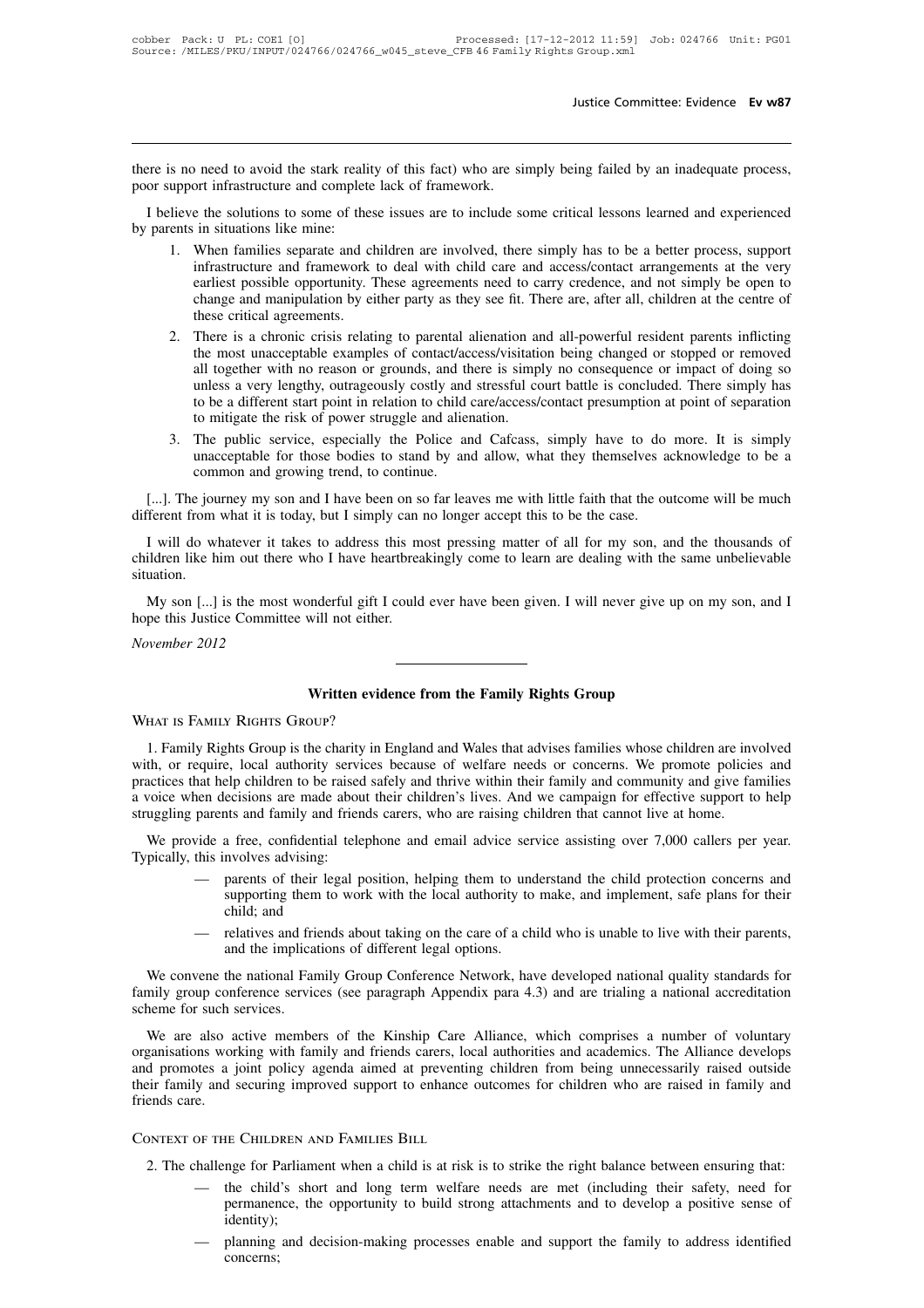there is no need to avoid the stark reality of this fact) who are simply being failed by an inadequate process, poor support infrastructure and complete lack of framework.

I believe the solutions to some of these issues are to include some critical lessons learned and experienced by parents in situations like mine:

1. When families separate and children are involved, there simply has to be a better process, support infrastructure and framework to deal with child care and access/contact arrangements at the very earliest possible opportunity. These agreements need to carry credence, and not simply be open to change and manipulation by either party as they see fit. There are, after all, children at the centre of these critical agreements.
2. There is a chronic crisis relating to parental alienation and all-powerful resident parents inflicting the most unacceptable examples of contact/access/visitation being changed or stopped or removed all together with no reason or grounds, and there is simply no consequence or impact of doing so unless a very lengthy, outrageously costly and stressful court battle is concluded. There simply has to be a different start point in relation to child care/access/contact presumption at point of separation to mitigate the risk of power struggle and alienation.
3. The public service, especially the Police and Cafcass, simply have to do more. It is simply unacceptable for those bodies to stand by and allow, what they themselves acknowledge to be a common and growing trend, to continue.

[...]. The journey my son and I have been on so far leaves me with little faith that the outcome will be much different from what it is today, but I simply can no longer accept this to be the case.

I will do whatever it takes to address this most pressing matter of all for my son, and the thousands of children like him out there who I have heartbreakingly come to learn are dealing with the same unbelievable situation.

My son [...] is the most wonderful gift I could ever have been given. I will never give up on my son, and I hope this Justice Committee will not either.

*November 2012*

---

## Written evidence from the Family Rights Group

### What is Family Rights Group?

1. Family Rights Group is the charity in England and Wales that advises families whose children are involved with, or require, local authority services because of welfare needs or concerns. We promote policies and practices that help children to be raised safely and thrive within their family and community and give families a voice when decisions are made about their children's lives. And we campaign for effective support to help struggling parents and family and friends carers, who are raising children that cannot live at home.

We provide a free, confidential telephone and email advice service assisting over 7,000 callers per year. Typically, this involves advising:

- parents of their legal position, helping them to understand the child protection concerns and supporting them to work with the local authority to make, and implement, safe plans for their child; and
- relatives and friends about taking on the care of a child who is unable to live with their parents, and the implications of different legal options.

We convene the national Family Group Conference Network, have developed national quality standards for family group conference services (see paragraph Appendix para 4.3) and are trialing a national accreditation scheme for such services.

We are also active members of the Kinship Care Alliance, which comprises a number of voluntary organisations working with family and friends carers, local authorities and academics. The Alliance develops and promotes a joint policy agenda aimed at preventing children from being unnecessarily raised outside their family and securing improved support to enhance outcomes for children who are raised in family and friends care.

### Context of the Children and Families Bill

2. The challenge for Parliament when a child is at risk is to strike the right balance between ensuring that:

- the child's short and long term welfare needs are met (including their safety, need for permanence, the opportunity to build strong attachments and to develop a positive sense of identity);
- planning and decision-making processes enable and support the family to address identified concerns;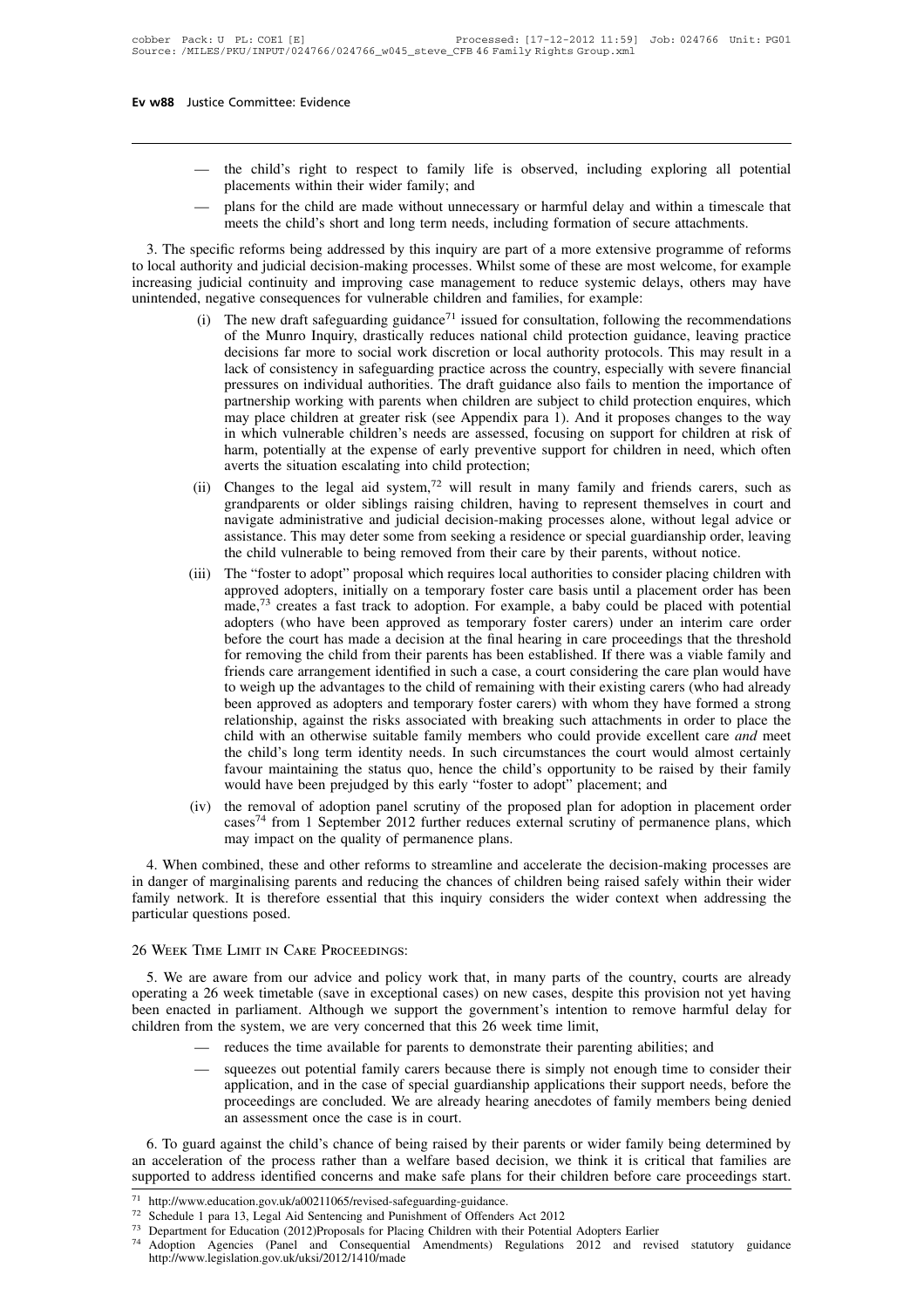— the child's right to respect to family life is observed, including exploring all potential placements within their wider family; and

— plans for the child are made without unnecessary or harmful delay and within a timescale that meets the child's short and long term needs, including formation of secure attachments.

3. The specific reforms being addressed by this inquiry are part of a more extensive programme of reforms to local authority and judicial decision-making processes. Whilst some of these are most welcome, for example increasing judicial continuity and improving case management to reduce systemic delays, others may have unintended, negative consequences for vulnerable children and families, for example:

(i) The new draft safeguarding guidance[71] issued for consultation, following the recommendations of the Munro Inquiry, drastically reduces national child protection guidance, leaving practice decisions far more to social work discretion or local authority protocols. This may result in a lack of consistency in safeguarding practice across the country, especially with severe financial pressures on individual authorities. The draft guidance also fails to mention the importance of partnership working with parents when children are subject to child protection enquires, which may place children at greater risk (see Appendix para 1). And it proposes changes to the way in which vulnerable children's needs are assessed, focusing on support for children at risk of harm, potentially at the expense of early preventive support for children in need, which often averts the situation escalating into child protection;

(ii) Changes to the legal aid system,[72] will result in many family and friends carers, such as grandparents or older siblings raising children, having to represent themselves in court and navigate administrative and judicial decision-making processes alone, without legal advice or assistance. This may deter some from seeking a residence or special guardianship order, leaving the child vulnerable to being removed from their care by their parents, without notice.

(iii) The "foster to adopt" proposal which requires local authorities to consider placing children with approved adopters, initially on a temporary foster care basis until a placement order has been made,[73] creates a fast track to adoption. For example, a baby could be placed with potential adopters (who have been approved as temporary foster carers) under an interim care order before the court has made a decision at the final hearing in care proceedings that the threshold for removing the child from their parents has been established. If there was a viable family and friends care arrangement identified in such a case, a court considering the care plan would have to weigh up the advantages to the child of remaining with their existing carers (who had already been approved as adopters and temporary foster carers) with whom they have formed a strong relationship, against the risks associated with breaking such attachments in order to place the child with an otherwise suitable family members who could provide excellent care *and* meet the child's long term identity needs. In such circumstances the court would almost certainly favour maintaining the status quo, hence the child's opportunity to be raised by their family would have been prejudged by this early "foster to adopt" placement; and

(iv) the removal of adoption panel scrutiny of the proposed plan for adoption in placement order cases[74] from 1 September 2012 further reduces external scrutiny of permanence plans, which may impact on the quality of permanence plans.

4. When combined, these and other reforms to streamline and accelerate the decision-making processes are in danger of marginalising parents and reducing the chances of children being raised safely within their wider family network. It is therefore essential that this inquiry considers the wider context when addressing the particular questions posed.

### 26 Week Time Limit in Care Proceedings:

5. We are aware from our advice and policy work that, in many parts of the country, courts are already operating a 26 week timetable (save in exceptional cases) on new cases, despite this provision not yet having been enacted in parliament. Although we support the government's intention to remove harmful delay for children from the system, we are very concerned that this 26 week time limit,

— reduces the time available for parents to demonstrate their parenting abilities; and

— squeezes out potential family carers because there is simply not enough time to consider their application, and in the case of special guardianship applications their support needs, before the proceedings are concluded. We are already hearing anecdotes of family members being denied an assessment once the case is in court.

6. To guard against the child's chance of being raised by their parents or wider family being determined by an acceleration of the process rather than a welfare based decision, we think it is critical that families are supported to address identified concerns and make safe plans for their children before care proceedings start.

[71] http://www.education.gov.uk/a00211065/revised-safeguarding-guidance.

[72] Schedule 1 para 13, Legal Aid Sentencing and Punishment of Offenders Act 2012

[73] Department for Education (2012)Proposals for Placing Children with their Potential Adopters Earlier

[74] Adoption Agencies (Panel and Consequential Amendments) Regulations 2012 and revised statutory guidance http://www.legislation.gov.uk/uksi/2012/1410/made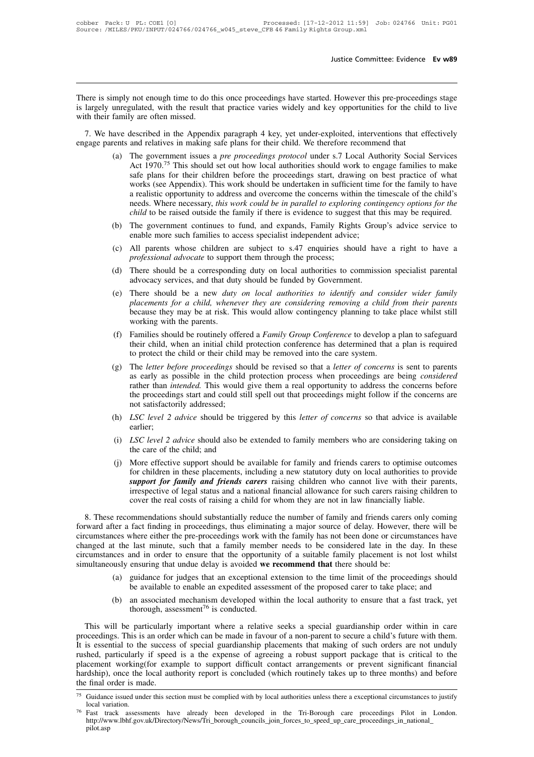There is simply not enough time to do this once proceedings have started. However this pre-proceedings stage is largely unregulated, with the result that practice varies widely and key opportunities for the child to live with their family are often missed.

7. We have described in the Appendix paragraph 4 key, yet under-exploited, interventions that effectively engage parents and relatives in making safe plans for their child. We therefore recommend that

(a) The government issues a *pre proceedings protocol* under s.7 Local Authority Social Services Act 1970.[75] This should set out how local authorities should work to engage families to make safe plans for their children before the proceedings start, drawing on best practice of what works (see Appendix). This work should be undertaken in sufficient time for the family to have a realistic opportunity to address and overcome the concerns within the timescale of the child's needs. Where necessary, *this work could be in parallel to exploring contingency options for the child* to be raised outside the family if there is evidence to suggest that this may be required.

(b) The government continues to fund, and expands, Family Rights Group's advice service to enable more such families to access specialist independent advice;

(c) All parents whose children are subject to s.47 enquiries should have a right to have a *professional advocate* to support them through the process;

(d) There should be a corresponding duty on local authorities to commission specialist parental advocacy services, and that duty should be funded by Government.

(e) There should be a new *duty on local authorities to identify and consider wider family placements for a child, whenever they are considering removing a child from their parents* because they may be at risk. This would allow contingency planning to take place whilst still working with the parents.

(f) Families should be routinely offered a *Family Group Conference* to develop a plan to safeguard their child, when an initial child protection conference has determined that a plan is required to protect the child or their child may be removed into the care system.

(g) The *letter before proceedings* should be revised so that a *letter of concerns* is sent to parents as early as possible in the child protection process when proceedings are being *considered* rather than *intended.* This would give them a real opportunity to address the concerns before the proceedings start and could still spell out that proceedings might follow if the concerns are not satisfactorily addressed;

(h) *LSC level 2 advice* should be triggered by this *letter of concerns* so that advice is available earlier;

(i) *LSC level 2 advice* should also be extended to family members who are considering taking on the care of the child; and

(j) More effective support should be available for family and friends carers to optimise outcomes for children in these placements, including a new statutory duty on local authorities to provide ***support for family and friends carers*** raising children who cannot live with their parents, irrespective of legal status and a national financial allowance for such carers raising children to cover the real costs of raising a child for whom they are not in law financially liable.

8. These recommendations should substantially reduce the number of family and friends carers only coming forward after a fact finding in proceedings, thus eliminating a major source of delay. However, there will be circumstances where either the pre-proceedings work with the family has not been done or circumstances have changed at the last minute, such that a family member needs to be considered late in the day. In these circumstances and in order to ensure that the opportunity of a suitable family placement is not lost whilst simultaneously ensuring that undue delay is avoided **we recommend that** there should be:

(a) guidance for judges that an exceptional extension to the time limit of the proceedings should be available to enable an expedited assessment of the proposed carer to take place; and

(b) an associated mechanism developed within the local authority to ensure that a fast track, yet thorough, assessment[76] is conducted.

This will be particularly important where a relative seeks a special guardianship order within in care proceedings. This is an order which can be made in favour of a non-parent to secure a child's future with them. It is essential to the success of special guardianship placements that making of such orders are not unduly rushed, particularly if speed is a the expense of agreeing a robust support package that is critical to the placement working(for example to support difficult contact arrangements or prevent significant financial hardship), once the local authority report is concluded (which routinely takes up to three months) and before the final order is made.

---

[75] Guidance issued under this section must be complied with by local authorities unless there a exceptional circumstances to justify local variation.

[76] Fast track assessments have already been developed in the Tri-Borough care proceedings Pilot in London. http://www.lbhf.gov.uk/Directory/News/Tri_borough_councils_join_forces_to_speed_up_care_proceedings_in_national_pilot.asp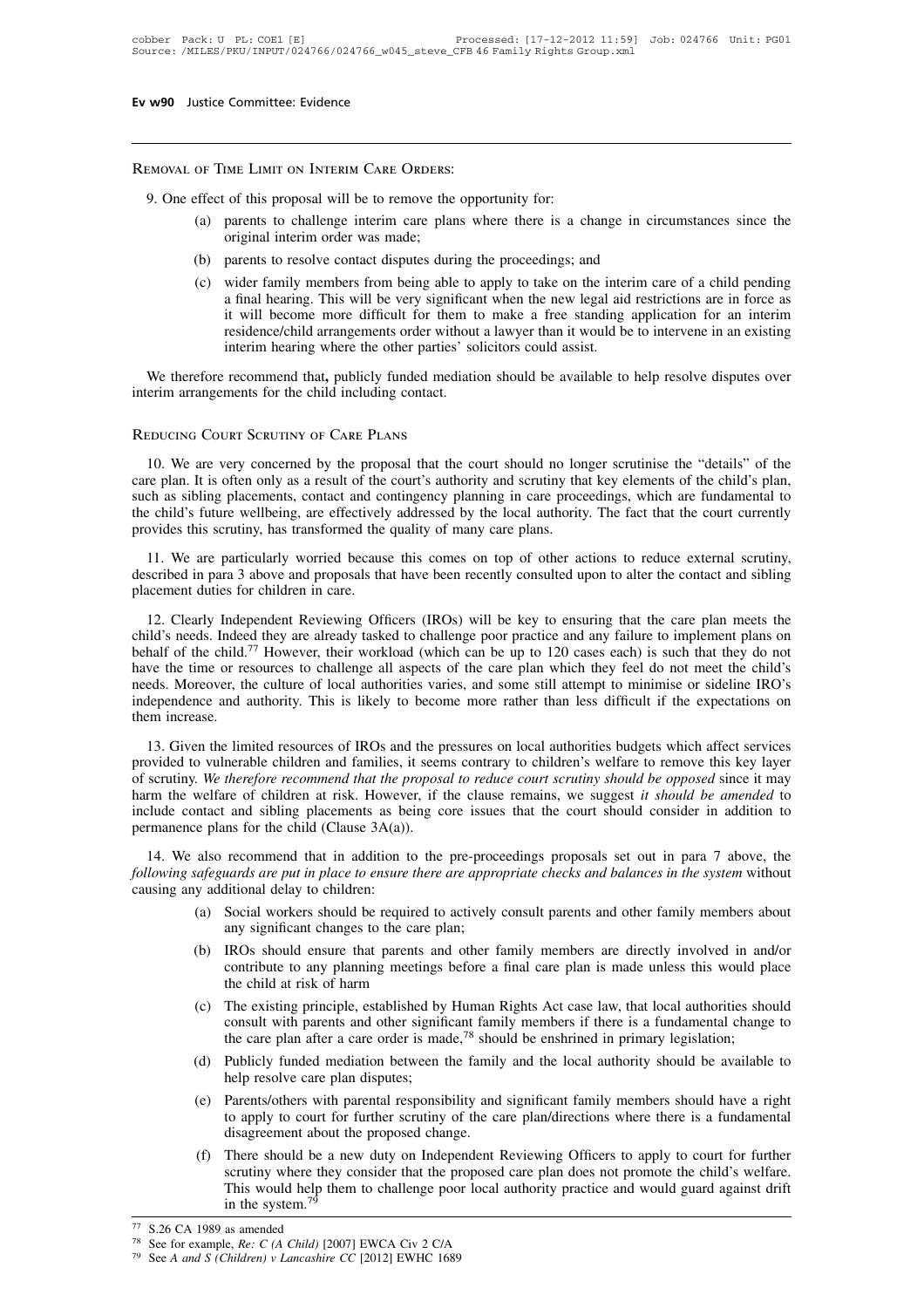Removal of Time Limit on Interim Care Orders:

9. One effect of this proposal will be to remove the opportunity for:

(a) parents to challenge interim care plans where there is a change in circumstances since the original interim order was made;

(b) parents to resolve contact disputes during the proceedings; and

(c) wider family members from being able to apply to take on the interim care of a child pending a final hearing. This will be very significant when the new legal aid restrictions are in force as it will become more difficult for them to make a free standing application for an interim residence/child arrangements order without a lawyer than it would be to intervene in an existing interim hearing where the other parties' solicitors could assist.

We therefore recommend that**,** publicly funded mediation should be available to help resolve disputes over interim arrangements for the child including contact.

Reducing Court Scrutiny of Care Plans

10. We are very concerned by the proposal that the court should no longer scrutinise the "details" of the care plan. It is often only as a result of the court's authority and scrutiny that key elements of the child's plan, such as sibling placements, contact and contingency planning in care proceedings, which are fundamental to the child's future wellbeing, are effectively addressed by the local authority. The fact that the court currently provides this scrutiny, has transformed the quality of many care plans.

11. We are particularly worried because this comes on top of other actions to reduce external scrutiny, described in para 3 above and proposals that have been recently consulted upon to alter the contact and sibling placement duties for children in care.

12. Clearly Independent Reviewing Officers (IROs) will be key to ensuring that the care plan meets the child's needs. Indeed they are already tasked to challenge poor practice and any failure to implement plans on behalf of the child.[77] However, their workload (which can be up to 120 cases each) is such that they do not have the time or resources to challenge all aspects of the care plan which they feel do not meet the child's needs. Moreover, the culture of local authorities varies, and some still attempt to minimise or sideline IRO's independence and authority. This is likely to become more rather than less difficult if the expectations on them increase.

13. Given the limited resources of IROs and the pressures on local authorities budgets which affect services provided to vulnerable children and families, it seems contrary to children's welfare to remove this key layer of scrutiny. *We therefore recommend that the proposal to reduce court scrutiny should be opposed* since it may harm the welfare of children at risk. However, if the clause remains, we suggest *it should be amended* to include contact and sibling placements as being core issues that the court should consider in addition to permanence plans for the child (Clause 3A(a)).

14. We also recommend that in addition to the pre-proceedings proposals set out in para 7 above, the *following safeguards are put in place to ensure there are appropriate checks and balances in the system* without causing any additional delay to children:

(a) Social workers should be required to actively consult parents and other family members about any significant changes to the care plan;

(b) IROs should ensure that parents and other family members are directly involved in and/or contribute to any planning meetings before a final care plan is made unless this would place the child at risk of harm

(c) The existing principle, established by Human Rights Act case law, that local authorities should consult with parents and other significant family members if there is a fundamental change to the care plan after a care order is made,[78] should be enshrined in primary legislation;

(d) Publicly funded mediation between the family and the local authority should be available to help resolve care plan disputes;

(e) Parents/others with parental responsibility and significant family members should have a right to apply to court for further scrutiny of the care plan/directions where there is a fundamental disagreement about the proposed change.

(f) There should be a new duty on Independent Reviewing Officers to apply to court for further scrutiny where they consider that the proposed care plan does not promote the child's welfare. This would help them to challenge poor local authority practice and would guard against drift in the system.[79]

---

[77] S.26 CA 1989 as amended

[78] See for example, *Re: C (A Child)* [2007] EWCA Civ 2 C/A

[79] See *A and S (Children) v Lancashire CC* [2012] EWHC 1689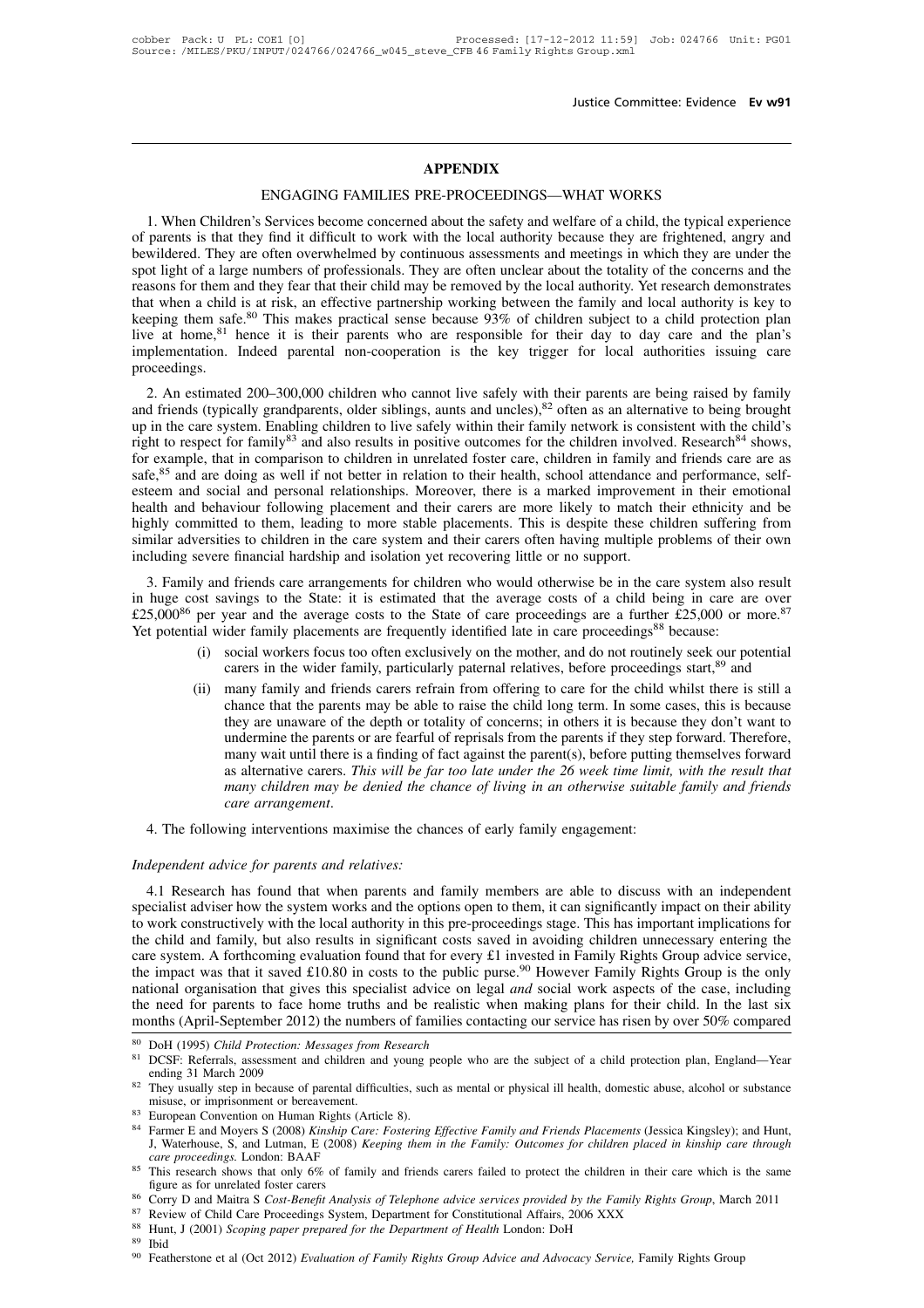# APPENDIX

## ENGAGING FAMILIES PRE-PROCEEDINGS—WHAT WORKS

1. When Children's Services become concerned about the safety and welfare of a child, the typical experience of parents is that they find it difficult to work with the local authority because they are frightened, angry and bewildered. They are often overwhelmed by continuous assessments and meetings in which they are under the spot light of a large numbers of professionals. They are often unclear about the totality of the concerns and the reasons for them and they fear that their child may be removed by the local authority. Yet research demonstrates that when a child is at risk, an effective partnership working between the family and local authority is key to keeping them safe.[80] This makes practical sense because 93% of children subject to a child protection plan live at home,[81] hence it is their parents who are responsible for their day to day care and the plan's implementation. Indeed parental non-cooperation is the key trigger for local authorities issuing care proceedings.

2. An estimated 200–300,000 children who cannot live safely with their parents are being raised by family and friends (typically grandparents, older siblings, aunts and uncles),[82] often as an alternative to being brought up in the care system. Enabling children to live safely within their family network is consistent with the child's right to respect for family[83] and also results in positive outcomes for the children involved. Research[84] shows, for example, that in comparison to children in unrelated foster care, children in family and friends care are as safe,[85] and are doing as well if not better in relation to their health, school attendance and performance, self-esteem and social and personal relationships. Moreover, there is a marked improvement in their emotional health and behaviour following placement and their carers are more likely to match their ethnicity and be highly committed to them, leading to more stable placements. This is despite these children suffering from similar adversities to children in the care system and their carers often having multiple problems of their own including severe financial hardship and isolation yet recovering little or no support.

3. Family and friends care arrangements for children who would otherwise be in the care system also result in huge cost savings to the State: it is estimated that the average costs of a child being in care are over £25,000[86] per year and the average costs to the State of care proceedings are a further £25,000 or more.[87] Yet potential wider family placements are frequently identified late in care proceedings[88] because:

(i) social workers focus too often exclusively on the mother, and do not routinely seek our potential carers in the wider family, particularly paternal relatives, before proceedings start,[89] and

(ii) many family and friends carers refrain from offering to care for the child whilst there is still a chance that the parents may be able to raise the child long term. In some cases, this is because they are unaware of the depth or totality of concerns; in others it is because they don't want to undermine the parents or are fearful of reprisals from the parents if they step forward. Therefore, many wait until there is a finding of fact against the parent(s), before putting themselves forward as alternative carers. *This will be far too late under the 26 week time limit, with the result that many children may be denied the chance of living in an otherwise suitable family and friends care arrangement*.

4. The following interventions maximise the chances of early family engagement:

*Independent advice for parents and relatives:*

4.1 Research has found that when parents and family members are able to discuss with an independent specialist adviser how the system works and the options open to them, it can significantly impact on their ability to work constructively with the local authority in this pre-proceedings stage. This has important implications for the child and family, but also results in significant costs saved in avoiding children unnecessary entering the care system. A forthcoming evaluation found that for every £1 invested in Family Rights Group advice service, the impact was that it saved £10.80 in costs to the public purse.[90] However Family Rights Group is the only national organisation that gives this specialist advice on legal *and* social work aspects of the case, including the need for parents to face home truths and be realistic when making plans for their child. In the last six months (April-September 2012) the numbers of families contacting our service has risen by over 50% compared

---

[80] DoH (1995) *Child Protection: Messages from Research*

[81] DCSF: Referrals, assessment and children and young people who are the subject of a child protection plan, England—Year ending 31 March 2009

[82] They usually step in because of parental difficulties, such as mental or physical ill health, domestic abuse, alcohol or substance misuse, or imprisonment or bereavement.

[83] European Convention on Human Rights (Article 8).

[84] Farmer E and Moyers S (2008) *Kinship Care: Fostering Effective Family and Friends Placements* (Jessica Kingsley); and Hunt, J, Waterhouse, S, and Lutman, E (2008) *Keeping them in the Family: Outcomes for children placed in kinship care through care proceedings*. London: BAAF

[85] This research shows that only 6% of family and friends carers failed to protect the children in their care which is the same figure as for unrelated foster carers

[86] Corry D and Maitra S *Cost-Benefit Analysis of Telephone advice services provided by the Family Rights Group*, March 2011

[87] Review of Child Care Proceedings System, Department for Constitutional Affairs, 2006 XXX

[88] Hunt, J (2001) *Scoping paper prepared for the Department of Health* London: DoH

[89] Ibid

[90] Featherstone et al (Oct 2012) *Evaluation of Family Rights Group Advice and Advocacy Service,* Family Rights Group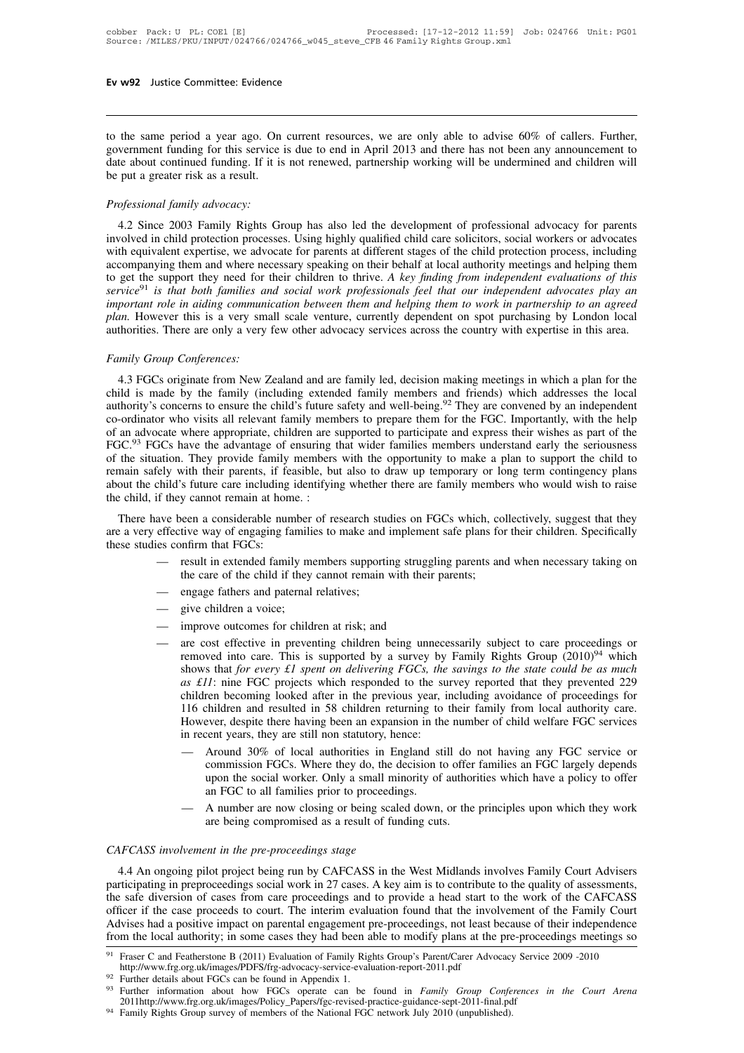to the same period a year ago. On current resources, we are only able to advise 60% of callers. Further, government funding for this service is due to end in April 2013 and there has not been any announcement to date about continued funding. If it is not renewed, partnership working will be undermined and children will be put a greater risk as a result.

*Professional family advocacy:*

4.2 Since 2003 Family Rights Group has also led the development of professional advocacy for parents involved in child protection processes. Using highly qualified child care solicitors, social workers or advocates with equivalent expertise, we advocate for parents at different stages of the child protection process, including accompanying them and where necessary speaking on their behalf at local authority meetings and helping them to get the support they need for their children to thrive. *A key finding from independent evaluations of this service*[91] *is that both families and social work professionals feel that our independent advocates play an important role in aiding communication between them and helping them to work in partnership to an agreed plan.* However this is a very small scale venture, currently dependent on spot purchasing by London local authorities. There are only a very few other advocacy services across the country with expertise in this area.

*Family Group Conferences:*

4.3 FGCs originate from New Zealand and are family led, decision making meetings in which a plan for the child is made by the family (including extended family members and friends) which addresses the local authority's concerns to ensure the child's future safety and well-being.[92] They are convened by an independent co-ordinator who visits all relevant family members to prepare them for the FGC. Importantly, with the help of an advocate where appropriate, children are supported to participate and express their wishes as part of the FGC.[93] FGCs have the advantage of ensuring that wider families members understand early the seriousness of the situation. They provide family members with the opportunity to make a plan to support the child to remain safely with their parents, if feasible, but also to draw up temporary or long term contingency plans about the child's future care including identifying whether there are family members who would wish to raise the child, if they cannot remain at home. :

There have been a considerable number of research studies on FGCs which, collectively, suggest that they are a very effective way of engaging families to make and implement safe plans for their children. Specifically these studies confirm that FGCs:

- result in extended family members supporting struggling parents and when necessary taking on the care of the child if they cannot remain with their parents;
- engage fathers and paternal relatives;
- give children a voice;
- improve outcomes for children at risk; and
- are cost effective in preventing children being unnecessarily subject to care proceedings or removed into care. This is supported by a survey by Family Rights Group (2010)[94] which shows that *for every £1 spent on delivering FGCs, the savings to the state could be as much as £11*: nine FGC projects which responded to the survey reported that they prevented 229 children becoming looked after in the previous year, including avoidance of proceedings for 116 children and resulted in 58 children returning to their family from local authority care. However, despite there having been an expansion in the number of child welfare FGC services in recent years, they are still non statutory, hence:
  - Around 30% of local authorities in England still do not having any FGC service or commission FGCs. Where they do, the decision to offer families an FGC largely depends upon the social worker. Only a small minority of authorities which have a policy to offer an FGC to all families prior to proceedings.
  - A number are now closing or being scaled down, or the principles upon which they work are being compromised as a result of funding cuts.

*CAFCASS involvement in the pre-proceedings stage*

4.4 An ongoing pilot project being run by CAFCASS in the West Midlands involves Family Court Advisers participating in preproceedings social work in 27 cases. A key aim is to contribute to the quality of assessments, the safe diversion of cases from care proceedings and to provide a head start to the work of the CAFCASS officer if the case proceeds to court. The interim evaluation found that the involvement of the Family Court Advises had a positive impact on parental engagement pre-proceedings, not least because of their independence from the local authority; in some cases they had been able to modify plans at the pre-proceedings meetings so

---

[91] Fraser C and Featherstone B (2011) Evaluation of Family Rights Group's Parent/Carer Advocacy Service 2009 -2010 http://www.frg.org.uk/images/PDFS/frg-advocacy-service-evaluation-report-2011.pdf

[92] Further details about FGCs can be found in Appendix 1.

[93] Further information about how FGCs operate can be found in *Family Group Conferences in the Court Arena* 2011http://www.frg.org.uk/images/Policy_Papers/fgc-revised-practice-guidance-sept-2011-final.pdf

[94] Family Rights Group survey of members of the National FGC network July 2010 (unpublished).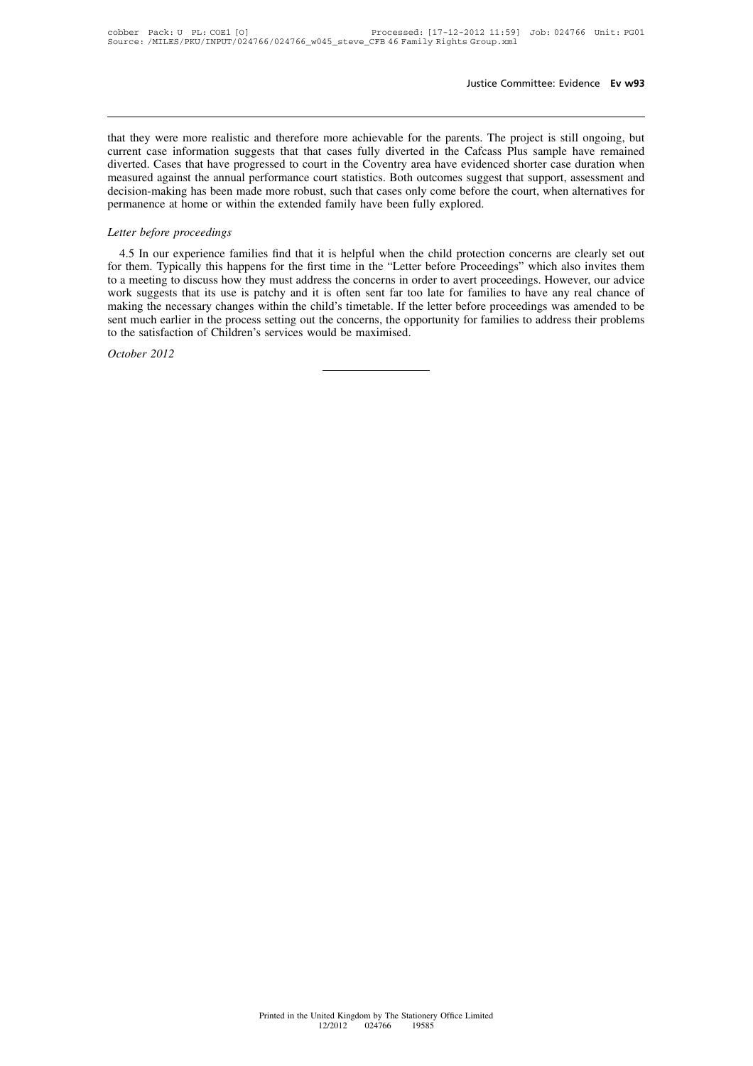that they were more realistic and therefore more achievable for the parents. The project is still ongoing, but current case information suggests that that cases fully diverted in the Cafcass Plus sample have remained diverted. Cases that have progressed to court in the Coventry area have evidenced shorter case duration when measured against the annual performance court statistics. Both outcomes suggest that support, assessment and decision-making has been made more robust, such that cases only come before the court, when alternatives for permanence at home or within the extended family have been fully explored.

*Letter before proceedings*

4.5 In our experience families find that it is helpful when the child protection concerns are clearly set out for them. Typically this happens for the first time in the "Letter before Proceedings" which also invites them to a meeting to discuss how they must address the concerns in order to avert proceedings. However, our advice work suggests that its use is patchy and it is often sent far too late for families to have any real chance of making the necessary changes within the child's timetable. If the letter before proceedings was amended to be sent much earlier in the process setting out the concerns, the opportunity for families to address their problems to the satisfaction of Children's services would be maximised.

*October 2012*